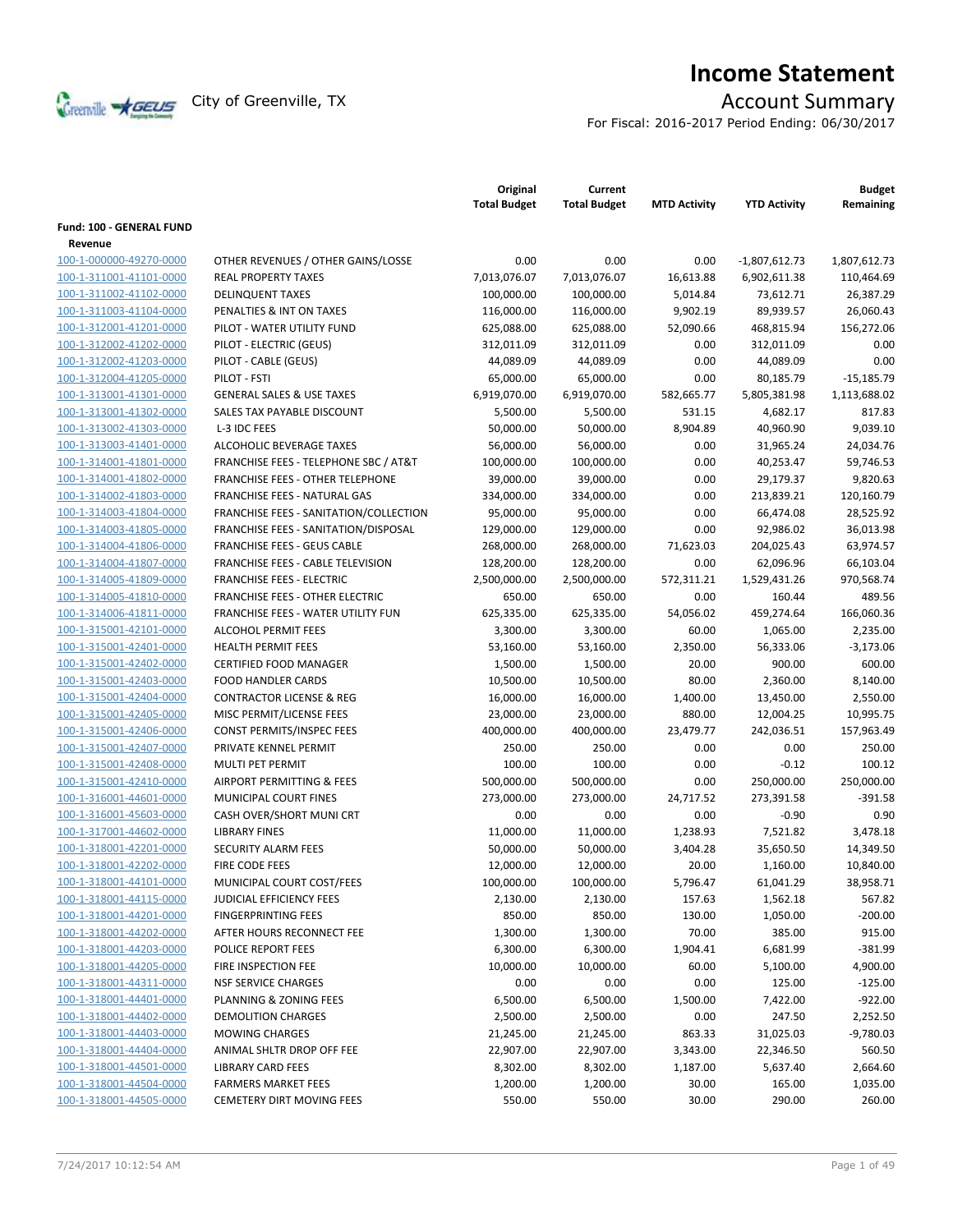# Income Statement

City of Greenville, TX

## Account Summary

For Fiscal: 2016-2017 Period Ending: 06/30/2017

| | | Original Total Budget | Current Total Budget | MTD Activity | YTD Activity | Budget Remaining |
|---|---|---|---|---|---|---|
| **Fund: 100 - GENERAL FUND** | | | | | | |
| **Revenue** | | | | | | |
| 100-1-000000-49270-0000 | OTHER REVENUES / OTHER GAINS/LOSSE | 0.00 | 0.00 | 0.00 | -1,807,612.73 | 1,807,612.73 |
| 100-1-311001-41101-0000 | REAL PROPERTY TAXES | 7,013,076.07 | 7,013,076.07 | 16,613.88 | 6,902,611.38 | 110,464.69 |
| 100-1-311002-41102-0000 | DELINQUENT TAXES | 100,000.00 | 100,000.00 | 5,014.84 | 73,612.71 | 26,387.29 |
| 100-1-311003-41104-0000 | PENALTIES & INT ON TAXES | 116,000.00 | 116,000.00 | 9,902.19 | 89,939.57 | 26,060.43 |
| 100-1-312001-41201-0000 | PILOT - WATER UTILITY FUND | 625,088.00 | 625,088.00 | 52,090.66 | 468,815.94 | 156,272.06 |
| 100-1-312002-41202-0000 | PILOT - ELECTRIC (GEUS) | 312,011.09 | 312,011.09 | 0.00 | 312,011.09 | 0.00 |
| 100-1-312002-41203-0000 | PILOT - CABLE (GEUS) | 44,089.09 | 44,089.09 | 0.00 | 44,089.09 | 0.00 |
| 100-1-312004-41205-0000 | PILOT - FSTI | 65,000.00 | 65,000.00 | 0.00 | 80,185.79 | -15,185.79 |
| 100-1-313001-41301-0000 | GENERAL SALES & USE TAXES | 6,919,070.00 | 6,919,070.00 | 582,665.77 | 5,805,381.98 | 1,113,688.02 |
| 100-1-313001-41302-0000 | SALES TAX PAYABLE DISCOUNT | 5,500.00 | 5,500.00 | 531.15 | 4,682.17 | 817.83 |
| 100-1-313002-41303-0000 | L-3 IDC FEES | 50,000.00 | 50,000.00 | 8,904.89 | 40,960.90 | 9,039.10 |
| 100-1-313003-41401-0000 | ALCOHOLIC BEVERAGE TAXES | 56,000.00 | 56,000.00 | 0.00 | 31,965.24 | 24,034.76 |
| 100-1-314001-41801-0000 | FRANCHISE FEES - TELEPHONE SBC / AT&T | 100,000.00 | 100,000.00 | 0.00 | 40,253.47 | 59,746.53 |
| 100-1-314001-41802-0000 | FRANCHISE FEES - OTHER TELEPHONE | 39,000.00 | 39,000.00 | 0.00 | 29,179.37 | 9,820.63 |
| 100-1-314002-41803-0000 | FRANCHISE FEES - NATURAL GAS | 334,000.00 | 334,000.00 | 0.00 | 213,839.21 | 120,160.79 |
| 100-1-314003-41804-0000 | FRANCHISE FEES - SANITATION/COLLECTION | 95,000.00 | 95,000.00 | 0.00 | 66,474.08 | 28,525.92 |
| 100-1-314003-41805-0000 | FRANCHISE FEES - SANITATION/DISPOSAL | 129,000.00 | 129,000.00 | 0.00 | 92,986.02 | 36,013.98 |
| 100-1-314004-41806-0000 | FRANCHISE FEES - GEUS CABLE | 268,000.00 | 268,000.00 | 71,623.03 | 204,025.43 | 63,974.57 |
| 100-1-314004-41807-0000 | FRANCHISE FEES - CABLE TELEVISION | 128,200.00 | 128,200.00 | 0.00 | 62,096.96 | 66,103.04 |
| 100-1-314005-41809-0000 | FRANCHISE FEES - ELECTRIC | 2,500,000.00 | 2,500,000.00 | 572,311.21 | 1,529,431.26 | 970,568.74 |
| 100-1-314005-41810-0000 | FRANCHISE FEES - OTHER ELECTRIC | 650.00 | 650.00 | 0.00 | 160.44 | 489.56 |
| 100-1-314006-41811-0000 | FRANCHISE FEES - WATER UTILITY FUN | 625,335.00 | 625,335.00 | 54,056.02 | 459,274.64 | 166,060.36 |
| 100-1-315001-42101-0000 | ALCOHOL PERMIT FEES | 3,300.00 | 3,300.00 | 60.00 | 1,065.00 | 2,235.00 |
| 100-1-315001-42401-0000 | HEALTH PERMIT FEES | 53,160.00 | 53,160.00 | 2,350.00 | 56,333.06 | -3,173.06 |
| 100-1-315001-42402-0000 | CERTIFIED FOOD MANAGER | 1,500.00 | 1,500.00 | 20.00 | 900.00 | 600.00 |
| 100-1-315001-42403-0000 | FOOD HANDLER CARDS | 10,500.00 | 10,500.00 | 80.00 | 2,360.00 | 8,140.00 |
| 100-1-315001-42404-0000 | CONTRACTOR LICENSE & REG | 16,000.00 | 16,000.00 | 1,400.00 | 13,450.00 | 2,550.00 |
| 100-1-315001-42405-0000 | MISC PERMIT/LICENSE FEES | 23,000.00 | 23,000.00 | 880.00 | 12,004.25 | 10,995.75 |
| 100-1-315001-42406-0000 | CONST PERMITS/INSPEC FEES | 400,000.00 | 400,000.00 | 23,479.77 | 242,036.51 | 157,963.49 |
| 100-1-315001-42407-0000 | PRIVATE KENNEL PERMIT | 250.00 | 250.00 | 0.00 | 0.00 | 250.00 |
| 100-1-315001-42408-0000 | MULTI PET PERMIT | 100.00 | 100.00 | 0.00 | -0.12 | 100.12 |
| 100-1-315001-42410-0000 | AIRPORT PERMITTING & FEES | 500,000.00 | 500,000.00 | 0.00 | 250,000.00 | 250,000.00 |
| 100-1-316001-44601-0000 | MUNICIPAL COURT FINES | 273,000.00 | 273,000.00 | 24,717.52 | 273,391.58 | -391.58 |
| 100-1-316001-45603-0000 | CASH OVER/SHORT MUNI CRT | 0.00 | 0.00 | 0.00 | -0.90 | 0.90 |
| 100-1-317001-44602-0000 | LIBRARY FINES | 11,000.00 | 11,000.00 | 1,238.93 | 7,521.82 | 3,478.18 |
| 100-1-318001-42201-0000 | SECURITY ALARM FEES | 50,000.00 | 50,000.00 | 3,404.28 | 35,650.50 | 14,349.50 |
| 100-1-318001-42202-0000 | FIRE CODE FEES | 12,000.00 | 12,000.00 | 20.00 | 1,160.00 | 10,840.00 |
| 100-1-318001-44101-0000 | MUNICIPAL COURT COST/FEES | 100,000.00 | 100,000.00 | 5,796.47 | 61,041.29 | 38,958.71 |
| 100-1-318001-44115-0000 | JUDICIAL EFFICIENCY FEES | 2,130.00 | 2,130.00 | 157.63 | 1,562.18 | 567.82 |
| 100-1-318001-44201-0000 | FINGERPRINTING FEES | 850.00 | 850.00 | 130.00 | 1,050.00 | -200.00 |
| 100-1-318001-44202-0000 | AFTER HOURS RECONNECT FEE | 1,300.00 | 1,300.00 | 70.00 | 385.00 | 915.00 |
| 100-1-318001-44203-0000 | POLICE REPORT FEES | 6,300.00 | 6,300.00 | 1,904.41 | 6,681.99 | -381.99 |
| 100-1-318001-44205-0000 | FIRE INSPECTION FEE | 10,000.00 | 10,000.00 | 60.00 | 5,100.00 | 4,900.00 |
| 100-1-318001-44311-0000 | NSF SERVICE CHARGES | 0.00 | 0.00 | 0.00 | 125.00 | -125.00 |
| 100-1-318001-44401-0000 | PLANNING & ZONING FEES | 6,500.00 | 6,500.00 | 1,500.00 | 7,422.00 | -922.00 |
| 100-1-318001-44402-0000 | DEMOLITION CHARGES | 2,500.00 | 2,500.00 | 0.00 | 247.50 | 2,252.50 |
| 100-1-318001-44403-0000 | MOWING CHARGES | 21,245.00 | 21,245.00 | 863.33 | 31,025.03 | -9,780.03 |
| 100-1-318001-44404-0000 | ANIMAL SHLTR DROP OFF FEE | 22,907.00 | 22,907.00 | 3,343.00 | 22,346.50 | 560.50 |
| 100-1-318001-44501-0000 | LIBRARY CARD FEES | 8,302.00 | 8,302.00 | 1,187.00 | 5,637.40 | 2,664.60 |
| 100-1-318001-44504-0000 | FARMERS MARKET FEES | 1,200.00 | 1,200.00 | 30.00 | 165.00 | 1,035.00 |
| 100-1-318001-44505-0000 | CEMETERY DIRT MOVING FEES | 550.00 | 550.00 | 30.00 | 290.00 | 260.00 |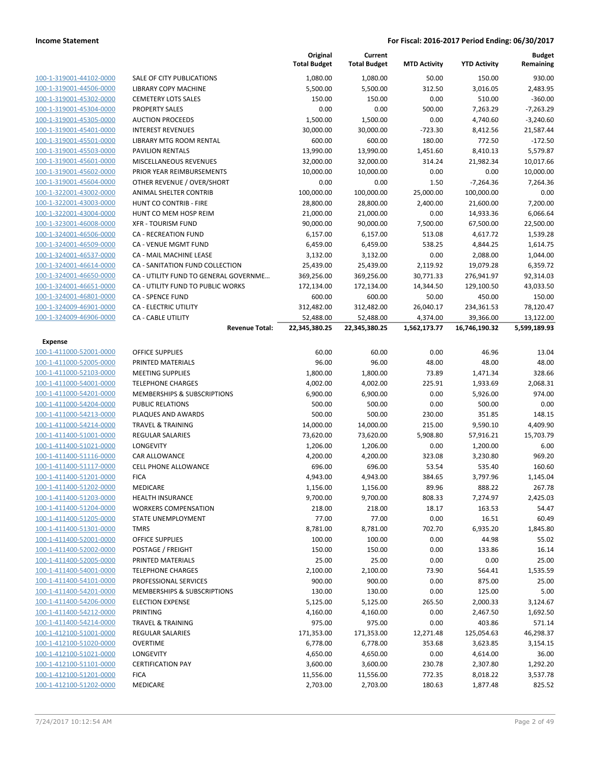| | | Original Total Budget | Current Total Budget | MTD Activity | YTD Activity | Budget Remaining |
|---|---|---|---|---|---|---|
| 100-1-319001-44102-0000 | SALE OF CITY PUBLICATIONS | 1,080.00 | 1,080.00 | 50.00 | 150.00 | 930.00 |
| 100-1-319001-44506-0000 | LIBRARY COPY MACHINE | 5,500.00 | 5,500.00 | 312.50 | 3,016.05 | 2,483.95 |
| 100-1-319001-45302-0000 | CEMETERY LOTS SALES | 150.00 | 150.00 | 0.00 | 510.00 | -360.00 |
| 100-1-319001-45304-0000 | PROPERTY SALES | 0.00 | 0.00 | 500.00 | 7,263.29 | -7,263.29 |
| 100-1-319001-45305-0000 | AUCTION PROCEEDS | 1,500.00 | 1,500.00 | 0.00 | 4,740.60 | -3,240.60 |
| 100-1-319001-45401-0000 | INTEREST REVENUES | 30,000.00 | 30,000.00 | -723.30 | 8,412.56 | 21,587.44 |
| 100-1-319001-45501-0000 | LIBRARY MTG ROOM RENTAL | 600.00 | 600.00 | 180.00 | 772.50 | -172.50 |
| 100-1-319001-45503-0000 | PAVILION RENTALS | 13,990.00 | 13,990.00 | 1,451.60 | 8,410.13 | 5,579.87 |
| 100-1-319001-45601-0000 | MISCELLANEOUS REVENUES | 32,000.00 | 32,000.00 | 314.24 | 21,982.34 | 10,017.66 |
| 100-1-319001-45602-0000 | PRIOR YEAR REIMBURSEMENTS | 10,000.00 | 10,000.00 | 0.00 | 0.00 | 10,000.00 |
| 100-1-319001-45604-0000 | OTHER REVENUE / OVER/SHORT | 0.00 | 0.00 | 1.50 | -7,264.36 | 7,264.36 |
| 100-1-322001-43002-0000 | ANIMAL SHELTER CONTRIB | 100,000.00 | 100,000.00 | 25,000.00 | 100,000.00 | 0.00 |
| 100-1-322001-43003-0000 | HUNT CO CONTRIB - FIRE | 28,800.00 | 28,800.00 | 2,400.00 | 21,600.00 | 7,200.00 |
| 100-1-322001-43004-0000 | HUNT CO MEM HOSP REIM | 21,000.00 | 21,000.00 | 0.00 | 14,933.36 | 6,066.64 |
| 100-1-323001-46008-0000 | XFR - TOURISM FUND | 90,000.00 | 90,000.00 | 7,500.00 | 67,500.00 | 22,500.00 |
| 100-1-324001-46506-0000 | CA - RECREATION FUND | 6,157.00 | 6,157.00 | 513.08 | 4,617.72 | 1,539.28 |
| 100-1-324001-46509-0000 | CA - VENUE MGMT FUND | 6,459.00 | 6,459.00 | 538.25 | 4,844.25 | 1,614.75 |
| 100-1-324001-46537-0000 | CA - MAIL MACHINE LEASE | 3,132.00 | 3,132.00 | 0.00 | 2,088.00 | 1,044.00 |
| 100-1-324001-46614-0000 | CA - SANITATION FUND COLLECTION | 25,439.00 | 25,439.00 | 2,119.92 | 19,079.28 | 6,359.72 |
| 100-1-324001-46650-0000 | CA - UTILITY FUND TO GENERAL GOVERNME… | 369,256.00 | 369,256.00 | 30,771.33 | 276,941.97 | 92,314.03 |
| 100-1-324001-46651-0000 | CA - UTILITY FUND TO PUBLIC WORKS | 172,134.00 | 172,134.00 | 14,344.50 | 129,100.50 | 43,033.50 |
| 100-1-324001-46801-0000 | CA - SPENCE FUND | 600.00 | 600.00 | 50.00 | 450.00 | 150.00 |
| 100-1-324009-46901-0000 | CA - ELECTRIC UTILITY | 312,482.00 | 312,482.00 | 26,040.17 | 234,361.53 | 78,120.47 |
| 100-1-324009-46906-0000 | CA - CABLE UTILITY | 52,488.00 | 52,488.00 | 4,374.00 | 39,366.00 | 13,122.00 |
| | **Revenue Total:** | **22,345,380.25** | **22,345,380.25** | **1,562,173.77** | **16,746,190.32** | **5,599,189.93** |
| **Expense** | | | | | | |
| 100-1-411000-52001-0000 | OFFICE SUPPLIES | 60.00 | 60.00 | 0.00 | 46.96 | 13.04 |
| 100-1-411000-52005-0000 | PRINTED MATERIALS | 96.00 | 96.00 | 48.00 | 48.00 | 48.00 |
| 100-1-411000-52103-0000 | MEETING SUPPLIES | 1,800.00 | 1,800.00 | 73.89 | 1,471.34 | 328.66 |
| 100-1-411000-54001-0000 | TELEPHONE CHARGES | 4,002.00 | 4,002.00 | 225.91 | 1,933.69 | 2,068.31 |
| 100-1-411000-54201-0000 | MEMBERSHIPS & SUBSCRIPTIONS | 6,900.00 | 6,900.00 | 0.00 | 5,926.00 | 974.00 |
| 100-1-411000-54204-0000 | PUBLIC RELATIONS | 500.00 | 500.00 | 0.00 | 500.00 | 0.00 |
| 100-1-411000-54213-0000 | PLAQUES AND AWARDS | 500.00 | 500.00 | 230.00 | 351.85 | 148.15 |
| 100-1-411000-54214-0000 | TRAVEL & TRAINING | 14,000.00 | 14,000.00 | 215.00 | 9,590.10 | 4,409.90 |
| 100-1-411400-51001-0000 | REGULAR SALARIES | 73,620.00 | 73,620.00 | 5,908.80 | 57,916.21 | 15,703.79 |
| 100-1-411400-51021-0000 | LONGEVITY | 1,206.00 | 1,206.00 | 0.00 | 1,200.00 | 6.00 |
| 100-1-411400-51116-0000 | CAR ALLOWANCE | 4,200.00 | 4,200.00 | 323.08 | 3,230.80 | 969.20 |
| 100-1-411400-51117-0000 | CELL PHONE ALLOWANCE | 696.00 | 696.00 | 53.54 | 535.40 | 160.60 |
| 100-1-411400-51201-0000 | FICA | 4,943.00 | 4,943.00 | 384.65 | 3,797.96 | 1,145.04 |
| 100-1-411400-51202-0000 | MEDICARE | 1,156.00 | 1,156.00 | 89.96 | 888.22 | 267.78 |
| 100-1-411400-51203-0000 | HEALTH INSURANCE | 9,700.00 | 9,700.00 | 808.33 | 7,274.97 | 2,425.03 |
| 100-1-411400-51204-0000 | WORKERS COMPENSATION | 218.00 | 218.00 | 18.17 | 163.53 | 54.47 |
| 100-1-411400-51205-0000 | STATE UNEMPLOYMENT | 77.00 | 77.00 | 0.00 | 16.51 | 60.49 |
| 100-1-411400-51301-0000 | TMRS | 8,781.00 | 8,781.00 | 702.70 | 6,935.20 | 1,845.80 |
| 100-1-411400-52001-0000 | OFFICE SUPPLIES | 100.00 | 100.00 | 0.00 | 44.98 | 55.02 |
| 100-1-411400-52002-0000 | POSTAGE / FREIGHT | 150.00 | 150.00 | 0.00 | 133.86 | 16.14 |
| 100-1-411400-52005-0000 | PRINTED MATERIALS | 25.00 | 25.00 | 0.00 | 0.00 | 25.00 |
| 100-1-411400-54001-0000 | TELEPHONE CHARGES | 2,100.00 | 2,100.00 | 73.90 | 564.41 | 1,535.59 |
| 100-1-411400-54101-0000 | PROFESSIONAL SERVICES | 900.00 | 900.00 | 0.00 | 875.00 | 25.00 |
| 100-1-411400-54201-0000 | MEMBERSHIPS & SUBSCRIPTIONS | 130.00 | 130.00 | 0.00 | 125.00 | 5.00 |
| 100-1-411400-54206-0000 | ELECTION EXPENSE | 5,125.00 | 5,125.00 | 265.50 | 2,000.33 | 3,124.67 |
| 100-1-411400-54212-0000 | PRINTING | 4,160.00 | 4,160.00 | 0.00 | 2,467.50 | 1,692.50 |
| 100-1-411400-54214-0000 | TRAVEL & TRAINING | 975.00 | 975.00 | 0.00 | 403.86 | 571.14 |
| 100-1-412100-51001-0000 | REGULAR SALARIES | 171,353.00 | 171,353.00 | 12,271.48 | 125,054.63 | 46,298.37 |
| 100-1-412100-51020-0000 | OVERTIME | 6,778.00 | 6,778.00 | 353.68 | 3,623.85 | 3,154.15 |
| 100-1-412100-51021-0000 | LONGEVITY | 4,650.00 | 4,650.00 | 0.00 | 4,614.00 | 36.00 |
| 100-1-412100-51101-0000 | CERTIFICATION PAY | 3,600.00 | 3,600.00 | 230.78 | 2,307.80 | 1,292.20 |
| 100-1-412100-51201-0000 | FICA | 11,556.00 | 11,556.00 | 772.35 | 8,018.22 | 3,537.78 |
| 100-1-412100-51202-0000 | MEDICARE | 2,703.00 | 2,703.00 | 180.63 | 1,877.48 | 825.52 |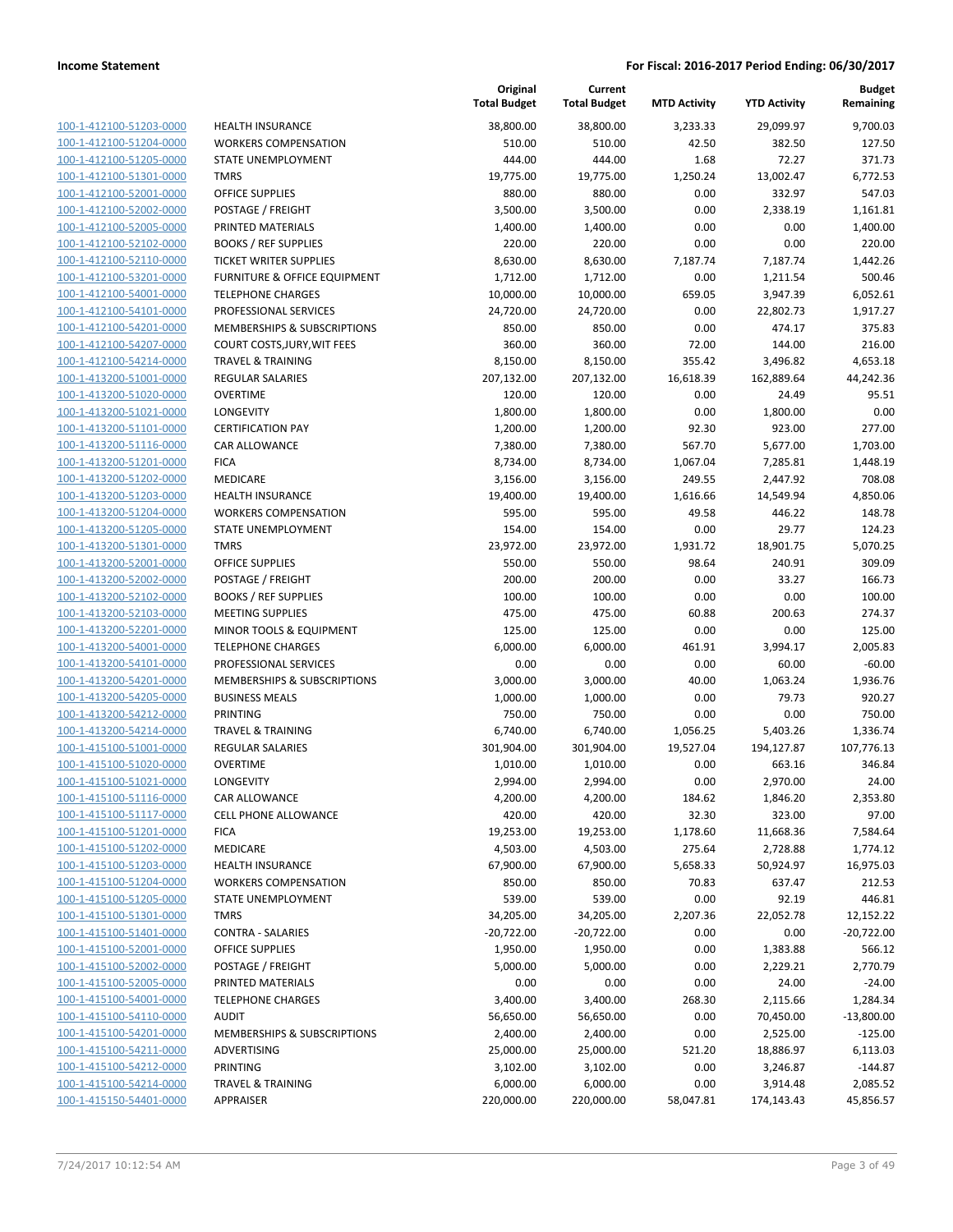| | | Original Total Budget | Current Total Budget | MTD Activity | YTD Activity | Budget Remaining |
|---|---|---|---|---|---|---|
| 100-1-412100-51203-0000 | HEALTH INSURANCE | 38,800.00 | 38,800.00 | 3,233.33 | 29,099.97 | 9,700.03 |
| 100-1-412100-51204-0000 | WORKERS COMPENSATION | 510.00 | 510.00 | 42.50 | 382.50 | 127.50 |
| 100-1-412100-51205-0000 | STATE UNEMPLOYMENT | 444.00 | 444.00 | 1.68 | 72.27 | 371.73 |
| 100-1-412100-51301-0000 | TMRS | 19,775.00 | 19,775.00 | 1,250.24 | 13,002.47 | 6,772.53 |
| 100-1-412100-52001-0000 | OFFICE SUPPLIES | 880.00 | 880.00 | 0.00 | 332.97 | 547.03 |
| 100-1-412100-52002-0000 | POSTAGE / FREIGHT | 3,500.00 | 3,500.00 | 0.00 | 2,338.19 | 1,161.81 |
| 100-1-412100-52005-0000 | PRINTED MATERIALS | 1,400.00 | 1,400.00 | 0.00 | 0.00 | 1,400.00 |
| 100-1-412100-52102-0000 | BOOKS / REF SUPPLIES | 220.00 | 220.00 | 0.00 | 0.00 | 220.00 |
| 100-1-412100-52110-0000 | TICKET WRITER SUPPLIES | 8,630.00 | 8,630.00 | 7,187.74 | 7,187.74 | 1,442.26 |
| 100-1-412100-53201-0000 | FURNITURE & OFFICE EQUIPMENT | 1,712.00 | 1,712.00 | 0.00 | 1,211.54 | 500.46 |
| 100-1-412100-54001-0000 | TELEPHONE CHARGES | 10,000.00 | 10,000.00 | 659.05 | 3,947.39 | 6,052.61 |
| 100-1-412100-54101-0000 | PROFESSIONAL SERVICES | 24,720.00 | 24,720.00 | 0.00 | 22,802.73 | 1,917.27 |
| 100-1-412100-54201-0000 | MEMBERSHIPS & SUBSCRIPTIONS | 850.00 | 850.00 | 0.00 | 474.17 | 375.83 |
| 100-1-412100-54207-0000 | COURT COSTS,JURY,WIT FEES | 360.00 | 360.00 | 72.00 | 144.00 | 216.00 |
| 100-1-412100-54214-0000 | TRAVEL & TRAINING | 8,150.00 | 8,150.00 | 355.42 | 3,496.82 | 4,653.18 |
| 100-1-413200-51001-0000 | REGULAR SALARIES | 207,132.00 | 207,132.00 | 16,618.39 | 162,889.64 | 44,242.36 |
| 100-1-413200-51020-0000 | OVERTIME | 120.00 | 120.00 | 0.00 | 24.49 | 95.51 |
| 100-1-413200-51021-0000 | LONGEVITY | 1,800.00 | 1,800.00 | 0.00 | 1,800.00 | 0.00 |
| 100-1-413200-51101-0000 | CERTIFICATION PAY | 1,200.00 | 1,200.00 | 92.30 | 923.00 | 277.00 |
| 100-1-413200-51116-0000 | CAR ALLOWANCE | 7,380.00 | 7,380.00 | 567.70 | 5,677.00 | 1,703.00 |
| 100-1-413200-51201-0000 | FICA | 8,734.00 | 8,734.00 | 1,067.04 | 7,285.81 | 1,448.19 |
| 100-1-413200-51202-0000 | MEDICARE | 3,156.00 | 3,156.00 | 249.55 | 2,447.92 | 708.08 |
| 100-1-413200-51203-0000 | HEALTH INSURANCE | 19,400.00 | 19,400.00 | 1,616.66 | 14,549.94 | 4,850.06 |
| 100-1-413200-51204-0000 | WORKERS COMPENSATION | 595.00 | 595.00 | 49.58 | 446.22 | 148.78 |
| 100-1-413200-51205-0000 | STATE UNEMPLOYMENT | 154.00 | 154.00 | 0.00 | 29.77 | 124.23 |
| 100-1-413200-51301-0000 | TMRS | 23,972.00 | 23,972.00 | 1,931.72 | 18,901.75 | 5,070.25 |
| 100-1-413200-52001-0000 | OFFICE SUPPLIES | 550.00 | 550.00 | 98.64 | 240.91 | 309.09 |
| 100-1-413200-52002-0000 | POSTAGE / FREIGHT | 200.00 | 200.00 | 0.00 | 33.27 | 166.73 |
| 100-1-413200-52102-0000 | BOOKS / REF SUPPLIES | 100.00 | 100.00 | 0.00 | 0.00 | 100.00 |
| 100-1-413200-52103-0000 | MEETING SUPPLIES | 475.00 | 475.00 | 60.88 | 200.63 | 274.37 |
| 100-1-413200-52201-0000 | MINOR TOOLS & EQUIPMENT | 125.00 | 125.00 | 0.00 | 0.00 | 125.00 |
| 100-1-413200-54001-0000 | TELEPHONE CHARGES | 6,000.00 | 6,000.00 | 461.91 | 3,994.17 | 2,005.83 |
| 100-1-413200-54101-0000 | PROFESSIONAL SERVICES | 0.00 | 0.00 | 0.00 | 60.00 | -60.00 |
| 100-1-413200-54201-0000 | MEMBERSHIPS & SUBSCRIPTIONS | 3,000.00 | 3,000.00 | 40.00 | 1,063.24 | 1,936.76 |
| 100-1-413200-54205-0000 | BUSINESS MEALS | 1,000.00 | 1,000.00 | 0.00 | 79.73 | 920.27 |
| 100-1-413200-54212-0000 | PRINTING | 750.00 | 750.00 | 0.00 | 0.00 | 750.00 |
| 100-1-413200-54214-0000 | TRAVEL & TRAINING | 6,740.00 | 6,740.00 | 1,056.25 | 5,403.26 | 1,336.74 |
| 100-1-415100-51001-0000 | REGULAR SALARIES | 301,904.00 | 301,904.00 | 19,527.04 | 194,127.87 | 107,776.13 |
| 100-1-415100-51020-0000 | OVERTIME | 1,010.00 | 1,010.00 | 0.00 | 663.16 | 346.84 |
| 100-1-415100-51021-0000 | LONGEVITY | 2,994.00 | 2,994.00 | 0.00 | 2,970.00 | 24.00 |
| 100-1-415100-51116-0000 | CAR ALLOWANCE | 4,200.00 | 4,200.00 | 184.62 | 1,846.20 | 2,353.80 |
| 100-1-415100-51117-0000 | CELL PHONE ALLOWANCE | 420.00 | 420.00 | 32.30 | 323.00 | 97.00 |
| 100-1-415100-51201-0000 | FICA | 19,253.00 | 19,253.00 | 1,178.60 | 11,668.36 | 7,584.64 |
| 100-1-415100-51202-0000 | MEDICARE | 4,503.00 | 4,503.00 | 275.64 | 2,728.88 | 1,774.12 |
| 100-1-415100-51203-0000 | HEALTH INSURANCE | 67,900.00 | 67,900.00 | 5,658.33 | 50,924.97 | 16,975.03 |
| 100-1-415100-51204-0000 | WORKERS COMPENSATION | 850.00 | 850.00 | 70.83 | 637.47 | 212.53 |
| 100-1-415100-51205-0000 | STATE UNEMPLOYMENT | 539.00 | 539.00 | 0.00 | 92.19 | 446.81 |
| 100-1-415100-51301-0000 | TMRS | 34,205.00 | 34,205.00 | 2,207.36 | 22,052.78 | 12,152.22 |
| 100-1-415100-51401-0000 | CONTRA - SALARIES | -20,722.00 | -20,722.00 | 0.00 | 0.00 | -20,722.00 |
| 100-1-415100-52001-0000 | OFFICE SUPPLIES | 1,950.00 | 1,950.00 | 0.00 | 1,383.88 | 566.12 |
| 100-1-415100-52002-0000 | POSTAGE / FREIGHT | 5,000.00 | 5,000.00 | 0.00 | 2,229.21 | 2,770.79 |
| 100-1-415100-52005-0000 | PRINTED MATERIALS | 0.00 | 0.00 | 0.00 | 24.00 | -24.00 |
| 100-1-415100-54001-0000 | TELEPHONE CHARGES | 3,400.00 | 3,400.00 | 268.30 | 2,115.66 | 1,284.34 |
| 100-1-415100-54110-0000 | AUDIT | 56,650.00 | 56,650.00 | 0.00 | 70,450.00 | -13,800.00 |
| 100-1-415100-54201-0000 | MEMBERSHIPS & SUBSCRIPTIONS | 2,400.00 | 2,400.00 | 0.00 | 2,525.00 | -125.00 |
| 100-1-415100-54211-0000 | ADVERTISING | 25,000.00 | 25,000.00 | 521.20 | 18,886.97 | 6,113.03 |
| 100-1-415100-54212-0000 | PRINTING | 3,102.00 | 3,102.00 | 0.00 | 3,246.87 | -144.87 |
| 100-1-415100-54214-0000 | TRAVEL & TRAINING | 6,000.00 | 6,000.00 | 0.00 | 3,914.48 | 2,085.52 |
| 100-1-415150-54401-0000 | APPRAISER | 220,000.00 | 220,000.00 | 58,047.81 | 174,143.43 | 45,856.57 |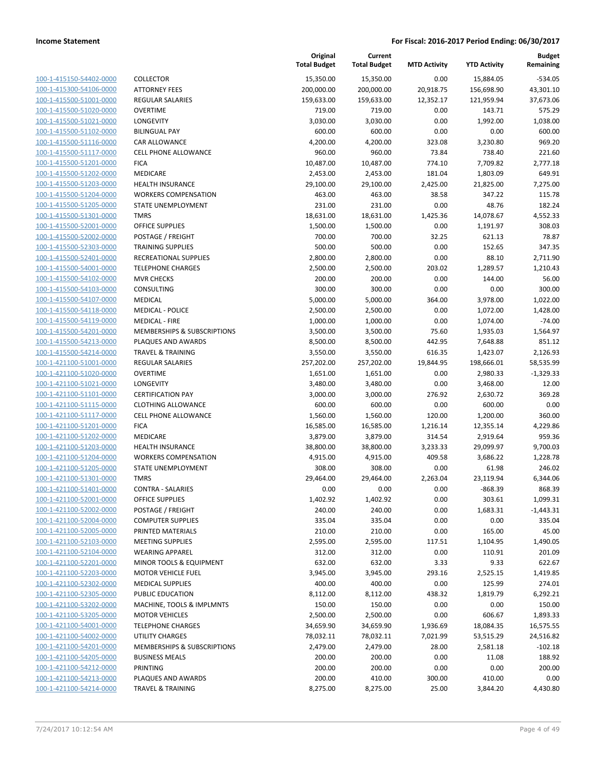**Income Statement** | **For Fiscal: 2016-2017 Period Ending: 06/30/2017**

| | | Original Total Budget | Current Total Budget | MTD Activity | YTD Activity | Budget Remaining |
|---|---|---|---|---|---|---|
| 100-1-415150-54402-0000 | COLLECTOR | 15,350.00 | 15,350.00 | 0.00 | 15,884.05 | -534.05 |
| 100-1-415300-54106-0000 | ATTORNEY FEES | 200,000.00 | 200,000.00 | 20,918.75 | 156,698.90 | 43,301.10 |
| 100-1-415500-51001-0000 | REGULAR SALARIES | 159,633.00 | 159,633.00 | 12,352.17 | 121,959.94 | 37,673.06 |
| 100-1-415500-51020-0000 | OVERTIME | 719.00 | 719.00 | 0.00 | 143.71 | 575.29 |
| 100-1-415500-51021-0000 | LONGEVITY | 3,030.00 | 3,030.00 | 0.00 | 1,992.00 | 1,038.00 |
| 100-1-415500-51102-0000 | BILINGUAL PAY | 600.00 | 600.00 | 0.00 | 0.00 | 600.00 |
| 100-1-415500-51116-0000 | CAR ALLOWANCE | 4,200.00 | 4,200.00 | 323.08 | 3,230.80 | 969.20 |
| 100-1-415500-51117-0000 | CELL PHONE ALLOWANCE | 960.00 | 960.00 | 73.84 | 738.40 | 221.60 |
| 100-1-415500-51201-0000 | FICA | 10,487.00 | 10,487.00 | 774.10 | 7,709.82 | 2,777.18 |
| 100-1-415500-51202-0000 | MEDICARE | 2,453.00 | 2,453.00 | 181.04 | 1,803.09 | 649.91 |
| 100-1-415500-51203-0000 | HEALTH INSURANCE | 29,100.00 | 29,100.00 | 2,425.00 | 21,825.00 | 7,275.00 |
| 100-1-415500-51204-0000 | WORKERS COMPENSATION | 463.00 | 463.00 | 38.58 | 347.22 | 115.78 |
| 100-1-415500-51205-0000 | STATE UNEMPLOYMENT | 231.00 | 231.00 | 0.00 | 48.76 | 182.24 |
| 100-1-415500-51301-0000 | TMRS | 18,631.00 | 18,631.00 | 1,425.36 | 14,078.67 | 4,552.33 |
| 100-1-415500-52001-0000 | OFFICE SUPPLIES | 1,500.00 | 1,500.00 | 0.00 | 1,191.97 | 308.03 |
| 100-1-415500-52002-0000 | POSTAGE / FREIGHT | 700.00 | 700.00 | 32.25 | 621.13 | 78.87 |
| 100-1-415500-52303-0000 | TRAINING SUPPLIES | 500.00 | 500.00 | 0.00 | 152.65 | 347.35 |
| 100-1-415500-52401-0000 | RECREATIONAL SUPPLIES | 2,800.00 | 2,800.00 | 0.00 | 88.10 | 2,711.90 |
| 100-1-415500-54001-0000 | TELEPHONE CHARGES | 2,500.00 | 2,500.00 | 203.02 | 1,289.57 | 1,210.43 |
| 100-1-415500-54102-0000 | MVR CHECKS | 200.00 | 200.00 | 0.00 | 144.00 | 56.00 |
| 100-1-415500-54103-0000 | CONSULTING | 300.00 | 300.00 | 0.00 | 0.00 | 300.00 |
| 100-1-415500-54107-0000 | MEDICAL | 5,000.00 | 5,000.00 | 364.00 | 3,978.00 | 1,022.00 |
| 100-1-415500-54118-0000 | MEDICAL - POLICE | 2,500.00 | 2,500.00 | 0.00 | 1,072.00 | 1,428.00 |
| 100-1-415500-54119-0000 | MEDICAL - FIRE | 1,000.00 | 1,000.00 | 0.00 | 1,074.00 | -74.00 |
| 100-1-415500-54201-0000 | MEMBERSHIPS & SUBSCRIPTIONS | 3,500.00 | 3,500.00 | 75.60 | 1,935.03 | 1,564.97 |
| 100-1-415500-54213-0000 | PLAQUES AND AWARDS | 8,500.00 | 8,500.00 | 442.95 | 7,648.88 | 851.12 |
| 100-1-415500-54214-0000 | TRAVEL & TRAINING | 3,550.00 | 3,550.00 | 616.35 | 1,423.07 | 2,126.93 |
| 100-1-421100-51001-0000 | REGULAR SALARIES | 257,202.00 | 257,202.00 | 19,844.95 | 198,666.01 | 58,535.99 |
| 100-1-421100-51020-0000 | OVERTIME | 1,651.00 | 1,651.00 | 0.00 | 2,980.33 | -1,329.33 |
| 100-1-421100-51021-0000 | LONGEVITY | 3,480.00 | 3,480.00 | 0.00 | 3,468.00 | 12.00 |
| 100-1-421100-51101-0000 | CERTIFICATION PAY | 3,000.00 | 3,000.00 | 276.92 | 2,630.72 | 369.28 |
| 100-1-421100-51115-0000 | CLOTHING ALLOWANCE | 600.00 | 600.00 | 0.00 | 600.00 | 0.00 |
| 100-1-421100-51117-0000 | CELL PHONE ALLOWANCE | 1,560.00 | 1,560.00 | 120.00 | 1,200.00 | 360.00 |
| 100-1-421100-51201-0000 | FICA | 16,585.00 | 16,585.00 | 1,216.14 | 12,355.14 | 4,229.86 |
| 100-1-421100-51202-0000 | MEDICARE | 3,879.00 | 3,879.00 | 314.54 | 2,919.64 | 959.36 |
| 100-1-421100-51203-0000 | HEALTH INSURANCE | 38,800.00 | 38,800.00 | 3,233.33 | 29,099.97 | 9,700.03 |
| 100-1-421100-51204-0000 | WORKERS COMPENSATION | 4,915.00 | 4,915.00 | 409.58 | 3,686.22 | 1,228.78 |
| 100-1-421100-51205-0000 | STATE UNEMPLOYMENT | 308.00 | 308.00 | 0.00 | 61.98 | 246.02 |
| 100-1-421100-51301-0000 | TMRS | 29,464.00 | 29,464.00 | 2,263.04 | 23,119.94 | 6,344.06 |
| 100-1-421100-51401-0000 | CONTRA - SALARIES | 0.00 | 0.00 | 0.00 | -868.39 | 868.39 |
| 100-1-421100-52001-0000 | OFFICE SUPPLIES | 1,402.92 | 1,402.92 | 0.00 | 303.61 | 1,099.31 |
| 100-1-421100-52002-0000 | POSTAGE / FREIGHT | 240.00 | 240.00 | 0.00 | 1,683.31 | -1,443.31 |
| 100-1-421100-52004-0000 | COMPUTER SUPPLIES | 335.04 | 335.04 | 0.00 | 0.00 | 335.04 |
| 100-1-421100-52005-0000 | PRINTED MATERIALS | 210.00 | 210.00 | 0.00 | 165.00 | 45.00 |
| 100-1-421100-52103-0000 | MEETING SUPPLIES | 2,595.00 | 2,595.00 | 117.51 | 1,104.95 | 1,490.05 |
| 100-1-421100-52104-0000 | WEARING APPAREL | 312.00 | 312.00 | 0.00 | 110.91 | 201.09 |
| 100-1-421100-52201-0000 | MINOR TOOLS & EQUIPMENT | 632.00 | 632.00 | 3.33 | 9.33 | 622.67 |
| 100-1-421100-52203-0000 | MOTOR VEHICLE FUEL | 3,945.00 | 3,945.00 | 293.16 | 2,525.15 | 1,419.85 |
| 100-1-421100-52302-0000 | MEDICAL SUPPLIES | 400.00 | 400.00 | 0.00 | 125.99 | 274.01 |
| 100-1-421100-52305-0000 | PUBLIC EDUCATION | 8,112.00 | 8,112.00 | 438.32 | 1,819.79 | 6,292.21 |
| 100-1-421100-53202-0000 | MACHINE, TOOLS & IMPLMNTS | 150.00 | 150.00 | 0.00 | 0.00 | 150.00 |
| 100-1-421100-53205-0000 | MOTOR VEHICLES | 2,500.00 | 2,500.00 | 0.00 | 606.67 | 1,893.33 |
| 100-1-421100-54001-0000 | TELEPHONE CHARGES | 34,659.90 | 34,659.90 | 1,936.69 | 18,084.35 | 16,575.55 |
| 100-1-421100-54002-0000 | UTILITY CHARGES | 78,032.11 | 78,032.11 | 7,021.99 | 53,515.29 | 24,516.82 |
| 100-1-421100-54201-0000 | MEMBERSHIPS & SUBSCRIPTIONS | 2,479.00 | 2,479.00 | 28.00 | 2,581.18 | -102.18 |
| 100-1-421100-54205-0000 | BUSINESS MEALS | 200.00 | 200.00 | 0.00 | 11.08 | 188.92 |
| 100-1-421100-54212-0000 | PRINTING | 200.00 | 200.00 | 0.00 | 0.00 | 200.00 |
| 100-1-421100-54213-0000 | PLAQUES AND AWARDS | 200.00 | 410.00 | 300.00 | 410.00 | 0.00 |
| 100-1-421100-54214-0000 | TRAVEL & TRAINING | 8,275.00 | 8,275.00 | 25.00 | 3,844.20 | 4,430.80 |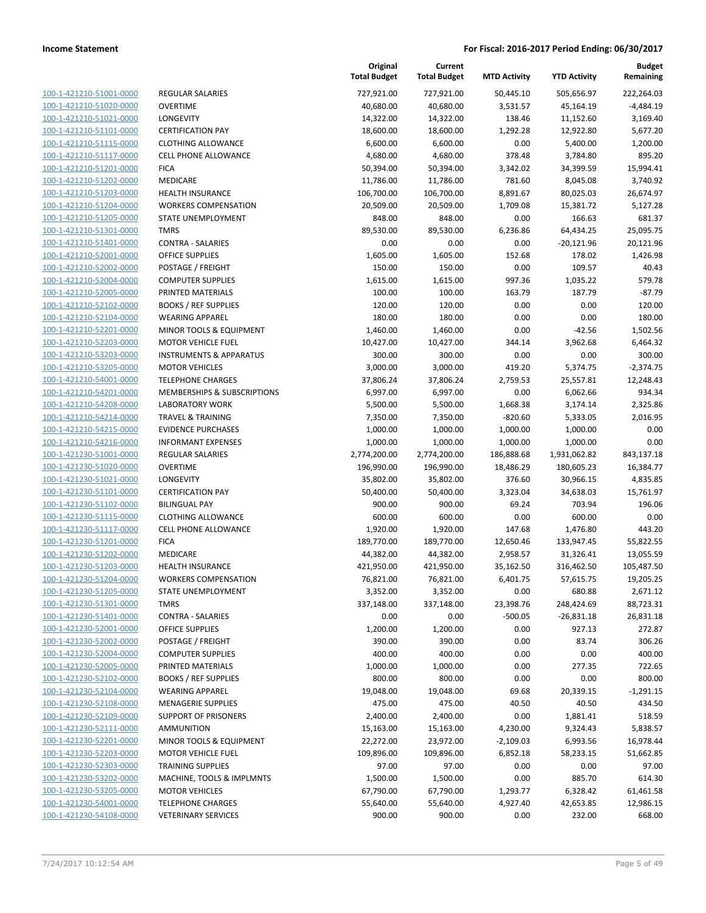| | | Original Total Budget | Current Total Budget | MTD Activity | YTD Activity | Budget Remaining |
|---|---|---|---|---|---|---|
| 100-1-421210-51001-0000 | REGULAR SALARIES | 727,921.00 | 727,921.00 | 50,445.10 | 505,656.97 | 222,264.03 |
| 100-1-421210-51020-0000 | OVERTIME | 40,680.00 | 40,680.00 | 3,531.57 | 45,164.19 | -4,484.19 |
| 100-1-421210-51021-0000 | LONGEVITY | 14,322.00 | 14,322.00 | 138.46 | 11,152.60 | 3,169.40 |
| 100-1-421210-51101-0000 | CERTIFICATION PAY | 18,600.00 | 18,600.00 | 1,292.28 | 12,922.80 | 5,677.20 |
| 100-1-421210-51115-0000 | CLOTHING ALLOWANCE | 6,600.00 | 6,600.00 | 0.00 | 5,400.00 | 1,200.00 |
| 100-1-421210-51117-0000 | CELL PHONE ALLOWANCE | 4,680.00 | 4,680.00 | 378.48 | 3,784.80 | 895.20 |
| 100-1-421210-51201-0000 | FICA | 50,394.00 | 50,394.00 | 3,342.02 | 34,399.59 | 15,994.41 |
| 100-1-421210-51202-0000 | MEDICARE | 11,786.00 | 11,786.00 | 781.60 | 8,045.08 | 3,740.92 |
| 100-1-421210-51203-0000 | HEALTH INSURANCE | 106,700.00 | 106,700.00 | 8,891.67 | 80,025.03 | 26,674.97 |
| 100-1-421210-51204-0000 | WORKERS COMPENSATION | 20,509.00 | 20,509.00 | 1,709.08 | 15,381.72 | 5,127.28 |
| 100-1-421210-51205-0000 | STATE UNEMPLOYMENT | 848.00 | 848.00 | 0.00 | 166.63 | 681.37 |
| 100-1-421210-51301-0000 | TMRS | 89,530.00 | 89,530.00 | 6,236.86 | 64,434.25 | 25,095.75 |
| 100-1-421210-51401-0000 | CONTRA - SALARIES | 0.00 | 0.00 | 0.00 | -20,121.96 | 20,121.96 |
| 100-1-421210-52001-0000 | OFFICE SUPPLIES | 1,605.00 | 1,605.00 | 152.68 | 178.02 | 1,426.98 |
| 100-1-421210-52002-0000 | POSTAGE / FREIGHT | 150.00 | 150.00 | 0.00 | 109.57 | 40.43 |
| 100-1-421210-52004-0000 | COMPUTER SUPPLIES | 1,615.00 | 1,615.00 | 997.36 | 1,035.22 | 579.78 |
| 100-1-421210-52005-0000 | PRINTED MATERIALS | 100.00 | 100.00 | 163.79 | 187.79 | -87.79 |
| 100-1-421210-52102-0000 | BOOKS / REF SUPPLIES | 120.00 | 120.00 | 0.00 | 0.00 | 120.00 |
| 100-1-421210-52104-0000 | WEARING APPAREL | 180.00 | 180.00 | 0.00 | 0.00 | 180.00 |
| 100-1-421210-52201-0000 | MINOR TOOLS & EQUIPMENT | 1,460.00 | 1,460.00 | 0.00 | -42.56 | 1,502.56 |
| 100-1-421210-52203-0000 | MOTOR VEHICLE FUEL | 10,427.00 | 10,427.00 | 344.14 | 3,962.68 | 6,464.32 |
| 100-1-421210-53203-0000 | INSTRUMENTS & APPARATUS | 300.00 | 300.00 | 0.00 | 0.00 | 300.00 |
| 100-1-421210-53205-0000 | MOTOR VEHICLES | 3,000.00 | 3,000.00 | 419.20 | 5,374.75 | -2,374.75 |
| 100-1-421210-54001-0000 | TELEPHONE CHARGES | 37,806.24 | 37,806.24 | 2,759.53 | 25,557.81 | 12,248.43 |
| 100-1-421210-54201-0000 | MEMBERSHIPS & SUBSCRIPTIONS | 6,997.00 | 6,997.00 | 0.00 | 6,062.66 | 934.34 |
| 100-1-421210-54208-0000 | LABORATORY WORK | 5,500.00 | 5,500.00 | 1,668.38 | 3,174.14 | 2,325.86 |
| 100-1-421210-54214-0000 | TRAVEL & TRAINING | 7,350.00 | 7,350.00 | -820.60 | 5,333.05 | 2,016.95 |
| 100-1-421210-54215-0000 | EVIDENCE PURCHASES | 1,000.00 | 1,000.00 | 1,000.00 | 1,000.00 | 0.00 |
| 100-1-421210-54216-0000 | INFORMANT EXPENSES | 1,000.00 | 1,000.00 | 1,000.00 | 1,000.00 | 0.00 |
| 100-1-421230-51001-0000 | REGULAR SALARIES | 2,774,200.00 | 2,774,200.00 | 186,888.68 | 1,931,062.82 | 843,137.18 |
| 100-1-421230-51020-0000 | OVERTIME | 196,990.00 | 196,990.00 | 18,486.29 | 180,605.23 | 16,384.77 |
| 100-1-421230-51021-0000 | LONGEVITY | 35,802.00 | 35,802.00 | 376.60 | 30,966.15 | 4,835.85 |
| 100-1-421230-51101-0000 | CERTIFICATION PAY | 50,400.00 | 50,400.00 | 3,323.04 | 34,638.03 | 15,761.97 |
| 100-1-421230-51102-0000 | BILINGUAL PAY | 900.00 | 900.00 | 69.24 | 703.94 | 196.06 |
| 100-1-421230-51115-0000 | CLOTHING ALLOWANCE | 600.00 | 600.00 | 0.00 | 600.00 | 0.00 |
| 100-1-421230-51117-0000 | CELL PHONE ALLOWANCE | 1,920.00 | 1,920.00 | 147.68 | 1,476.80 | 443.20 |
| 100-1-421230-51201-0000 | FICA | 189,770.00 | 189,770.00 | 12,650.46 | 133,947.45 | 55,822.55 |
| 100-1-421230-51202-0000 | MEDICARE | 44,382.00 | 44,382.00 | 2,958.57 | 31,326.41 | 13,055.59 |
| 100-1-421230-51203-0000 | HEALTH INSURANCE | 421,950.00 | 421,950.00 | 35,162.50 | 316,462.50 | 105,487.50 |
| 100-1-421230-51204-0000 | WORKERS COMPENSATION | 76,821.00 | 76,821.00 | 6,401.75 | 57,615.75 | 19,205.25 |
| 100-1-421230-51205-0000 | STATE UNEMPLOYMENT | 3,352.00 | 3,352.00 | 0.00 | 680.88 | 2,671.12 |
| 100-1-421230-51301-0000 | TMRS | 337,148.00 | 337,148.00 | 23,398.76 | 248,424.69 | 88,723.31 |
| 100-1-421230-51401-0000 | CONTRA - SALARIES | 0.00 | 0.00 | -500.05 | -26,831.18 | 26,831.18 |
| 100-1-421230-52001-0000 | OFFICE SUPPLIES | 1,200.00 | 1,200.00 | 0.00 | 927.13 | 272.87 |
| 100-1-421230-52002-0000 | POSTAGE / FREIGHT | 390.00 | 390.00 | 0.00 | 83.74 | 306.26 |
| 100-1-421230-52004-0000 | COMPUTER SUPPLIES | 400.00 | 400.00 | 0.00 | 0.00 | 400.00 |
| 100-1-421230-52005-0000 | PRINTED MATERIALS | 1,000.00 | 1,000.00 | 0.00 | 277.35 | 722.65 |
| 100-1-421230-52102-0000 | BOOKS / REF SUPPLIES | 800.00 | 800.00 | 0.00 | 0.00 | 800.00 |
| 100-1-421230-52104-0000 | WEARING APPAREL | 19,048.00 | 19,048.00 | 69.68 | 20,339.15 | -1,291.15 |
| 100-1-421230-52108-0000 | MENAGERIE SUPPLIES | 475.00 | 475.00 | 40.50 | 40.50 | 434.50 |
| 100-1-421230-52109-0000 | SUPPORT OF PRISONERS | 2,400.00 | 2,400.00 | 0.00 | 1,881.41 | 518.59 |
| 100-1-421230-52111-0000 | AMMUNITION | 15,163.00 | 15,163.00 | 4,230.00 | 9,324.43 | 5,838.57 |
| 100-1-421230-52201-0000 | MINOR TOOLS & EQUIPMENT | 22,272.00 | 23,972.00 | -2,109.03 | 6,993.56 | 16,978.44 |
| 100-1-421230-52203-0000 | MOTOR VEHICLE FUEL | 109,896.00 | 109,896.00 | 6,852.18 | 58,233.15 | 51,662.85 |
| 100-1-421230-52303-0000 | TRAINING SUPPLIES | 97.00 | 97.00 | 0.00 | 0.00 | 97.00 |
| 100-1-421230-53202-0000 | MACHINE, TOOLS & IMPLMNTS | 1,500.00 | 1,500.00 | 0.00 | 885.70 | 614.30 |
| 100-1-421230-53205-0000 | MOTOR VEHICLES | 67,790.00 | 67,790.00 | 1,293.77 | 6,328.42 | 61,461.58 |
| 100-1-421230-54001-0000 | TELEPHONE CHARGES | 55,640.00 | 55,640.00 | 4,927.40 | 42,653.85 | 12,986.15 |
| 100-1-421230-54108-0000 | VETERINARY SERVICES | 900.00 | 900.00 | 0.00 | 232.00 | 668.00 |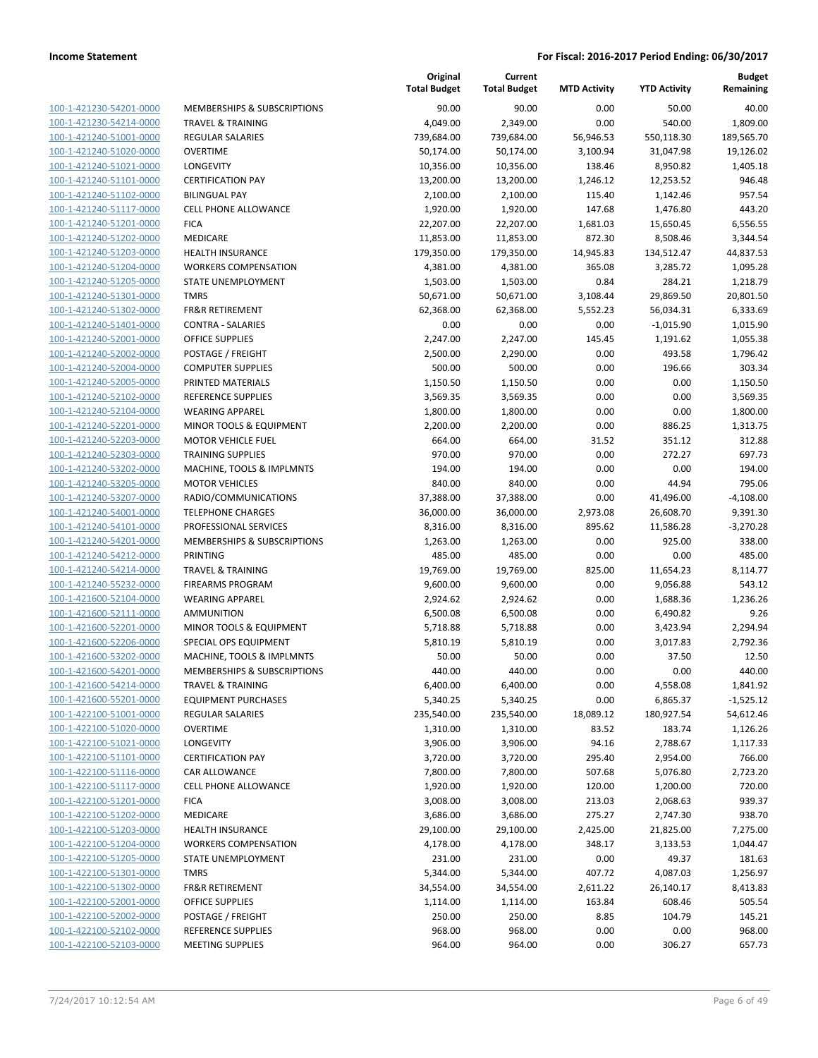| | | Original Total Budget | Current Total Budget | MTD Activity | YTD Activity | Budget Remaining |
|---|---|---|---|---|---|---|
| 100-1-421230-54201-0000 | MEMBERSHIPS & SUBSCRIPTIONS | 90.00 | 90.00 | 0.00 | 50.00 | 40.00 |
| 100-1-421230-54214-0000 | TRAVEL & TRAINING | 4,049.00 | 2,349.00 | 0.00 | 540.00 | 1,809.00 |
| 100-1-421240-51001-0000 | REGULAR SALARIES | 739,684.00 | 739,684.00 | 56,946.53 | 550,118.30 | 189,565.70 |
| 100-1-421240-51020-0000 | OVERTIME | 50,174.00 | 50,174.00 | 3,100.94 | 31,047.98 | 19,126.02 |
| 100-1-421240-51021-0000 | LONGEVITY | 10,356.00 | 10,356.00 | 138.46 | 8,950.82 | 1,405.18 |
| 100-1-421240-51101-0000 | CERTIFICATION PAY | 13,200.00 | 13,200.00 | 1,246.12 | 12,253.52 | 946.48 |
| 100-1-421240-51102-0000 | BILINGUAL PAY | 2,100.00 | 2,100.00 | 115.40 | 1,142.46 | 957.54 |
| 100-1-421240-51117-0000 | CELL PHONE ALLOWANCE | 1,920.00 | 1,920.00 | 147.68 | 1,476.80 | 443.20 |
| 100-1-421240-51201-0000 | FICA | 22,207.00 | 22,207.00 | 1,681.03 | 15,650.45 | 6,556.55 |
| 100-1-421240-51202-0000 | MEDICARE | 11,853.00 | 11,853.00 | 872.30 | 8,508.46 | 3,344.54 |
| 100-1-421240-51203-0000 | HEALTH INSURANCE | 179,350.00 | 179,350.00 | 14,945.83 | 134,512.47 | 44,837.53 |
| 100-1-421240-51204-0000 | WORKERS COMPENSATION | 4,381.00 | 4,381.00 | 365.08 | 3,285.72 | 1,095.28 |
| 100-1-421240-51205-0000 | STATE UNEMPLOYMENT | 1,503.00 | 1,503.00 | 0.84 | 284.21 | 1,218.79 |
| 100-1-421240-51301-0000 | TMRS | 50,671.00 | 50,671.00 | 3,108.44 | 29,869.50 | 20,801.50 |
| 100-1-421240-51302-0000 | FR&R RETIREMENT | 62,368.00 | 62,368.00 | 5,552.23 | 56,034.31 | 6,333.69 |
| 100-1-421240-51401-0000 | CONTRA - SALARIES | 0.00 | 0.00 | 0.00 | -1,015.90 | 1,015.90 |
| 100-1-421240-52001-0000 | OFFICE SUPPLIES | 2,247.00 | 2,247.00 | 145.45 | 1,191.62 | 1,055.38 |
| 100-1-421240-52002-0000 | POSTAGE / FREIGHT | 2,500.00 | 2,290.00 | 0.00 | 493.58 | 1,796.42 |
| 100-1-421240-52004-0000 | COMPUTER SUPPLIES | 500.00 | 500.00 | 0.00 | 196.66 | 303.34 |
| 100-1-421240-52005-0000 | PRINTED MATERIALS | 1,150.50 | 1,150.50 | 0.00 | 0.00 | 1,150.50 |
| 100-1-421240-52102-0000 | REFERENCE SUPPLIES | 3,569.35 | 3,569.35 | 0.00 | 0.00 | 3,569.35 |
| 100-1-421240-52104-0000 | WEARING APPAREL | 1,800.00 | 1,800.00 | 0.00 | 0.00 | 1,800.00 |
| 100-1-421240-52201-0000 | MINOR TOOLS & EQUIPMENT | 2,200.00 | 2,200.00 | 0.00 | 886.25 | 1,313.75 |
| 100-1-421240-52203-0000 | MOTOR VEHICLE FUEL | 664.00 | 664.00 | 31.52 | 351.12 | 312.88 |
| 100-1-421240-52303-0000 | TRAINING SUPPLIES | 970.00 | 970.00 | 0.00 | 272.27 | 697.73 |
| 100-1-421240-53202-0000 | MACHINE, TOOLS & IMPLMNTS | 194.00 | 194.00 | 0.00 | 0.00 | 194.00 |
| 100-1-421240-53205-0000 | MOTOR VEHICLES | 840.00 | 840.00 | 0.00 | 44.94 | 795.06 |
| 100-1-421240-53207-0000 | RADIO/COMMUNICATIONS | 37,388.00 | 37,388.00 | 0.00 | 41,496.00 | -4,108.00 |
| 100-1-421240-54001-0000 | TELEPHONE CHARGES | 36,000.00 | 36,000.00 | 2,973.08 | 26,608.70 | 9,391.30 |
| 100-1-421240-54101-0000 | PROFESSIONAL SERVICES | 8,316.00 | 8,316.00 | 895.62 | 11,586.28 | -3,270.28 |
| 100-1-421240-54201-0000 | MEMBERSHIPS & SUBSCRIPTIONS | 1,263.00 | 1,263.00 | 0.00 | 925.00 | 338.00 |
| 100-1-421240-54212-0000 | PRINTING | 485.00 | 485.00 | 0.00 | 0.00 | 485.00 |
| 100-1-421240-54214-0000 | TRAVEL & TRAINING | 19,769.00 | 19,769.00 | 825.00 | 11,654.23 | 8,114.77 |
| 100-1-421240-55232-0000 | FIREARMS PROGRAM | 9,600.00 | 9,600.00 | 0.00 | 9,056.88 | 543.12 |
| 100-1-421600-52104-0000 | WEARING APPAREL | 2,924.62 | 2,924.62 | 0.00 | 1,688.36 | 1,236.26 |
| 100-1-421600-52111-0000 | AMMUNITION | 6,500.08 | 6,500.08 | 0.00 | 6,490.82 | 9.26 |
| 100-1-421600-52201-0000 | MINOR TOOLS & EQUIPMENT | 5,718.88 | 5,718.88 | 0.00 | 3,423.94 | 2,294.94 |
| 100-1-421600-52206-0000 | SPECIAL OPS EQUIPMENT | 5,810.19 | 5,810.19 | 0.00 | 3,017.83 | 2,792.36 |
| 100-1-421600-53202-0000 | MACHINE, TOOLS & IMPLMNTS | 50.00 | 50.00 | 0.00 | 37.50 | 12.50 |
| 100-1-421600-54201-0000 | MEMBERSHIPS & SUBSCRIPTIONS | 440.00 | 440.00 | 0.00 | 0.00 | 440.00 |
| 100-1-421600-54214-0000 | TRAVEL & TRAINING | 6,400.00 | 6,400.00 | 0.00 | 4,558.08 | 1,841.92 |
| 100-1-421600-55201-0000 | EQUIPMENT PURCHASES | 5,340.25 | 5,340.25 | 0.00 | 6,865.37 | -1,525.12 |
| 100-1-422100-51001-0000 | REGULAR SALARIES | 235,540.00 | 235,540.00 | 18,089.12 | 180,927.54 | 54,612.46 |
| 100-1-422100-51020-0000 | OVERTIME | 1,310.00 | 1,310.00 | 83.52 | 183.74 | 1,126.26 |
| 100-1-422100-51021-0000 | LONGEVITY | 3,906.00 | 3,906.00 | 94.16 | 2,788.67 | 1,117.33 |
| 100-1-422100-51101-0000 | CERTIFICATION PAY | 3,720.00 | 3,720.00 | 295.40 | 2,954.00 | 766.00 |
| 100-1-422100-51116-0000 | CAR ALLOWANCE | 7,800.00 | 7,800.00 | 507.68 | 5,076.80 | 2,723.20 |
| 100-1-422100-51117-0000 | CELL PHONE ALLOWANCE | 1,920.00 | 1,920.00 | 120.00 | 1,200.00 | 720.00 |
| 100-1-422100-51201-0000 | FICA | 3,008.00 | 3,008.00 | 213.03 | 2,068.63 | 939.37 |
| 100-1-422100-51202-0000 | MEDICARE | 3,686.00 | 3,686.00 | 275.27 | 2,747.30 | 938.70 |
| 100-1-422100-51203-0000 | HEALTH INSURANCE | 29,100.00 | 29,100.00 | 2,425.00 | 21,825.00 | 7,275.00 |
| 100-1-422100-51204-0000 | WORKERS COMPENSATION | 4,178.00 | 4,178.00 | 348.17 | 3,133.53 | 1,044.47 |
| 100-1-422100-51205-0000 | STATE UNEMPLOYMENT | 231.00 | 231.00 | 0.00 | 49.37 | 181.63 |
| 100-1-422100-51301-0000 | TMRS | 5,344.00 | 5,344.00 | 407.72 | 4,087.03 | 1,256.97 |
| 100-1-422100-51302-0000 | FR&R RETIREMENT | 34,554.00 | 34,554.00 | 2,611.22 | 26,140.17 | 8,413.83 |
| 100-1-422100-52001-0000 | OFFICE SUPPLIES | 1,114.00 | 1,114.00 | 163.84 | 608.46 | 505.54 |
| 100-1-422100-52002-0000 | POSTAGE / FREIGHT | 250.00 | 250.00 | 8.85 | 104.79 | 145.21 |
| 100-1-422100-52102-0000 | REFERENCE SUPPLIES | 968.00 | 968.00 | 0.00 | 0.00 | 968.00 |
| 100-1-422100-52103-0000 | MEETING SUPPLIES | 964.00 | 964.00 | 0.00 | 306.27 | 657.73 |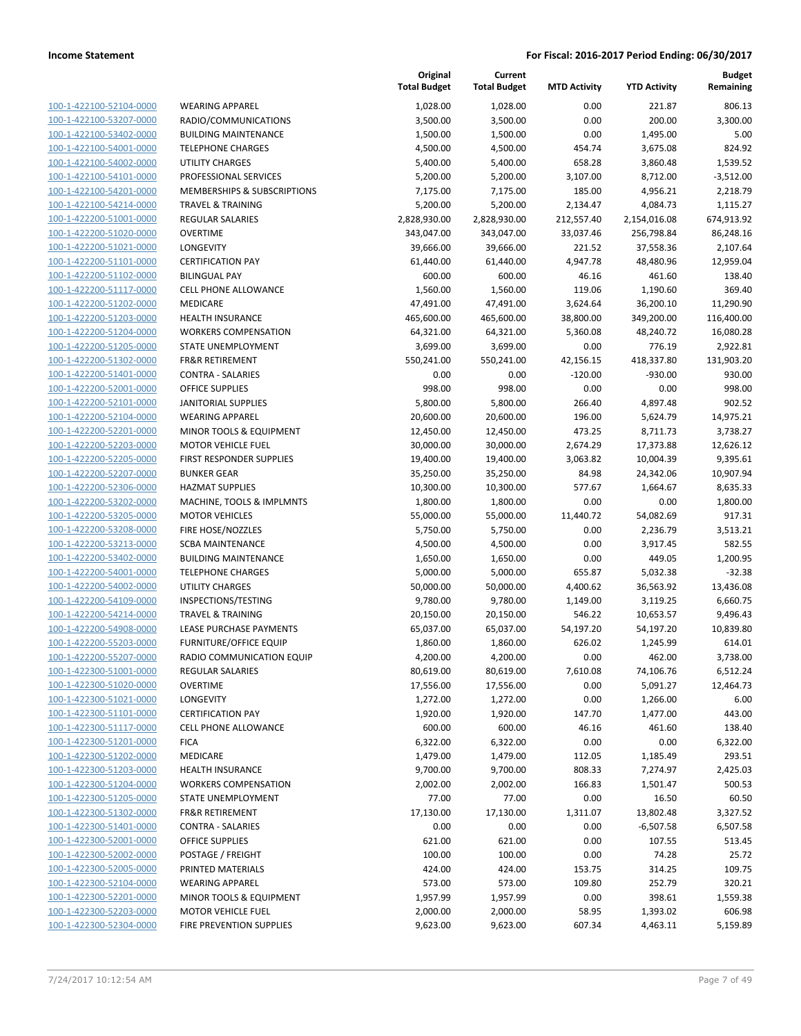**Income Statement** | **For Fiscal: 2016-2017 Period Ending: 06/30/2017**

| | | Original Total Budget | Current Total Budget | MTD Activity | YTD Activity | Budget Remaining |
|---|---|---|---|---|---|---|
| 100-1-422100-52104-0000 | WEARING APPAREL | 1,028.00 | 1,028.00 | 0.00 | 221.87 | 806.13 |
| 100-1-422100-53207-0000 | RADIO/COMMUNICATIONS | 3,500.00 | 3,500.00 | 0.00 | 200.00 | 3,300.00 |
| 100-1-422100-53402-0000 | BUILDING MAINTENANCE | 1,500.00 | 1,500.00 | 0.00 | 1,495.00 | 5.00 |
| 100-1-422100-54001-0000 | TELEPHONE CHARGES | 4,500.00 | 4,500.00 | 454.74 | 3,675.08 | 824.92 |
| 100-1-422100-54002-0000 | UTILITY CHARGES | 5,400.00 | 5,400.00 | 658.28 | 3,860.48 | 1,539.52 |
| 100-1-422100-54101-0000 | PROFESSIONAL SERVICES | 5,200.00 | 5,200.00 | 3,107.00 | 8,712.00 | -3,512.00 |
| 100-1-422100-54201-0000 | MEMBERSHIPS & SUBSCRIPTIONS | 7,175.00 | 7,175.00 | 185.00 | 4,956.21 | 2,218.79 |
| 100-1-422100-54214-0000 | TRAVEL & TRAINING | 5,200.00 | 5,200.00 | 2,134.47 | 4,084.73 | 1,115.27 |
| 100-1-422200-51001-0000 | REGULAR SALARIES | 2,828,930.00 | 2,828,930.00 | 212,557.40 | 2,154,016.08 | 674,913.92 |
| 100-1-422200-51020-0000 | OVERTIME | 343,047.00 | 343,047.00 | 33,037.46 | 256,798.84 | 86,248.16 |
| 100-1-422200-51021-0000 | LONGEVITY | 39,666.00 | 39,666.00 | 221.52 | 37,558.36 | 2,107.64 |
| 100-1-422200-51101-0000 | CERTIFICATION PAY | 61,440.00 | 61,440.00 | 4,947.78 | 48,480.96 | 12,959.04 |
| 100-1-422200-51102-0000 | BILINGUAL PAY | 600.00 | 600.00 | 46.16 | 461.60 | 138.40 |
| 100-1-422200-51117-0000 | CELL PHONE ALLOWANCE | 1,560.00 | 1,560.00 | 119.06 | 1,190.60 | 369.40 |
| 100-1-422200-51202-0000 | MEDICARE | 47,491.00 | 47,491.00 | 3,624.64 | 36,200.10 | 11,290.90 |
| 100-1-422200-51203-0000 | HEALTH INSURANCE | 465,600.00 | 465,600.00 | 38,800.00 | 349,200.00 | 116,400.00 |
| 100-1-422200-51204-0000 | WORKERS COMPENSATION | 64,321.00 | 64,321.00 | 5,360.08 | 48,240.72 | 16,080.28 |
| 100-1-422200-51205-0000 | STATE UNEMPLOYMENT | 3,699.00 | 3,699.00 | 0.00 | 776.19 | 2,922.81 |
| 100-1-422200-51302-0000 | FR&R RETIREMENT | 550,241.00 | 550,241.00 | 42,156.15 | 418,337.80 | 131,903.20 |
| 100-1-422200-51401-0000 | CONTRA - SALARIES | 0.00 | 0.00 | -120.00 | -930.00 | 930.00 |
| 100-1-422200-52001-0000 | OFFICE SUPPLIES | 998.00 | 998.00 | 0.00 | 0.00 | 998.00 |
| 100-1-422200-52101-0000 | JANITORIAL SUPPLIES | 5,800.00 | 5,800.00 | 266.40 | 4,897.48 | 902.52 |
| 100-1-422200-52104-0000 | WEARING APPAREL | 20,600.00 | 20,600.00 | 196.00 | 5,624.79 | 14,975.21 |
| 100-1-422200-52201-0000 | MINOR TOOLS & EQUIPMENT | 12,450.00 | 12,450.00 | 473.25 | 8,711.73 | 3,738.27 |
| 100-1-422200-52203-0000 | MOTOR VEHICLE FUEL | 30,000.00 | 30,000.00 | 2,674.29 | 17,373.88 | 12,626.12 |
| 100-1-422200-52205-0000 | FIRST RESPONDER SUPPLIES | 19,400.00 | 19,400.00 | 3,063.82 | 10,004.39 | 9,395.61 |
| 100-1-422200-52207-0000 | BUNKER GEAR | 35,250.00 | 35,250.00 | 84.98 | 24,342.06 | 10,907.94 |
| 100-1-422200-52306-0000 | HAZMAT SUPPLIES | 10,300.00 | 10,300.00 | 577.67 | 1,664.67 | 8,635.33 |
| 100-1-422200-53202-0000 | MACHINE, TOOLS & IMPLMNTS | 1,800.00 | 1,800.00 | 0.00 | 0.00 | 1,800.00 |
| 100-1-422200-53205-0000 | MOTOR VEHICLES | 55,000.00 | 55,000.00 | 11,440.72 | 54,082.69 | 917.31 |
| 100-1-422200-53208-0000 | FIRE HOSE/NOZZLES | 5,750.00 | 5,750.00 | 0.00 | 2,236.79 | 3,513.21 |
| 100-1-422200-53213-0000 | SCBA MAINTENANCE | 4,500.00 | 4,500.00 | 0.00 | 3,917.45 | 582.55 |
| 100-1-422200-53402-0000 | BUILDING MAINTENANCE | 1,650.00 | 1,650.00 | 0.00 | 449.05 | 1,200.95 |
| 100-1-422200-54001-0000 | TELEPHONE CHARGES | 5,000.00 | 5,000.00 | 655.87 | 5,032.38 | -32.38 |
| 100-1-422200-54002-0000 | UTILITY CHARGES | 50,000.00 | 50,000.00 | 4,400.62 | 36,563.92 | 13,436.08 |
| 100-1-422200-54109-0000 | INSPECTIONS/TESTING | 9,780.00 | 9,780.00 | 1,149.00 | 3,119.25 | 6,660.75 |
| 100-1-422200-54214-0000 | TRAVEL & TRAINING | 20,150.00 | 20,150.00 | 546.22 | 10,653.57 | 9,496.43 |
| 100-1-422200-54908-0000 | LEASE PURCHASE PAYMENTS | 65,037.00 | 65,037.00 | 54,197.20 | 54,197.20 | 10,839.80 |
| 100-1-422200-55203-0000 | FURNITURE/OFFICE EQUIP | 1,860.00 | 1,860.00 | 626.02 | 1,245.99 | 614.01 |
| 100-1-422200-55207-0000 | RADIO COMMUNICATION EQUIP | 4,200.00 | 4,200.00 | 0.00 | 462.00 | 3,738.00 |
| 100-1-422300-51001-0000 | REGULAR SALARIES | 80,619.00 | 80,619.00 | 7,610.08 | 74,106.76 | 6,512.24 |
| 100-1-422300-51020-0000 | OVERTIME | 17,556.00 | 17,556.00 | 0.00 | 5,091.27 | 12,464.73 |
| 100-1-422300-51021-0000 | LONGEVITY | 1,272.00 | 1,272.00 | 0.00 | 1,266.00 | 6.00 |
| 100-1-422300-51101-0000 | CERTIFICATION PAY | 1,920.00 | 1,920.00 | 147.70 | 1,477.00 | 443.00 |
| 100-1-422300-51117-0000 | CELL PHONE ALLOWANCE | 600.00 | 600.00 | 46.16 | 461.60 | 138.40 |
| 100-1-422300-51201-0000 | FICA | 6,322.00 | 6,322.00 | 0.00 | 0.00 | 6,322.00 |
| 100-1-422300-51202-0000 | MEDICARE | 1,479.00 | 1,479.00 | 112.05 | 1,185.49 | 293.51 |
| 100-1-422300-51203-0000 | HEALTH INSURANCE | 9,700.00 | 9,700.00 | 808.33 | 7,274.97 | 2,425.03 |
| 100-1-422300-51204-0000 | WORKERS COMPENSATION | 2,002.00 | 2,002.00 | 166.83 | 1,501.47 | 500.53 |
| 100-1-422300-51205-0000 | STATE UNEMPLOYMENT | 77.00 | 77.00 | 0.00 | 16.50 | 60.50 |
| 100-1-422300-51302-0000 | FR&R RETIREMENT | 17,130.00 | 17,130.00 | 1,311.07 | 13,802.48 | 3,327.52 |
| 100-1-422300-51401-0000 | CONTRA - SALARIES | 0.00 | 0.00 | 0.00 | -6,507.58 | 6,507.58 |
| 100-1-422300-52001-0000 | OFFICE SUPPLIES | 621.00 | 621.00 | 0.00 | 107.55 | 513.45 |
| 100-1-422300-52002-0000 | POSTAGE / FREIGHT | 100.00 | 100.00 | 0.00 | 74.28 | 25.72 |
| 100-1-422300-52005-0000 | PRINTED MATERIALS | 424.00 | 424.00 | 153.75 | 314.25 | 109.75 |
| 100-1-422300-52104-0000 | WEARING APPAREL | 573.00 | 573.00 | 109.80 | 252.79 | 320.21 |
| 100-1-422300-52201-0000 | MINOR TOOLS & EQUIPMENT | 1,957.99 | 1,957.99 | 0.00 | 398.61 | 1,559.38 |
| 100-1-422300-52203-0000 | MOTOR VEHICLE FUEL | 2,000.00 | 2,000.00 | 58.95 | 1,393.02 | 606.98 |
| 100-1-422300-52304-0000 | FIRE PREVENTION SUPPLIES | 9,623.00 | 9,623.00 | 607.34 | 4,463.11 | 5,159.89 |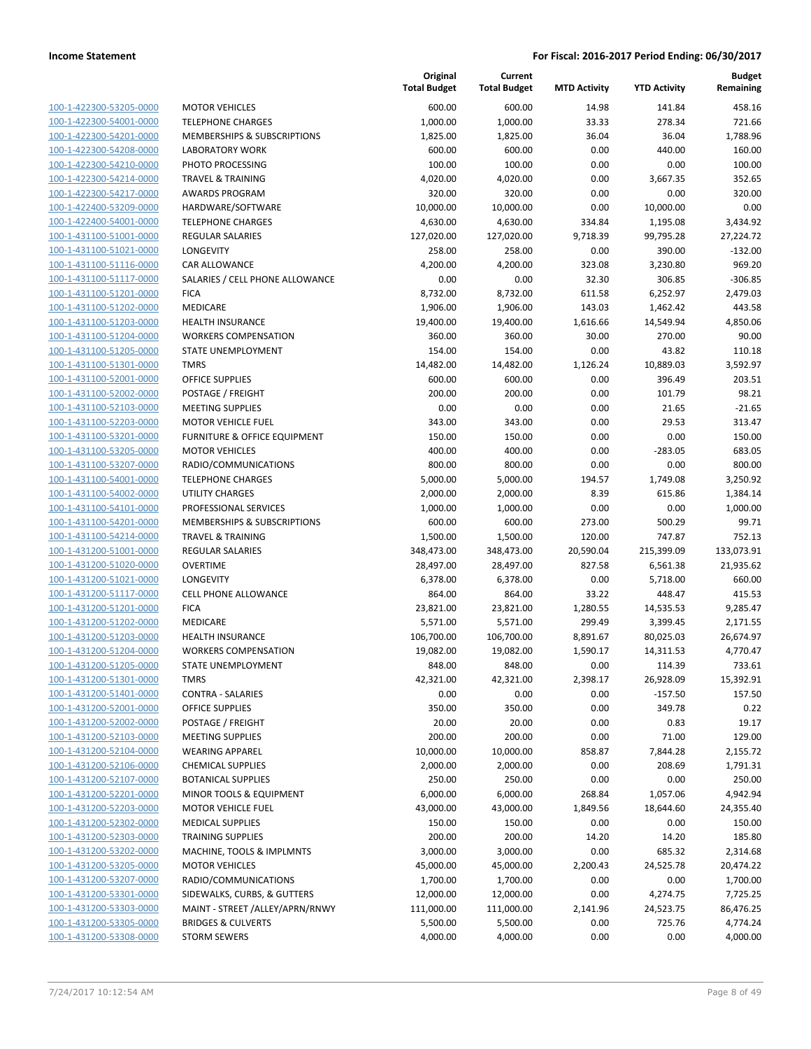**Income Statement** — For Fiscal: 2016-2017 Period Ending: 06/30/2017

| | | Original Total Budget | Current Total Budget | MTD Activity | YTD Activity | Budget Remaining |
|---|---|---|---|---|---|---|
| 100-1-422300-53205-0000 | MOTOR VEHICLES | 600.00 | 600.00 | 14.98 | 141.84 | 458.16 |
| 100-1-422300-54001-0000 | TELEPHONE CHARGES | 1,000.00 | 1,000.00 | 33.33 | 278.34 | 721.66 |
| 100-1-422300-54201-0000 | MEMBERSHIPS & SUBSCRIPTIONS | 1,825.00 | 1,825.00 | 36.04 | 36.04 | 1,788.96 |
| 100-1-422300-54208-0000 | LABORATORY WORK | 600.00 | 600.00 | 0.00 | 440.00 | 160.00 |
| 100-1-422300-54210-0000 | PHOTO PROCESSING | 100.00 | 100.00 | 0.00 | 0.00 | 100.00 |
| 100-1-422300-54214-0000 | TRAVEL & TRAINING | 4,020.00 | 4,020.00 | 0.00 | 3,667.35 | 352.65 |
| 100-1-422300-54217-0000 | AWARDS PROGRAM | 320.00 | 320.00 | 0.00 | 0.00 | 320.00 |
| 100-1-422400-53209-0000 | HARDWARE/SOFTWARE | 10,000.00 | 10,000.00 | 0.00 | 10,000.00 | 0.00 |
| 100-1-422400-54001-0000 | TELEPHONE CHARGES | 4,630.00 | 4,630.00 | 334.84 | 1,195.08 | 3,434.92 |
| 100-1-431100-51001-0000 | REGULAR SALARIES | 127,020.00 | 127,020.00 | 9,718.39 | 99,795.28 | 27,224.72 |
| 100-1-431100-51021-0000 | LONGEVITY | 258.00 | 258.00 | 0.00 | 390.00 | -132.00 |
| 100-1-431100-51116-0000 | CAR ALLOWANCE | 4,200.00 | 4,200.00 | 323.08 | 3,230.80 | 969.20 |
| 100-1-431100-51117-0000 | SALARIES / CELL PHONE ALLOWANCE | 0.00 | 0.00 | 32.30 | 306.85 | -306.85 |
| 100-1-431100-51201-0000 | FICA | 8,732.00 | 8,732.00 | 611.58 | 6,252.97 | 2,479.03 |
| 100-1-431100-51202-0000 | MEDICARE | 1,906.00 | 1,906.00 | 143.03 | 1,462.42 | 443.58 |
| 100-1-431100-51203-0000 | HEALTH INSURANCE | 19,400.00 | 19,400.00 | 1,616.66 | 14,549.94 | 4,850.06 |
| 100-1-431100-51204-0000 | WORKERS COMPENSATION | 360.00 | 360.00 | 30.00 | 270.00 | 90.00 |
| 100-1-431100-51205-0000 | STATE UNEMPLOYMENT | 154.00 | 154.00 | 0.00 | 43.82 | 110.18 |
| 100-1-431100-51301-0000 | TMRS | 14,482.00 | 14,482.00 | 1,126.24 | 10,889.03 | 3,592.97 |
| 100-1-431100-52001-0000 | OFFICE SUPPLIES | 600.00 | 600.00 | 0.00 | 396.49 | 203.51 |
| 100-1-431100-52002-0000 | POSTAGE / FREIGHT | 200.00 | 200.00 | 0.00 | 101.79 | 98.21 |
| 100-1-431100-52103-0000 | MEETING SUPPLIES | 0.00 | 0.00 | 0.00 | 21.65 | -21.65 |
| 100-1-431100-52203-0000 | MOTOR VEHICLE FUEL | 343.00 | 343.00 | 0.00 | 29.53 | 313.47 |
| 100-1-431100-53201-0000 | FURNITURE & OFFICE EQUIPMENT | 150.00 | 150.00 | 0.00 | 0.00 | 150.00 |
| 100-1-431100-53205-0000 | MOTOR VEHICLES | 400.00 | 400.00 | 0.00 | -283.05 | 683.05 |
| 100-1-431100-53207-0000 | RADIO/COMMUNICATIONS | 800.00 | 800.00 | 0.00 | 0.00 | 800.00 |
| 100-1-431100-54001-0000 | TELEPHONE CHARGES | 5,000.00 | 5,000.00 | 194.57 | 1,749.08 | 3,250.92 |
| 100-1-431100-54002-0000 | UTILITY CHARGES | 2,000.00 | 2,000.00 | 8.39 | 615.86 | 1,384.14 |
| 100-1-431100-54101-0000 | PROFESSIONAL SERVICES | 1,000.00 | 1,000.00 | 0.00 | 0.00 | 1,000.00 |
| 100-1-431100-54201-0000 | MEMBERSHIPS & SUBSCRIPTIONS | 600.00 | 600.00 | 273.00 | 500.29 | 99.71 |
| 100-1-431100-54214-0000 | TRAVEL & TRAINING | 1,500.00 | 1,500.00 | 120.00 | 747.87 | 752.13 |
| 100-1-431200-51001-0000 | REGULAR SALARIES | 348,473.00 | 348,473.00 | 20,590.04 | 215,399.09 | 133,073.91 |
| 100-1-431200-51020-0000 | OVERTIME | 28,497.00 | 28,497.00 | 827.58 | 6,561.38 | 21,935.62 |
| 100-1-431200-51021-0000 | LONGEVITY | 6,378.00 | 6,378.00 | 0.00 | 5,718.00 | 660.00 |
| 100-1-431200-51117-0000 | CELL PHONE ALLOWANCE | 864.00 | 864.00 | 33.22 | 448.47 | 415.53 |
| 100-1-431200-51201-0000 | FICA | 23,821.00 | 23,821.00 | 1,280.55 | 14,535.53 | 9,285.47 |
| 100-1-431200-51202-0000 | MEDICARE | 5,571.00 | 5,571.00 | 299.49 | 3,399.45 | 2,171.55 |
| 100-1-431200-51203-0000 | HEALTH INSURANCE | 106,700.00 | 106,700.00 | 8,891.67 | 80,025.03 | 26,674.97 |
| 100-1-431200-51204-0000 | WORKERS COMPENSATION | 19,082.00 | 19,082.00 | 1,590.17 | 14,311.53 | 4,770.47 |
| 100-1-431200-51205-0000 | STATE UNEMPLOYMENT | 848.00 | 848.00 | 0.00 | 114.39 | 733.61 |
| 100-1-431200-51301-0000 | TMRS | 42,321.00 | 42,321.00 | 2,398.17 | 26,928.09 | 15,392.91 |
| 100-1-431200-51401-0000 | CONTRA - SALARIES | 0.00 | 0.00 | 0.00 | -157.50 | 157.50 |
| 100-1-431200-52001-0000 | OFFICE SUPPLIES | 350.00 | 350.00 | 0.00 | 349.78 | 0.22 |
| 100-1-431200-52002-0000 | POSTAGE / FREIGHT | 20.00 | 20.00 | 0.00 | 0.83 | 19.17 |
| 100-1-431200-52103-0000 | MEETING SUPPLIES | 200.00 | 200.00 | 0.00 | 71.00 | 129.00 |
| 100-1-431200-52104-0000 | WEARING APPAREL | 10,000.00 | 10,000.00 | 858.87 | 7,844.28 | 2,155.72 |
| 100-1-431200-52106-0000 | CHEMICAL SUPPLIES | 2,000.00 | 2,000.00 | 0.00 | 208.69 | 1,791.31 |
| 100-1-431200-52107-0000 | BOTANICAL SUPPLIES | 250.00 | 250.00 | 0.00 | 0.00 | 250.00 |
| 100-1-431200-52201-0000 | MINOR TOOLS & EQUIPMENT | 6,000.00 | 6,000.00 | 268.84 | 1,057.06 | 4,942.94 |
| 100-1-431200-52203-0000 | MOTOR VEHICLE FUEL | 43,000.00 | 43,000.00 | 1,849.56 | 18,644.60 | 24,355.40 |
| 100-1-431200-52302-0000 | MEDICAL SUPPLIES | 150.00 | 150.00 | 0.00 | 0.00 | 150.00 |
| 100-1-431200-52303-0000 | TRAINING SUPPLIES | 200.00 | 200.00 | 14.20 | 14.20 | 185.80 |
| 100-1-431200-53202-0000 | MACHINE, TOOLS & IMPLMNTS | 3,000.00 | 3,000.00 | 0.00 | 685.32 | 2,314.68 |
| 100-1-431200-53205-0000 | MOTOR VEHICLES | 45,000.00 | 45,000.00 | 2,200.43 | 24,525.78 | 20,474.22 |
| 100-1-431200-53207-0000 | RADIO/COMMUNICATIONS | 1,700.00 | 1,700.00 | 0.00 | 0.00 | 1,700.00 |
| 100-1-431200-53301-0000 | SIDEWALKS, CURBS, & GUTTERS | 12,000.00 | 12,000.00 | 0.00 | 4,274.75 | 7,725.25 |
| 100-1-431200-53303-0000 | MAINT - STREET /ALLEY/APRN/RNWY | 111,000.00 | 111,000.00 | 2,141.96 | 24,523.75 | 86,476.25 |
| 100-1-431200-53305-0000 | BRIDGES & CULVERTS | 5,500.00 | 5,500.00 | 0.00 | 725.76 | 4,774.24 |
| 100-1-431200-53308-0000 | STORM SEWERS | 4,000.00 | 4,000.00 | 0.00 | 0.00 | 4,000.00 |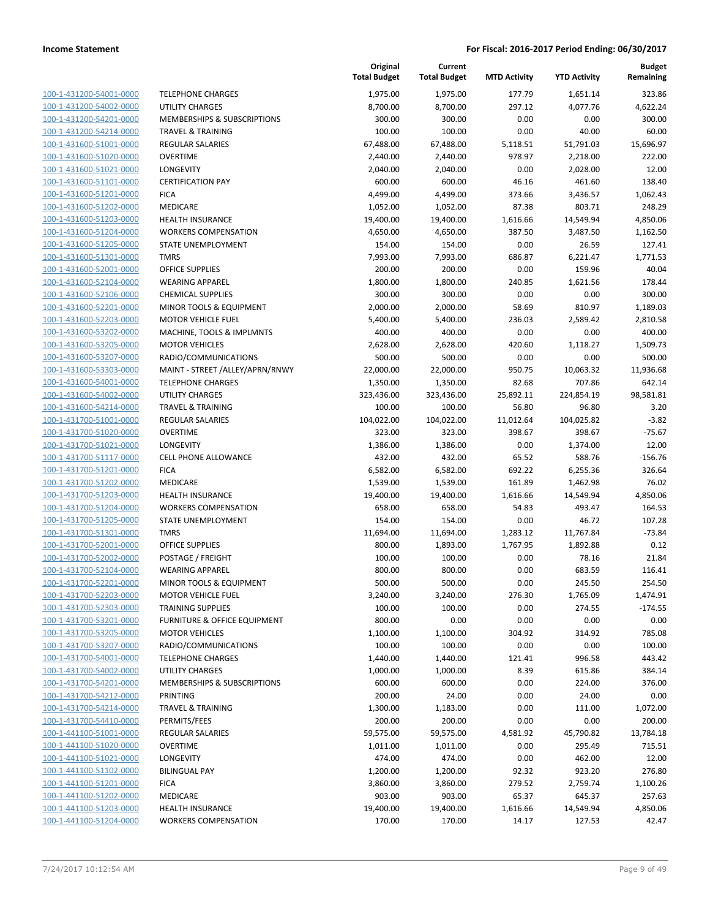**Income Statement** | **For Fiscal: 2016-2017 Period Ending: 06/30/2017**

| | | Original Total Budget | Current Total Budget | MTD Activity | YTD Activity | Budget Remaining |
|---|---|---|---|---|---|---|
| 100-1-431200-54001-0000 | TELEPHONE CHARGES | 1,975.00 | 1,975.00 | 177.79 | 1,651.14 | 323.86 |
| 100-1-431200-54002-0000 | UTILITY CHARGES | 8,700.00 | 8,700.00 | 297.12 | 4,077.76 | 4,622.24 |
| 100-1-431200-54201-0000 | MEMBERSHIPS & SUBSCRIPTIONS | 300.00 | 300.00 | 0.00 | 0.00 | 300.00 |
| 100-1-431200-54214-0000 | TRAVEL & TRAINING | 100.00 | 100.00 | 0.00 | 40.00 | 60.00 |
| 100-1-431600-51001-0000 | REGULAR SALARIES | 67,488.00 | 67,488.00 | 5,118.51 | 51,791.03 | 15,696.97 |
| 100-1-431600-51020-0000 | OVERTIME | 2,440.00 | 2,440.00 | 978.97 | 2,218.00 | 222.00 |
| 100-1-431600-51021-0000 | LONGEVITY | 2,040.00 | 2,040.00 | 0.00 | 2,028.00 | 12.00 |
| 100-1-431600-51101-0000 | CERTIFICATION PAY | 600.00 | 600.00 | 46.16 | 461.60 | 138.40 |
| 100-1-431600-51201-0000 | FICA | 4,499.00 | 4,499.00 | 373.66 | 3,436.57 | 1,062.43 |
| 100-1-431600-51202-0000 | MEDICARE | 1,052.00 | 1,052.00 | 87.38 | 803.71 | 248.29 |
| 100-1-431600-51203-0000 | HEALTH INSURANCE | 19,400.00 | 19,400.00 | 1,616.66 | 14,549.94 | 4,850.06 |
| 100-1-431600-51204-0000 | WORKERS COMPENSATION | 4,650.00 | 4,650.00 | 387.50 | 3,487.50 | 1,162.50 |
| 100-1-431600-51205-0000 | STATE UNEMPLOYMENT | 154.00 | 154.00 | 0.00 | 26.59 | 127.41 |
| 100-1-431600-51301-0000 | TMRS | 7,993.00 | 7,993.00 | 686.87 | 6,221.47 | 1,771.53 |
| 100-1-431600-52001-0000 | OFFICE SUPPLIES | 200.00 | 200.00 | 0.00 | 159.96 | 40.04 |
| 100-1-431600-52104-0000 | WEARING APPAREL | 1,800.00 | 1,800.00 | 240.85 | 1,621.56 | 178.44 |
| 100-1-431600-52106-0000 | CHEMICAL SUPPLIES | 300.00 | 300.00 | 0.00 | 0.00 | 300.00 |
| 100-1-431600-52201-0000 | MINOR TOOLS & EQUIPMENT | 2,000.00 | 2,000.00 | 58.69 | 810.97 | 1,189.03 |
| 100-1-431600-52203-0000 | MOTOR VEHICLE FUEL | 5,400.00 | 5,400.00 | 236.03 | 2,589.42 | 2,810.58 |
| 100-1-431600-53202-0000 | MACHINE, TOOLS & IMPLMNTS | 400.00 | 400.00 | 0.00 | 0.00 | 400.00 |
| 100-1-431600-53205-0000 | MOTOR VEHICLES | 2,628.00 | 2,628.00 | 420.60 | 1,118.27 | 1,509.73 |
| 100-1-431600-53207-0000 | RADIO/COMMUNICATIONS | 500.00 | 500.00 | 0.00 | 0.00 | 500.00 |
| 100-1-431600-53303-0000 | MAINT - STREET /ALLEY/APRN/RNWY | 22,000.00 | 22,000.00 | 950.75 | 10,063.32 | 11,936.68 |
| 100-1-431600-54001-0000 | TELEPHONE CHARGES | 1,350.00 | 1,350.00 | 82.68 | 707.86 | 642.14 |
| 100-1-431600-54002-0000 | UTILITY CHARGES | 323,436.00 | 323,436.00 | 25,892.11 | 224,854.19 | 98,581.81 |
| 100-1-431600-54214-0000 | TRAVEL & TRAINING | 100.00 | 100.00 | 56.80 | 96.80 | 3.20 |
| 100-1-431700-51001-0000 | REGULAR SALARIES | 104,022.00 | 104,022.00 | 11,012.64 | 104,025.82 | -3.82 |
| 100-1-431700-51020-0000 | OVERTIME | 323.00 | 323.00 | 398.67 | 398.67 | -75.67 |
| 100-1-431700-51021-0000 | LONGEVITY | 1,386.00 | 1,386.00 | 0.00 | 1,374.00 | 12.00 |
| 100-1-431700-51117-0000 | CELL PHONE ALLOWANCE | 432.00 | 432.00 | 65.52 | 588.76 | -156.76 |
| 100-1-431700-51201-0000 | FICA | 6,582.00 | 6,582.00 | 692.22 | 6,255.36 | 326.64 |
| 100-1-431700-51202-0000 | MEDICARE | 1,539.00 | 1,539.00 | 161.89 | 1,462.98 | 76.02 |
| 100-1-431700-51203-0000 | HEALTH INSURANCE | 19,400.00 | 19,400.00 | 1,616.66 | 14,549.94 | 4,850.06 |
| 100-1-431700-51204-0000 | WORKERS COMPENSATION | 658.00 | 658.00 | 54.83 | 493.47 | 164.53 |
| 100-1-431700-51205-0000 | STATE UNEMPLOYMENT | 154.00 | 154.00 | 0.00 | 46.72 | 107.28 |
| 100-1-431700-51301-0000 | TMRS | 11,694.00 | 11,694.00 | 1,283.12 | 11,767.84 | -73.84 |
| 100-1-431700-52001-0000 | OFFICE SUPPLIES | 800.00 | 1,893.00 | 1,767.95 | 1,892.88 | 0.12 |
| 100-1-431700-52002-0000 | POSTAGE / FREIGHT | 100.00 | 100.00 | 0.00 | 78.16 | 21.84 |
| 100-1-431700-52104-0000 | WEARING APPAREL | 800.00 | 800.00 | 0.00 | 683.59 | 116.41 |
| 100-1-431700-52201-0000 | MINOR TOOLS & EQUIPMENT | 500.00 | 500.00 | 0.00 | 245.50 | 254.50 |
| 100-1-431700-52203-0000 | MOTOR VEHICLE FUEL | 3,240.00 | 3,240.00 | 276.30 | 1,765.09 | 1,474.91 |
| 100-1-431700-52303-0000 | TRAINING SUPPLIES | 100.00 | 100.00 | 0.00 | 274.55 | -174.55 |
| 100-1-431700-53201-0000 | FURNITURE & OFFICE EQUIPMENT | 800.00 | 0.00 | 0.00 | 0.00 | 0.00 |
| 100-1-431700-53205-0000 | MOTOR VEHICLES | 1,100.00 | 1,100.00 | 304.92 | 314.92 | 785.08 |
| 100-1-431700-53207-0000 | RADIO/COMMUNICATIONS | 100.00 | 100.00 | 0.00 | 0.00 | 100.00 |
| 100-1-431700-54001-0000 | TELEPHONE CHARGES | 1,440.00 | 1,440.00 | 121.41 | 996.58 | 443.42 |
| 100-1-431700-54002-0000 | UTILITY CHARGES | 1,000.00 | 1,000.00 | 8.39 | 615.86 | 384.14 |
| 100-1-431700-54201-0000 | MEMBERSHIPS & SUBSCRIPTIONS | 600.00 | 600.00 | 0.00 | 224.00 | 376.00 |
| 100-1-431700-54212-0000 | PRINTING | 200.00 | 24.00 | 0.00 | 24.00 | 0.00 |
| 100-1-431700-54214-0000 | TRAVEL & TRAINING | 1,300.00 | 1,183.00 | 0.00 | 111.00 | 1,072.00 |
| 100-1-431700-54410-0000 | PERMITS/FEES | 200.00 | 200.00 | 0.00 | 0.00 | 200.00 |
| 100-1-441100-51001-0000 | REGULAR SALARIES | 59,575.00 | 59,575.00 | 4,581.92 | 45,790.82 | 13,784.18 |
| 100-1-441100-51020-0000 | OVERTIME | 1,011.00 | 1,011.00 | 0.00 | 295.49 | 715.51 |
| 100-1-441100-51021-0000 | LONGEVITY | 474.00 | 474.00 | 0.00 | 462.00 | 12.00 |
| 100-1-441100-51102-0000 | BILINGUAL PAY | 1,200.00 | 1,200.00 | 92.32 | 923.20 | 276.80 |
| 100-1-441100-51201-0000 | FICA | 3,860.00 | 3,860.00 | 279.52 | 2,759.74 | 1,100.26 |
| 100-1-441100-51202-0000 | MEDICARE | 903.00 | 903.00 | 65.37 | 645.37 | 257.63 |
| 100-1-441100-51203-0000 | HEALTH INSURANCE | 19,400.00 | 19,400.00 | 1,616.66 | 14,549.94 | 4,850.06 |
| 100-1-441100-51204-0000 | WORKERS COMPENSATION | 170.00 | 170.00 | 14.17 | 127.53 | 42.47 |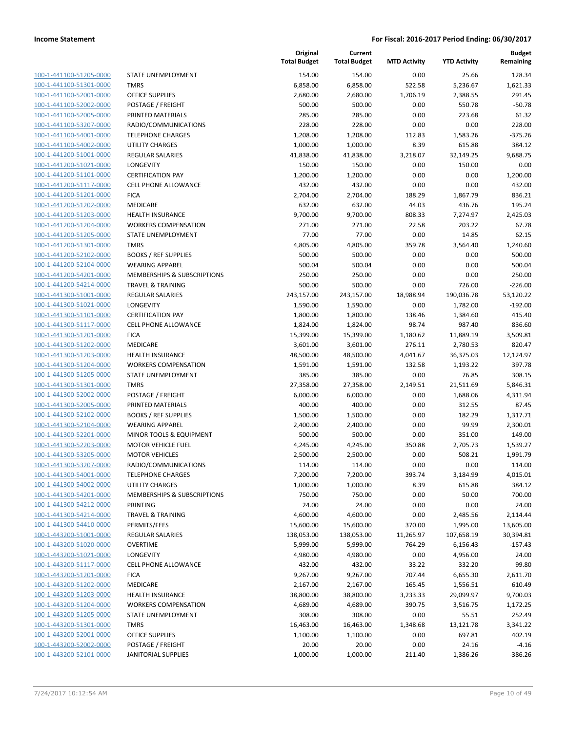**Income Statement** — For Fiscal: 2016-2017 Period Ending: 06/30/2017

| | | Original Total Budget | Current Total Budget | MTD Activity | YTD Activity | Budget Remaining |
|---|---|---|---|---|---|---|
| 100-1-441100-51205-0000 | STATE UNEMPLOYMENT | 154.00 | 154.00 | 0.00 | 25.66 | 128.34 |
| 100-1-441100-51301-0000 | TMRS | 6,858.00 | 6,858.00 | 522.58 | 5,236.67 | 1,621.33 |
| 100-1-441100-52001-0000 | OFFICE SUPPLIES | 2,680.00 | 2,680.00 | 1,706.19 | 2,388.55 | 291.45 |
| 100-1-441100-52002-0000 | POSTAGE / FREIGHT | 500.00 | 500.00 | 0.00 | 550.78 | -50.78 |
| 100-1-441100-52005-0000 | PRINTED MATERIALS | 285.00 | 285.00 | 0.00 | 223.68 | 61.32 |
| 100-1-441100-53207-0000 | RADIO/COMMUNICATIONS | 228.00 | 228.00 | 0.00 | 0.00 | 228.00 |
| 100-1-441100-54001-0000 | TELEPHONE CHARGES | 1,208.00 | 1,208.00 | 112.83 | 1,583.26 | -375.26 |
| 100-1-441100-54002-0000 | UTILITY CHARGES | 1,000.00 | 1,000.00 | 8.39 | 615.88 | 384.12 |
| 100-1-441200-51001-0000 | REGULAR SALARIES | 41,838.00 | 41,838.00 | 3,218.07 | 32,149.25 | 9,688.75 |
| 100-1-441200-51021-0000 | LONGEVITY | 150.00 | 150.00 | 0.00 | 150.00 | 0.00 |
| 100-1-441200-51101-0000 | CERTIFICATION PAY | 1,200.00 | 1,200.00 | 0.00 | 0.00 | 1,200.00 |
| 100-1-441200-51117-0000 | CELL PHONE ALLOWANCE | 432.00 | 432.00 | 0.00 | 0.00 | 432.00 |
| 100-1-441200-51201-0000 | FICA | 2,704.00 | 2,704.00 | 188.29 | 1,867.79 | 836.21 |
| 100-1-441200-51202-0000 | MEDICARE | 632.00 | 632.00 | 44.03 | 436.76 | 195.24 |
| 100-1-441200-51203-0000 | HEALTH INSURANCE | 9,700.00 | 9,700.00 | 808.33 | 7,274.97 | 2,425.03 |
| 100-1-441200-51204-0000 | WORKERS COMPENSATION | 271.00 | 271.00 | 22.58 | 203.22 | 67.78 |
| 100-1-441200-51205-0000 | STATE UNEMPLOYMENT | 77.00 | 77.00 | 0.00 | 14.85 | 62.15 |
| 100-1-441200-51301-0000 | TMRS | 4,805.00 | 4,805.00 | 359.78 | 3,564.40 | 1,240.60 |
| 100-1-441200-52102-0000 | BOOKS / REF SUPPLIES | 500.00 | 500.00 | 0.00 | 0.00 | 500.00 |
| 100-1-441200-52104-0000 | WEARING APPAREL | 500.04 | 500.04 | 0.00 | 0.00 | 500.04 |
| 100-1-441200-54201-0000 | MEMBERSHIPS & SUBSCRIPTIONS | 250.00 | 250.00 | 0.00 | 0.00 | 250.00 |
| 100-1-441200-54214-0000 | TRAVEL & TRAINING | 500.00 | 500.00 | 0.00 | 726.00 | -226.00 |
| 100-1-441300-51001-0000 | REGULAR SALARIES | 243,157.00 | 243,157.00 | 18,988.94 | 190,036.78 | 53,120.22 |
| 100-1-441300-51021-0000 | LONGEVITY | 1,590.00 | 1,590.00 | 0.00 | 1,782.00 | -192.00 |
| 100-1-441300-51101-0000 | CERTIFICATION PAY | 1,800.00 | 1,800.00 | 138.46 | 1,384.60 | 415.40 |
| 100-1-441300-51117-0000 | CELL PHONE ALLOWANCE | 1,824.00 | 1,824.00 | 98.74 | 987.40 | 836.60 |
| 100-1-441300-51201-0000 | FICA | 15,399.00 | 15,399.00 | 1,180.62 | 11,889.19 | 3,509.81 |
| 100-1-441300-51202-0000 | MEDICARE | 3,601.00 | 3,601.00 | 276.11 | 2,780.53 | 820.47 |
| 100-1-441300-51203-0000 | HEALTH INSURANCE | 48,500.00 | 48,500.00 | 4,041.67 | 36,375.03 | 12,124.97 |
| 100-1-441300-51204-0000 | WORKERS COMPENSATION | 1,591.00 | 1,591.00 | 132.58 | 1,193.22 | 397.78 |
| 100-1-441300-51205-0000 | STATE UNEMPLOYMENT | 385.00 | 385.00 | 0.00 | 76.85 | 308.15 |
| 100-1-441300-51301-0000 | TMRS | 27,358.00 | 27,358.00 | 2,149.51 | 21,511.69 | 5,846.31 |
| 100-1-441300-52002-0000 | POSTAGE / FREIGHT | 6,000.00 | 6,000.00 | 0.00 | 1,688.06 | 4,311.94 |
| 100-1-441300-52005-0000 | PRINTED MATERIALS | 400.00 | 400.00 | 0.00 | 312.55 | 87.45 |
| 100-1-441300-52102-0000 | BOOKS / REF SUPPLIES | 1,500.00 | 1,500.00 | 0.00 | 182.29 | 1,317.71 |
| 100-1-441300-52104-0000 | WEARING APPAREL | 2,400.00 | 2,400.00 | 0.00 | 99.99 | 2,300.01 |
| 100-1-441300-52201-0000 | MINOR TOOLS & EQUIPMENT | 500.00 | 500.00 | 0.00 | 351.00 | 149.00 |
| 100-1-441300-52203-0000 | MOTOR VEHICLE FUEL | 4,245.00 | 4,245.00 | 350.88 | 2,705.73 | 1,539.27 |
| 100-1-441300-53205-0000 | MOTOR VEHICLES | 2,500.00 | 2,500.00 | 0.00 | 508.21 | 1,991.79 |
| 100-1-441300-53207-0000 | RADIO/COMMUNICATIONS | 114.00 | 114.00 | 0.00 | 0.00 | 114.00 |
| 100-1-441300-54001-0000 | TELEPHONE CHARGES | 7,200.00 | 7,200.00 | 393.74 | 3,184.99 | 4,015.01 |
| 100-1-441300-54002-0000 | UTILITY CHARGES | 1,000.00 | 1,000.00 | 8.39 | 615.88 | 384.12 |
| 100-1-441300-54201-0000 | MEMBERSHIPS & SUBSCRIPTIONS | 750.00 | 750.00 | 0.00 | 50.00 | 700.00 |
| 100-1-441300-54212-0000 | PRINTING | 24.00 | 24.00 | 0.00 | 0.00 | 24.00 |
| 100-1-441300-54214-0000 | TRAVEL & TRAINING | 4,600.00 | 4,600.00 | 0.00 | 2,485.56 | 2,114.44 |
| 100-1-441300-54410-0000 | PERMITS/FEES | 15,600.00 | 15,600.00 | 370.00 | 1,995.00 | 13,605.00 |
| 100-1-443200-51001-0000 | REGULAR SALARIES | 138,053.00 | 138,053.00 | 11,265.97 | 107,658.19 | 30,394.81 |
| 100-1-443200-51020-0000 | OVERTIME | 5,999.00 | 5,999.00 | 764.29 | 6,156.43 | -157.43 |
| 100-1-443200-51021-0000 | LONGEVITY | 4,980.00 | 4,980.00 | 0.00 | 4,956.00 | 24.00 |
| 100-1-443200-51117-0000 | CELL PHONE ALLOWANCE | 432.00 | 432.00 | 33.22 | 332.20 | 99.80 |
| 100-1-443200-51201-0000 | FICA | 9,267.00 | 9,267.00 | 707.44 | 6,655.30 | 2,611.70 |
| 100-1-443200-51202-0000 | MEDICARE | 2,167.00 | 2,167.00 | 165.45 | 1,556.51 | 610.49 |
| 100-1-443200-51203-0000 | HEALTH INSURANCE | 38,800.00 | 38,800.00 | 3,233.33 | 29,099.97 | 9,700.03 |
| 100-1-443200-51204-0000 | WORKERS COMPENSATION | 4,689.00 | 4,689.00 | 390.75 | 3,516.75 | 1,172.25 |
| 100-1-443200-51205-0000 | STATE UNEMPLOYMENT | 308.00 | 308.00 | 0.00 | 55.51 | 252.49 |
| 100-1-443200-51301-0000 | TMRS | 16,463.00 | 16,463.00 | 1,348.68 | 13,121.78 | 3,341.22 |
| 100-1-443200-52001-0000 | OFFICE SUPPLIES | 1,100.00 | 1,100.00 | 0.00 | 697.81 | 402.19 |
| 100-1-443200-52002-0000 | POSTAGE / FREIGHT | 20.00 | 20.00 | 0.00 | 24.16 | -4.16 |
| 100-1-443200-52101-0000 | JANITORIAL SUPPLIES | 1,000.00 | 1,000.00 | 211.40 | 1,386.26 | -386.26 |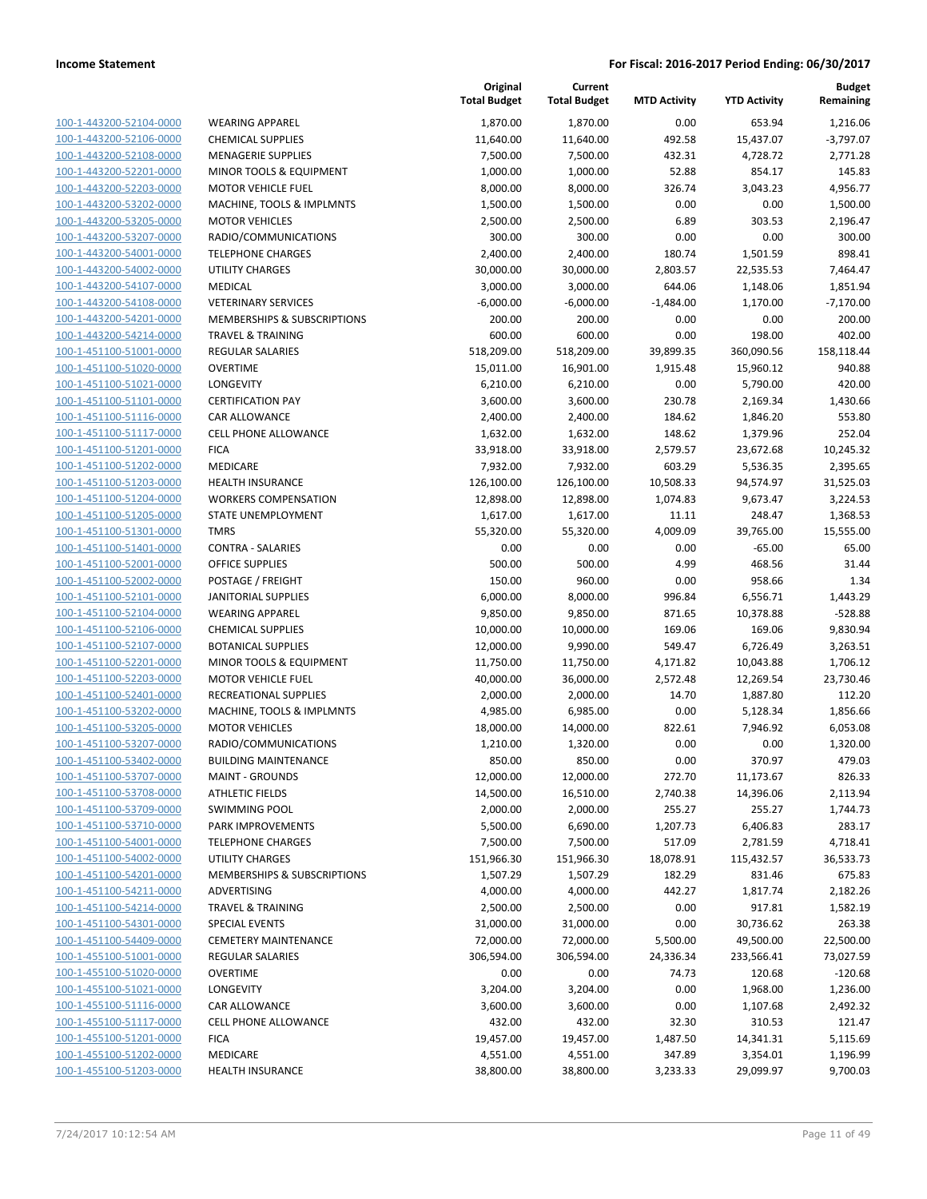| | | Original Total Budget | Current Total Budget | MTD Activity | YTD Activity | Budget Remaining |
|---|---|---|---|---|---|---|
| 100-1-443200-52104-0000 | WEARING APPAREL | 1,870.00 | 1,870.00 | 0.00 | 653.94 | 1,216.06 |
| 100-1-443200-52106-0000 | CHEMICAL SUPPLIES | 11,640.00 | 11,640.00 | 492.58 | 15,437.07 | -3,797.07 |
| 100-1-443200-52108-0000 | MENAGERIE SUPPLIES | 7,500.00 | 7,500.00 | 432.31 | 4,728.72 | 2,771.28 |
| 100-1-443200-52201-0000 | MINOR TOOLS & EQUIPMENT | 1,000.00 | 1,000.00 | 52.88 | 854.17 | 145.83 |
| 100-1-443200-52203-0000 | MOTOR VEHICLE FUEL | 8,000.00 | 8,000.00 | 326.74 | 3,043.23 | 4,956.77 |
| 100-1-443200-53202-0000 | MACHINE, TOOLS & IMPLMNTS | 1,500.00 | 1,500.00 | 0.00 | 0.00 | 1,500.00 |
| 100-1-443200-53205-0000 | MOTOR VEHICLES | 2,500.00 | 2,500.00 | 6.89 | 303.53 | 2,196.47 |
| 100-1-443200-53207-0000 | RADIO/COMMUNICATIONS | 300.00 | 300.00 | 0.00 | 0.00 | 300.00 |
| 100-1-443200-54001-0000 | TELEPHONE CHARGES | 2,400.00 | 2,400.00 | 180.74 | 1,501.59 | 898.41 |
| 100-1-443200-54002-0000 | UTILITY CHARGES | 30,000.00 | 30,000.00 | 2,803.57 | 22,535.53 | 7,464.47 |
| 100-1-443200-54107-0000 | MEDICAL | 3,000.00 | 3,000.00 | 644.06 | 1,148.06 | 1,851.94 |
| 100-1-443200-54108-0000 | VETERINARY SERVICES | -6,000.00 | -6,000.00 | -1,484.00 | 1,170.00 | -7,170.00 |
| 100-1-443200-54201-0000 | MEMBERSHIPS & SUBSCRIPTIONS | 200.00 | 200.00 | 0.00 | 0.00 | 200.00 |
| 100-1-443200-54214-0000 | TRAVEL & TRAINING | 600.00 | 600.00 | 0.00 | 198.00 | 402.00 |
| 100-1-451100-51001-0000 | REGULAR SALARIES | 518,209.00 | 518,209.00 | 39,899.35 | 360,090.56 | 158,118.44 |
| 100-1-451100-51020-0000 | OVERTIME | 15,011.00 | 16,901.00 | 1,915.48 | 15,960.12 | 940.88 |
| 100-1-451100-51021-0000 | LONGEVITY | 6,210.00 | 6,210.00 | 0.00 | 5,790.00 | 420.00 |
| 100-1-451100-51101-0000 | CERTIFICATION PAY | 3,600.00 | 3,600.00 | 230.78 | 2,169.34 | 1,430.66 |
| 100-1-451100-51116-0000 | CAR ALLOWANCE | 2,400.00 | 2,400.00 | 184.62 | 1,846.20 | 553.80 |
| 100-1-451100-51117-0000 | CELL PHONE ALLOWANCE | 1,632.00 | 1,632.00 | 148.62 | 1,379.96 | 252.04 |
| 100-1-451100-51201-0000 | FICA | 33,918.00 | 33,918.00 | 2,579.57 | 23,672.68 | 10,245.32 |
| 100-1-451100-51202-0000 | MEDICARE | 7,932.00 | 7,932.00 | 603.29 | 5,536.35 | 2,395.65 |
| 100-1-451100-51203-0000 | HEALTH INSURANCE | 126,100.00 | 126,100.00 | 10,508.33 | 94,574.97 | 31,525.03 |
| 100-1-451100-51204-0000 | WORKERS COMPENSATION | 12,898.00 | 12,898.00 | 1,074.83 | 9,673.47 | 3,224.53 |
| 100-1-451100-51205-0000 | STATE UNEMPLOYMENT | 1,617.00 | 1,617.00 | 11.11 | 248.47 | 1,368.53 |
| 100-1-451100-51301-0000 | TMRS | 55,320.00 | 55,320.00 | 4,009.09 | 39,765.00 | 15,555.00 |
| 100-1-451100-51401-0000 | CONTRA - SALARIES | 0.00 | 0.00 | 0.00 | -65.00 | 65.00 |
| 100-1-451100-52001-0000 | OFFICE SUPPLIES | 500.00 | 500.00 | 4.99 | 468.56 | 31.44 |
| 100-1-451100-52002-0000 | POSTAGE / FREIGHT | 150.00 | 960.00 | 0.00 | 958.66 | 1.34 |
| 100-1-451100-52101-0000 | JANITORIAL SUPPLIES | 6,000.00 | 8,000.00 | 996.84 | 6,556.71 | 1,443.29 |
| 100-1-451100-52104-0000 | WEARING APPAREL | 9,850.00 | 9,850.00 | 871.65 | 10,378.88 | -528.88 |
| 100-1-451100-52106-0000 | CHEMICAL SUPPLIES | 10,000.00 | 10,000.00 | 169.06 | 169.06 | 9,830.94 |
| 100-1-451100-52107-0000 | BOTANICAL SUPPLIES | 12,000.00 | 9,990.00 | 549.47 | 6,726.49 | 3,263.51 |
| 100-1-451100-52201-0000 | MINOR TOOLS & EQUIPMENT | 11,750.00 | 11,750.00 | 4,171.82 | 10,043.88 | 1,706.12 |
| 100-1-451100-52203-0000 | MOTOR VEHICLE FUEL | 40,000.00 | 36,000.00 | 2,572.48 | 12,269.54 | 23,730.46 |
| 100-1-451100-52401-0000 | RECREATIONAL SUPPLIES | 2,000.00 | 2,000.00 | 14.70 | 1,887.80 | 112.20 |
| 100-1-451100-53202-0000 | MACHINE, TOOLS & IMPLMNTS | 4,985.00 | 6,985.00 | 0.00 | 5,128.34 | 1,856.66 |
| 100-1-451100-53205-0000 | MOTOR VEHICLES | 18,000.00 | 14,000.00 | 822.61 | 7,946.92 | 6,053.08 |
| 100-1-451100-53207-0000 | RADIO/COMMUNICATIONS | 1,210.00 | 1,320.00 | 0.00 | 0.00 | 1,320.00 |
| 100-1-451100-53402-0000 | BUILDING MAINTENANCE | 850.00 | 850.00 | 0.00 | 370.97 | 479.03 |
| 100-1-451100-53707-0000 | MAINT - GROUNDS | 12,000.00 | 12,000.00 | 272.70 | 11,173.67 | 826.33 |
| 100-1-451100-53708-0000 | ATHLETIC FIELDS | 14,500.00 | 16,510.00 | 2,740.38 | 14,396.06 | 2,113.94 |
| 100-1-451100-53709-0000 | SWIMMING POOL | 2,000.00 | 2,000.00 | 255.27 | 255.27 | 1,744.73 |
| 100-1-451100-53710-0000 | PARK IMPROVEMENTS | 5,500.00 | 6,690.00 | 1,207.73 | 6,406.83 | 283.17 |
| 100-1-451100-54001-0000 | TELEPHONE CHARGES | 7,500.00 | 7,500.00 | 517.09 | 2,781.59 | 4,718.41 |
| 100-1-451100-54002-0000 | UTILITY CHARGES | 151,966.30 | 151,966.30 | 18,078.91 | 115,432.57 | 36,533.73 |
| 100-1-451100-54201-0000 | MEMBERSHIPS & SUBSCRIPTIONS | 1,507.29 | 1,507.29 | 182.29 | 831.46 | 675.83 |
| 100-1-451100-54211-0000 | ADVERTISING | 4,000.00 | 4,000.00 | 442.27 | 1,817.74 | 2,182.26 |
| 100-1-451100-54214-0000 | TRAVEL & TRAINING | 2,500.00 | 2,500.00 | 0.00 | 917.81 | 1,582.19 |
| 100-1-451100-54301-0000 | SPECIAL EVENTS | 31,000.00 | 31,000.00 | 0.00 | 30,736.62 | 263.38 |
| 100-1-451100-54409-0000 | CEMETERY MAINTENANCE | 72,000.00 | 72,000.00 | 5,500.00 | 49,500.00 | 22,500.00 |
| 100-1-455100-51001-0000 | REGULAR SALARIES | 306,594.00 | 306,594.00 | 24,336.34 | 233,566.41 | 73,027.59 |
| 100-1-455100-51020-0000 | OVERTIME | 0.00 | 0.00 | 74.73 | 120.68 | -120.68 |
| 100-1-455100-51021-0000 | LONGEVITY | 3,204.00 | 3,204.00 | 0.00 | 1,968.00 | 1,236.00 |
| 100-1-455100-51116-0000 | CAR ALLOWANCE | 3,600.00 | 3,600.00 | 0.00 | 1,107.68 | 2,492.32 |
| 100-1-455100-51117-0000 | CELL PHONE ALLOWANCE | 432.00 | 432.00 | 32.30 | 310.53 | 121.47 |
| 100-1-455100-51201-0000 | FICA | 19,457.00 | 19,457.00 | 1,487.50 | 14,341.31 | 5,115.69 |
| 100-1-455100-51202-0000 | MEDICARE | 4,551.00 | 4,551.00 | 347.89 | 3,354.01 | 1,196.99 |
| 100-1-455100-51203-0000 | HEALTH INSURANCE | 38,800.00 | 38,800.00 | 3,233.33 | 29,099.97 | 9,700.03 |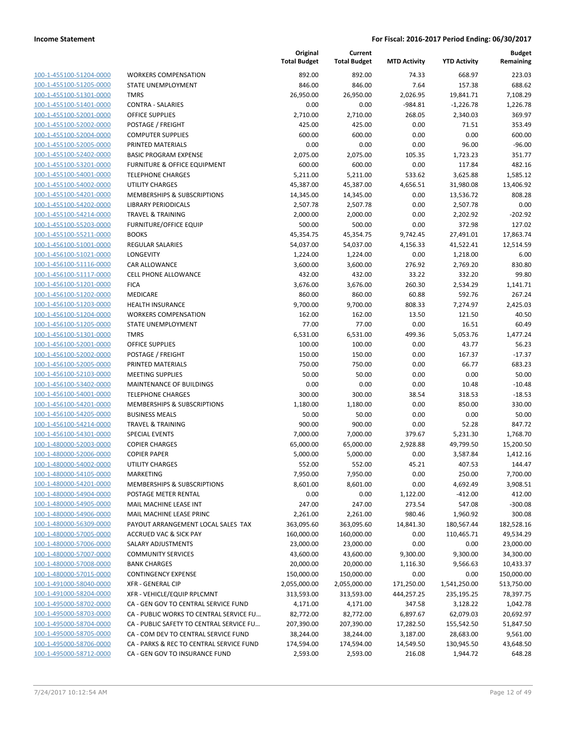**Income Statement** — **For Fiscal: 2016-2017 Period Ending: 06/30/2017**

| | | Original Total Budget | Current Total Budget | MTD Activity | YTD Activity | Budget Remaining |
|---|---|---|---|---|---|---|
| 100-1-455100-51204-0000 | WORKERS COMPENSATION | 892.00 | 892.00 | 74.33 | 668.97 | 223.03 |
| 100-1-455100-51205-0000 | STATE UNEMPLOYMENT | 846.00 | 846.00 | 7.64 | 157.38 | 688.62 |
| 100-1-455100-51301-0000 | TMRS | 26,950.00 | 26,950.00 | 2,026.95 | 19,841.71 | 7,108.29 |
| 100-1-455100-51401-0000 | CONTRA - SALARIES | 0.00 | 0.00 | -984.81 | -1,226.78 | 1,226.78 |
| 100-1-455100-52001-0000 | OFFICE SUPPLIES | 2,710.00 | 2,710.00 | 268.05 | 2,340.03 | 369.97 |
| 100-1-455100-52002-0000 | POSTAGE / FREIGHT | 425.00 | 425.00 | 0.00 | 71.51 | 353.49 |
| 100-1-455100-52004-0000 | COMPUTER SUPPLIES | 600.00 | 600.00 | 0.00 | 0.00 | 600.00 |
| 100-1-455100-52005-0000 | PRINTED MATERIALS | 0.00 | 0.00 | 0.00 | 96.00 | -96.00 |
| 100-1-455100-52402-0000 | BASIC PROGRAM EXPENSE | 2,075.00 | 2,075.00 | 105.35 | 1,723.23 | 351.77 |
| 100-1-455100-53201-0000 | FURNITURE & OFFICE EQUIPMENT | 600.00 | 600.00 | 0.00 | 117.84 | 482.16 |
| 100-1-455100-54001-0000 | TELEPHONE CHARGES | 5,211.00 | 5,211.00 | 533.62 | 3,625.88 | 1,585.12 |
| 100-1-455100-54002-0000 | UTILITY CHARGES | 45,387.00 | 45,387.00 | 4,656.51 | 31,980.08 | 13,406.92 |
| 100-1-455100-54201-0000 | MEMBERSHIPS & SUBSCRIPTIONS | 14,345.00 | 14,345.00 | 0.00 | 13,536.72 | 808.28 |
| 100-1-455100-54202-0000 | LIBRARY PERIODICALS | 2,507.78 | 2,507.78 | 0.00 | 2,507.78 | 0.00 |
| 100-1-455100-54214-0000 | TRAVEL & TRAINING | 2,000.00 | 2,000.00 | 0.00 | 2,202.92 | -202.92 |
| 100-1-455100-55203-0000 | FURNITURE/OFFICE EQUIP | 500.00 | 500.00 | 0.00 | 372.98 | 127.02 |
| 100-1-455100-55211-0000 | BOOKS | 45,354.75 | 45,354.75 | 9,742.45 | 27,491.01 | 17,863.74 |
| 100-1-456100-51001-0000 | REGULAR SALARIES | 54,037.00 | 54,037.00 | 4,156.33 | 41,522.41 | 12,514.59 |
| 100-1-456100-51021-0000 | LONGEVITY | 1,224.00 | 1,224.00 | 0.00 | 1,218.00 | 6.00 |
| 100-1-456100-51116-0000 | CAR ALLOWANCE | 3,600.00 | 3,600.00 | 276.92 | 2,769.20 | 830.80 |
| 100-1-456100-51117-0000 | CELL PHONE ALLOWANCE | 432.00 | 432.00 | 33.22 | 332.20 | 99.80 |
| 100-1-456100-51201-0000 | FICA | 3,676.00 | 3,676.00 | 260.30 | 2,534.29 | 1,141.71 |
| 100-1-456100-51202-0000 | MEDICARE | 860.00 | 860.00 | 60.88 | 592.76 | 267.24 |
| 100-1-456100-51203-0000 | HEALTH INSURANCE | 9,700.00 | 9,700.00 | 808.33 | 7,274.97 | 2,425.03 |
| 100-1-456100-51204-0000 | WORKERS COMPENSATION | 162.00 | 162.00 | 13.50 | 121.50 | 40.50 |
| 100-1-456100-51205-0000 | STATE UNEMPLOYMENT | 77.00 | 77.00 | 0.00 | 16.51 | 60.49 |
| 100-1-456100-51301-0000 | TMRS | 6,531.00 | 6,531.00 | 499.36 | 5,053.76 | 1,477.24 |
| 100-1-456100-52001-0000 | OFFICE SUPPLIES | 100.00 | 100.00 | 0.00 | 43.77 | 56.23 |
| 100-1-456100-52002-0000 | POSTAGE / FREIGHT | 150.00 | 150.00 | 0.00 | 167.37 | -17.37 |
| 100-1-456100-52005-0000 | PRINTED MATERIALS | 750.00 | 750.00 | 0.00 | 66.77 | 683.23 |
| 100-1-456100-52103-0000 | MEETING SUPPLIES | 50.00 | 50.00 | 0.00 | 0.00 | 50.00 |
| 100-1-456100-53402-0000 | MAINTENANCE OF BUILDINGS | 0.00 | 0.00 | 0.00 | 10.48 | -10.48 |
| 100-1-456100-54001-0000 | TELEPHONE CHARGES | 300.00 | 300.00 | 38.54 | 318.53 | -18.53 |
| 100-1-456100-54201-0000 | MEMBERSHIPS & SUBSCRIPTIONS | 1,180.00 | 1,180.00 | 0.00 | 850.00 | 330.00 |
| 100-1-456100-54205-0000 | BUSINESS MEALS | 50.00 | 50.00 | 0.00 | 0.00 | 50.00 |
| 100-1-456100-54214-0000 | TRAVEL & TRAINING | 900.00 | 900.00 | 0.00 | 52.28 | 847.72 |
| 100-1-456100-54301-0000 | SPECIAL EVENTS | 7,000.00 | 7,000.00 | 379.67 | 5,231.30 | 1,768.70 |
| 100-1-480000-52003-0000 | COPIER CHARGES | 65,000.00 | 65,000.00 | 2,928.88 | 49,799.50 | 15,200.50 |
| 100-1-480000-52006-0000 | COPIER PAPER | 5,000.00 | 5,000.00 | 0.00 | 3,587.84 | 1,412.16 |
| 100-1-480000-54002-0000 | UTILITY CHARGES | 552.00 | 552.00 | 45.21 | 407.53 | 144.47 |
| 100-1-480000-54105-0000 | MARKETING | 7,950.00 | 7,950.00 | 0.00 | 250.00 | 7,700.00 |
| 100-1-480000-54201-0000 | MEMBERSHIPS & SUBSCRIPTIONS | 8,601.00 | 8,601.00 | 0.00 | 4,692.49 | 3,908.51 |
| 100-1-480000-54904-0000 | POSTAGE METER RENTAL | 0.00 | 0.00 | 1,122.00 | -412.00 | 412.00 |
| 100-1-480000-54905-0000 | MAIL MACHINE LEASE INT | 247.00 | 247.00 | 273.54 | 547.08 | -300.08 |
| 100-1-480000-54906-0000 | MAIL MACHINE LEASE PRINC | 2,261.00 | 2,261.00 | 980.46 | 1,960.92 | 300.08 |
| 100-1-480000-56309-0000 | PAYOUT ARRANGEMENT LOCAL SALES TAX | 363,095.60 | 363,095.60 | 14,841.30 | 180,567.44 | 182,528.16 |
| 100-1-480000-57005-0000 | ACCRUED VAC & SICK PAY | 160,000.00 | 160,000.00 | 0.00 | 110,465.71 | 49,534.29 |
| 100-1-480000-57006-0000 | SALARY ADJUSTMENTS | 23,000.00 | 23,000.00 | 0.00 | 0.00 | 23,000.00 |
| 100-1-480000-57007-0000 | COMMUNITY SERVICES | 43,600.00 | 43,600.00 | 9,300.00 | 9,300.00 | 34,300.00 |
| 100-1-480000-57008-0000 | BANK CHARGES | 20,000.00 | 20,000.00 | 1,116.30 | 9,566.63 | 10,433.37 |
| 100-1-480000-57015-0000 | CONTINGENCY EXPENSE | 150,000.00 | 150,000.00 | 0.00 | 0.00 | 150,000.00 |
| 100-1-491000-58040-0000 | XFR - GENERAL CIP | 2,055,000.00 | 2,055,000.00 | 171,250.00 | 1,541,250.00 | 513,750.00 |
| 100-1-491000-58204-0000 | XFR - VEHICLE/EQUIP RPLCMNT | 313,593.00 | 313,593.00 | 444,257.25 | 235,195.25 | 78,397.75 |
| 100-1-495000-58702-0000 | CA - GEN GOV TO CENTRAL SERVICE FUND | 4,171.00 | 4,171.00 | 347.58 | 3,128.22 | 1,042.78 |
| 100-1-495000-58703-0000 | CA - PUBLIC WORKS TO CENTRAL SERVICE FU… | 82,772.00 | 82,772.00 | 6,897.67 | 62,079.03 | 20,692.97 |
| 100-1-495000-58704-0000 | CA - PUBLIC SAFETY TO CENTRAL SERVICE FU… | 207,390.00 | 207,390.00 | 17,282.50 | 155,542.50 | 51,847.50 |
| 100-1-495000-58705-0000 | CA - COM DEV TO CENTRAL SERVICE FUND | 38,244.00 | 38,244.00 | 3,187.00 | 28,683.00 | 9,561.00 |
| 100-1-495000-58706-0000 | CA - PARKS & REC TO CENTRAL SERVICE FUND | 174,594.00 | 174,594.00 | 14,549.50 | 130,945.50 | 43,648.50 |
| 100-1-495000-58712-0000 | CA - GEN GOV TO INSURANCE FUND | 2,593.00 | 2,593.00 | 216.08 | 1,944.72 | 648.28 |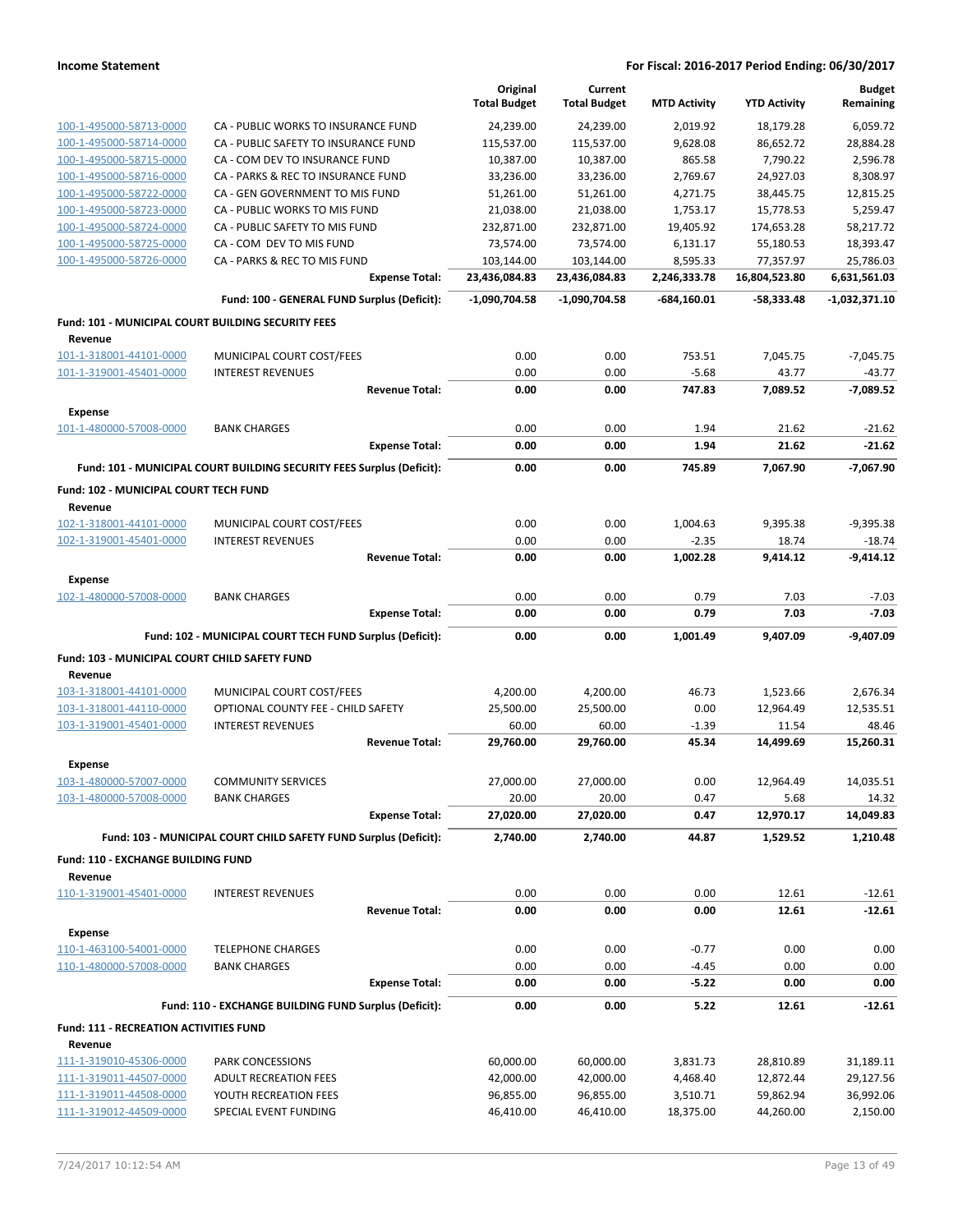| | | Original Total Budget | Current Total Budget | MTD Activity | YTD Activity | Budget Remaining |
|---|---|---|---|---|---|---|
| 100-1-495000-58713-0000 | CA - PUBLIC WORKS TO INSURANCE FUND | 24,239.00 | 24,239.00 | 2,019.92 | 18,179.28 | 6,059.72 |
| 100-1-495000-58714-0000 | CA - PUBLIC SAFETY TO INSURANCE FUND | 115,537.00 | 115,537.00 | 9,628.08 | 86,652.72 | 28,884.28 |
| 100-1-495000-58715-0000 | CA - COM DEV TO INSURANCE FUND | 10,387.00 | 10,387.00 | 865.58 | 7,790.22 | 2,596.78 |
| 100-1-495000-58716-0000 | CA - PARKS & REC TO INSURANCE FUND | 33,236.00 | 33,236.00 | 2,769.67 | 24,927.03 | 8,308.97 |
| 100-1-495000-58722-0000 | CA - GEN GOVERNMENT TO MIS FUND | 51,261.00 | 51,261.00 | 4,271.75 | 38,445.75 | 12,815.25 |
| 100-1-495000-58723-0000 | CA - PUBLIC WORKS TO MIS FUND | 21,038.00 | 21,038.00 | 1,753.17 | 15,778.53 | 5,259.47 |
| 100-1-495000-58724-0000 | CA - PUBLIC SAFETY TO MIS FUND | 232,871.00 | 232,871.00 | 19,405.92 | 174,653.28 | 58,217.72 |
| 100-1-495000-58725-0000 | CA - COM DEV TO MIS FUND | 73,574.00 | 73,574.00 | 6,131.17 | 55,180.53 | 18,393.47 |
| 100-1-495000-58726-0000 | CA - PARKS & REC TO MIS FUND | 103,144.00 | 103,144.00 | 8,595.33 | 77,357.97 | 25,786.03 |
| | **Expense Total:** | **23,436,084.83** | **23,436,084.83** | **2,246,333.78** | **16,804,523.80** | **6,631,561.03** |
| | **Fund: 100 - GENERAL FUND Surplus (Deficit):** | **-1,090,704.58** | **-1,090,704.58** | **-684,160.01** | **-58,333.48** | **-1,032,371.10** |
| **Fund: 101 - MUNICIPAL COURT BUILDING SECURITY FEES** | | | | | | |
| **Revenue** | | | | | | |
| 101-1-318001-44101-0000 | MUNICIPAL COURT COST/FEES | 0.00 | 0.00 | 753.51 | 7,045.75 | -7,045.75 |
| 101-1-319001-45401-0000 | INTEREST REVENUES | 0.00 | 0.00 | -5.68 | 43.77 | -43.77 |
| | **Revenue Total:** | **0.00** | **0.00** | **747.83** | **7,089.52** | **-7,089.52** |
| **Expense** | | | | | | |
| 101-1-480000-57008-0000 | BANK CHARGES | 0.00 | 0.00 | 1.94 | 21.62 | -21.62 |
| | **Expense Total:** | **0.00** | **0.00** | **1.94** | **21.62** | **-21.62** |
| | **Fund: 101 - MUNICIPAL COURT BUILDING SECURITY FEES Surplus (Deficit):** | **0.00** | **0.00** | **745.89** | **7,067.90** | **-7,067.90** |
| **Fund: 102 - MUNICIPAL COURT TECH FUND** | | | | | | |
| **Revenue** | | | | | | |
| 102-1-318001-44101-0000 | MUNICIPAL COURT COST/FEES | 0.00 | 0.00 | 1,004.63 | 9,395.38 | -9,395.38 |
| 102-1-319001-45401-0000 | INTEREST REVENUES | 0.00 | 0.00 | -2.35 | 18.74 | -18.74 |
| | **Revenue Total:** | **0.00** | **0.00** | **1,002.28** | **9,414.12** | **-9,414.12** |
| **Expense** | | | | | | |
| 102-1-480000-57008-0000 | BANK CHARGES | 0.00 | 0.00 | 0.79 | 7.03 | -7.03 |
| | **Expense Total:** | **0.00** | **0.00** | **0.79** | **7.03** | **-7.03** |
| | **Fund: 102 - MUNICIPAL COURT TECH FUND Surplus (Deficit):** | **0.00** | **0.00** | **1,001.49** | **9,407.09** | **-9,407.09** |
| **Fund: 103 - MUNICIPAL COURT CHILD SAFETY FUND** | | | | | | |
| **Revenue** | | | | | | |
| 103-1-318001-44101-0000 | MUNICIPAL COURT COST/FEES | 4,200.00 | 4,200.00 | 46.73 | 1,523.66 | 2,676.34 |
| 103-1-318001-44110-0000 | OPTIONAL COUNTY FEE - CHILD SAFETY | 25,500.00 | 25,500.00 | 0.00 | 12,964.49 | 12,535.51 |
| 103-1-319001-45401-0000 | INTEREST REVENUES | 60.00 | 60.00 | -1.39 | 11.54 | 48.46 |
| | **Revenue Total:** | **29,760.00** | **29,760.00** | **45.34** | **14,499.69** | **15,260.31** |
| **Expense** | | | | | | |
| 103-1-480000-57007-0000 | COMMUNITY SERVICES | 27,000.00 | 27,000.00 | 0.00 | 12,964.49 | 14,035.51 |
| 103-1-480000-57008-0000 | BANK CHARGES | 20.00 | 20.00 | 0.47 | 5.68 | 14.32 |
| | **Expense Total:** | **27,020.00** | **27,020.00** | **0.47** | **12,970.17** | **14,049.83** |
| | **Fund: 103 - MUNICIPAL COURT CHILD SAFETY FUND Surplus (Deficit):** | **2,740.00** | **2,740.00** | **44.87** | **1,529.52** | **1,210.48** |
| **Fund: 110 - EXCHANGE BUILDING FUND** | | | | | | |
| **Revenue** | | | | | | |
| 110-1-319001-45401-0000 | INTEREST REVENUES | 0.00 | 0.00 | 0.00 | 12.61 | -12.61 |
| | **Revenue Total:** | **0.00** | **0.00** | **0.00** | **12.61** | **-12.61** |
| **Expense** | | | | | | |
| 110-1-463100-54001-0000 | TELEPHONE CHARGES | 0.00 | 0.00 | -0.77 | 0.00 | 0.00 |
| 110-1-480000-57008-0000 | BANK CHARGES | 0.00 | 0.00 | -4.45 | 0.00 | 0.00 |
| | **Expense Total:** | **0.00** | **0.00** | **-5.22** | **0.00** | **0.00** |
| | **Fund: 110 - EXCHANGE BUILDING FUND Surplus (Deficit):** | **0.00** | **0.00** | **5.22** | **12.61** | **-12.61** |
| **Fund: 111 - RECREATION ACTIVITIES FUND** | | | | | | |
| **Revenue** | | | | | | |
| 111-1-319010-45306-0000 | PARK CONCESSIONS | 60,000.00 | 60,000.00 | 3,831.73 | 28,810.89 | 31,189.11 |
| 111-1-319011-44507-0000 | ADULT RECREATION FEES | 42,000.00 | 42,000.00 | 4,468.40 | 12,872.44 | 29,127.56 |
| 111-1-319011-44508-0000 | YOUTH RECREATION FEES | 96,855.00 | 96,855.00 | 3,510.71 | 59,862.94 | 36,992.06 |
| 111-1-319012-44509-0000 | SPECIAL EVENT FUNDING | 46,410.00 | 46,410.00 | 18,375.00 | 44,260.00 | 2,150.00 |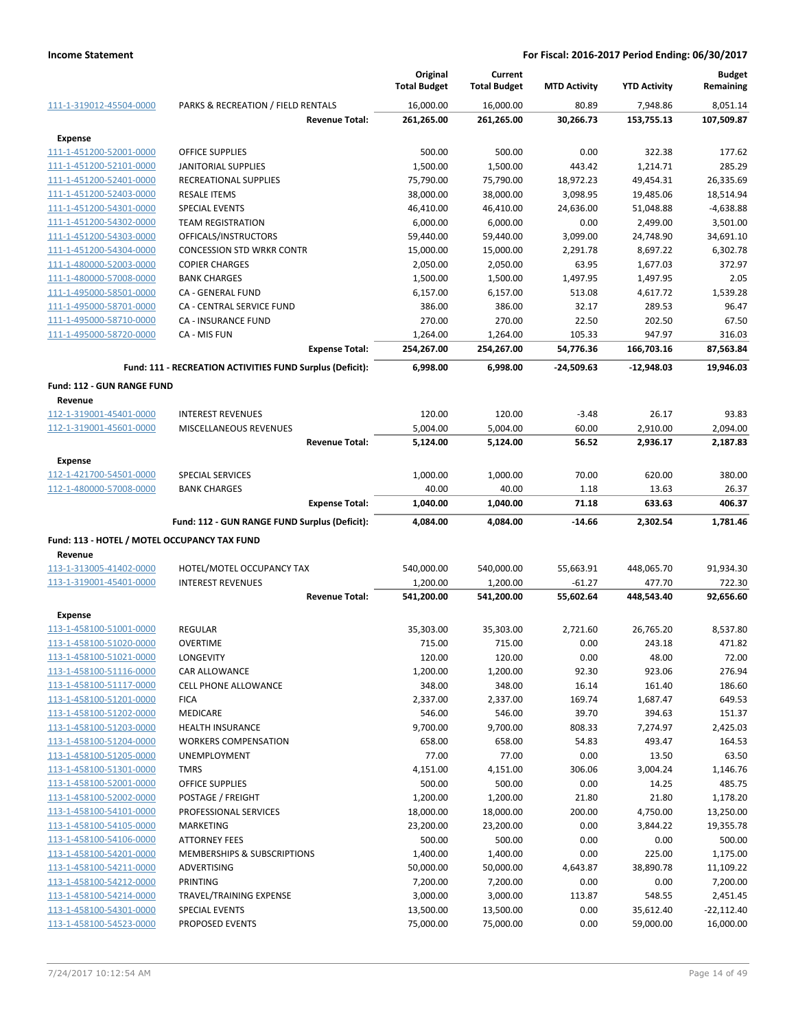**Income Statement** — **For Fiscal: 2016-2017 Period Ending: 06/30/2017**

| | | Original Total Budget | Current Total Budget | MTD Activity | YTD Activity | Budget Remaining |
|---|---|---|---|---|---|---|
| 111-1-319012-45504-0000 | PARKS & RECREATION / FIELD RENTALS | 16,000.00 | 16,000.00 | 80.89 | 7,948.86 | 8,051.14 |
| | **Revenue Total:** | **261,265.00** | **261,265.00** | **30,266.73** | **153,755.13** | **107,509.87** |
| **Expense** | | | | | | |
| 111-1-451200-52001-0000 | OFFICE SUPPLIES | 500.00 | 500.00 | 0.00 | 322.38 | 177.62 |
| 111-1-451200-52101-0000 | JANITORIAL SUPPLIES | 1,500.00 | 1,500.00 | 443.42 | 1,214.71 | 285.29 |
| 111-1-451200-52401-0000 | RECREATIONAL SUPPLIES | 75,790.00 | 75,790.00 | 18,972.23 | 49,454.31 | 26,335.69 |
| 111-1-451200-52403-0000 | RESALE ITEMS | 38,000.00 | 38,000.00 | 3,098.95 | 19,485.06 | 18,514.94 |
| 111-1-451200-54301-0000 | SPECIAL EVENTS | 46,410.00 | 46,410.00 | 24,636.00 | 51,048.88 | -4,638.88 |
| 111-1-451200-54302-0000 | TEAM REGISTRATION | 6,000.00 | 6,000.00 | 0.00 | 2,499.00 | 3,501.00 |
| 111-1-451200-54303-0000 | OFFICALS/INSTRUCTORS | 59,440.00 | 59,440.00 | 3,099.00 | 24,748.90 | 34,691.10 |
| 111-1-451200-54304-0000 | CONCESSION STD WRKR CONTR | 15,000.00 | 15,000.00 | 2,291.78 | 8,697.22 | 6,302.78 |
| 111-1-480000-52003-0000 | COPIER CHARGES | 2,050.00 | 2,050.00 | 63.95 | 1,677.03 | 372.97 |
| 111-1-480000-57008-0000 | BANK CHARGES | 1,500.00 | 1,500.00 | 1,497.95 | 1,497.95 | 2.05 |
| 111-1-495000-58501-0000 | CA - GENERAL FUND | 6,157.00 | 6,157.00 | 513.08 | 4,617.72 | 1,539.28 |
| 111-1-495000-58701-0000 | CA - CENTRAL SERVICE FUND | 386.00 | 386.00 | 32.17 | 289.53 | 96.47 |
| 111-1-495000-58710-0000 | CA - INSURANCE FUND | 270.00 | 270.00 | 22.50 | 202.50 | 67.50 |
| 111-1-495000-58720-0000 | CA - MIS FUN | 1,264.00 | 1,264.00 | 105.33 | 947.97 | 316.03 |
| | **Expense Total:** | **254,267.00** | **254,267.00** | **54,776.36** | **166,703.16** | **87,563.84** |
| | **Fund: 111 - RECREATION ACTIVITIES FUND Surplus (Deficit):** | **6,998.00** | **6,998.00** | **-24,509.63** | **-12,948.03** | **19,946.03** |
| **Fund: 112 - GUN RANGE FUND** | | | | | | |
| **Revenue** | | | | | | |
| 112-1-319001-45401-0000 | INTEREST REVENUES | 120.00 | 120.00 | -3.48 | 26.17 | 93.83 |
| 112-1-319001-45601-0000 | MISCELLANEOUS REVENUES | 5,004.00 | 5,004.00 | 60.00 | 2,910.00 | 2,094.00 |
| | **Revenue Total:** | **5,124.00** | **5,124.00** | **56.52** | **2,936.17** | **2,187.83** |
| **Expense** | | | | | | |
| 112-1-421700-54501-0000 | SPECIAL SERVICES | 1,000.00 | 1,000.00 | 70.00 | 620.00 | 380.00 |
| 112-1-480000-57008-0000 | BANK CHARGES | 40.00 | 40.00 | 1.18 | 13.63 | 26.37 |
| | **Expense Total:** | **1,040.00** | **1,040.00** | **71.18** | **633.63** | **406.37** |
| | **Fund: 112 - GUN RANGE FUND Surplus (Deficit):** | **4,084.00** | **4,084.00** | **-14.66** | **2,302.54** | **1,781.46** |
| **Fund: 113 - HOTEL / MOTEL OCCUPANCY TAX FUND** | | | | | | |
| **Revenue** | | | | | | |
| 113-1-313005-41402-0000 | HOTEL/MOTEL OCCUPANCY TAX | 540,000.00 | 540,000.00 | 55,663.91 | 448,065.70 | 91,934.30 |
| 113-1-319001-45401-0000 | INTEREST REVENUES | 1,200.00 | 1,200.00 | -61.27 | 477.70 | 722.30 |
| | **Revenue Total:** | **541,200.00** | **541,200.00** | **55,602.64** | **448,543.40** | **92,656.60** |
| **Expense** | | | | | | |
| 113-1-458100-51001-0000 | REGULAR | 35,303.00 | 35,303.00 | 2,721.60 | 26,765.20 | 8,537.80 |
| 113-1-458100-51020-0000 | OVERTIME | 715.00 | 715.00 | 0.00 | 243.18 | 471.82 |
| 113-1-458100-51021-0000 | LONGEVITY | 120.00 | 120.00 | 0.00 | 48.00 | 72.00 |
| 113-1-458100-51116-0000 | CAR ALLOWANCE | 1,200.00 | 1,200.00 | 92.30 | 923.06 | 276.94 |
| 113-1-458100-51117-0000 | CELL PHONE ALLOWANCE | 348.00 | 348.00 | 16.14 | 161.40 | 186.60 |
| 113-1-458100-51201-0000 | FICA | 2,337.00 | 2,337.00 | 169.74 | 1,687.47 | 649.53 |
| 113-1-458100-51202-0000 | MEDICARE | 546.00 | 546.00 | 39.70 | 394.63 | 151.37 |
| 113-1-458100-51203-0000 | HEALTH INSURANCE | 9,700.00 | 9,700.00 | 808.33 | 7,274.97 | 2,425.03 |
| 113-1-458100-51204-0000 | WORKERS COMPENSATION | 658.00 | 658.00 | 54.83 | 493.47 | 164.53 |
| 113-1-458100-51205-0000 | UNEMPLOYMENT | 77.00 | 77.00 | 0.00 | 13.50 | 63.50 |
| 113-1-458100-51301-0000 | TMRS | 4,151.00 | 4,151.00 | 306.06 | 3,004.24 | 1,146.76 |
| 113-1-458100-52001-0000 | OFFICE SUPPLIES | 500.00 | 500.00 | 0.00 | 14.25 | 485.75 |
| 113-1-458100-52002-0000 | POSTAGE / FREIGHT | 1,200.00 | 1,200.00 | 21.80 | 21.80 | 1,178.20 |
| 113-1-458100-54101-0000 | PROFESSIONAL SERVICES | 18,000.00 | 18,000.00 | 200.00 | 4,750.00 | 13,250.00 |
| 113-1-458100-54105-0000 | MARKETING | 23,200.00 | 23,200.00 | 0.00 | 3,844.22 | 19,355.78 |
| 113-1-458100-54106-0000 | ATTORNEY FEES | 500.00 | 500.00 | 0.00 | 0.00 | 500.00 |
| 113-1-458100-54201-0000 | MEMBERSHIPS & SUBSCRIPTIONS | 1,400.00 | 1,400.00 | 0.00 | 225.00 | 1,175.00 |
| 113-1-458100-54211-0000 | ADVERTISING | 50,000.00 | 50,000.00 | 4,643.87 | 38,890.78 | 11,109.22 |
| 113-1-458100-54212-0000 | PRINTING | 7,200.00 | 7,200.00 | 0.00 | 0.00 | 7,200.00 |
| 113-1-458100-54214-0000 | TRAVEL/TRAINING EXPENSE | 3,000.00 | 3,000.00 | 113.87 | 548.55 | 2,451.45 |
| 113-1-458100-54301-0000 | SPECIAL EVENTS | 13,500.00 | 13,500.00 | 0.00 | 35,612.40 | -22,112.40 |
| 113-1-458100-54523-0000 | PROPOSED EVENTS | 75,000.00 | 75,000.00 | 0.00 | 59,000.00 | 16,000.00 |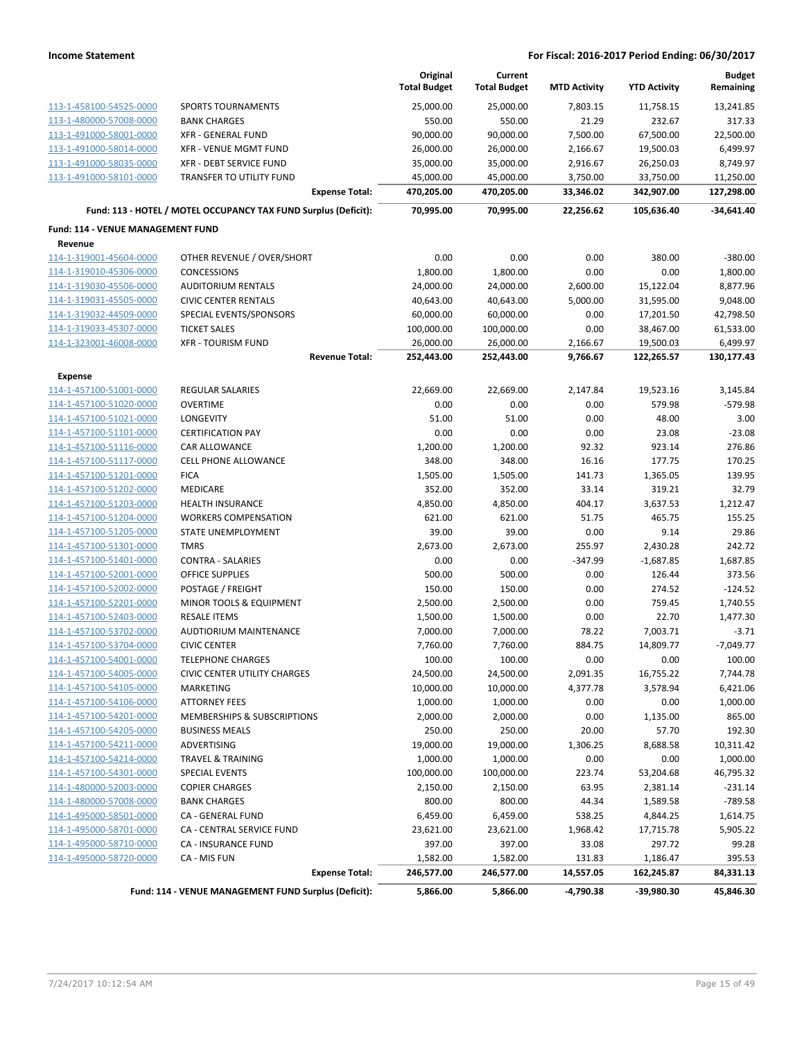| | | Original Total Budget | Current Total Budget | MTD Activity | YTD Activity | Budget Remaining |
|---|---|---|---|---|---|---|
| 113-1-458100-54525-0000 | SPORTS TOURNAMENTS | 25,000.00 | 25,000.00 | 7,803.15 | 11,758.15 | 13,241.85 |
| 113-1-480000-57008-0000 | BANK CHARGES | 550.00 | 550.00 | 21.29 | 232.67 | 317.33 |
| 113-1-491000-58001-0000 | XFR - GENERAL FUND | 90,000.00 | 90,000.00 | 7,500.00 | 67,500.00 | 22,500.00 |
| 113-1-491000-58014-0000 | XFR - VENUE MGMT FUND | 26,000.00 | 26,000.00 | 2,166.67 | 19,500.03 | 6,499.97 |
| 113-1-491000-58035-0000 | XFR - DEBT SERVICE FUND | 35,000.00 | 35,000.00 | 2,916.67 | 26,250.03 | 8,749.97 |
| 113-1-491000-58101-0000 | TRANSFER TO UTILITY FUND | 45,000.00 | 45,000.00 | 3,750.00 | 33,750.00 | 11,250.00 |
| | **Expense Total:** | **470,205.00** | **470,205.00** | **33,346.02** | **342,907.00** | **127,298.00** |
| | **Fund: 113 - HOTEL / MOTEL OCCUPANCY TAX FUND Surplus (Deficit):** | **70,995.00** | **70,995.00** | **22,256.62** | **105,636.40** | **-34,641.40** |
| **Fund: 114 - VENUE MANAGEMENT FUND** | | | | | | |
| **Revenue** | | | | | | |
| 114-1-319001-45604-0000 | OTHER REVENUE / OVER/SHORT | 0.00 | 0.00 | 0.00 | 380.00 | -380.00 |
| 114-1-319010-45306-0000 | CONCESSIONS | 1,800.00 | 1,800.00 | 0.00 | 0.00 | 1,800.00 |
| 114-1-319030-45506-0000 | AUDITORIUM RENTALS | 24,000.00 | 24,000.00 | 2,600.00 | 15,122.04 | 8,877.96 |
| 114-1-319031-45505-0000 | CIVIC CENTER RENTALS | 40,643.00 | 40,643.00 | 5,000.00 | 31,595.00 | 9,048.00 |
| 114-1-319032-44509-0000 | SPECIAL EVENTS/SPONSORS | 60,000.00 | 60,000.00 | 0.00 | 17,201.50 | 42,798.50 |
| 114-1-319033-45307-0000 | TICKET SALES | 100,000.00 | 100,000.00 | 0.00 | 38,467.00 | 61,533.00 |
| 114-1-323001-46008-0000 | XFR - TOURISM FUND | 26,000.00 | 26,000.00 | 2,166.67 | 19,500.03 | 6,499.97 |
| | **Revenue Total:** | **252,443.00** | **252,443.00** | **9,766.67** | **122,265.57** | **130,177.43** |
| **Expense** | | | | | | |
| 114-1-457100-51001-0000 | REGULAR SALARIES | 22,669.00 | 22,669.00 | 2,147.84 | 19,523.16 | 3,145.84 |
| 114-1-457100-51020-0000 | OVERTIME | 0.00 | 0.00 | 0.00 | 579.98 | -579.98 |
| 114-1-457100-51021-0000 | LONGEVITY | 51.00 | 51.00 | 0.00 | 48.00 | 3.00 |
| 114-1-457100-51101-0000 | CERTIFICATION PAY | 0.00 | 0.00 | 0.00 | 23.08 | -23.08 |
| 114-1-457100-51116-0000 | CAR ALLOWANCE | 1,200.00 | 1,200.00 | 92.32 | 923.14 | 276.86 |
| 114-1-457100-51117-0000 | CELL PHONE ALLOWANCE | 348.00 | 348.00 | 16.16 | 177.75 | 170.25 |
| 114-1-457100-51201-0000 | FICA | 1,505.00 | 1,505.00 | 141.73 | 1,365.05 | 139.95 |
| 114-1-457100-51202-0000 | MEDICARE | 352.00 | 352.00 | 33.14 | 319.21 | 32.79 |
| 114-1-457100-51203-0000 | HEALTH INSURANCE | 4,850.00 | 4,850.00 | 404.17 | 3,637.53 | 1,212.47 |
| 114-1-457100-51204-0000 | WORKERS COMPENSATION | 621.00 | 621.00 | 51.75 | 465.75 | 155.25 |
| 114-1-457100-51205-0000 | STATE UNEMPLOYMENT | 39.00 | 39.00 | 0.00 | 9.14 | 29.86 |
| 114-1-457100-51301-0000 | TMRS | 2,673.00 | 2,673.00 | 255.97 | 2,430.28 | 242.72 |
| 114-1-457100-51401-0000 | CONTRA - SALARIES | 0.00 | 0.00 | -347.99 | -1,687.85 | 1,687.85 |
| 114-1-457100-52001-0000 | OFFICE SUPPLIES | 500.00 | 500.00 | 0.00 | 126.44 | 373.56 |
| 114-1-457100-52002-0000 | POSTAGE / FREIGHT | 150.00 | 150.00 | 0.00 | 274.52 | -124.52 |
| 114-1-457100-52201-0000 | MINOR TOOLS & EQUIPMENT | 2,500.00 | 2,500.00 | 0.00 | 759.45 | 1,740.55 |
| 114-1-457100-52403-0000 | RESALE ITEMS | 1,500.00 | 1,500.00 | 0.00 | 22.70 | 1,477.30 |
| 114-1-457100-53702-0000 | AUDTIORIUM MAINTENANCE | 7,000.00 | 7,000.00 | 78.22 | 7,003.71 | -3.71 |
| 114-1-457100-53704-0000 | CIVIC CENTER | 7,760.00 | 7,760.00 | 884.75 | 14,809.77 | -7,049.77 |
| 114-1-457100-54001-0000 | TELEPHONE CHARGES | 100.00 | 100.00 | 0.00 | 0.00 | 100.00 |
| 114-1-457100-54005-0000 | CIVIC CENTER UTILITY CHARGES | 24,500.00 | 24,500.00 | 2,091.35 | 16,755.22 | 7,744.78 |
| 114-1-457100-54105-0000 | MARKETING | 10,000.00 | 10,000.00 | 4,377.78 | 3,578.94 | 6,421.06 |
| 114-1-457100-54106-0000 | ATTORNEY FEES | 1,000.00 | 1,000.00 | 0.00 | 0.00 | 1,000.00 |
| 114-1-457100-54201-0000 | MEMBERSHIPS & SUBSCRIPTIONS | 2,000.00 | 2,000.00 | 0.00 | 1,135.00 | 865.00 |
| 114-1-457100-54205-0000 | BUSINESS MEALS | 250.00 | 250.00 | 20.00 | 57.70 | 192.30 |
| 114-1-457100-54211-0000 | ADVERTISING | 19,000.00 | 19,000.00 | 1,306.25 | 8,688.58 | 10,311.42 |
| 114-1-457100-54214-0000 | TRAVEL & TRAINING | 1,000.00 | 1,000.00 | 0.00 | 0.00 | 1,000.00 |
| 114-1-457100-54301-0000 | SPECIAL EVENTS | 100,000.00 | 100,000.00 | 223.74 | 53,204.68 | 46,795.32 |
| 114-1-480000-52003-0000 | COPIER CHARGES | 2,150.00 | 2,150.00 | 63.95 | 2,381.14 | -231.14 |
| 114-1-480000-57008-0000 | BANK CHARGES | 800.00 | 800.00 | 44.34 | 1,589.58 | -789.58 |
| 114-1-495000-58501-0000 | CA - GENERAL FUND | 6,459.00 | 6,459.00 | 538.25 | 4,844.25 | 1,614.75 |
| 114-1-495000-58701-0000 | CA - CENTRAL SERVICE FUND | 23,621.00 | 23,621.00 | 1,968.42 | 17,715.78 | 5,905.22 |
| 114-1-495000-58710-0000 | CA - INSURANCE FUND | 397.00 | 397.00 | 33.08 | 297.72 | 99.28 |
| 114-1-495000-58720-0000 | CA - MIS FUN | 1,582.00 | 1,582.00 | 131.83 | 1,186.47 | 395.53 |
| | **Expense Total:** | **246,577.00** | **246,577.00** | **14,557.05** | **162,245.87** | **84,331.13** |
| | **Fund: 114 - VENUE MANAGEMENT FUND Surplus (Deficit):** | **5,866.00** | **5,866.00** | **-4,790.38** | **-39,980.30** | **45,846.30** |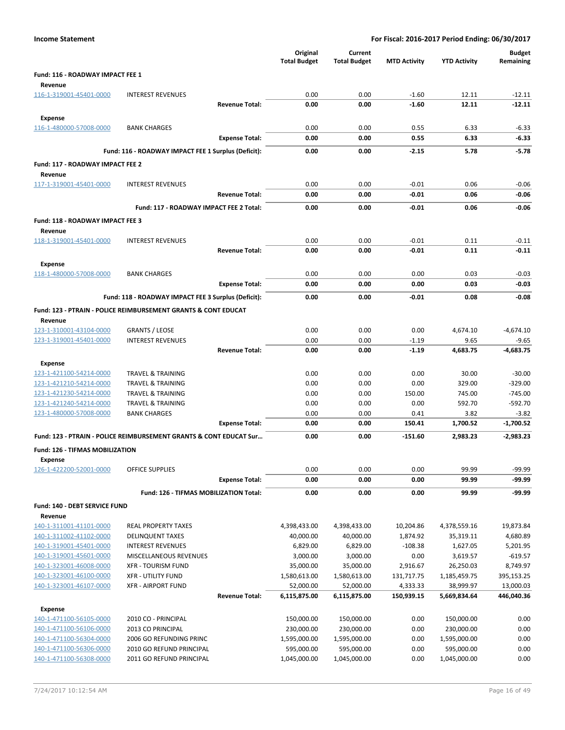**Income Statement** — **For Fiscal: 2016-2017 Period Ending: 06/30/2017**

| | | Original Total Budget | Current Total Budget | MTD Activity | YTD Activity | Budget Remaining |
|---|---|---|---|---|---|---|
| **Fund: 116 - ROADWAY IMPACT FEE 1** | | | | | | |
| **Revenue** | | | | | | |
| 116-1-319001-45401-0000 | INTEREST REVENUES | 0.00 | 0.00 | -1.60 | 12.11 | -12.11 |
| | **Revenue Total:** | **0.00** | **0.00** | **-1.60** | **12.11** | **-12.11** |
| **Expense** | | | | | | |
| 116-1-480000-57008-0000 | BANK CHARGES | 0.00 | 0.00 | 0.55 | 6.33 | -6.33 |
| | **Expense Total:** | **0.00** | **0.00** | **0.55** | **6.33** | **-6.33** |
| | **Fund: 116 - ROADWAY IMPACT FEE 1 Surplus (Deficit):** | **0.00** | **0.00** | **-2.15** | **5.78** | **-5.78** |
| **Fund: 117 - ROADWAY IMPACT FEE 2** | | | | | | |
| **Revenue** | | | | | | |
| 117-1-319001-45401-0000 | INTEREST REVENUES | 0.00 | 0.00 | -0.01 | 0.06 | -0.06 |
| | **Revenue Total:** | **0.00** | **0.00** | **-0.01** | **0.06** | **-0.06** |
| | **Fund: 117 - ROADWAY IMPACT FEE 2 Total:** | **0.00** | **0.00** | **-0.01** | **0.06** | **-0.06** |
| **Fund: 118 - ROADWAY IMPACT FEE 3** | | | | | | |
| **Revenue** | | | | | | |
| 118-1-319001-45401-0000 | INTEREST REVENUES | 0.00 | 0.00 | -0.01 | 0.11 | -0.11 |
| | **Revenue Total:** | **0.00** | **0.00** | **-0.01** | **0.11** | **-0.11** |
| **Expense** | | | | | | |
| 118-1-480000-57008-0000 | BANK CHARGES | 0.00 | 0.00 | 0.00 | 0.03 | -0.03 |
| | **Expense Total:** | **0.00** | **0.00** | **0.00** | **0.03** | **-0.03** |
| | **Fund: 118 - ROADWAY IMPACT FEE 3 Surplus (Deficit):** | **0.00** | **0.00** | **-0.01** | **0.08** | **-0.08** |
| **Fund: 123 - PTRAIN - POLICE REIMBURSEMENT GRANTS & CONT EDUCAT** | | | | | | |
| **Revenue** | | | | | | |
| 123-1-310001-43104-0000 | GRANTS / LEOSE | 0.00 | 0.00 | 0.00 | 4,674.10 | -4,674.10 |
| 123-1-319001-45401-0000 | INTEREST REVENUES | 0.00 | 0.00 | -1.19 | 9.65 | -9.65 |
| | **Revenue Total:** | **0.00** | **0.00** | **-1.19** | **4,683.75** | **-4,683.75** |
| **Expense** | | | | | | |
| 123-1-421100-54214-0000 | TRAVEL & TRAINING | 0.00 | 0.00 | 0.00 | 30.00 | -30.00 |
| 123-1-421210-54214-0000 | TRAVEL & TRAINING | 0.00 | 0.00 | 0.00 | 329.00 | -329.00 |
| 123-1-421230-54214-0000 | TRAVEL & TRAINING | 0.00 | 0.00 | 150.00 | 745.00 | -745.00 |
| 123-1-421240-54214-0000 | TRAVEL & TRAINING | 0.00 | 0.00 | 0.00 | 592.70 | -592.70 |
| 123-1-480000-57008-0000 | BANK CHARGES | 0.00 | 0.00 | 0.41 | 3.82 | -3.82 |
| | **Expense Total:** | **0.00** | **0.00** | **150.41** | **1,700.52** | **-1,700.52** |
| | **Fund: 123 - PTRAIN - POLICE REIMBURSEMENT GRANTS & CONT EDUCAT Sur...** | **0.00** | **0.00** | **-151.60** | **2,983.23** | **-2,983.23** |
| **Fund: 126 - TIFMAS MOBILIZATION** | | | | | | |
| **Expense** | | | | | | |
| 126-1-422200-52001-0000 | OFFICE SUPPLIES | 0.00 | 0.00 | 0.00 | 99.99 | -99.99 |
| | **Expense Total:** | **0.00** | **0.00** | **0.00** | **99.99** | **-99.99** |
| | **Fund: 126 - TIFMAS MOBILIZATION Total:** | **0.00** | **0.00** | **0.00** | **99.99** | **-99.99** |
| **Fund: 140 - DEBT SERVICE FUND** | | | | | | |
| **Revenue** | | | | | | |
| 140-1-311001-41101-0000 | REAL PROPERTY TAXES | 4,398,433.00 | 4,398,433.00 | 10,204.86 | 4,378,559.16 | 19,873.84 |
| 140-1-311002-41102-0000 | DELINQUENT TAXES | 40,000.00 | 40,000.00 | 1,874.92 | 35,319.11 | 4,680.89 |
| 140-1-319001-45401-0000 | INTEREST REVENUES | 6,829.00 | 6,829.00 | -108.38 | 1,627.05 | 5,201.95 |
| 140-1-319001-45601-0000 | MISCELLANEOUS REVENUES | 3,000.00 | 3,000.00 | 0.00 | 3,619.57 | -619.57 |
| 140-1-323001-46008-0000 | XFR - TOURISM FUND | 35,000.00 | 35,000.00 | 2,916.67 | 26,250.03 | 8,749.97 |
| 140-1-323001-46100-0000 | XFR - UTILITY FUND | 1,580,613.00 | 1,580,613.00 | 131,717.75 | 1,185,459.75 | 395,153.25 |
| 140-1-323001-46107-0000 | XFR - AIRPORT FUND | 52,000.00 | 52,000.00 | 4,333.33 | 38,999.97 | 13,000.03 |
| | **Revenue Total:** | **6,115,875.00** | **6,115,875.00** | **150,939.15** | **5,669,834.64** | **446,040.36** |
| **Expense** | | | | | | |
| 140-1-471100-56105-0000 | 2010 CO - PRINCIPAL | 150,000.00 | 150,000.00 | 0.00 | 150,000.00 | 0.00 |
| 140-1-471100-56106-0000 | 2013 CO PRINCIPAL | 230,000.00 | 230,000.00 | 0.00 | 230,000.00 | 0.00 |
| 140-1-471100-56304-0000 | 2006 GO REFUNDING PRINC | 1,595,000.00 | 1,595,000.00 | 0.00 | 1,595,000.00 | 0.00 |
| 140-1-471100-56306-0000 | 2010 GO REFUND PRINCIPAL | 595,000.00 | 595,000.00 | 0.00 | 595,000.00 | 0.00 |
| 140-1-471100-56308-0000 | 2011 GO REFUND PRINCIPAL | 1,045,000.00 | 1,045,000.00 | 0.00 | 1,045,000.00 | 0.00 |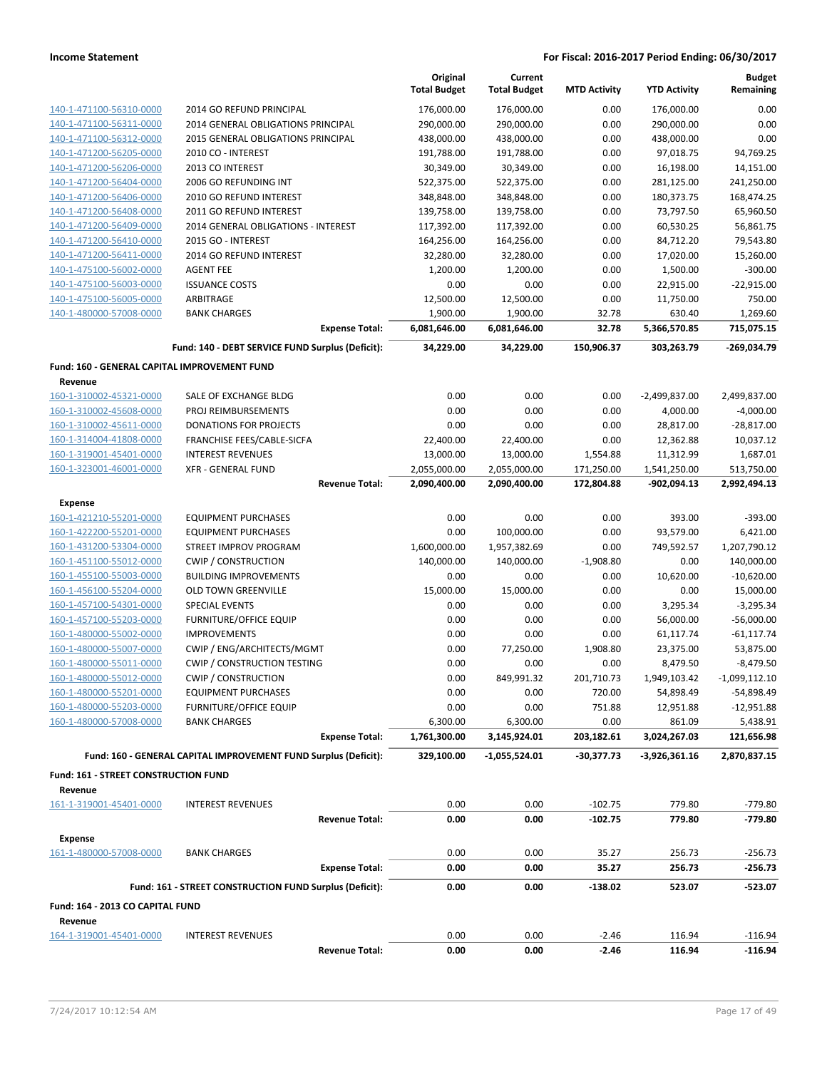**Income Statement** — **For Fiscal: 2016-2017 Period Ending: 06/30/2017**

| | | Original Total Budget | Current Total Budget | MTD Activity | YTD Activity | Budget Remaining |
|---|---|---|---|---|---|---|
| 140-1-471100-56310-0000 | 2014 GO REFUND PRINCIPAL | 176,000.00 | 176,000.00 | 0.00 | 176,000.00 | 0.00 |
| 140-1-471100-56311-0000 | 2014 GENERAL OBLIGATIONS PRINCIPAL | 290,000.00 | 290,000.00 | 0.00 | 290,000.00 | 0.00 |
| 140-1-471100-56312-0000 | 2015 GENERAL OBLIGATIONS PRINCIPAL | 438,000.00 | 438,000.00 | 0.00 | 438,000.00 | 0.00 |
| 140-1-471200-56205-0000 | 2010 CO - INTEREST | 191,788.00 | 191,788.00 | 0.00 | 97,018.75 | 94,769.25 |
| 140-1-471200-56206-0000 | 2013 CO INTEREST | 30,349.00 | 30,349.00 | 0.00 | 16,198.00 | 14,151.00 |
| 140-1-471200-56404-0000 | 2006 GO REFUNDING INT | 522,375.00 | 522,375.00 | 0.00 | 281,125.00 | 241,250.00 |
| 140-1-471200-56406-0000 | 2010 GO REFUND INTEREST | 348,848.00 | 348,848.00 | 0.00 | 180,373.75 | 168,474.25 |
| 140-1-471200-56408-0000 | 2011 GO REFUND INTEREST | 139,758.00 | 139,758.00 | 0.00 | 73,797.50 | 65,960.50 |
| 140-1-471200-56409-0000 | 2014 GENERAL OBLIGATIONS - INTEREST | 117,392.00 | 117,392.00 | 0.00 | 60,530.25 | 56,861.75 |
| 140-1-471200-56410-0000 | 2015 GO - INTEREST | 164,256.00 | 164,256.00 | 0.00 | 84,712.20 | 79,543.80 |
| 140-1-471200-56411-0000 | 2014 GO REFUND INTEREST | 32,280.00 | 32,280.00 | 0.00 | 17,020.00 | 15,260.00 |
| 140-1-475100-56002-0000 | AGENT FEE | 1,200.00 | 1,200.00 | 0.00 | 1,500.00 | -300.00 |
| 140-1-475100-56003-0000 | ISSUANCE COSTS | 0.00 | 0.00 | 0.00 | 22,915.00 | -22,915.00 |
| 140-1-475100-56005-0000 | ARBITRAGE | 12,500.00 | 12,500.00 | 0.00 | 11,750.00 | 750.00 |
| 140-1-480000-57008-0000 | BANK CHARGES | 1,900.00 | 1,900.00 | 32.78 | 630.40 | 1,269.60 |
| | **Expense Total:** | **6,081,646.00** | **6,081,646.00** | **32.78** | **5,366,570.85** | **715,075.15** |
| | **Fund: 140 - DEBT SERVICE FUND Surplus (Deficit):** | **34,229.00** | **34,229.00** | **150,906.37** | **303,263.79** | **-269,034.79** |
| **Fund: 160 - GENERAL CAPITAL IMPROVEMENT FUND** | | | | | | |
| **Revenue** | | | | | | |
| 160-1-310002-45321-0000 | SALE OF EXCHANGE BLDG | 0.00 | 0.00 | 0.00 | -2,499,837.00 | 2,499,837.00 |
| 160-1-310002-45608-0000 | PROJ REIMBURSEMENTS | 0.00 | 0.00 | 0.00 | 4,000.00 | -4,000.00 |
| 160-1-310002-45611-0000 | DONATIONS FOR PROJECTS | 0.00 | 0.00 | 0.00 | 28,817.00 | -28,817.00 |
| 160-1-314004-41808-0000 | FRANCHISE FEES/CABLE-SICFA | 22,400.00 | 22,400.00 | 0.00 | 12,362.88 | 10,037.12 |
| 160-1-319001-45401-0000 | INTEREST REVENUES | 13,000.00 | 13,000.00 | 1,554.88 | 11,312.99 | 1,687.01 |
| 160-1-323001-46001-0000 | XFR - GENERAL FUND | 2,055,000.00 | 2,055,000.00 | 171,250.00 | 1,541,250.00 | 513,750.00 |
| | **Revenue Total:** | **2,090,400.00** | **2,090,400.00** | **172,804.88** | **-902,094.13** | **2,992,494.13** |
| **Expense** | | | | | | |
| 160-1-421210-55201-0000 | EQUIPMENT PURCHASES | 0.00 | 0.00 | 0.00 | 393.00 | -393.00 |
| 160-1-422200-55201-0000 | EQUIPMENT PURCHASES | 0.00 | 100,000.00 | 0.00 | 93,579.00 | 6,421.00 |
| 160-1-431200-53304-0000 | STREET IMPROV PROGRAM | 1,600,000.00 | 1,957,382.69 | 0.00 | 749,592.57 | 1,207,790.12 |
| 160-1-451100-55012-0000 | CWIP / CONSTRUCTION | 140,000.00 | 140,000.00 | -1,908.80 | 0.00 | 140,000.00 |
| 160-1-455100-55003-0000 | BUILDING IMPROVEMENTS | 0.00 | 0.00 | 0.00 | 10,620.00 | -10,620.00 |
| 160-1-456100-55204-0000 | OLD TOWN GREENVILLE | 15,000.00 | 15,000.00 | 0.00 | 0.00 | 15,000.00 |
| 160-1-457100-54301-0000 | SPECIAL EVENTS | 0.00 | 0.00 | 0.00 | 3,295.34 | -3,295.34 |
| 160-1-457100-55203-0000 | FURNITURE/OFFICE EQUIP | 0.00 | 0.00 | 0.00 | 56,000.00 | -56,000.00 |
| 160-1-480000-55002-0000 | IMPROVEMENTS | 0.00 | 0.00 | 0.00 | 61,117.74 | -61,117.74 |
| 160-1-480000-55007-0000 | CWIP / ENG/ARCHITECTS/MGMT | 0.00 | 77,250.00 | 1,908.80 | 23,375.00 | 53,875.00 |
| 160-1-480000-55011-0000 | CWIP / CONSTRUCTION TESTING | 0.00 | 0.00 | 0.00 | 8,479.50 | -8,479.50 |
| 160-1-480000-55012-0000 | CWIP / CONSTRUCTION | 0.00 | 849,991.32 | 201,710.73 | 1,949,103.42 | -1,099,112.10 |
| 160-1-480000-55201-0000 | EQUIPMENT PURCHASES | 0.00 | 0.00 | 720.00 | 54,898.49 | -54,898.49 |
| 160-1-480000-55203-0000 | FURNITURE/OFFICE EQUIP | 0.00 | 0.00 | 751.88 | 12,951.88 | -12,951.88 |
| 160-1-480000-57008-0000 | BANK CHARGES | 6,300.00 | 6,300.00 | 0.00 | 861.09 | 5,438.91 |
| | **Expense Total:** | **1,761,300.00** | **3,145,924.01** | **203,182.61** | **3,024,267.03** | **121,656.98** |
| | **Fund: 160 - GENERAL CAPITAL IMPROVEMENT FUND Surplus (Deficit):** | **329,100.00** | **-1,055,524.01** | **-30,377.73** | **-3,926,361.16** | **2,870,837.15** |
| **Fund: 161 - STREET CONSTRUCTION FUND** | | | | | | |
| **Revenue** | | | | | | |
| 161-1-319001-45401-0000 | INTEREST REVENUES | 0.00 | 0.00 | -102.75 | 779.80 | -779.80 |
| | **Revenue Total:** | **0.00** | **0.00** | **-102.75** | **779.80** | **-779.80** |
| **Expense** | | | | | | |
| 161-1-480000-57008-0000 | BANK CHARGES | 0.00 | 0.00 | 35.27 | 256.73 | -256.73 |
| | **Expense Total:** | **0.00** | **0.00** | **35.27** | **256.73** | **-256.73** |
| | **Fund: 161 - STREET CONSTRUCTION FUND Surplus (Deficit):** | **0.00** | **0.00** | **-138.02** | **523.07** | **-523.07** |
| **Fund: 164 - 2013 CO CAPITAL FUND** | | | | | | |
| **Revenue** | | | | | | |
| 164-1-319001-45401-0000 | INTEREST REVENUES | 0.00 | 0.00 | -2.46 | 116.94 | -116.94 |
| | **Revenue Total:** | **0.00** | **0.00** | **-2.46** | **116.94** | **-116.94** |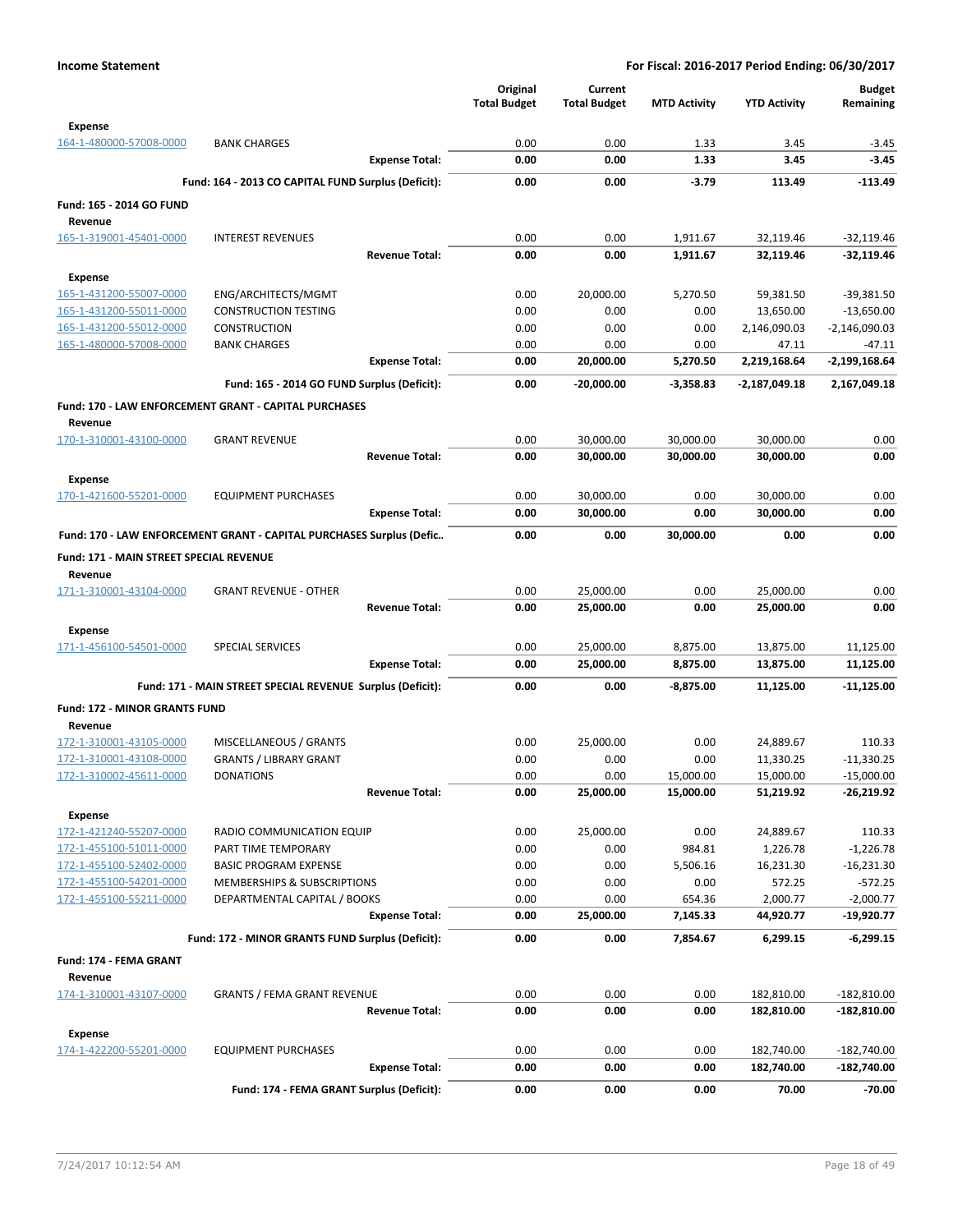**Income Statement** — For Fiscal: 2016-2017 Period Ending: 06/30/2017

| | | Original Total Budget | Current Total Budget | MTD Activity | YTD Activity | Budget Remaining |
|---|---|---|---|---|---|---|
| **Expense** | | | | | | |
| 164-1-480000-57008-0000 | BANK CHARGES | 0.00 | 0.00 | 1.33 | 3.45 | -3.45 |
| | **Expense Total:** | **0.00** | **0.00** | **1.33** | **3.45** | **-3.45** |
| | **Fund: 164 - 2013 CO CAPITAL FUND Surplus (Deficit):** | **0.00** | **0.00** | **-3.79** | **113.49** | **-113.49** |
| **Fund: 165 - 2014 GO FUND** | | | | | | |
| **Revenue** | | | | | | |
| 165-1-319001-45401-0000 | INTEREST REVENUES | 0.00 | 0.00 | 1,911.67 | 32,119.46 | -32,119.46 |
| | **Revenue Total:** | **0.00** | **0.00** | **1,911.67** | **32,119.46** | **-32,119.46** |
| **Expense** | | | | | | |
| 165-1-431200-55007-0000 | ENG/ARCHITECTS/MGMT | 0.00 | 20,000.00 | 5,270.50 | 59,381.50 | -39,381.50 |
| 165-1-431200-55011-0000 | CONSTRUCTION TESTING | 0.00 | 0.00 | 0.00 | 13,650.00 | -13,650.00 |
| 165-1-431200-55012-0000 | CONSTRUCTION | 0.00 | 0.00 | 0.00 | 2,146,090.03 | -2,146,090.03 |
| 165-1-480000-57008-0000 | BANK CHARGES | 0.00 | 0.00 | 0.00 | 47.11 | -47.11 |
| | **Expense Total:** | **0.00** | **20,000.00** | **5,270.50** | **2,219,168.64** | **-2,199,168.64** |
| | **Fund: 165 - 2014 GO FUND Surplus (Deficit):** | **0.00** | **-20,000.00** | **-3,358.83** | **-2,187,049.18** | **2,167,049.18** |
| **Fund: 170 - LAW ENFORCEMENT GRANT - CAPITAL PURCHASES** | | | | | | |
| **Revenue** | | | | | | |
| 170-1-310001-43100-0000 | GRANT REVENUE | 0.00 | 30,000.00 | 30,000.00 | 30,000.00 | 0.00 |
| | **Revenue Total:** | **0.00** | **30,000.00** | **30,000.00** | **30,000.00** | **0.00** |
| **Expense** | | | | | | |
| 170-1-421600-55201-0000 | EQUIPMENT PURCHASES | 0.00 | 30,000.00 | 0.00 | 30,000.00 | 0.00 |
| | **Expense Total:** | **0.00** | **30,000.00** | **0.00** | **30,000.00** | **0.00** |
| **Fund: 170 - LAW ENFORCEMENT GRANT - CAPITAL PURCHASES Surplus (Defic..** | | **0.00** | **0.00** | **30,000.00** | **0.00** | **0.00** |
| **Fund: 171 - MAIN STREET SPECIAL REVENUE** | | | | | | |
| **Revenue** | | | | | | |
| 171-1-310001-43104-0000 | GRANT REVENUE - OTHER | 0.00 | 25,000.00 | 0.00 | 25,000.00 | 0.00 |
| | **Revenue Total:** | **0.00** | **25,000.00** | **0.00** | **25,000.00** | **0.00** |
| **Expense** | | | | | | |
| 171-1-456100-54501-0000 | SPECIAL SERVICES | 0.00 | 25,000.00 | 8,875.00 | 13,875.00 | 11,125.00 |
| | **Expense Total:** | **0.00** | **25,000.00** | **8,875.00** | **13,875.00** | **11,125.00** |
| | **Fund: 171 - MAIN STREET SPECIAL REVENUE Surplus (Deficit):** | **0.00** | **0.00** | **-8,875.00** | **11,125.00** | **-11,125.00** |
| **Fund: 172 - MINOR GRANTS FUND** | | | | | | |
| **Revenue** | | | | | | |
| 172-1-310001-43105-0000 | MISCELLANEOUS / GRANTS | 0.00 | 25,000.00 | 0.00 | 24,889.67 | 110.33 |
| 172-1-310001-43108-0000 | GRANTS / LIBRARY GRANT | 0.00 | 0.00 | 0.00 | 11,330.25 | -11,330.25 |
| 172-1-310002-45611-0000 | DONATIONS | 0.00 | 0.00 | 15,000.00 | 15,000.00 | -15,000.00 |
| | **Revenue Total:** | **0.00** | **25,000.00** | **15,000.00** | **51,219.92** | **-26,219.92** |
| **Expense** | | | | | | |
| 172-1-421240-55207-0000 | RADIO COMMUNICATION EQUIP | 0.00 | 25,000.00 | 0.00 | 24,889.67 | 110.33 |
| 172-1-455100-51011-0000 | PART TIME TEMPORARY | 0.00 | 0.00 | 984.81 | 1,226.78 | -1,226.78 |
| 172-1-455100-52402-0000 | BASIC PROGRAM EXPENSE | 0.00 | 0.00 | 5,506.16 | 16,231.30 | -16,231.30 |
| 172-1-455100-54201-0000 | MEMBERSHIPS & SUBSCRIPTIONS | 0.00 | 0.00 | 0.00 | 572.25 | -572.25 |
| 172-1-455100-55211-0000 | DEPARTMENTAL CAPITAL / BOOKS | 0.00 | 0.00 | 654.36 | 2,000.77 | -2,000.77 |
| | **Expense Total:** | **0.00** | **25,000.00** | **7,145.33** | **44,920.77** | **-19,920.77** |
| | **Fund: 172 - MINOR GRANTS FUND Surplus (Deficit):** | **0.00** | **0.00** | **7,854.67** | **6,299.15** | **-6,299.15** |
| **Fund: 174 - FEMA GRANT** | | | | | | |
| **Revenue** | | | | | | |
| 174-1-310001-43107-0000 | GRANTS / FEMA GRANT REVENUE | 0.00 | 0.00 | 0.00 | 182,810.00 | -182,810.00 |
| | **Revenue Total:** | **0.00** | **0.00** | **0.00** | **182,810.00** | **-182,810.00** |
| **Expense** | | | | | | |
| 174-1-422200-55201-0000 | EQUIPMENT PURCHASES | 0.00 | 0.00 | 0.00 | 182,740.00 | -182,740.00 |
| | **Expense Total:** | **0.00** | **0.00** | **0.00** | **182,740.00** | **-182,740.00** |
| | **Fund: 174 - FEMA GRANT Surplus (Deficit):** | **0.00** | **0.00** | **0.00** | **70.00** | **-70.00** |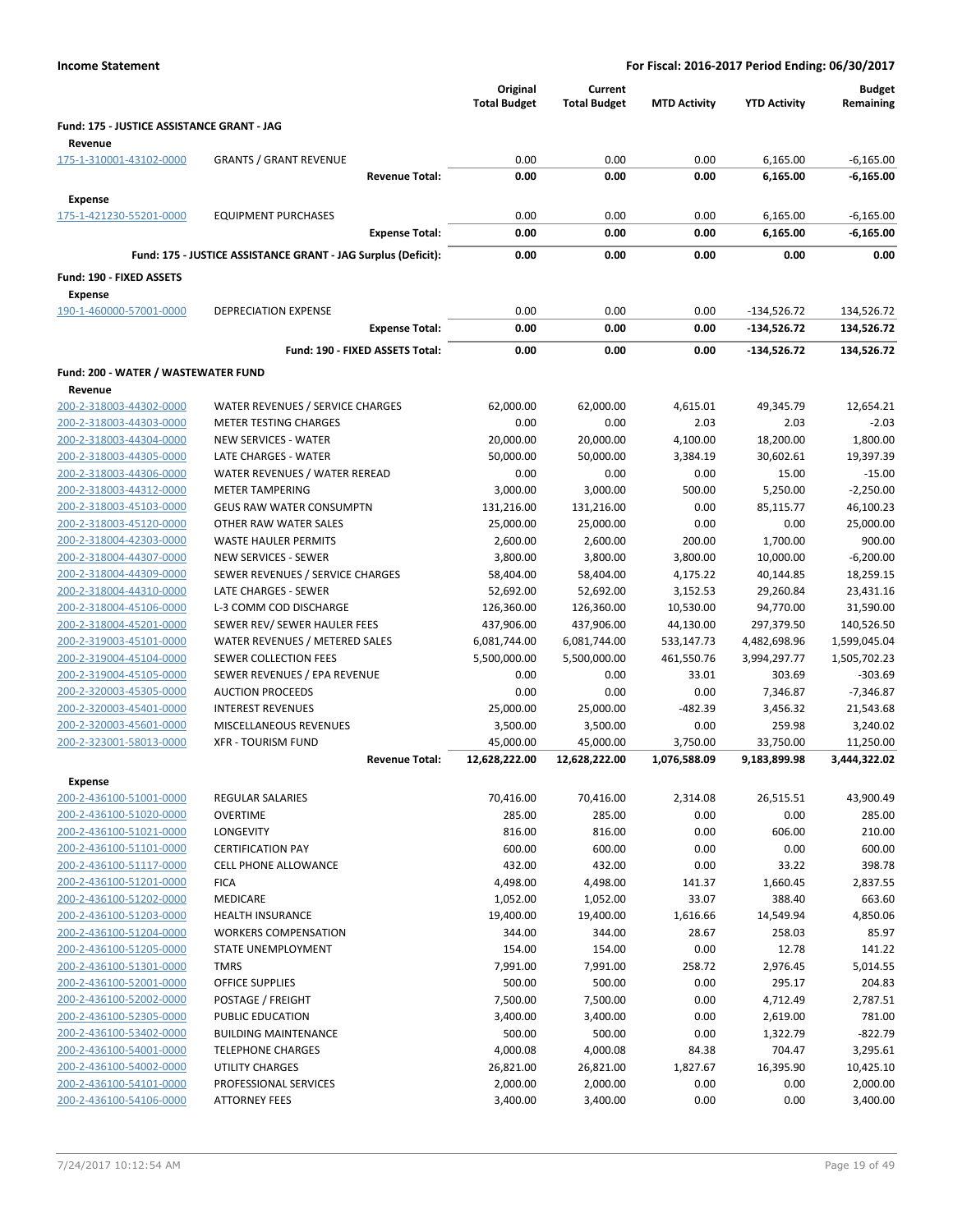**Income Statement** — For Fiscal: 2016-2017 Period Ending: 06/30/2017

| | | Original Total Budget | Current Total Budget | MTD Activity | YTD Activity | Budget Remaining |
|---|---|---|---|---|---|---|
| **Fund: 175 - JUSTICE ASSISTANCE GRANT - JAG** | | | | | | |
| **Revenue** | | | | | | |
| 175-1-310001-43102-0000 | GRANTS / GRANT REVENUE | 0.00 | 0.00 | 0.00 | 6,165.00 | -6,165.00 |
| | **Revenue Total:** | **0.00** | **0.00** | **0.00** | **6,165.00** | **-6,165.00** |
| **Expense** | | | | | | |
| 175-1-421230-55201-0000 | EQUIPMENT PURCHASES | 0.00 | 0.00 | 0.00 | 6,165.00 | -6,165.00 |
| | **Expense Total:** | **0.00** | **0.00** | **0.00** | **6,165.00** | **-6,165.00** |
| | **Fund: 175 - JUSTICE ASSISTANCE GRANT - JAG Surplus (Deficit):** | **0.00** | **0.00** | **0.00** | **0.00** | **0.00** |
| **Fund: 190 - FIXED ASSETS** | | | | | | |
| **Expense** | | | | | | |
| 190-1-460000-57001-0000 | DEPRECIATION EXPENSE | 0.00 | 0.00 | 0.00 | -134,526.72 | 134,526.72 |
| | **Expense Total:** | **0.00** | **0.00** | **0.00** | **-134,526.72** | **134,526.72** |
| | **Fund: 190 - FIXED ASSETS Total:** | **0.00** | **0.00** | **0.00** | **-134,526.72** | **134,526.72** |
| **Fund: 200 - WATER / WASTEWATER FUND** | | | | | | |
| **Revenue** | | | | | | |
| 200-2-318003-44302-0000 | WATER REVENUES / SERVICE CHARGES | 62,000.00 | 62,000.00 | 4,615.01 | 49,345.79 | 12,654.21 |
| 200-2-318003-44303-0000 | METER TESTING CHARGES | 0.00 | 0.00 | 2.03 | 2.03 | -2.03 |
| 200-2-318003-44304-0000 | NEW SERVICES - WATER | 20,000.00 | 20,000.00 | 4,100.00 | 18,200.00 | 1,800.00 |
| 200-2-318003-44305-0000 | LATE CHARGES - WATER | 50,000.00 | 50,000.00 | 3,384.19 | 30,602.61 | 19,397.39 |
| 200-2-318003-44306-0000 | WATER REVENUES / WATER REREAD | 0.00 | 0.00 | 0.00 | 15.00 | -15.00 |
| 200-2-318003-44312-0000 | METER TAMPERING | 3,000.00 | 3,000.00 | 500.00 | 5,250.00 | -2,250.00 |
| 200-2-318003-45103-0000 | GEUS RAW WATER CONSUMPTN | 131,216.00 | 131,216.00 | 0.00 | 85,115.77 | 46,100.23 |
| 200-2-318003-45120-0000 | OTHER RAW WATER SALES | 25,000.00 | 25,000.00 | 0.00 | 0.00 | 25,000.00 |
| 200-2-318004-42303-0000 | WASTE HAULER PERMITS | 2,600.00 | 2,600.00 | 200.00 | 1,700.00 | 900.00 |
| 200-2-318004-44307-0000 | NEW SERVICES - SEWER | 3,800.00 | 3,800.00 | 3,800.00 | 10,000.00 | -6,200.00 |
| 200-2-318004-44309-0000 | SEWER REVENUES / SERVICE CHARGES | 58,404.00 | 58,404.00 | 4,175.22 | 40,144.85 | 18,259.15 |
| 200-2-318004-44310-0000 | LATE CHARGES - SEWER | 52,692.00 | 52,692.00 | 3,152.53 | 29,260.84 | 23,431.16 |
| 200-2-318004-45106-0000 | L-3 COMM COD DISCHARGE | 126,360.00 | 126,360.00 | 10,530.00 | 94,770.00 | 31,590.00 |
| 200-2-318004-45201-0000 | SEWER REV/ SEWER HAULER FEES | 437,906.00 | 437,906.00 | 44,130.00 | 297,379.50 | 140,526.50 |
| 200-2-319003-45101-0000 | WATER REVENUES / METERED SALES | 6,081,744.00 | 6,081,744.00 | 533,147.73 | 4,482,698.96 | 1,599,045.04 |
| 200-2-319004-45104-0000 | SEWER COLLECTION FEES | 5,500,000.00 | 5,500,000.00 | 461,550.76 | 3,994,297.77 | 1,505,702.23 |
| 200-2-319004-45105-0000 | SEWER REVENUES / EPA REVENUE | 0.00 | 0.00 | 33.01 | 303.69 | -303.69 |
| 200-2-320003-45305-0000 | AUCTION PROCEEDS | 0.00 | 0.00 | 0.00 | 7,346.87 | -7,346.87 |
| 200-2-320003-45401-0000 | INTEREST REVENUES | 25,000.00 | 25,000.00 | -482.39 | 3,456.32 | 21,543.68 |
| 200-2-320003-45601-0000 | MISCELLANEOUS REVENUES | 3,500.00 | 3,500.00 | 0.00 | 259.98 | 3,240.02 |
| 200-2-323001-58013-0000 | XFR - TOURISM FUND | 45,000.00 | 45,000.00 | 3,750.00 | 33,750.00 | 11,250.00 |
| | **Revenue Total:** | **12,628,222.00** | **12,628,222.00** | **1,076,588.09** | **9,183,899.98** | **3,444,322.02** |
| **Expense** | | | | | | |
| 200-2-436100-51001-0000 | REGULAR SALARIES | 70,416.00 | 70,416.00 | 2,314.08 | 26,515.51 | 43,900.49 |
| 200-2-436100-51020-0000 | OVERTIME | 285.00 | 285.00 | 0.00 | 0.00 | 285.00 |
| 200-2-436100-51021-0000 | LONGEVITY | 816.00 | 816.00 | 0.00 | 606.00 | 210.00 |
| 200-2-436100-51101-0000 | CERTIFICATION PAY | 600.00 | 600.00 | 0.00 | 0.00 | 600.00 |
| 200-2-436100-51117-0000 | CELL PHONE ALLOWANCE | 432.00 | 432.00 | 0.00 | 33.22 | 398.78 |
| 200-2-436100-51201-0000 | FICA | 4,498.00 | 4,498.00 | 141.37 | 1,660.45 | 2,837.55 |
| 200-2-436100-51202-0000 | MEDICARE | 1,052.00 | 1,052.00 | 33.07 | 388.40 | 663.60 |
| 200-2-436100-51203-0000 | HEALTH INSURANCE | 19,400.00 | 19,400.00 | 1,616.66 | 14,549.94 | 4,850.06 |
| 200-2-436100-51204-0000 | WORKERS COMPENSATION | 344.00 | 344.00 | 28.67 | 258.03 | 85.97 |
| 200-2-436100-51205-0000 | STATE UNEMPLOYMENT | 154.00 | 154.00 | 0.00 | 12.78 | 141.22 |
| 200-2-436100-51301-0000 | TMRS | 7,991.00 | 7,991.00 | 258.72 | 2,976.45 | 5,014.55 |
| 200-2-436100-52001-0000 | OFFICE SUPPLIES | 500.00 | 500.00 | 0.00 | 295.17 | 204.83 |
| 200-2-436100-52002-0000 | POSTAGE / FREIGHT | 7,500.00 | 7,500.00 | 0.00 | 4,712.49 | 2,787.51 |
| 200-2-436100-52305-0000 | PUBLIC EDUCATION | 3,400.00 | 3,400.00 | 0.00 | 2,619.00 | 781.00 |
| 200-2-436100-53402-0000 | BUILDING MAINTENANCE | 500.00 | 500.00 | 0.00 | 1,322.79 | -822.79 |
| 200-2-436100-54001-0000 | TELEPHONE CHARGES | 4,000.08 | 4,000.08 | 84.38 | 704.47 | 3,295.61 |
| 200-2-436100-54002-0000 | UTILITY CHARGES | 26,821.00 | 26,821.00 | 1,827.67 | 16,395.90 | 10,425.10 |
| 200-2-436100-54101-0000 | PROFESSIONAL SERVICES | 2,000.00 | 2,000.00 | 0.00 | 0.00 | 2,000.00 |
| 200-2-436100-54106-0000 | ATTORNEY FEES | 3,400.00 | 3,400.00 | 0.00 | 0.00 | 3,400.00 |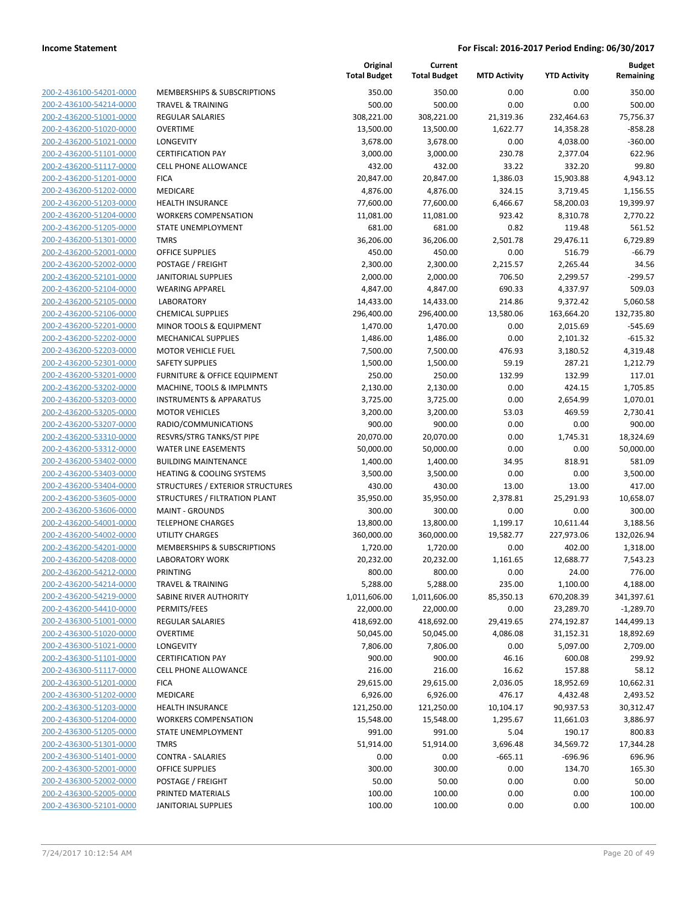**Income Statement** | **For Fiscal: 2016-2017 Period Ending: 06/30/2017**

| | | Original Total Budget | Current Total Budget | MTD Activity | YTD Activity | Budget Remaining |
|---|---|---|---|---|---|---|
| 200-2-436100-54201-0000 | MEMBERSHIPS & SUBSCRIPTIONS | 350.00 | 350.00 | 0.00 | 0.00 | 350.00 |
| 200-2-436100-54214-0000 | TRAVEL & TRAINING | 500.00 | 500.00 | 0.00 | 0.00 | 500.00 |
| 200-2-436200-51001-0000 | REGULAR SALARIES | 308,221.00 | 308,221.00 | 21,319.36 | 232,464.63 | 75,756.37 |
| 200-2-436200-51020-0000 | OVERTIME | 13,500.00 | 13,500.00 | 1,622.77 | 14,358.28 | -858.28 |
| 200-2-436200-51021-0000 | LONGEVITY | 3,678.00 | 3,678.00 | 0.00 | 4,038.00 | -360.00 |
| 200-2-436200-51101-0000 | CERTIFICATION PAY | 3,000.00 | 3,000.00 | 230.78 | 2,377.04 | 622.96 |
| 200-2-436200-51117-0000 | CELL PHONE ALLOWANCE | 432.00 | 432.00 | 33.22 | 332.20 | 99.80 |
| 200-2-436200-51201-0000 | FICA | 20,847.00 | 20,847.00 | 1,386.03 | 15,903.88 | 4,943.12 |
| 200-2-436200-51202-0000 | MEDICARE | 4,876.00 | 4,876.00 | 324.15 | 3,719.45 | 1,156.55 |
| 200-2-436200-51203-0000 | HEALTH INSURANCE | 77,600.00 | 77,600.00 | 6,466.67 | 58,200.03 | 19,399.97 |
| 200-2-436200-51204-0000 | WORKERS COMPENSATION | 11,081.00 | 11,081.00 | 923.42 | 8,310.78 | 2,770.22 |
| 200-2-436200-51205-0000 | STATE UNEMPLOYMENT | 681.00 | 681.00 | 0.82 | 119.48 | 561.52 |
| 200-2-436200-51301-0000 | TMRS | 36,206.00 | 36,206.00 | 2,501.78 | 29,476.11 | 6,729.89 |
| 200-2-436200-52001-0000 | OFFICE SUPPLIES | 450.00 | 450.00 | 0.00 | 516.79 | -66.79 |
| 200-2-436200-52002-0000 | POSTAGE / FREIGHT | 2,300.00 | 2,300.00 | 2,215.57 | 2,265.44 | 34.56 |
| 200-2-436200-52101-0000 | JANITORIAL SUPPLIES | 2,000.00 | 2,000.00 | 706.50 | 2,299.57 | -299.57 |
| 200-2-436200-52104-0000 | WEARING APPAREL | 4,847.00 | 4,847.00 | 690.33 | 4,337.97 | 509.03 |
| 200-2-436200-52105-0000 | LABORATORY | 14,433.00 | 14,433.00 | 214.86 | 9,372.42 | 5,060.58 |
| 200-2-436200-52106-0000 | CHEMICAL SUPPLIES | 296,400.00 | 296,400.00 | 13,580.06 | 163,664.20 | 132,735.80 |
| 200-2-436200-52201-0000 | MINOR TOOLS & EQUIPMENT | 1,470.00 | 1,470.00 | 0.00 | 2,015.69 | -545.69 |
| 200-2-436200-52202-0000 | MECHANICAL SUPPLIES | 1,486.00 | 1,486.00 | 0.00 | 2,101.32 | -615.32 |
| 200-2-436200-52203-0000 | MOTOR VEHICLE FUEL | 7,500.00 | 7,500.00 | 476.93 | 3,180.52 | 4,319.48 |
| 200-2-436200-52301-0000 | SAFETY SUPPLIES | 1,500.00 | 1,500.00 | 59.19 | 287.21 | 1,212.79 |
| 200-2-436200-53201-0000 | FURNITURE & OFFICE EQUIPMENT | 250.00 | 250.00 | 132.99 | 132.99 | 117.01 |
| 200-2-436200-53202-0000 | MACHINE, TOOLS & IMPLMNTS | 2,130.00 | 2,130.00 | 0.00 | 424.15 | 1,705.85 |
| 200-2-436200-53203-0000 | INSTRUMENTS & APPARATUS | 3,725.00 | 3,725.00 | 0.00 | 2,654.99 | 1,070.01 |
| 200-2-436200-53205-0000 | MOTOR VEHICLES | 3,200.00 | 3,200.00 | 53.03 | 469.59 | 2,730.41 |
| 200-2-436200-53207-0000 | RADIO/COMMUNICATIONS | 900.00 | 900.00 | 0.00 | 0.00 | 900.00 |
| 200-2-436200-53310-0000 | RESVRS/STRG TANKS/ST PIPE | 20,070.00 | 20,070.00 | 0.00 | 1,745.31 | 18,324.69 |
| 200-2-436200-53312-0000 | WATER LINE EASEMENTS | 50,000.00 | 50,000.00 | 0.00 | 0.00 | 50,000.00 |
| 200-2-436200-53402-0000 | BUILDING MAINTENANCE | 1,400.00 | 1,400.00 | 34.95 | 818.91 | 581.09 |
| 200-2-436200-53403-0000 | HEATING & COOLING SYSTEMS | 3,500.00 | 3,500.00 | 0.00 | 0.00 | 3,500.00 |
| 200-2-436200-53404-0000 | STRUCTURES / EXTERIOR STRUCTURES | 430.00 | 430.00 | 13.00 | 13.00 | 417.00 |
| 200-2-436200-53605-0000 | STRUCTURES / FILTRATION PLANT | 35,950.00 | 35,950.00 | 2,378.81 | 25,291.93 | 10,658.07 |
| 200-2-436200-53606-0000 | MAINT - GROUNDS | 300.00 | 300.00 | 0.00 | 0.00 | 300.00 |
| 200-2-436200-54001-0000 | TELEPHONE CHARGES | 13,800.00 | 13,800.00 | 1,199.17 | 10,611.44 | 3,188.56 |
| 200-2-436200-54002-0000 | UTILITY CHARGES | 360,000.00 | 360,000.00 | 19,582.77 | 227,973.06 | 132,026.94 |
| 200-2-436200-54201-0000 | MEMBERSHIPS & SUBSCRIPTIONS | 1,720.00 | 1,720.00 | 0.00 | 402.00 | 1,318.00 |
| 200-2-436200-54208-0000 | LABORATORY WORK | 20,232.00 | 20,232.00 | 1,161.65 | 12,688.77 | 7,543.23 |
| 200-2-436200-54212-0000 | PRINTING | 800.00 | 800.00 | 0.00 | 24.00 | 776.00 |
| 200-2-436200-54214-0000 | TRAVEL & TRAINING | 5,288.00 | 5,288.00 | 235.00 | 1,100.00 | 4,188.00 |
| 200-2-436200-54219-0000 | SABINE RIVER AUTHORITY | 1,011,606.00 | 1,011,606.00 | 85,350.13 | 670,208.39 | 341,397.61 |
| 200-2-436200-54410-0000 | PERMITS/FEES | 22,000.00 | 22,000.00 | 0.00 | 23,289.70 | -1,289.70 |
| 200-2-436300-51001-0000 | REGULAR SALARIES | 418,692.00 | 418,692.00 | 29,419.65 | 274,192.87 | 144,499.13 |
| 200-2-436300-51020-0000 | OVERTIME | 50,045.00 | 50,045.00 | 4,086.08 | 31,152.31 | 18,892.69 |
| 200-2-436300-51021-0000 | LONGEVITY | 7,806.00 | 7,806.00 | 0.00 | 5,097.00 | 2,709.00 |
| 200-2-436300-51101-0000 | CERTIFICATION PAY | 900.00 | 900.00 | 46.16 | 600.08 | 299.92 |
| 200-2-436300-51117-0000 | CELL PHONE ALLOWANCE | 216.00 | 216.00 | 16.62 | 157.88 | 58.12 |
| 200-2-436300-51201-0000 | FICA | 29,615.00 | 29,615.00 | 2,036.05 | 18,952.69 | 10,662.31 |
| 200-2-436300-51202-0000 | MEDICARE | 6,926.00 | 6,926.00 | 476.17 | 4,432.48 | 2,493.52 |
| 200-2-436300-51203-0000 | HEALTH INSURANCE | 121,250.00 | 121,250.00 | 10,104.17 | 90,937.53 | 30,312.47 |
| 200-2-436300-51204-0000 | WORKERS COMPENSATION | 15,548.00 | 15,548.00 | 1,295.67 | 11,661.03 | 3,886.97 |
| 200-2-436300-51205-0000 | STATE UNEMPLOYMENT | 991.00 | 991.00 | 5.04 | 190.17 | 800.83 |
| 200-2-436300-51301-0000 | TMRS | 51,914.00 | 51,914.00 | 3,696.48 | 34,569.72 | 17,344.28 |
| 200-2-436300-51401-0000 | CONTRA - SALARIES | 0.00 | 0.00 | -665.11 | -696.96 | 696.96 |
| 200-2-436300-52001-0000 | OFFICE SUPPLIES | 300.00 | 300.00 | 0.00 | 134.70 | 165.30 |
| 200-2-436300-52002-0000 | POSTAGE / FREIGHT | 50.00 | 50.00 | 0.00 | 0.00 | 50.00 |
| 200-2-436300-52005-0000 | PRINTED MATERIALS | 100.00 | 100.00 | 0.00 | 0.00 | 100.00 |
| 200-2-436300-52101-0000 | JANITORIAL SUPPLIES | 100.00 | 100.00 | 0.00 | 0.00 | 100.00 |

7/24/2017 10:12:54 AM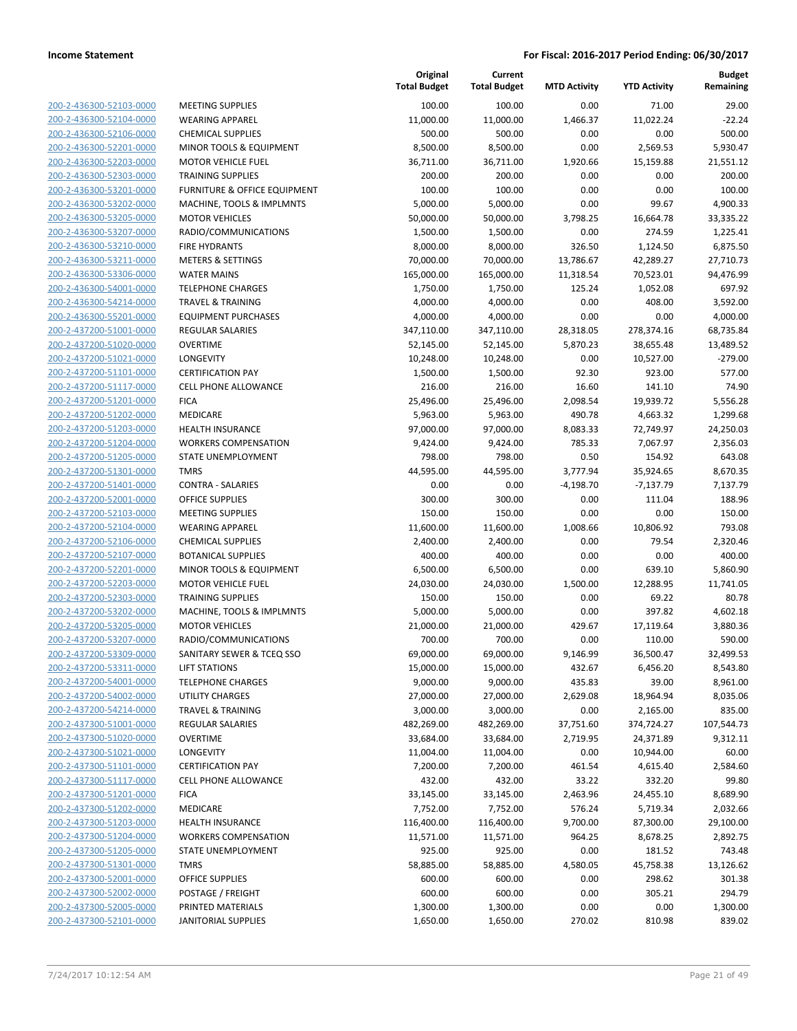**Income Statement** | **For Fiscal: 2016-2017 Period Ending: 06/30/2017**

| | | Original Total Budget | Current Total Budget | MTD Activity | YTD Activity | Budget Remaining |
|---|---|---|---|---|---|---|
| 200-2-436300-52103-0000 | MEETING SUPPLIES | 100.00 | 100.00 | 0.00 | 71.00 | 29.00 |
| 200-2-436300-52104-0000 | WEARING APPAREL | 11,000.00 | 11,000.00 | 1,466.37 | 11,022.24 | -22.24 |
| 200-2-436300-52106-0000 | CHEMICAL SUPPLIES | 500.00 | 500.00 | 0.00 | 0.00 | 500.00 |
| 200-2-436300-52201-0000 | MINOR TOOLS & EQUIPMENT | 8,500.00 | 8,500.00 | 0.00 | 2,569.53 | 5,930.47 |
| 200-2-436300-52203-0000 | MOTOR VEHICLE FUEL | 36,711.00 | 36,711.00 | 1,920.66 | 15,159.88 | 21,551.12 |
| 200-2-436300-52303-0000 | TRAINING SUPPLIES | 200.00 | 200.00 | 0.00 | 0.00 | 200.00 |
| 200-2-436300-53201-0000 | FURNITURE & OFFICE EQUIPMENT | 100.00 | 100.00 | 0.00 | 0.00 | 100.00 |
| 200-2-436300-53202-0000 | MACHINE, TOOLS & IMPLMNTS | 5,000.00 | 5,000.00 | 0.00 | 99.67 | 4,900.33 |
| 200-2-436300-53205-0000 | MOTOR VEHICLES | 50,000.00 | 50,000.00 | 3,798.25 | 16,664.78 | 33,335.22 |
| 200-2-436300-53207-0000 | RADIO/COMMUNICATIONS | 1,500.00 | 1,500.00 | 0.00 | 274.59 | 1,225.41 |
| 200-2-436300-53210-0000 | FIRE HYDRANTS | 8,000.00 | 8,000.00 | 326.50 | 1,124.50 | 6,875.50 |
| 200-2-436300-53211-0000 | METERS & SETTINGS | 70,000.00 | 70,000.00 | 13,786.67 | 42,289.27 | 27,710.73 |
| 200-2-436300-53306-0000 | WATER MAINS | 165,000.00 | 165,000.00 | 11,318.54 | 70,523.01 | 94,476.99 |
| 200-2-436300-54001-0000 | TELEPHONE CHARGES | 1,750.00 | 1,750.00 | 125.24 | 1,052.08 | 697.92 |
| 200-2-436300-54214-0000 | TRAVEL & TRAINING | 4,000.00 | 4,000.00 | 0.00 | 408.00 | 3,592.00 |
| 200-2-436300-55201-0000 | EQUIPMENT PURCHASES | 4,000.00 | 4,000.00 | 0.00 | 0.00 | 4,000.00 |
| 200-2-437200-51001-0000 | REGULAR SALARIES | 347,110.00 | 347,110.00 | 28,318.05 | 278,374.16 | 68,735.84 |
| 200-2-437200-51020-0000 | OVERTIME | 52,145.00 | 52,145.00 | 5,870.23 | 38,655.48 | 13,489.52 |
| 200-2-437200-51021-0000 | LONGEVITY | 10,248.00 | 10,248.00 | 0.00 | 10,527.00 | -279.00 |
| 200-2-437200-51101-0000 | CERTIFICATION PAY | 1,500.00 | 1,500.00 | 92.30 | 923.00 | 577.00 |
| 200-2-437200-51117-0000 | CELL PHONE ALLOWANCE | 216.00 | 216.00 | 16.60 | 141.10 | 74.90 |
| 200-2-437200-51201-0000 | FICA | 25,496.00 | 25,496.00 | 2,098.54 | 19,939.72 | 5,556.28 |
| 200-2-437200-51202-0000 | MEDICARE | 5,963.00 | 5,963.00 | 490.78 | 4,663.32 | 1,299.68 |
| 200-2-437200-51203-0000 | HEALTH INSURANCE | 97,000.00 | 97,000.00 | 8,083.33 | 72,749.97 | 24,250.03 |
| 200-2-437200-51204-0000 | WORKERS COMPENSATION | 9,424.00 | 9,424.00 | 785.33 | 7,067.97 | 2,356.03 |
| 200-2-437200-51205-0000 | STATE UNEMPLOYMENT | 798.00 | 798.00 | 0.50 | 154.92 | 643.08 |
| 200-2-437200-51301-0000 | TMRS | 44,595.00 | 44,595.00 | 3,777.94 | 35,924.65 | 8,670.35 |
| 200-2-437200-51401-0000 | CONTRA - SALARIES | 0.00 | 0.00 | -4,198.70 | -7,137.79 | 7,137.79 |
| 200-2-437200-52001-0000 | OFFICE SUPPLIES | 300.00 | 300.00 | 0.00 | 111.04 | 188.96 |
| 200-2-437200-52103-0000 | MEETING SUPPLIES | 150.00 | 150.00 | 0.00 | 0.00 | 150.00 |
| 200-2-437200-52104-0000 | WEARING APPAREL | 11,600.00 | 11,600.00 | 1,008.66 | 10,806.92 | 793.08 |
| 200-2-437200-52106-0000 | CHEMICAL SUPPLIES | 2,400.00 | 2,400.00 | 0.00 | 79.54 | 2,320.46 |
| 200-2-437200-52107-0000 | BOTANICAL SUPPLIES | 400.00 | 400.00 | 0.00 | 0.00 | 400.00 |
| 200-2-437200-52201-0000 | MINOR TOOLS & EQUIPMENT | 6,500.00 | 6,500.00 | 0.00 | 639.10 | 5,860.90 |
| 200-2-437200-52203-0000 | MOTOR VEHICLE FUEL | 24,030.00 | 24,030.00 | 1,500.00 | 12,288.95 | 11,741.05 |
| 200-2-437200-52303-0000 | TRAINING SUPPLIES | 150.00 | 150.00 | 0.00 | 69.22 | 80.78 |
| 200-2-437200-53202-0000 | MACHINE, TOOLS & IMPLMNTS | 5,000.00 | 5,000.00 | 0.00 | 397.82 | 4,602.18 |
| 200-2-437200-53205-0000 | MOTOR VEHICLES | 21,000.00 | 21,000.00 | 429.67 | 17,119.64 | 3,880.36 |
| 200-2-437200-53207-0000 | RADIO/COMMUNICATIONS | 700.00 | 700.00 | 0.00 | 110.00 | 590.00 |
| 200-2-437200-53309-0000 | SANITARY SEWER & TCEQ SSO | 69,000.00 | 69,000.00 | 9,146.99 | 36,500.47 | 32,499.53 |
| 200-2-437200-53311-0000 | LIFT STATIONS | 15,000.00 | 15,000.00 | 432.67 | 6,456.20 | 8,543.80 |
| 200-2-437200-54001-0000 | TELEPHONE CHARGES | 9,000.00 | 9,000.00 | 435.83 | 39.00 | 8,961.00 |
| 200-2-437200-54002-0000 | UTILITY CHARGES | 27,000.00 | 27,000.00 | 2,629.08 | 18,964.94 | 8,035.06 |
| 200-2-437200-54214-0000 | TRAVEL & TRAINING | 3,000.00 | 3,000.00 | 0.00 | 2,165.00 | 835.00 |
| 200-2-437300-51001-0000 | REGULAR SALARIES | 482,269.00 | 482,269.00 | 37,751.60 | 374,724.27 | 107,544.73 |
| 200-2-437300-51020-0000 | OVERTIME | 33,684.00 | 33,684.00 | 2,719.95 | 24,371.89 | 9,312.11 |
| 200-2-437300-51021-0000 | LONGEVITY | 11,004.00 | 11,004.00 | 0.00 | 10,944.00 | 60.00 |
| 200-2-437300-51101-0000 | CERTIFICATION PAY | 7,200.00 | 7,200.00 | 461.54 | 4,615.40 | 2,584.60 |
| 200-2-437300-51117-0000 | CELL PHONE ALLOWANCE | 432.00 | 432.00 | 33.22 | 332.20 | 99.80 |
| 200-2-437300-51201-0000 | FICA | 33,145.00 | 33,145.00 | 2,463.96 | 24,455.10 | 8,689.90 |
| 200-2-437300-51202-0000 | MEDICARE | 7,752.00 | 7,752.00 | 576.24 | 5,719.34 | 2,032.66 |
| 200-2-437300-51203-0000 | HEALTH INSURANCE | 116,400.00 | 116,400.00 | 9,700.00 | 87,300.00 | 29,100.00 |
| 200-2-437300-51204-0000 | WORKERS COMPENSATION | 11,571.00 | 11,571.00 | 964.25 | 8,678.25 | 2,892.75 |
| 200-2-437300-51205-0000 | STATE UNEMPLOYMENT | 925.00 | 925.00 | 0.00 | 181.52 | 743.48 |
| 200-2-437300-51301-0000 | TMRS | 58,885.00 | 58,885.00 | 4,580.05 | 45,758.38 | 13,126.62 |
| 200-2-437300-52001-0000 | OFFICE SUPPLIES | 600.00 | 600.00 | 0.00 | 298.62 | 301.38 |
| 200-2-437300-52002-0000 | POSTAGE / FREIGHT | 600.00 | 600.00 | 0.00 | 305.21 | 294.79 |
| 200-2-437300-52005-0000 | PRINTED MATERIALS | 1,300.00 | 1,300.00 | 0.00 | 0.00 | 1,300.00 |
| 200-2-437300-52101-0000 | JANITORIAL SUPPLIES | 1,650.00 | 1,650.00 | 270.02 | 810.98 | 839.02 |

7/24/2017 10:12:54 AM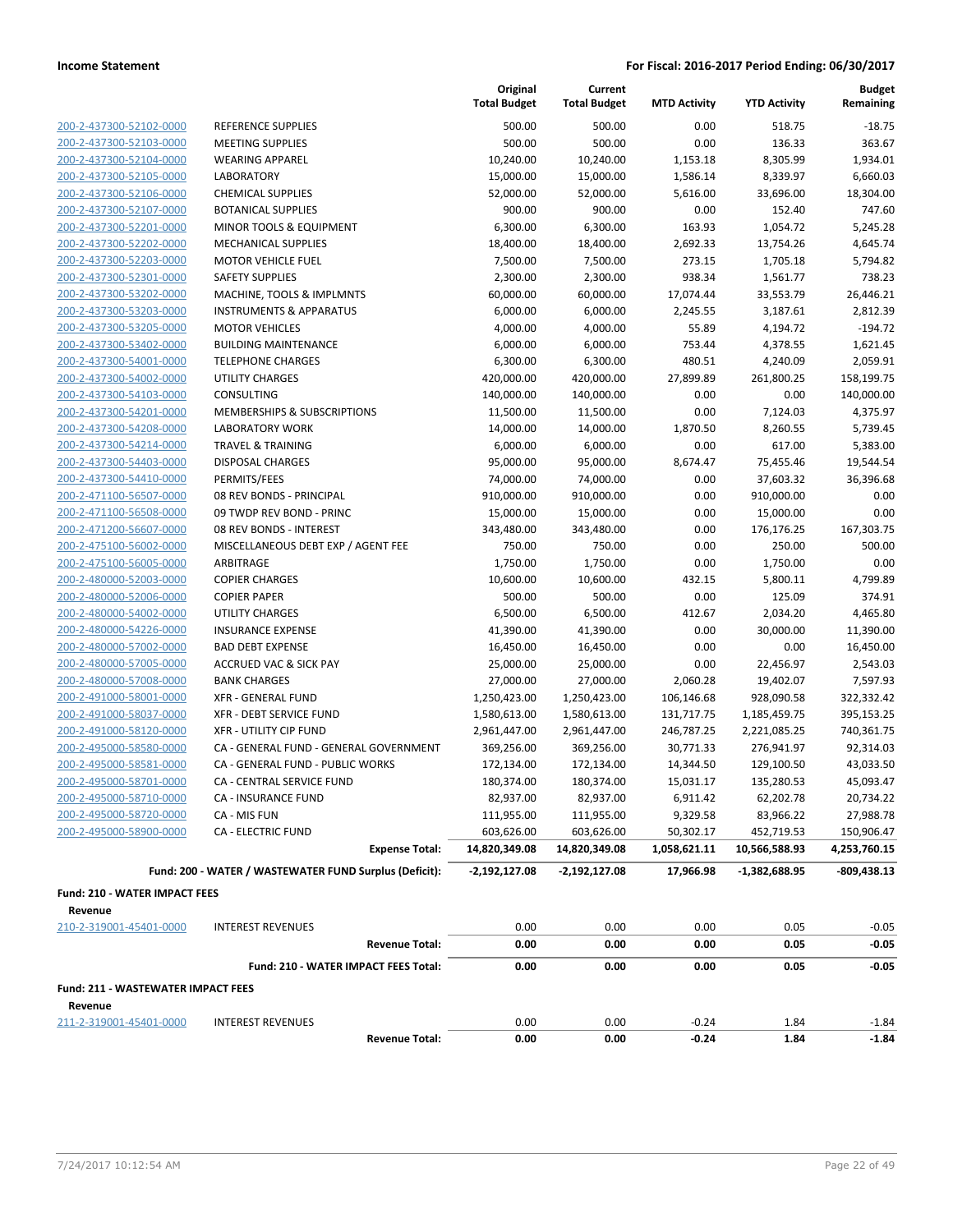**Income Statement** — **For Fiscal: 2016-2017 Period Ending: 06/30/2017**

| | | Original Total Budget | Current Total Budget | MTD Activity | YTD Activity | Budget Remaining |
|---|---|---|---|---|---|---|
| 200-2-437300-52102-0000 | REFERENCE SUPPLIES | 500.00 | 500.00 | 0.00 | 518.75 | -18.75 |
| 200-2-437300-52103-0000 | MEETING SUPPLIES | 500.00 | 500.00 | 0.00 | 136.33 | 363.67 |
| 200-2-437300-52104-0000 | WEARING APPAREL | 10,240.00 | 10,240.00 | 1,153.18 | 8,305.99 | 1,934.01 |
| 200-2-437300-52105-0000 | LABORATORY | 15,000.00 | 15,000.00 | 1,586.14 | 8,339.97 | 6,660.03 |
| 200-2-437300-52106-0000 | CHEMICAL SUPPLIES | 52,000.00 | 52,000.00 | 5,616.00 | 33,696.00 | 18,304.00 |
| 200-2-437300-52107-0000 | BOTANICAL SUPPLIES | 900.00 | 900.00 | 0.00 | 152.40 | 747.60 |
| 200-2-437300-52201-0000 | MINOR TOOLS & EQUIPMENT | 6,300.00 | 6,300.00 | 163.93 | 1,054.72 | 5,245.28 |
| 200-2-437300-52202-0000 | MECHANICAL SUPPLIES | 18,400.00 | 18,400.00 | 2,692.33 | 13,754.26 | 4,645.74 |
| 200-2-437300-52203-0000 | MOTOR VEHICLE FUEL | 7,500.00 | 7,500.00 | 273.15 | 1,705.18 | 5,794.82 |
| 200-2-437300-52301-0000 | SAFETY SUPPLIES | 2,300.00 | 2,300.00 | 938.34 | 1,561.77 | 738.23 |
| 200-2-437300-53202-0000 | MACHINE, TOOLS & IMPLMNTS | 60,000.00 | 60,000.00 | 17,074.44 | 33,553.79 | 26,446.21 |
| 200-2-437300-53203-0000 | INSTRUMENTS & APPARATUS | 6,000.00 | 6,000.00 | 2,245.55 | 3,187.61 | 2,812.39 |
| 200-2-437300-53205-0000 | MOTOR VEHICLES | 4,000.00 | 4,000.00 | 55.89 | 4,194.72 | -194.72 |
| 200-2-437300-53402-0000 | BUILDING MAINTENANCE | 6,000.00 | 6,000.00 | 753.44 | 4,378.55 | 1,621.45 |
| 200-2-437300-54001-0000 | TELEPHONE CHARGES | 6,300.00 | 6,300.00 | 480.51 | 4,240.09 | 2,059.91 |
| 200-2-437300-54002-0000 | UTILITY CHARGES | 420,000.00 | 420,000.00 | 27,899.89 | 261,800.25 | 158,199.75 |
| 200-2-437300-54103-0000 | CONSULTING | 140,000.00 | 140,000.00 | 0.00 | 0.00 | 140,000.00 |
| 200-2-437300-54201-0000 | MEMBERSHIPS & SUBSCRIPTIONS | 11,500.00 | 11,500.00 | 0.00 | 7,124.03 | 4,375.97 |
| 200-2-437300-54208-0000 | LABORATORY WORK | 14,000.00 | 14,000.00 | 1,870.50 | 8,260.55 | 5,739.45 |
| 200-2-437300-54214-0000 | TRAVEL & TRAINING | 6,000.00 | 6,000.00 | 0.00 | 617.00 | 5,383.00 |
| 200-2-437300-54403-0000 | DISPOSAL CHARGES | 95,000.00 | 95,000.00 | 8,674.47 | 75,455.46 | 19,544.54 |
| 200-2-437300-54410-0000 | PERMITS/FEES | 74,000.00 | 74,000.00 | 0.00 | 37,603.32 | 36,396.68 |
| 200-2-471100-56507-0000 | 08 REV BONDS - PRINCIPAL | 910,000.00 | 910,000.00 | 0.00 | 910,000.00 | 0.00 |
| 200-2-471100-56508-0000 | 09 TWDP REV BOND - PRINC | 15,000.00 | 15,000.00 | 0.00 | 15,000.00 | 0.00 |
| 200-2-471200-56607-0000 | 08 REV BONDS - INTEREST | 343,480.00 | 343,480.00 | 0.00 | 176,176.25 | 167,303.75 |
| 200-2-475100-56002-0000 | MISCELLANEOUS DEBT EXP / AGENT FEE | 750.00 | 750.00 | 0.00 | 250.00 | 500.00 |
| 200-2-475100-56005-0000 | ARBITRAGE | 1,750.00 | 1,750.00 | 0.00 | 1,750.00 | 0.00 |
| 200-2-480000-52003-0000 | COPIER CHARGES | 10,600.00 | 10,600.00 | 432.15 | 5,800.11 | 4,799.89 |
| 200-2-480000-52006-0000 | COPIER PAPER | 500.00 | 500.00 | 0.00 | 125.09 | 374.91 |
| 200-2-480000-54002-0000 | UTILITY CHARGES | 6,500.00 | 6,500.00 | 412.67 | 2,034.20 | 4,465.80 |
| 200-2-480000-54226-0000 | INSURANCE EXPENSE | 41,390.00 | 41,390.00 | 0.00 | 30,000.00 | 11,390.00 |
| 200-2-480000-57002-0000 | BAD DEBT EXPENSE | 16,450.00 | 16,450.00 | 0.00 | 0.00 | 16,450.00 |
| 200-2-480000-57005-0000 | ACCRUED VAC & SICK PAY | 25,000.00 | 25,000.00 | 0.00 | 22,456.97 | 2,543.03 |
| 200-2-480000-57008-0000 | BANK CHARGES | 27,000.00 | 27,000.00 | 2,060.28 | 19,402.07 | 7,597.93 |
| 200-2-491000-58001-0000 | XFR - GENERAL FUND | 1,250,423.00 | 1,250,423.00 | 106,146.68 | 928,090.58 | 322,332.42 |
| 200-2-491000-58037-0000 | XFR - DEBT SERVICE FUND | 1,580,613.00 | 1,580,613.00 | 131,717.75 | 1,185,459.75 | 395,153.25 |
| 200-2-491000-58120-0000 | XFR - UTILITY CIP FUND | 2,961,447.00 | 2,961,447.00 | 246,787.25 | 2,221,085.25 | 740,361.75 |
| 200-2-495000-58580-0000 | CA - GENERAL FUND - GENERAL GOVERNMENT | 369,256.00 | 369,256.00 | 30,771.33 | 276,941.97 | 92,314.03 |
| 200-2-495000-58581-0000 | CA - GENERAL FUND - PUBLIC WORKS | 172,134.00 | 172,134.00 | 14,344.50 | 129,100.50 | 43,033.50 |
| 200-2-495000-58701-0000 | CA - CENTRAL SERVICE FUND | 180,374.00 | 180,374.00 | 15,031.17 | 135,280.53 | 45,093.47 |
| 200-2-495000-58710-0000 | CA - INSURANCE FUND | 82,937.00 | 82,937.00 | 6,911.42 | 62,202.78 | 20,734.22 |
| 200-2-495000-58720-0000 | CA - MIS FUN | 111,955.00 | 111,955.00 | 9,329.58 | 83,966.22 | 27,988.78 |
| 200-2-495000-58900-0000 | CA - ELECTRIC FUND | 603,626.00 | 603,626.00 | 50,302.17 | 452,719.53 | 150,906.47 |
| | **Expense Total:** | **14,820,349.08** | **14,820,349.08** | **1,058,621.11** | **10,566,588.93** | **4,253,760.15** |
| | **Fund: 200 - WATER / WASTEWATER FUND Surplus (Deficit):** | **-2,192,127.08** | **-2,192,127.08** | **17,966.98** | **-1,382,688.95** | **-809,438.13** |

**Fund: 210 - WATER IMPACT FEES**

**Revenue**

| | | Original Total Budget | Current Total Budget | MTD Activity | YTD Activity | Budget Remaining |
|---|---|---|---|---|---|---|
| 210-2-319001-45401-0000 | INTEREST REVENUES | 0.00 | 0.00 | 0.00 | 0.05 | -0.05 |
| | **Revenue Total:** | **0.00** | **0.00** | **0.00** | **0.05** | **-0.05** |
| | **Fund: 210 - WATER IMPACT FEES Total:** | **0.00** | **0.00** | **0.00** | **0.05** | **-0.05** |

**Fund: 211 - WASTEWATER IMPACT FEES**

**Revenue**

| | | Original Total Budget | Current Total Budget | MTD Activity | YTD Activity | Budget Remaining |
|---|---|---|---|---|---|---|
| 211-2-319001-45401-0000 | INTEREST REVENUES | 0.00 | 0.00 | -0.24 | 1.84 | -1.84 |
| | **Revenue Total:** | **0.00** | **0.00** | **-0.24** | **1.84** | **-1.84** |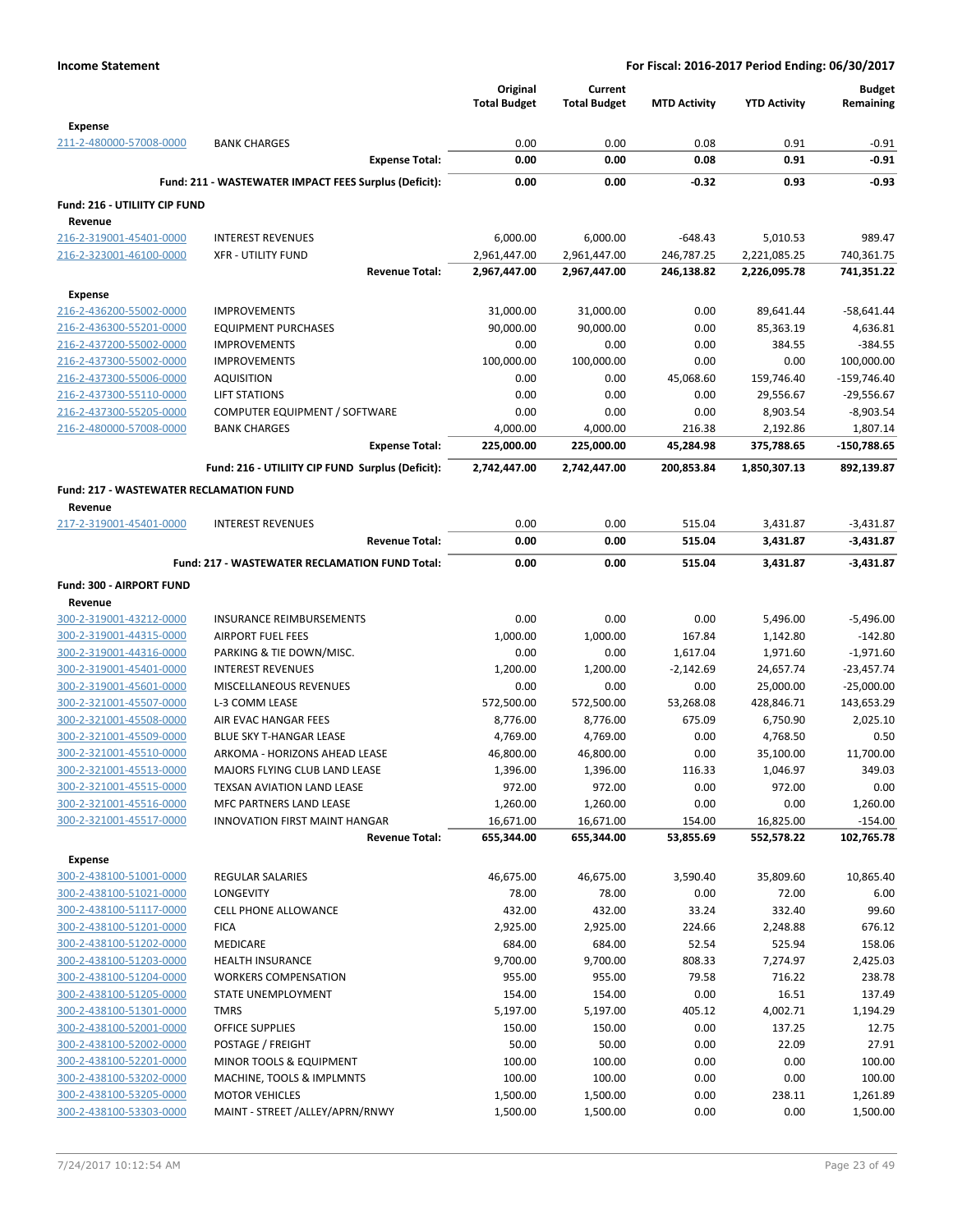**Income Statement** — For Fiscal: 2016-2017 Period Ending: 06/30/2017

| | | Original Total Budget | Current Total Budget | MTD Activity | YTD Activity | Budget Remaining |
|---|---|---|---|---|---|---|
| **Expense** | | | | | | |
| 211-2-480000-57008-0000 | BANK CHARGES | 0.00 | 0.00 | 0.08 | 0.91 | -0.91 |
| | **Expense Total:** | **0.00** | **0.00** | **0.08** | **0.91** | **-0.91** |
| | **Fund: 211 - WASTEWATER IMPACT FEES Surplus (Deficit):** | **0.00** | **0.00** | **-0.32** | **0.93** | **-0.93** |
| **Fund: 216 - UTILIITY CIP FUND** | | | | | | |
| **Revenue** | | | | | | |
| 216-2-319001-45401-0000 | INTEREST REVENUES | 6,000.00 | 6,000.00 | -648.43 | 5,010.53 | 989.47 |
| 216-2-323001-46100-0000 | XFR - UTILITY FUND | 2,961,447.00 | 2,961,447.00 | 246,787.25 | 2,221,085.25 | 740,361.75 |
| | **Revenue Total:** | **2,967,447.00** | **2,967,447.00** | **246,138.82** | **2,226,095.78** | **741,351.22** |
| **Expense** | | | | | | |
| 216-2-436200-55002-0000 | IMPROVEMENTS | 31,000.00 | 31,000.00 | 0.00 | 89,641.44 | -58,641.44 |
| 216-2-436300-55201-0000 | EQUIPMENT PURCHASES | 90,000.00 | 90,000.00 | 0.00 | 85,363.19 | 4,636.81 |
| 216-2-437200-55002-0000 | IMPROVEMENTS | 0.00 | 0.00 | 0.00 | 384.55 | -384.55 |
| 216-2-437300-55002-0000 | IMPROVEMENTS | 100,000.00 | 100,000.00 | 0.00 | 0.00 | 100,000.00 |
| 216-2-437300-55006-0000 | AQUISITION | 0.00 | 0.00 | 45,068.60 | 159,746.40 | -159,746.40 |
| 216-2-437300-55110-0000 | LIFT STATIONS | 0.00 | 0.00 | 0.00 | 29,556.67 | -29,556.67 |
| 216-2-437300-55205-0000 | COMPUTER EQUIPMENT / SOFTWARE | 0.00 | 0.00 | 0.00 | 8,903.54 | -8,903.54 |
| 216-2-480000-57008-0000 | BANK CHARGES | 4,000.00 | 4,000.00 | 216.38 | 2,192.86 | 1,807.14 |
| | **Expense Total:** | **225,000.00** | **225,000.00** | **45,284.98** | **375,788.65** | **-150,788.65** |
| | **Fund: 216 - UTILIITY CIP FUND Surplus (Deficit):** | **2,742,447.00** | **2,742,447.00** | **200,853.84** | **1,850,307.13** | **892,139.87** |
| **Fund: 217 - WASTEWATER RECLAMATION FUND** | | | | | | |
| **Revenue** | | | | | | |
| 217-2-319001-45401-0000 | INTEREST REVENUES | 0.00 | 0.00 | 515.04 | 3,431.87 | -3,431.87 |
| | **Revenue Total:** | **0.00** | **0.00** | **515.04** | **3,431.87** | **-3,431.87** |
| | **Fund: 217 - WASTEWATER RECLAMATION FUND Total:** | **0.00** | **0.00** | **515.04** | **3,431.87** | **-3,431.87** |
| **Fund: 300 - AIRPORT FUND** | | | | | | |
| **Revenue** | | | | | | |
| 300-2-319001-43212-0000 | INSURANCE REIMBURSEMENTS | 0.00 | 0.00 | 0.00 | 5,496.00 | -5,496.00 |
| 300-2-319001-44315-0000 | AIRPORT FUEL FEES | 1,000.00 | 1,000.00 | 167.84 | 1,142.80 | -142.80 |
| 300-2-319001-44316-0000 | PARKING & TIE DOWN/MISC. | 0.00 | 0.00 | 1,617.04 | 1,971.60 | -1,971.60 |
| 300-2-319001-45401-0000 | INTEREST REVENUES | 1,200.00 | 1,200.00 | -2,142.69 | 24,657.74 | -23,457.74 |
| 300-2-319001-45601-0000 | MISCELLANEOUS REVENUES | 0.00 | 0.00 | 0.00 | 25,000.00 | -25,000.00 |
| 300-2-321001-45507-0000 | L-3 COMM LEASE | 572,500.00 | 572,500.00 | 53,268.08 | 428,846.71 | 143,653.29 |
| 300-2-321001-45508-0000 | AIR EVAC HANGAR FEES | 8,776.00 | 8,776.00 | 675.09 | 6,750.90 | 2,025.10 |
| 300-2-321001-45509-0000 | BLUE SKY T-HANGAR LEASE | 4,769.00 | 4,769.00 | 0.00 | 4,768.50 | 0.50 |
| 300-2-321001-45510-0000 | ARKOMA - HORIZONS AHEAD LEASE | 46,800.00 | 46,800.00 | 0.00 | 35,100.00 | 11,700.00 |
| 300-2-321001-45513-0000 | MAJORS FLYING CLUB LAND LEASE | 1,396.00 | 1,396.00 | 116.33 | 1,046.97 | 349.03 |
| 300-2-321001-45515-0000 | TEXSAN AVIATION LAND LEASE | 972.00 | 972.00 | 0.00 | 972.00 | 0.00 |
| 300-2-321001-45516-0000 | MFC PARTNERS LAND LEASE | 1,260.00 | 1,260.00 | 0.00 | 0.00 | 1,260.00 |
| 300-2-321001-45517-0000 | INNOVATION FIRST MAINT HANGAR | 16,671.00 | 16,671.00 | 154.00 | 16,825.00 | -154.00 |
| | **Revenue Total:** | **655,344.00** | **655,344.00** | **53,855.69** | **552,578.22** | **102,765.78** |
| **Expense** | | | | | | |
| 300-2-438100-51001-0000 | REGULAR SALARIES | 46,675.00 | 46,675.00 | 3,590.40 | 35,809.60 | 10,865.40 |
| 300-2-438100-51021-0000 | LONGEVITY | 78.00 | 78.00 | 0.00 | 72.00 | 6.00 |
| 300-2-438100-51117-0000 | CELL PHONE ALLOWANCE | 432.00 | 432.00 | 33.24 | 332.40 | 99.60 |
| 300-2-438100-51201-0000 | FICA | 2,925.00 | 2,925.00 | 224.66 | 2,248.88 | 676.12 |
| 300-2-438100-51202-0000 | MEDICARE | 684.00 | 684.00 | 52.54 | 525.94 | 158.06 |
| 300-2-438100-51203-0000 | HEALTH INSURANCE | 9,700.00 | 9,700.00 | 808.33 | 7,274.97 | 2,425.03 |
| 300-2-438100-51204-0000 | WORKERS COMPENSATION | 955.00 | 955.00 | 79.58 | 716.22 | 238.78 |
| 300-2-438100-51205-0000 | STATE UNEMPLOYMENT | 154.00 | 154.00 | 0.00 | 16.51 | 137.49 |
| 300-2-438100-51301-0000 | TMRS | 5,197.00 | 5,197.00 | 405.12 | 4,002.71 | 1,194.29 |
| 300-2-438100-52001-0000 | OFFICE SUPPLIES | 150.00 | 150.00 | 0.00 | 137.25 | 12.75 |
| 300-2-438100-52002-0000 | POSTAGE / FREIGHT | 50.00 | 50.00 | 0.00 | 22.09 | 27.91 |
| 300-2-438100-52201-0000 | MINOR TOOLS & EQUIPMENT | 100.00 | 100.00 | 0.00 | 0.00 | 100.00 |
| 300-2-438100-53202-0000 | MACHINE, TOOLS & IMPLMNTS | 100.00 | 100.00 | 0.00 | 0.00 | 100.00 |
| 300-2-438100-53205-0000 | MOTOR VEHICLES | 1,500.00 | 1,500.00 | 0.00 | 238.11 | 1,261.89 |
| 300-2-438100-53303-0000 | MAINT - STREET /ALLEY/APRN/RNWY | 1,500.00 | 1,500.00 | 0.00 | 0.00 | 1,500.00 |

7/24/2017 10:12:54 AM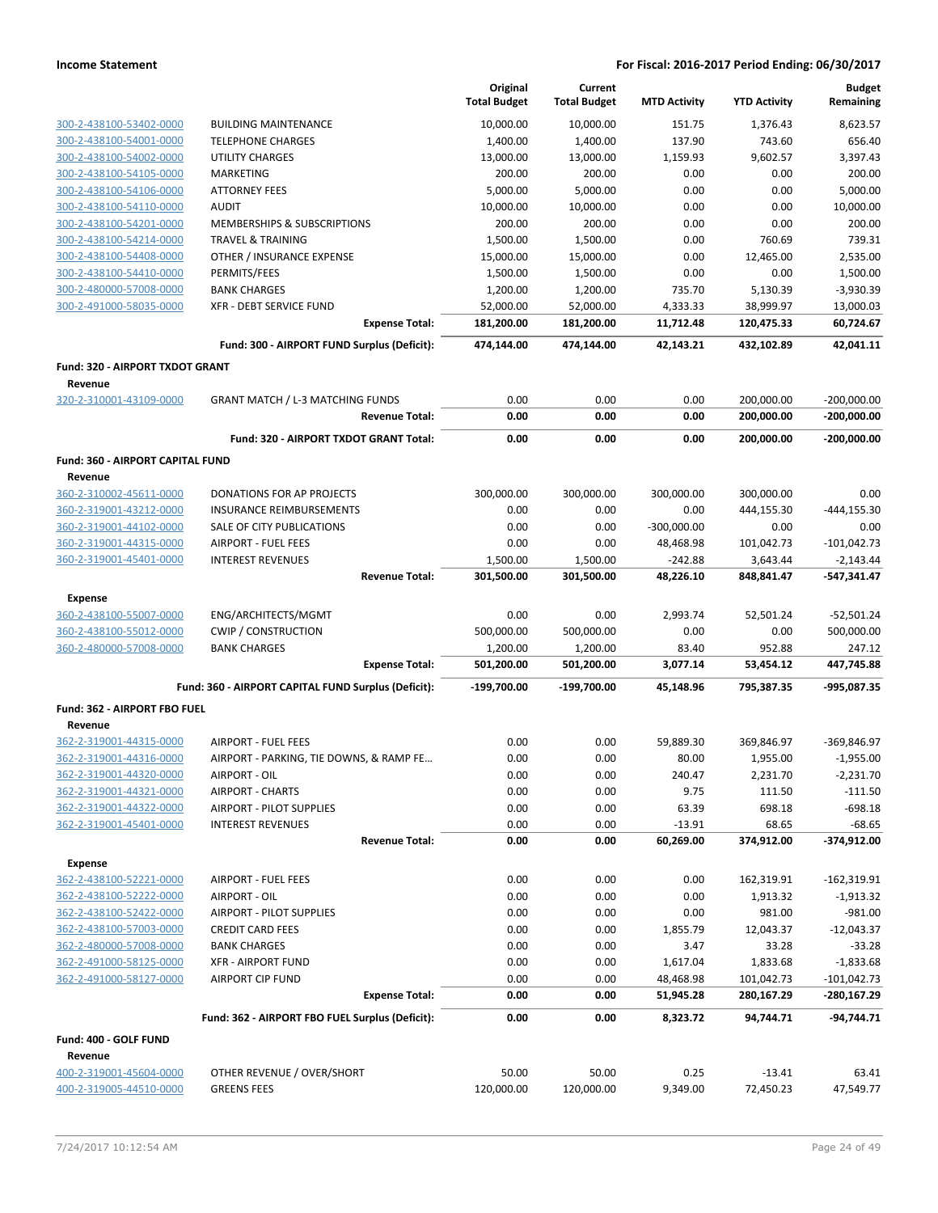**Income Statement** — For Fiscal: 2016-2017 Period Ending: 06/30/2017

| | | Original Total Budget | Current Total Budget | MTD Activity | YTD Activity | Budget Remaining |
|---|---|---|---|---|---|---|
| 300-2-438100-53402-0000 | BUILDING MAINTENANCE | 10,000.00 | 10,000.00 | 151.75 | 1,376.43 | 8,623.57 |
| 300-2-438100-54001-0000 | TELEPHONE CHARGES | 1,400.00 | 1,400.00 | 137.90 | 743.60 | 656.40 |
| 300-2-438100-54002-0000 | UTILITY CHARGES | 13,000.00 | 13,000.00 | 1,159.93 | 9,602.57 | 3,397.43 |
| 300-2-438100-54105-0000 | MARKETING | 200.00 | 200.00 | 0.00 | 0.00 | 200.00 |
| 300-2-438100-54106-0000 | ATTORNEY FEES | 5,000.00 | 5,000.00 | 0.00 | 0.00 | 5,000.00 |
| 300-2-438100-54110-0000 | AUDIT | 10,000.00 | 10,000.00 | 0.00 | 0.00 | 10,000.00 |
| 300-2-438100-54201-0000 | MEMBERSHIPS & SUBSCRIPTIONS | 200.00 | 200.00 | 0.00 | 0.00 | 200.00 |
| 300-2-438100-54214-0000 | TRAVEL & TRAINING | 1,500.00 | 1,500.00 | 0.00 | 760.69 | 739.31 |
| 300-2-438100-54408-0000 | OTHER / INSURANCE EXPENSE | 15,000.00 | 15,000.00 | 0.00 | 12,465.00 | 2,535.00 |
| 300-2-438100-54410-0000 | PERMITS/FEES | 1,500.00 | 1,500.00 | 0.00 | 0.00 | 1,500.00 |
| 300-2-480000-57008-0000 | BANK CHARGES | 1,200.00 | 1,200.00 | 735.70 | 5,130.39 | -3,930.39 |
| 300-2-491000-58035-0000 | XFR - DEBT SERVICE FUND | 52,000.00 | 52,000.00 | 4,333.33 | 38,999.97 | 13,000.03 |
| | **Expense Total:** | **181,200.00** | **181,200.00** | **11,712.48** | **120,475.33** | **60,724.67** |
| | **Fund: 300 - AIRPORT FUND Surplus (Deficit):** | **474,144.00** | **474,144.00** | **42,143.21** | **432,102.89** | **42,041.11** |
| **Fund: 320 - AIRPORT TXDOT GRANT** | | | | | | |
| **Revenue** | | | | | | |
| 320-2-310001-43109-0000 | GRANT MATCH / L-3 MATCHING FUNDS | 0.00 | 0.00 | 0.00 | 200,000.00 | -200,000.00 |
| | **Revenue Total:** | **0.00** | **0.00** | **0.00** | **200,000.00** | **-200,000.00** |
| | **Fund: 320 - AIRPORT TXDOT GRANT Total:** | **0.00** | **0.00** | **0.00** | **200,000.00** | **-200,000.00** |
| **Fund: 360 - AIRPORT CAPITAL FUND** | | | | | | |
| **Revenue** | | | | | | |
| 360-2-310002-45611-0000 | DONATIONS FOR AP PROJECTS | 300,000.00 | 300,000.00 | 300,000.00 | 300,000.00 | 0.00 |
| 360-2-319001-43212-0000 | INSURANCE REIMBURSEMENTS | 0.00 | 0.00 | 0.00 | 444,155.30 | -444,155.30 |
| 360-2-319001-44102-0000 | SALE OF CITY PUBLICATIONS | 0.00 | 0.00 | -300,000.00 | 0.00 | 0.00 |
| 360-2-319001-44315-0000 | AIRPORT - FUEL FEES | 0.00 | 0.00 | 48,468.98 | 101,042.73 | -101,042.73 |
| 360-2-319001-45401-0000 | INTEREST REVENUES | 1,500.00 | 1,500.00 | -242.88 | 3,643.44 | -2,143.44 |
| | **Revenue Total:** | **301,500.00** | **301,500.00** | **48,226.10** | **848,841.47** | **-547,341.47** |
| **Expense** | | | | | | |
| 360-2-438100-55007-0000 | ENG/ARCHITECTS/MGMT | 0.00 | 0.00 | 2,993.74 | 52,501.24 | -52,501.24 |
| 360-2-438100-55012-0000 | CWIP / CONSTRUCTION | 500,000.00 | 500,000.00 | 0.00 | 0.00 | 500,000.00 |
| 360-2-480000-57008-0000 | BANK CHARGES | 1,200.00 | 1,200.00 | 83.40 | 952.88 | 247.12 |
| | **Expense Total:** | **501,200.00** | **501,200.00** | **3,077.14** | **53,454.12** | **447,745.88** |
| | **Fund: 360 - AIRPORT CAPITAL FUND Surplus (Deficit):** | **-199,700.00** | **-199,700.00** | **45,148.96** | **795,387.35** | **-995,087.35** |
| **Fund: 362 - AIRPORT FBO FUEL** | | | | | | |
| **Revenue** | | | | | | |
| 362-2-319001-44315-0000 | AIRPORT - FUEL FEES | 0.00 | 0.00 | 59,889.30 | 369,846.97 | -369,846.97 |
| 362-2-319001-44316-0000 | AIRPORT - PARKING, TIE DOWNS, & RAMP FE… | 0.00 | 0.00 | 80.00 | 1,955.00 | -1,955.00 |
| 362-2-319001-44320-0000 | AIRPORT - OIL | 0.00 | 0.00 | 240.47 | 2,231.70 | -2,231.70 |
| 362-2-319001-44321-0000 | AIRPORT - CHARTS | 0.00 | 0.00 | 9.75 | 111.50 | -111.50 |
| 362-2-319001-44322-0000 | AIRPORT - PILOT SUPPLIES | 0.00 | 0.00 | 63.39 | 698.18 | -698.18 |
| 362-2-319001-45401-0000 | INTEREST REVENUES | 0.00 | 0.00 | -13.91 | 68.65 | -68.65 |
| | **Revenue Total:** | **0.00** | **0.00** | **60,269.00** | **374,912.00** | **-374,912.00** |
| **Expense** | | | | | | |
| 362-2-438100-52221-0000 | AIRPORT - FUEL FEES | 0.00 | 0.00 | 0.00 | 162,319.91 | -162,319.91 |
| 362-2-438100-52222-0000 | AIRPORT - OIL | 0.00 | 0.00 | 0.00 | 1,913.32 | -1,913.32 |
| 362-2-438100-52422-0000 | AIRPORT - PILOT SUPPLIES | 0.00 | 0.00 | 0.00 | 981.00 | -981.00 |
| 362-2-438100-57003-0000 | CREDIT CARD FEES | 0.00 | 0.00 | 1,855.79 | 12,043.37 | -12,043.37 |
| 362-2-480000-57008-0000 | BANK CHARGES | 0.00 | 0.00 | 3.47 | 33.28 | -33.28 |
| 362-2-491000-58125-0000 | XFR - AIRPORT FUND | 0.00 | 0.00 | 1,617.04 | 1,833.68 | -1,833.68 |
| 362-2-491000-58127-0000 | AIRPORT CIP FUND | 0.00 | 0.00 | 48,468.98 | 101,042.73 | -101,042.73 |
| | **Expense Total:** | **0.00** | **0.00** | **51,945.28** | **280,167.29** | **-280,167.29** |
| | **Fund: 362 - AIRPORT FBO FUEL Surplus (Deficit):** | **0.00** | **0.00** | **8,323.72** | **94,744.71** | **-94,744.71** |
| **Fund: 400 - GOLF FUND** | | | | | | |
| **Revenue** | | | | | | |
| 400-2-319001-45604-0000 | OTHER REVENUE / OVER/SHORT | 50.00 | 50.00 | 0.25 | -13.41 | 63.41 |
| 400-2-319005-44510-0000 | GREENS FEES | 120,000.00 | 120,000.00 | 9,349.00 | 72,450.23 | 47,549.77 |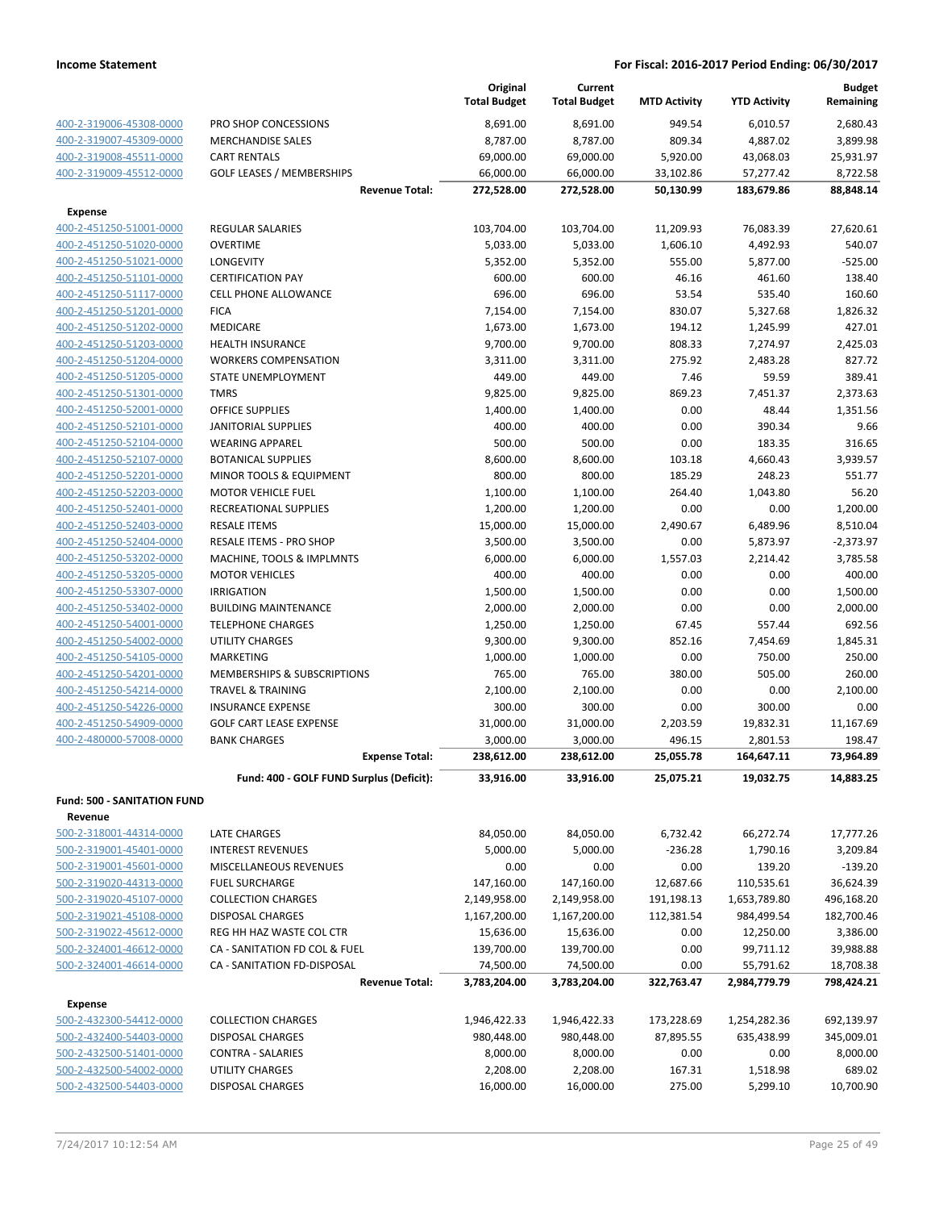**Income Statement** — **For Fiscal: 2016-2017 Period Ending: 06/30/2017**

| | | Original Total Budget | Current Total Budget | MTD Activity | YTD Activity | Budget Remaining |
|---|---|---|---|---|---|---|
| 400-2-319006-45308-0000 | PRO SHOP CONCESSIONS | 8,691.00 | 8,691.00 | 949.54 | 6,010.57 | 2,680.43 |
| 400-2-319007-45309-0000 | MERCHANDISE SALES | 8,787.00 | 8,787.00 | 809.34 | 4,887.02 | 3,899.98 |
| 400-2-319008-45511-0000 | CART RENTALS | 69,000.00 | 69,000.00 | 5,920.00 | 43,068.03 | 25,931.97 |
| 400-2-319009-45512-0000 | GOLF LEASES / MEMBERSHIPS | 66,000.00 | 66,000.00 | 33,102.86 | 57,277.42 | 8,722.58 |
| | **Revenue Total:** | **272,528.00** | **272,528.00** | **50,130.99** | **183,679.86** | **88,848.14** |
| **Expense** | | | | | | |
| 400-2-451250-51001-0000 | REGULAR SALARIES | 103,704.00 | 103,704.00 | 11,209.93 | 76,083.39 | 27,620.61 |
| 400-2-451250-51020-0000 | OVERTIME | 5,033.00 | 5,033.00 | 1,606.10 | 4,492.93 | 540.07 |
| 400-2-451250-51021-0000 | LONGEVITY | 5,352.00 | 5,352.00 | 555.00 | 5,877.00 | -525.00 |
| 400-2-451250-51101-0000 | CERTIFICATION PAY | 600.00 | 600.00 | 46.16 | 461.60 | 138.40 |
| 400-2-451250-51117-0000 | CELL PHONE ALLOWANCE | 696.00 | 696.00 | 53.54 | 535.40 | 160.60 |
| 400-2-451250-51201-0000 | FICA | 7,154.00 | 7,154.00 | 830.07 | 5,327.68 | 1,826.32 |
| 400-2-451250-51202-0000 | MEDICARE | 1,673.00 | 1,673.00 | 194.12 | 1,245.99 | 427.01 |
| 400-2-451250-51203-0000 | HEALTH INSURANCE | 9,700.00 | 9,700.00 | 808.33 | 7,274.97 | 2,425.03 |
| 400-2-451250-51204-0000 | WORKERS COMPENSATION | 3,311.00 | 3,311.00 | 275.92 | 2,483.28 | 827.72 |
| 400-2-451250-51205-0000 | STATE UNEMPLOYMENT | 449.00 | 449.00 | 7.46 | 59.59 | 389.41 |
| 400-2-451250-51301-0000 | TMRS | 9,825.00 | 9,825.00 | 869.23 | 7,451.37 | 2,373.63 |
| 400-2-451250-52001-0000 | OFFICE SUPPLIES | 1,400.00 | 1,400.00 | 0.00 | 48.44 | 1,351.56 |
| 400-2-451250-52101-0000 | JANITORIAL SUPPLIES | 400.00 | 400.00 | 0.00 | 390.34 | 9.66 |
| 400-2-451250-52104-0000 | WEARING APPAREL | 500.00 | 500.00 | 0.00 | 183.35 | 316.65 |
| 400-2-451250-52107-0000 | BOTANICAL SUPPLIES | 8,600.00 | 8,600.00 | 103.18 | 4,660.43 | 3,939.57 |
| 400-2-451250-52201-0000 | MINOR TOOLS & EQUIPMENT | 800.00 | 800.00 | 185.29 | 248.23 | 551.77 |
| 400-2-451250-52203-0000 | MOTOR VEHICLE FUEL | 1,100.00 | 1,100.00 | 264.40 | 1,043.80 | 56.20 |
| 400-2-451250-52401-0000 | RECREATIONAL SUPPLIES | 1,200.00 | 1,200.00 | 0.00 | 0.00 | 1,200.00 |
| 400-2-451250-52403-0000 | RESALE ITEMS | 15,000.00 | 15,000.00 | 2,490.67 | 6,489.96 | 8,510.04 |
| 400-2-451250-52404-0000 | RESALE ITEMS - PRO SHOP | 3,500.00 | 3,500.00 | 0.00 | 5,873.97 | -2,373.97 |
| 400-2-451250-53202-0000 | MACHINE, TOOLS & IMPLMNTS | 6,000.00 | 6,000.00 | 1,557.03 | 2,214.42 | 3,785.58 |
| 400-2-451250-53205-0000 | MOTOR VEHICLES | 400.00 | 400.00 | 0.00 | 0.00 | 400.00 |
| 400-2-451250-53307-0000 | IRRIGATION | 1,500.00 | 1,500.00 | 0.00 | 0.00 | 1,500.00 |
| 400-2-451250-53402-0000 | BUILDING MAINTENANCE | 2,000.00 | 2,000.00 | 0.00 | 0.00 | 2,000.00 |
| 400-2-451250-54001-0000 | TELEPHONE CHARGES | 1,250.00 | 1,250.00 | 67.45 | 557.44 | 692.56 |
| 400-2-451250-54002-0000 | UTILITY CHARGES | 9,300.00 | 9,300.00 | 852.16 | 7,454.69 | 1,845.31 |
| 400-2-451250-54105-0000 | MARKETING | 1,000.00 | 1,000.00 | 0.00 | 750.00 | 250.00 |
| 400-2-451250-54201-0000 | MEMBERSHIPS & SUBSCRIPTIONS | 765.00 | 765.00 | 380.00 | 505.00 | 260.00 |
| 400-2-451250-54214-0000 | TRAVEL & TRAINING | 2,100.00 | 2,100.00 | 0.00 | 0.00 | 2,100.00 |
| 400-2-451250-54226-0000 | INSURANCE EXPENSE | 300.00 | 300.00 | 0.00 | 300.00 | 0.00 |
| 400-2-451250-54909-0000 | GOLF CART LEASE EXPENSE | 31,000.00 | 31,000.00 | 2,203.59 | 19,832.31 | 11,167.69 |
| 400-2-480000-57008-0000 | BANK CHARGES | 3,000.00 | 3,000.00 | 496.15 | 2,801.53 | 198.47 |
| | **Expense Total:** | **238,612.00** | **238,612.00** | **25,055.78** | **164,647.11** | **73,964.89** |
| | **Fund: 400 - GOLF FUND Surplus (Deficit):** | **33,916.00** | **33,916.00** | **25,075.21** | **19,032.75** | **14,883.25** |
| **Fund: 500 - SANITATION FUND** | | | | | | |
| **Revenue** | | | | | | |
| 500-2-318001-44314-0000 | LATE CHARGES | 84,050.00 | 84,050.00 | 6,732.42 | 66,272.74 | 17,777.26 |
| 500-2-319001-45401-0000 | INTEREST REVENUES | 5,000.00 | 5,000.00 | -236.28 | 1,790.16 | 3,209.84 |
| 500-2-319001-45601-0000 | MISCELLANEOUS REVENUES | 0.00 | 0.00 | 0.00 | 139.20 | -139.20 |
| 500-2-319020-44313-0000 | FUEL SURCHARGE | 147,160.00 | 147,160.00 | 12,687.66 | 110,535.61 | 36,624.39 |
| 500-2-319020-45107-0000 | COLLECTION CHARGES | 2,149,958.00 | 2,149,958.00 | 191,198.13 | 1,653,789.80 | 496,168.20 |
| 500-2-319021-45108-0000 | DISPOSAL CHARGES | 1,167,200.00 | 1,167,200.00 | 112,381.54 | 984,499.54 | 182,700.46 |
| 500-2-319022-45612-0000 | REG HH HAZ WASTE COL CTR | 15,636.00 | 15,636.00 | 0.00 | 12,250.00 | 3,386.00 |
| 500-2-324001-46612-0000 | CA - SANITATION FD COL & FUEL | 139,700.00 | 139,700.00 | 0.00 | 99,711.12 | 39,988.88 |
| 500-2-324001-46614-0000 | CA - SANITATION FD-DISPOSAL | 74,500.00 | 74,500.00 | 0.00 | 55,791.62 | 18,708.38 |
| | **Revenue Total:** | **3,783,204.00** | **3,783,204.00** | **322,763.47** | **2,984,779.79** | **798,424.21** |
| **Expense** | | | | | | |
| 500-2-432300-54412-0000 | COLLECTION CHARGES | 1,946,422.33 | 1,946,422.33 | 173,228.69 | 1,254,282.36 | 692,139.97 |
| 500-2-432400-54403-0000 | DISPOSAL CHARGES | 980,448.00 | 980,448.00 | 87,895.55 | 635,438.99 | 345,009.01 |
| 500-2-432500-51401-0000 | CONTRA - SALARIES | 8,000.00 | 8,000.00 | 0.00 | 0.00 | 8,000.00 |
| 500-2-432500-54002-0000 | UTILITY CHARGES | 2,208.00 | 2,208.00 | 167.31 | 1,518.98 | 689.02 |
| 500-2-432500-54403-0000 | DISPOSAL CHARGES | 16,000.00 | 16,000.00 | 275.00 | 5,299.10 | 10,700.90 |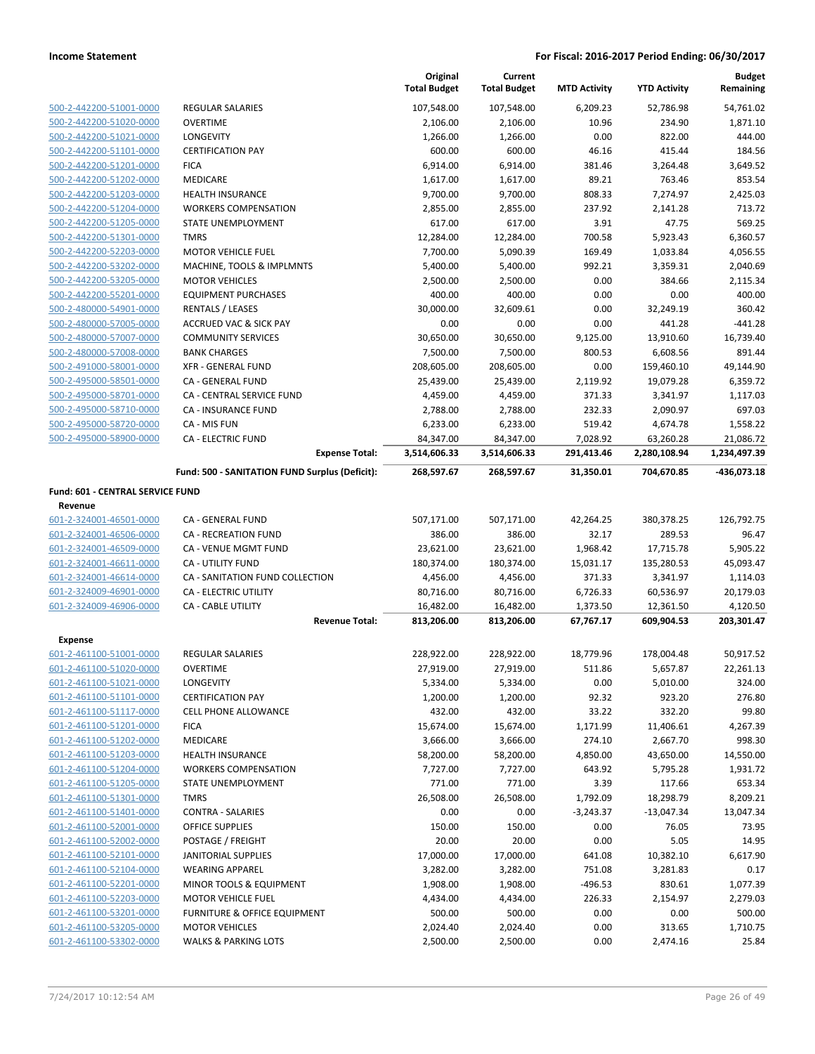**Income Statement** — **For Fiscal: 2016-2017 Period Ending: 06/30/2017**

| | | Original Total Budget | Current Total Budget | MTD Activity | YTD Activity | Budget Remaining |
|---|---|---|---|---|---|---|
| 500-2-442200-51001-0000 | REGULAR SALARIES | 107,548.00 | 107,548.00 | 6,209.23 | 52,786.98 | 54,761.02 |
| 500-2-442200-51020-0000 | OVERTIME | 2,106.00 | 2,106.00 | 10.96 | 234.90 | 1,871.10 |
| 500-2-442200-51021-0000 | LONGEVITY | 1,266.00 | 1,266.00 | 0.00 | 822.00 | 444.00 |
| 500-2-442200-51101-0000 | CERTIFICATION PAY | 600.00 | 600.00 | 46.16 | 415.44 | 184.56 |
| 500-2-442200-51201-0000 | FICA | 6,914.00 | 6,914.00 | 381.46 | 3,264.48 | 3,649.52 |
| 500-2-442200-51202-0000 | MEDICARE | 1,617.00 | 1,617.00 | 89.21 | 763.46 | 853.54 |
| 500-2-442200-51203-0000 | HEALTH INSURANCE | 9,700.00 | 9,700.00 | 808.33 | 7,274.97 | 2,425.03 |
| 500-2-442200-51204-0000 | WORKERS COMPENSATION | 2,855.00 | 2,855.00 | 237.92 | 2,141.28 | 713.72 |
| 500-2-442200-51205-0000 | STATE UNEMPLOYMENT | 617.00 | 617.00 | 3.91 | 47.75 | 569.25 |
| 500-2-442200-51301-0000 | TMRS | 12,284.00 | 12,284.00 | 700.58 | 5,923.43 | 6,360.57 |
| 500-2-442200-52203-0000 | MOTOR VEHICLE FUEL | 7,700.00 | 5,090.39 | 169.49 | 1,033.84 | 4,056.55 |
| 500-2-442200-53202-0000 | MACHINE, TOOLS & IMPLMNTS | 5,400.00 | 5,400.00 | 992.21 | 3,359.31 | 2,040.69 |
| 500-2-442200-53205-0000 | MOTOR VEHICLES | 2,500.00 | 2,500.00 | 0.00 | 384.66 | 2,115.34 |
| 500-2-442200-55201-0000 | EQUIPMENT PURCHASES | 400.00 | 400.00 | 0.00 | 0.00 | 400.00 |
| 500-2-480000-54901-0000 | RENTALS / LEASES | 30,000.00 | 32,609.61 | 0.00 | 32,249.19 | 360.42 |
| 500-2-480000-57005-0000 | ACCRUED VAC & SICK PAY | 0.00 | 0.00 | 0.00 | 441.28 | -441.28 |
| 500-2-480000-57007-0000 | COMMUNITY SERVICES | 30,650.00 | 30,650.00 | 9,125.00 | 13,910.60 | 16,739.40 |
| 500-2-480000-57008-0000 | BANK CHARGES | 7,500.00 | 7,500.00 | 800.53 | 6,608.56 | 891.44 |
| 500-2-491000-58001-0000 | XFR - GENERAL FUND | 208,605.00 | 208,605.00 | 0.00 | 159,460.10 | 49,144.90 |
| 500-2-495000-58501-0000 | CA - GENERAL FUND | 25,439.00 | 25,439.00 | 2,119.92 | 19,079.28 | 6,359.72 |
| 500-2-495000-58701-0000 | CA - CENTRAL SERVICE FUND | 4,459.00 | 4,459.00 | 371.33 | 3,341.97 | 1,117.03 |
| 500-2-495000-58710-0000 | CA - INSURANCE FUND | 2,788.00 | 2,788.00 | 232.33 | 2,090.97 | 697.03 |
| 500-2-495000-58720-0000 | CA - MIS FUN | 6,233.00 | 6,233.00 | 519.42 | 4,674.78 | 1,558.22 |
| 500-2-495000-58900-0000 | CA - ELECTRIC FUND | 84,347.00 | 84,347.00 | 7,028.92 | 63,260.28 | 21,086.72 |
| | **Expense Total:** | **3,514,606.33** | **3,514,606.33** | **291,413.46** | **2,280,108.94** | **1,234,497.39** |
| | **Fund: 500 - SANITATION FUND Surplus (Deficit):** | **268,597.67** | **268,597.67** | **31,350.01** | **704,670.85** | **-436,073.18** |
| **Fund: 601 - CENTRAL SERVICE FUND** | | | | | | |
| **Revenue** | | | | | | |
| 601-2-324001-46501-0000 | CA - GENERAL FUND | 507,171.00 | 507,171.00 | 42,264.25 | 380,378.25 | 126,792.75 |
| 601-2-324001-46506-0000 | CA - RECREATION FUND | 386.00 | 386.00 | 32.17 | 289.53 | 96.47 |
| 601-2-324001-46509-0000 | CA - VENUE MGMT FUND | 23,621.00 | 23,621.00 | 1,968.42 | 17,715.78 | 5,905.22 |
| 601-2-324001-46611-0000 | CA - UTILITY FUND | 180,374.00 | 180,374.00 | 15,031.17 | 135,280.53 | 45,093.47 |
| 601-2-324001-46614-0000 | CA - SANITATION FUND COLLECTION | 4,456.00 | 4,456.00 | 371.33 | 3,341.97 | 1,114.03 |
| 601-2-324009-46901-0000 | CA - ELECTRIC UTILITY | 80,716.00 | 80,716.00 | 6,726.33 | 60,536.97 | 20,179.03 |
| 601-2-324009-46906-0000 | CA - CABLE UTILITY | 16,482.00 | 16,482.00 | 1,373.50 | 12,361.50 | 4,120.50 |
| | **Revenue Total:** | **813,206.00** | **813,206.00** | **67,767.17** | **609,904.53** | **203,301.47** |
| **Expense** | | | | | | |
| 601-2-461100-51001-0000 | REGULAR SALARIES | 228,922.00 | 228,922.00 | 18,779.96 | 178,004.48 | 50,917.52 |
| 601-2-461100-51020-0000 | OVERTIME | 27,919.00 | 27,919.00 | 511.86 | 5,657.87 | 22,261.13 |
| 601-2-461100-51021-0000 | LONGEVITY | 5,334.00 | 5,334.00 | 0.00 | 5,010.00 | 324.00 |
| 601-2-461100-51101-0000 | CERTIFICATION PAY | 1,200.00 | 1,200.00 | 92.32 | 923.20 | 276.80 |
| 601-2-461100-51117-0000 | CELL PHONE ALLOWANCE | 432.00 | 432.00 | 33.22 | 332.20 | 99.80 |
| 601-2-461100-51201-0000 | FICA | 15,674.00 | 15,674.00 | 1,171.99 | 11,406.61 | 4,267.39 |
| 601-2-461100-51202-0000 | MEDICARE | 3,666.00 | 3,666.00 | 274.10 | 2,667.70 | 998.30 |
| 601-2-461100-51203-0000 | HEALTH INSURANCE | 58,200.00 | 58,200.00 | 4,850.00 | 43,650.00 | 14,550.00 |
| 601-2-461100-51204-0000 | WORKERS COMPENSATION | 7,727.00 | 7,727.00 | 643.92 | 5,795.28 | 1,931.72 |
| 601-2-461100-51205-0000 | STATE UNEMPLOYMENT | 771.00 | 771.00 | 3.39 | 117.66 | 653.34 |
| 601-2-461100-51301-0000 | TMRS | 26,508.00 | 26,508.00 | 1,792.09 | 18,298.79 | 8,209.21 |
| 601-2-461100-51401-0000 | CONTRA - SALARIES | 0.00 | 0.00 | -3,243.37 | -13,047.34 | 13,047.34 |
| 601-2-461100-52001-0000 | OFFICE SUPPLIES | 150.00 | 150.00 | 0.00 | 76.05 | 73.95 |
| 601-2-461100-52002-0000 | POSTAGE / FREIGHT | 20.00 | 20.00 | 0.00 | 5.05 | 14.95 |
| 601-2-461100-52101-0000 | JANITORIAL SUPPLIES | 17,000.00 | 17,000.00 | 641.08 | 10,382.10 | 6,617.90 |
| 601-2-461100-52104-0000 | WEARING APPAREL | 3,282.00 | 3,282.00 | 751.08 | 3,281.83 | 0.17 |
| 601-2-461100-52201-0000 | MINOR TOOLS & EQUIPMENT | 1,908.00 | 1,908.00 | -496.53 | 830.61 | 1,077.39 |
| 601-2-461100-52203-0000 | MOTOR VEHICLE FUEL | 4,434.00 | 4,434.00 | 226.33 | 2,154.97 | 2,279.03 |
| 601-2-461100-53201-0000 | FURNITURE & OFFICE EQUIPMENT | 500.00 | 500.00 | 0.00 | 0.00 | 500.00 |
| 601-2-461100-53205-0000 | MOTOR VEHICLES | 2,024.40 | 2,024.40 | 0.00 | 313.65 | 1,710.75 |
| 601-2-461100-53302-0000 | WALKS & PARKING LOTS | 2,500.00 | 2,500.00 | 0.00 | 2,474.16 | 25.84 |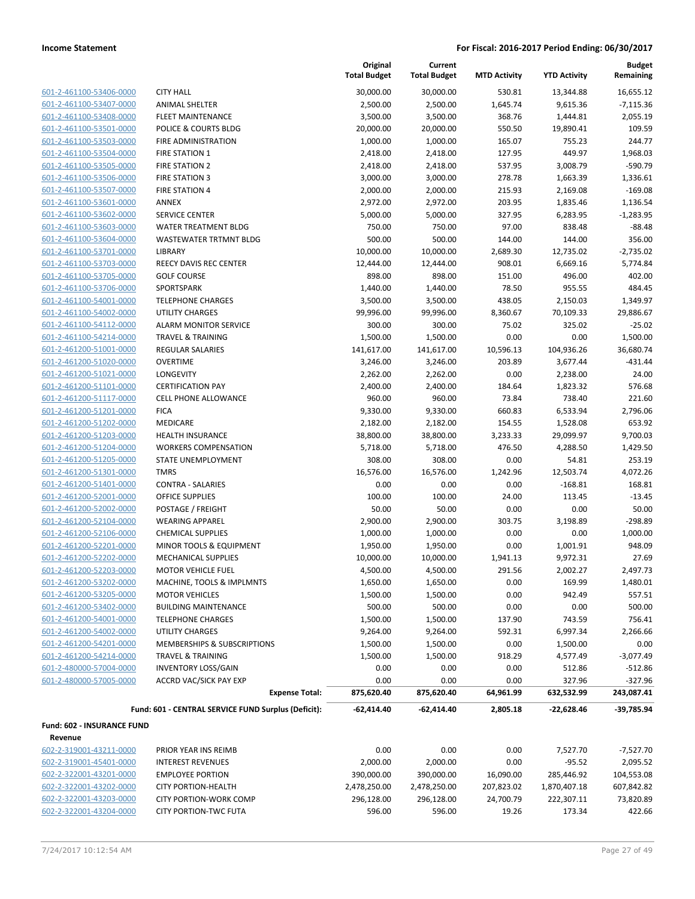**Income Statement** — **For Fiscal: 2016-2017 Period Ending: 06/30/2017**

| | | Original Total Budget | Current Total Budget | MTD Activity | YTD Activity | Budget Remaining |
|---|---|---|---|---|---|---|
| 601-2-461100-53406-0000 | CITY HALL | 30,000.00 | 30,000.00 | 530.81 | 13,344.88 | 16,655.12 |
| 601-2-461100-53407-0000 | ANIMAL SHELTER | 2,500.00 | 2,500.00 | 1,645.74 | 9,615.36 | -7,115.36 |
| 601-2-461100-53408-0000 | FLEET MAINTENANCE | 3,500.00 | 3,500.00 | 368.76 | 1,444.81 | 2,055.19 |
| 601-2-461100-53501-0000 | POLICE & COURTS BLDG | 20,000.00 | 20,000.00 | 550.50 | 19,890.41 | 109.59 |
| 601-2-461100-53503-0000 | FIRE ADMINISTRATION | 1,000.00 | 1,000.00 | 165.07 | 755.23 | 244.77 |
| 601-2-461100-53504-0000 | FIRE STATION 1 | 2,418.00 | 2,418.00 | 127.95 | 449.97 | 1,968.03 |
| 601-2-461100-53505-0000 | FIRE STATION 2 | 2,418.00 | 2,418.00 | 537.95 | 3,008.79 | -590.79 |
| 601-2-461100-53506-0000 | FIRE STATION 3 | 3,000.00 | 3,000.00 | 278.78 | 1,663.39 | 1,336.61 |
| 601-2-461100-53507-0000 | FIRE STATION 4 | 2,000.00 | 2,000.00 | 215.93 | 2,169.08 | -169.08 |
| 601-2-461100-53601-0000 | ANNEX | 2,972.00 | 2,972.00 | 203.95 | 1,835.46 | 1,136.54 |
| 601-2-461100-53602-0000 | SERVICE CENTER | 5,000.00 | 5,000.00 | 327.95 | 6,283.95 | -1,283.95 |
| 601-2-461100-53603-0000 | WATER TREATMENT BLDG | 750.00 | 750.00 | 97.00 | 838.48 | -88.48 |
| 601-2-461100-53604-0000 | WASTEWATER TRTMNT BLDG | 500.00 | 500.00 | 144.00 | 144.00 | 356.00 |
| 601-2-461100-53701-0000 | LIBRARY | 10,000.00 | 10,000.00 | 2,689.30 | 12,735.02 | -2,735.02 |
| 601-2-461100-53703-0000 | REECY DAVIS REC CENTER | 12,444.00 | 12,444.00 | 908.01 | 6,669.16 | 5,774.84 |
| 601-2-461100-53705-0000 | GOLF COURSE | 898.00 | 898.00 | 151.00 | 496.00 | 402.00 |
| 601-2-461100-53706-0000 | SPORTSPARK | 1,440.00 | 1,440.00 | 78.50 | 955.55 | 484.45 |
| 601-2-461100-54001-0000 | TELEPHONE CHARGES | 3,500.00 | 3,500.00 | 438.05 | 2,150.03 | 1,349.97 |
| 601-2-461100-54002-0000 | UTILITY CHARGES | 99,996.00 | 99,996.00 | 8,360.67 | 70,109.33 | 29,886.67 |
| 601-2-461100-54112-0000 | ALARM MONITOR SERVICE | 300.00 | 300.00 | 75.02 | 325.02 | -25.02 |
| 601-2-461100-54214-0000 | TRAVEL & TRAINING | 1,500.00 | 1,500.00 | 0.00 | 0.00 | 1,500.00 |
| 601-2-461200-51001-0000 | REGULAR SALARIES | 141,617.00 | 141,617.00 | 10,596.13 | 104,936.26 | 36,680.74 |
| 601-2-461200-51020-0000 | OVERTIME | 3,246.00 | 3,246.00 | 203.89 | 3,677.44 | -431.44 |
| 601-2-461200-51021-0000 | LONGEVITY | 2,262.00 | 2,262.00 | 0.00 | 2,238.00 | 24.00 |
| 601-2-461200-51101-0000 | CERTIFICATION PAY | 2,400.00 | 2,400.00 | 184.64 | 1,823.32 | 576.68 |
| 601-2-461200-51117-0000 | CELL PHONE ALLOWANCE | 960.00 | 960.00 | 73.84 | 738.40 | 221.60 |
| 601-2-461200-51201-0000 | FICA | 9,330.00 | 9,330.00 | 660.83 | 6,533.94 | 2,796.06 |
| 601-2-461200-51202-0000 | MEDICARE | 2,182.00 | 2,182.00 | 154.55 | 1,528.08 | 653.92 |
| 601-2-461200-51203-0000 | HEALTH INSURANCE | 38,800.00 | 38,800.00 | 3,233.33 | 29,099.97 | 9,700.03 |
| 601-2-461200-51204-0000 | WORKERS COMPENSATION | 5,718.00 | 5,718.00 | 476.50 | 4,288.50 | 1,429.50 |
| 601-2-461200-51205-0000 | STATE UNEMPLOYMENT | 308.00 | 308.00 | 0.00 | 54.81 | 253.19 |
| 601-2-461200-51301-0000 | TMRS | 16,576.00 | 16,576.00 | 1,242.96 | 12,503.74 | 4,072.26 |
| 601-2-461200-51401-0000 | CONTRA - SALARIES | 0.00 | 0.00 | 0.00 | -168.81 | 168.81 |
| 601-2-461200-52001-0000 | OFFICE SUPPLIES | 100.00 | 100.00 | 24.00 | 113.45 | -13.45 |
| 601-2-461200-52002-0000 | POSTAGE / FREIGHT | 50.00 | 50.00 | 0.00 | 0.00 | 50.00 |
| 601-2-461200-52104-0000 | WEARING APPAREL | 2,900.00 | 2,900.00 | 303.75 | 3,198.89 | -298.89 |
| 601-2-461200-52106-0000 | CHEMICAL SUPPLIES | 1,000.00 | 1,000.00 | 0.00 | 0.00 | 1,000.00 |
| 601-2-461200-52201-0000 | MINOR TOOLS & EQUIPMENT | 1,950.00 | 1,950.00 | 0.00 | 1,001.91 | 948.09 |
| 601-2-461200-52202-0000 | MECHANICAL SUPPLIES | 10,000.00 | 10,000.00 | 1,941.13 | 9,972.31 | 27.69 |
| 601-2-461200-52203-0000 | MOTOR VEHICLE FUEL | 4,500.00 | 4,500.00 | 291.56 | 2,002.27 | 2,497.73 |
| 601-2-461200-53202-0000 | MACHINE, TOOLS & IMPLMNTS | 1,650.00 | 1,650.00 | 0.00 | 169.99 | 1,480.01 |
| 601-2-461200-53205-0000 | MOTOR VEHICLES | 1,500.00 | 1,500.00 | 0.00 | 942.49 | 557.51 |
| 601-2-461200-53402-0000 | BUILDING MAINTENANCE | 500.00 | 500.00 | 0.00 | 0.00 | 500.00 |
| 601-2-461200-54001-0000 | TELEPHONE CHARGES | 1,500.00 | 1,500.00 | 137.90 | 743.59 | 756.41 |
| 601-2-461200-54002-0000 | UTILITY CHARGES | 9,264.00 | 9,264.00 | 592.31 | 6,997.34 | 2,266.66 |
| 601-2-461200-54201-0000 | MEMBERSHIPS & SUBSCRIPTIONS | 1,500.00 | 1,500.00 | 0.00 | 1,500.00 | 0.00 |
| 601-2-461200-54214-0000 | TRAVEL & TRAINING | 1,500.00 | 1,500.00 | 918.29 | 4,577.49 | -3,077.49 |
| 601-2-480000-57004-0000 | INVENTORY LOSS/GAIN | 0.00 | 0.00 | 0.00 | 512.86 | -512.86 |
| 601-2-480000-57005-0000 | ACCRD VAC/SICK PAY EXP | 0.00 | 0.00 | 0.00 | 327.96 | -327.96 |
| | **Expense Total:** | **875,620.40** | **875,620.40** | **64,961.99** | **632,532.99** | **243,087.41** |
| | **Fund: 601 - CENTRAL SERVICE FUND Surplus (Deficit):** | **-62,414.40** | **-62,414.40** | **2,805.18** | **-22,628.46** | **-39,785.94** |

**Fund: 602 - INSURANCE FUND**

**Revenue**

| | | Original Total Budget | Current Total Budget | MTD Activity | YTD Activity | Budget Remaining |
|---|---|---|---|---|---|---|
| 602-2-319001-43211-0000 | PRIOR YEAR INS REIMB | 0.00 | 0.00 | 0.00 | 7,527.70 | -7,527.70 |
| 602-2-319001-45401-0000 | INTEREST REVENUES | 2,000.00 | 2,000.00 | 0.00 | -95.52 | 2,095.52 |
| 602-2-322001-43201-0000 | EMPLOYEE PORTION | 390,000.00 | 390,000.00 | 16,090.00 | 285,446.92 | 104,553.08 |
| 602-2-322001-43202-0000 | CITY PORTION-HEALTH | 2,478,250.00 | 2,478,250.00 | 207,823.02 | 1,870,407.18 | 607,842.82 |
| 602-2-322001-43203-0000 | CITY PORTION-WORK COMP | 296,128.00 | 296,128.00 | 24,700.79 | 222,307.11 | 73,820.89 |
| 602-2-322001-43204-0000 | CITY PORTION-TWC FUTA | 596.00 | 596.00 | 19.26 | 173.34 | 422.66 |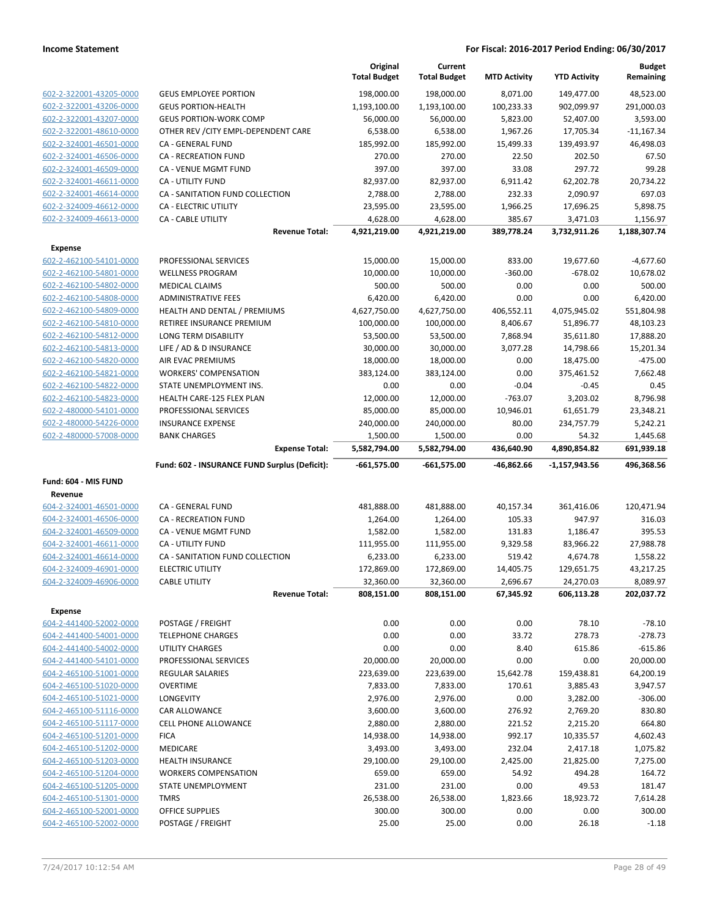**Income Statement** — For Fiscal: 2016-2017 Period Ending: 06/30/2017

| | | Original Total Budget | Current Total Budget | MTD Activity | YTD Activity | Budget Remaining |
|---|---|---|---|---|---|---|
| 602-2-322001-43205-0000 | GEUS EMPLOYEE PORTION | 198,000.00 | 198,000.00 | 8,071.00 | 149,477.00 | 48,523.00 |
| 602-2-322001-43206-0000 | GEUS PORTION-HEALTH | 1,193,100.00 | 1,193,100.00 | 100,233.33 | 902,099.97 | 291,000.03 |
| 602-2-322001-43207-0000 | GEUS PORTION-WORK COMP | 56,000.00 | 56,000.00 | 5,823.00 | 52,407.00 | 3,593.00 |
| 602-2-322001-48610-0000 | OTHER REV /CITY EMPL-DEPENDENT CARE | 6,538.00 | 6,538.00 | 1,967.26 | 17,705.34 | -11,167.34 |
| 602-2-324001-46501-0000 | CA - GENERAL FUND | 185,992.00 | 185,992.00 | 15,499.33 | 139,493.97 | 46,498.03 |
| 602-2-324001-46506-0000 | CA - RECREATION FUND | 270.00 | 270.00 | 22.50 | 202.50 | 67.50 |
| 602-2-324001-46509-0000 | CA - VENUE MGMT FUND | 397.00 | 397.00 | 33.08 | 297.72 | 99.28 |
| 602-2-324001-46611-0000 | CA - UTILITY FUND | 82,937.00 | 82,937.00 | 6,911.42 | 62,202.78 | 20,734.22 |
| 602-2-324001-46614-0000 | CA - SANITATION FUND COLLECTION | 2,788.00 | 2,788.00 | 232.33 | 2,090.97 | 697.03 |
| 602-2-324009-46612-0000 | CA - ELECTRIC UTILITY | 23,595.00 | 23,595.00 | 1,966.25 | 17,696.25 | 5,898.75 |
| 602-2-324009-46613-0000 | CA - CABLE UTILITY | 4,628.00 | 4,628.00 | 385.67 | 3,471.03 | 1,156.97 |
| | **Revenue Total:** | **4,921,219.00** | **4,921,219.00** | **389,778.24** | **3,732,911.26** | **1,188,307.74** |
| **Expense** | | | | | | |
| 602-2-462100-54101-0000 | PROFESSIONAL SERVICES | 15,000.00 | 15,000.00 | 833.00 | 19,677.60 | -4,677.60 |
| 602-2-462100-54801-0000 | WELLNESS PROGRAM | 10,000.00 | 10,000.00 | -360.00 | -678.02 | 10,678.02 |
| 602-2-462100-54802-0000 | MEDICAL CLAIMS | 500.00 | 500.00 | 0.00 | 0.00 | 500.00 |
| 602-2-462100-54808-0000 | ADMINISTRATIVE FEES | 6,420.00 | 6,420.00 | 0.00 | 0.00 | 6,420.00 |
| 602-2-462100-54809-0000 | HEALTH AND DENTAL / PREMIUMS | 4,627,750.00 | 4,627,750.00 | 406,552.11 | 4,075,945.02 | 551,804.98 |
| 602-2-462100-54810-0000 | RETIREE INSURANCE PREMIUM | 100,000.00 | 100,000.00 | 8,406.67 | 51,896.77 | 48,103.23 |
| 602-2-462100-54812-0000 | LONG TERM DISABILITY | 53,500.00 | 53,500.00 | 7,868.94 | 35,611.80 | 17,888.20 |
| 602-2-462100-54813-0000 | LIFE / AD & D INSURANCE | 30,000.00 | 30,000.00 | 3,077.28 | 14,798.66 | 15,201.34 |
| 602-2-462100-54820-0000 | AIR EVAC PREMIUMS | 18,000.00 | 18,000.00 | 0.00 | 18,475.00 | -475.00 |
| 602-2-462100-54821-0000 | WORKERS' COMPENSATION | 383,124.00 | 383,124.00 | 0.00 | 375,461.52 | 7,662.48 |
| 602-2-462100-54822-0000 | STATE UNEMPLOYMENT INS. | 0.00 | 0.00 | -0.04 | -0.45 | 0.45 |
| 602-2-462100-54823-0000 | HEALTH CARE-125 FLEX PLAN | 12,000.00 | 12,000.00 | -763.07 | 3,203.02 | 8,796.98 |
| 602-2-480000-54101-0000 | PROFESSIONAL SERVICES | 85,000.00 | 85,000.00 | 10,946.01 | 61,651.79 | 23,348.21 |
| 602-2-480000-54226-0000 | INSURANCE EXPENSE | 240,000.00 | 240,000.00 | 80.00 | 234,757.79 | 5,242.21 |
| 602-2-480000-57008-0000 | BANK CHARGES | 1,500.00 | 1,500.00 | 0.00 | 54.32 | 1,445.68 |
| | **Expense Total:** | **5,582,794.00** | **5,582,794.00** | **436,640.90** | **4,890,854.82** | **691,939.18** |
| | **Fund: 602 - INSURANCE FUND Surplus (Deficit):** | **-661,575.00** | **-661,575.00** | **-46,862.66** | **-1,157,943.56** | **496,368.56** |
| **Fund: 604 - MIS FUND** | | | | | | |
| **Revenue** | | | | | | |
| 604-2-324001-46501-0000 | CA - GENERAL FUND | 481,888.00 | 481,888.00 | 40,157.34 | 361,416.06 | 120,471.94 |
| 604-2-324001-46506-0000 | CA - RECREATION FUND | 1,264.00 | 1,264.00 | 105.33 | 947.97 | 316.03 |
| 604-2-324001-46509-0000 | CA - VENUE MGMT FUND | 1,582.00 | 1,582.00 | 131.83 | 1,186.47 | 395.53 |
| 604-2-324001-46611-0000 | CA - UTILITY FUND | 111,955.00 | 111,955.00 | 9,329.58 | 83,966.22 | 27,988.78 |
| 604-2-324001-46614-0000 | CA - SANITATION FUND COLLECTION | 6,233.00 | 6,233.00 | 519.42 | 4,674.78 | 1,558.22 |
| 604-2-324009-46901-0000 | ELECTRIC UTILITY | 172,869.00 | 172,869.00 | 14,405.75 | 129,651.75 | 43,217.25 |
| 604-2-324009-46906-0000 | CABLE UTILITY | 32,360.00 | 32,360.00 | 2,696.67 | 24,270.03 | 8,089.97 |
| | **Revenue Total:** | **808,151.00** | **808,151.00** | **67,345.92** | **606,113.28** | **202,037.72** |
| **Expense** | | | | | | |
| 604-2-441400-52002-0000 | POSTAGE / FREIGHT | 0.00 | 0.00 | 0.00 | 78.10 | -78.10 |
| 604-2-441400-54001-0000 | TELEPHONE CHARGES | 0.00 | 0.00 | 33.72 | 278.73 | -278.73 |
| 604-2-441400-54002-0000 | UTILITY CHARGES | 0.00 | 0.00 | 8.40 | 615.86 | -615.86 |
| 604-2-441400-54101-0000 | PROFESSIONAL SERVICES | 20,000.00 | 20,000.00 | 0.00 | 0.00 | 20,000.00 |
| 604-2-465100-51001-0000 | REGULAR SALARIES | 223,639.00 | 223,639.00 | 15,642.78 | 159,438.81 | 64,200.19 |
| 604-2-465100-51020-0000 | OVERTIME | 7,833.00 | 7,833.00 | 170.61 | 3,885.43 | 3,947.57 |
| 604-2-465100-51021-0000 | LONGEVITY | 2,976.00 | 2,976.00 | 0.00 | 3,282.00 | -306.00 |
| 604-2-465100-51116-0000 | CAR ALLOWANCE | 3,600.00 | 3,600.00 | 276.92 | 2,769.20 | 830.80 |
| 604-2-465100-51117-0000 | CELL PHONE ALLOWANCE | 2,880.00 | 2,880.00 | 221.52 | 2,215.20 | 664.80 |
| 604-2-465100-51201-0000 | FICA | 14,938.00 | 14,938.00 | 992.17 | 10,335.57 | 4,602.43 |
| 604-2-465100-51202-0000 | MEDICARE | 3,493.00 | 3,493.00 | 232.04 | 2,417.18 | 1,075.82 |
| 604-2-465100-51203-0000 | HEALTH INSURANCE | 29,100.00 | 29,100.00 | 2,425.00 | 21,825.00 | 7,275.00 |
| 604-2-465100-51204-0000 | WORKERS COMPENSATION | 659.00 | 659.00 | 54.92 | 494.28 | 164.72 |
| 604-2-465100-51205-0000 | STATE UNEMPLOYMENT | 231.00 | 231.00 | 0.00 | 49.53 | 181.47 |
| 604-2-465100-51301-0000 | TMRS | 26,538.00 | 26,538.00 | 1,823.66 | 18,923.72 | 7,614.28 |
| 604-2-465100-52001-0000 | OFFICE SUPPLIES | 300.00 | 300.00 | 0.00 | 0.00 | 300.00 |
| 604-2-465100-52002-0000 | POSTAGE / FREIGHT | 25.00 | 25.00 | 0.00 | 26.18 | -1.18 |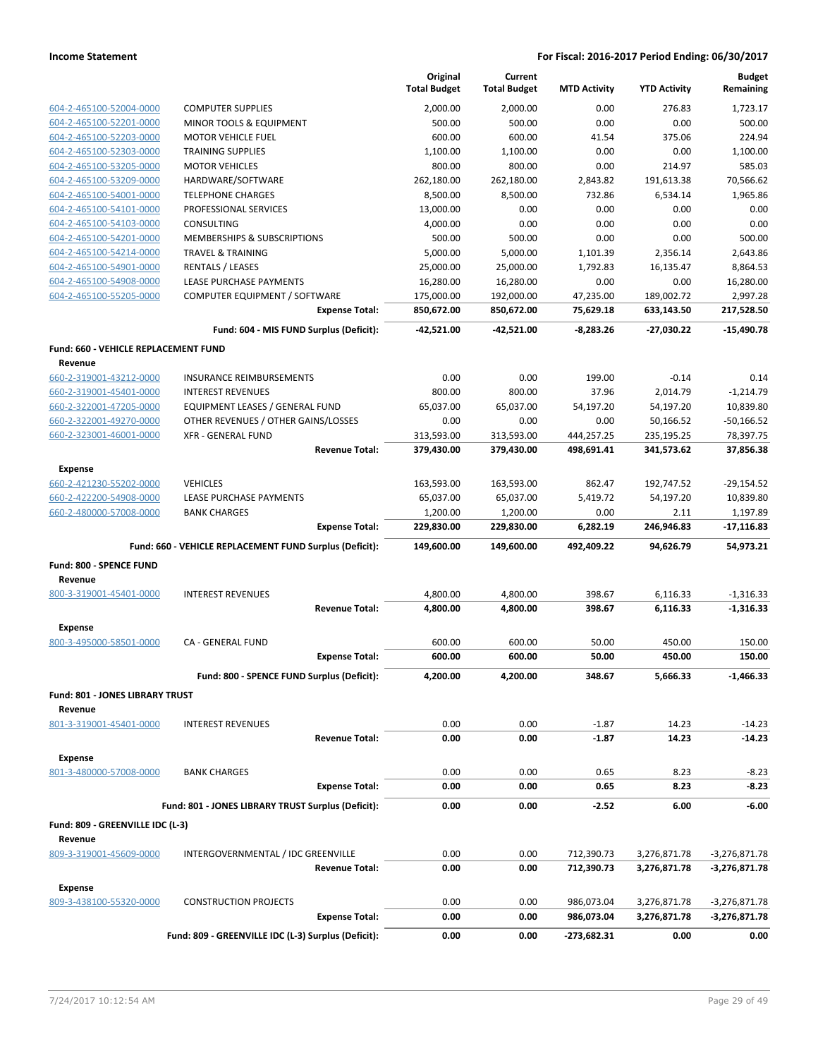**Income Statement** — **For Fiscal: 2016-2017 Period Ending: 06/30/2017**

| | | Original Total Budget | Current Total Budget | MTD Activity | YTD Activity | Budget Remaining |
|---|---|---|---|---|---|---|
| 604-2-465100-52004-0000 | COMPUTER SUPPLIES | 2,000.00 | 2,000.00 | 0.00 | 276.83 | 1,723.17 |
| 604-2-465100-52201-0000 | MINOR TOOLS & EQUIPMENT | 500.00 | 500.00 | 0.00 | 0.00 | 500.00 |
| 604-2-465100-52203-0000 | MOTOR VEHICLE FUEL | 600.00 | 600.00 | 41.54 | 375.06 | 224.94 |
| 604-2-465100-52303-0000 | TRAINING SUPPLIES | 1,100.00 | 1,100.00 | 0.00 | 0.00 | 1,100.00 |
| 604-2-465100-53205-0000 | MOTOR VEHICLES | 800.00 | 800.00 | 0.00 | 214.97 | 585.03 |
| 604-2-465100-53209-0000 | HARDWARE/SOFTWARE | 262,180.00 | 262,180.00 | 2,843.82 | 191,613.38 | 70,566.62 |
| 604-2-465100-54001-0000 | TELEPHONE CHARGES | 8,500.00 | 8,500.00 | 732.86 | 6,534.14 | 1,965.86 |
| 604-2-465100-54101-0000 | PROFESSIONAL SERVICES | 13,000.00 | 0.00 | 0.00 | 0.00 | 0.00 |
| 604-2-465100-54103-0000 | CONSULTING | 4,000.00 | 0.00 | 0.00 | 0.00 | 0.00 |
| 604-2-465100-54201-0000 | MEMBERSHIPS & SUBSCRIPTIONS | 500.00 | 500.00 | 0.00 | 0.00 | 500.00 |
| 604-2-465100-54214-0000 | TRAVEL & TRAINING | 5,000.00 | 5,000.00 | 1,101.39 | 2,356.14 | 2,643.86 |
| 604-2-465100-54901-0000 | RENTALS / LEASES | 25,000.00 | 25,000.00 | 1,792.83 | 16,135.47 | 8,864.53 |
| 604-2-465100-54908-0000 | LEASE PURCHASE PAYMENTS | 16,280.00 | 16,280.00 | 0.00 | 0.00 | 16,280.00 |
| 604-2-465100-55205-0000 | COMPUTER EQUIPMENT / SOFTWARE | 175,000.00 | 192,000.00 | 47,235.00 | 189,002.72 | 2,997.28 |
| | **Expense Total:** | **850,672.00** | **850,672.00** | **75,629.18** | **633,143.50** | **217,528.50** |
| | **Fund: 604 - MIS FUND Surplus (Deficit):** | **-42,521.00** | **-42,521.00** | **-8,283.26** | **-27,030.22** | **-15,490.78** |
| **Fund: 660 - VEHICLE REPLACEMENT FUND** | | | | | | |
| **Revenue** | | | | | | |
| 660-2-319001-43212-0000 | INSURANCE REIMBURSEMENTS | 0.00 | 0.00 | 199.00 | -0.14 | 0.14 |
| 660-2-319001-45401-0000 | INTEREST REVENUES | 800.00 | 800.00 | 37.96 | 2,014.79 | -1,214.79 |
| 660-2-322001-47205-0000 | EQUIPMENT LEASES / GENERAL FUND | 65,037.00 | 65,037.00 | 54,197.20 | 54,197.20 | 10,839.80 |
| 660-2-322001-49270-0000 | OTHER REVENUES / OTHER GAINS/LOSSES | 0.00 | 0.00 | 0.00 | 50,166.52 | -50,166.52 |
| 660-2-323001-46001-0000 | XFR - GENERAL FUND | 313,593.00 | 313,593.00 | 444,257.25 | 235,195.25 | 78,397.75 |
| | **Revenue Total:** | **379,430.00** | **379,430.00** | **498,691.41** | **341,573.62** | **37,856.38** |
| **Expense** | | | | | | |
| 660-2-421230-55202-0000 | VEHICLES | 163,593.00 | 163,593.00 | 862.47 | 192,747.52 | -29,154.52 |
| 660-2-422200-54908-0000 | LEASE PURCHASE PAYMENTS | 65,037.00 | 65,037.00 | 5,419.72 | 54,197.20 | 10,839.80 |
| 660-2-480000-57008-0000 | BANK CHARGES | 1,200.00 | 1,200.00 | 0.00 | 2.11 | 1,197.89 |
| | **Expense Total:** | **229,830.00** | **229,830.00** | **6,282.19** | **246,946.83** | **-17,116.83** |
| | **Fund: 660 - VEHICLE REPLACEMENT FUND Surplus (Deficit):** | **149,600.00** | **149,600.00** | **492,409.22** | **94,626.79** | **54,973.21** |
| **Fund: 800 - SPENCE FUND** | | | | | | |
| **Revenue** | | | | | | |
| 800-3-319001-45401-0000 | INTEREST REVENUES | 4,800.00 | 4,800.00 | 398.67 | 6,116.33 | -1,316.33 |
| | **Revenue Total:** | **4,800.00** | **4,800.00** | **398.67** | **6,116.33** | **-1,316.33** |
| **Expense** | | | | | | |
| 800-3-495000-58501-0000 | CA - GENERAL FUND | 600.00 | 600.00 | 50.00 | 450.00 | 150.00 |
| | **Expense Total:** | **600.00** | **600.00** | **50.00** | **450.00** | **150.00** |
| | **Fund: 800 - SPENCE FUND Surplus (Deficit):** | **4,200.00** | **4,200.00** | **348.67** | **5,666.33** | **-1,466.33** |
| **Fund: 801 - JONES LIBRARY TRUST** | | | | | | |
| **Revenue** | | | | | | |
| 801-3-319001-45401-0000 | INTEREST REVENUES | 0.00 | 0.00 | -1.87 | 14.23 | -14.23 |
| | **Revenue Total:** | **0.00** | **0.00** | **-1.87** | **14.23** | **-14.23** |
| **Expense** | | | | | | |
| 801-3-480000-57008-0000 | BANK CHARGES | 0.00 | 0.00 | 0.65 | 8.23 | -8.23 |
| | **Expense Total:** | **0.00** | **0.00** | **0.65** | **8.23** | **-8.23** |
| | **Fund: 801 - JONES LIBRARY TRUST Surplus (Deficit):** | **0.00** | **0.00** | **-2.52** | **6.00** | **-6.00** |
| **Fund: 809 - GREENVILLE IDC (L-3)** | | | | | | |
| **Revenue** | | | | | | |
| 809-3-319001-45609-0000 | INTERGOVERNMENTAL / IDC GREENVILLE | 0.00 | 0.00 | 712,390.73 | 3,276,871.78 | -3,276,871.78 |
| | **Revenue Total:** | **0.00** | **0.00** | **712,390.73** | **3,276,871.78** | **-3,276,871.78** |
| **Expense** | | | | | | |
| 809-3-438100-55320-0000 | CONSTRUCTION PROJECTS | 0.00 | 0.00 | 986,073.04 | 3,276,871.78 | -3,276,871.78 |
| | **Expense Total:** | **0.00** | **0.00** | **986,073.04** | **3,276,871.78** | **-3,276,871.78** |
| | **Fund: 809 - GREENVILLE IDC (L-3) Surplus (Deficit):** | **0.00** | **0.00** | **-273,682.31** | **0.00** | **0.00** |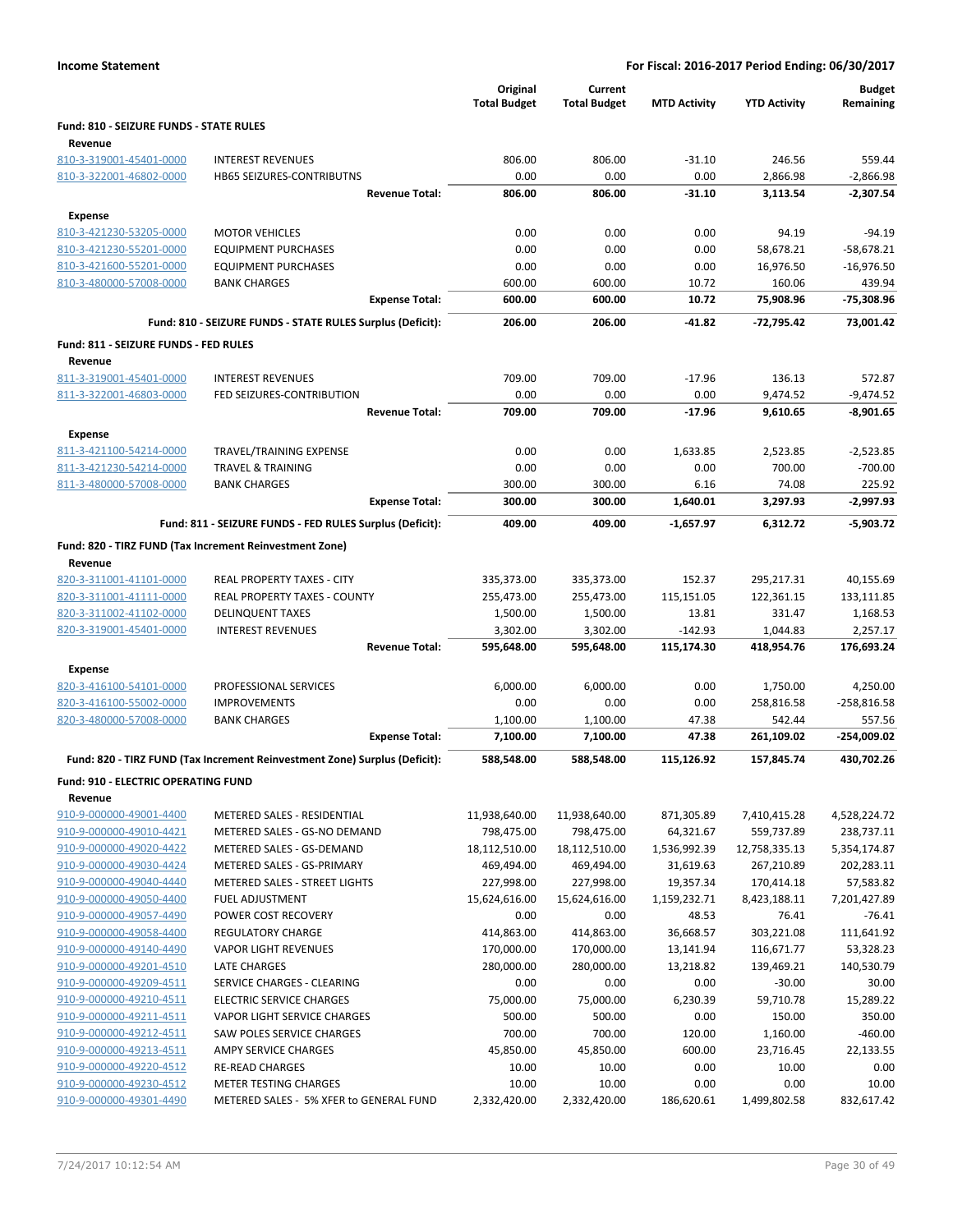**Income Statement** | **For Fiscal: 2016-2017 Period Ending: 06/30/2017**

| | | Original Total Budget | Current Total Budget | MTD Activity | YTD Activity | Budget Remaining |
|---|---|---|---|---|---|---|
| **Fund: 810 - SEIZURE FUNDS - STATE RULES** | | | | | | |
| **Revenue** | | | | | | |
| 810-3-319001-45401-0000 | INTEREST REVENUES | 806.00 | 806.00 | -31.10 | 246.56 | 559.44 |
| 810-3-322001-46802-0000 | HB65 SEIZURES-CONTRIBUTNS | 0.00 | 0.00 | 0.00 | 2,866.98 | -2,866.98 |
| | **Revenue Total:** | **806.00** | **806.00** | **-31.10** | **3,113.54** | **-2,307.54** |
| **Expense** | | | | | | |
| 810-3-421230-53205-0000 | MOTOR VEHICLES | 0.00 | 0.00 | 0.00 | 94.19 | -94.19 |
| 810-3-421230-55201-0000 | EQUIPMENT PURCHASES | 0.00 | 0.00 | 0.00 | 58,678.21 | -58,678.21 |
| 810-3-421600-55201-0000 | EQUIPMENT PURCHASES | 0.00 | 0.00 | 0.00 | 16,976.50 | -16,976.50 |
| 810-3-480000-57008-0000 | BANK CHARGES | 600.00 | 600.00 | 10.72 | 160.06 | 439.94 |
| | **Expense Total:** | **600.00** | **600.00** | **10.72** | **75,908.96** | **-75,308.96** |
| | **Fund: 810 - SEIZURE FUNDS - STATE RULES Surplus (Deficit):** | **206.00** | **206.00** | **-41.82** | **-72,795.42** | **73,001.42** |
| **Fund: 811 - SEIZURE FUNDS - FED RULES** | | | | | | |
| **Revenue** | | | | | | |
| 811-3-319001-45401-0000 | INTEREST REVENUES | 709.00 | 709.00 | -17.96 | 136.13 | 572.87 |
| 811-3-322001-46803-0000 | FED SEIZURES-CONTRIBUTION | 0.00 | 0.00 | 0.00 | 9,474.52 | -9,474.52 |
| | **Revenue Total:** | **709.00** | **709.00** | **-17.96** | **9,610.65** | **-8,901.65** |
| **Expense** | | | | | | |
| 811-3-421100-54214-0000 | TRAVEL/TRAINING EXPENSE | 0.00 | 0.00 | 1,633.85 | 2,523.85 | -2,523.85 |
| 811-3-421230-54214-0000 | TRAVEL & TRAINING | 0.00 | 0.00 | 0.00 | 700.00 | -700.00 |
| 811-3-480000-57008-0000 | BANK CHARGES | 300.00 | 300.00 | 6.16 | 74.08 | 225.92 |
| | **Expense Total:** | **300.00** | **300.00** | **1,640.01** | **3,297.93** | **-2,997.93** |
| | **Fund: 811 - SEIZURE FUNDS - FED RULES Surplus (Deficit):** | **409.00** | **409.00** | **-1,657.97** | **6,312.72** | **-5,903.72** |
| **Fund: 820 - TIRZ FUND (Tax Increment Reinvestment Zone)** | | | | | | |
| **Revenue** | | | | | | |
| 820-3-311001-41101-0000 | REAL PROPERTY TAXES - CITY | 335,373.00 | 335,373.00 | 152.37 | 295,217.31 | 40,155.69 |
| 820-3-311001-41111-0000 | REAL PROPERTY TAXES - COUNTY | 255,473.00 | 255,473.00 | 115,151.05 | 122,361.15 | 133,111.85 |
| 820-3-311002-41102-0000 | DELINQUENT TAXES | 1,500.00 | 1,500.00 | 13.81 | 331.47 | 1,168.53 |
| 820-3-319001-45401-0000 | INTEREST REVENUES | 3,302.00 | 3,302.00 | -142.93 | 1,044.83 | 2,257.17 |
| | **Revenue Total:** | **595,648.00** | **595,648.00** | **115,174.30** | **418,954.76** | **176,693.24** |
| **Expense** | | | | | | |
| 820-3-416100-54101-0000 | PROFESSIONAL SERVICES | 6,000.00 | 6,000.00 | 0.00 | 1,750.00 | 4,250.00 |
| 820-3-416100-55002-0000 | IMPROVEMENTS | 0.00 | 0.00 | 0.00 | 258,816.58 | -258,816.58 |
| 820-3-480000-57008-0000 | BANK CHARGES | 1,100.00 | 1,100.00 | 47.38 | 542.44 | 557.56 |
| | **Expense Total:** | **7,100.00** | **7,100.00** | **47.38** | **261,109.02** | **-254,009.02** |
| | **Fund: 820 - TIRZ FUND (Tax Increment Reinvestment Zone) Surplus (Deficit):** | **588,548.00** | **588,548.00** | **115,126.92** | **157,845.74** | **430,702.26** |
| **Fund: 910 - ELECTRIC OPERATING FUND** | | | | | | |
| **Revenue** | | | | | | |
| 910-9-000000-49001-4400 | METERED SALES - RESIDENTIAL | 11,938,640.00 | 11,938,640.00 | 871,305.89 | 7,410,415.28 | 4,528,224.72 |
| 910-9-000000-49010-4421 | METERED SALES - GS-NO DEMAND | 798,475.00 | 798,475.00 | 64,321.67 | 559,737.89 | 238,737.11 |
| 910-9-000000-49020-4422 | METERED SALES - GS-DEMAND | 18,112,510.00 | 18,112,510.00 | 1,536,992.39 | 12,758,335.13 | 5,354,174.87 |
| 910-9-000000-49030-4424 | METERED SALES - GS-PRIMARY | 469,494.00 | 469,494.00 | 31,619.63 | 267,210.89 | 202,283.11 |
| 910-9-000000-49040-4440 | METERED SALES - STREET LIGHTS | 227,998.00 | 227,998.00 | 19,357.34 | 170,414.18 | 57,583.82 |
| 910-9-000000-49050-4400 | FUEL ADJUSTMENT | 15,624,616.00 | 15,624,616.00 | 1,159,232.71 | 8,423,188.11 | 7,201,427.89 |
| 910-9-000000-49057-4490 | POWER COST RECOVERY | 0.00 | 0.00 | 48.53 | 76.41 | -76.41 |
| 910-9-000000-49058-4400 | REGULATORY CHARGE | 414,863.00 | 414,863.00 | 36,668.57 | 303,221.08 | 111,641.92 |
| 910-9-000000-49140-4490 | VAPOR LIGHT REVENUES | 170,000.00 | 170,000.00 | 13,141.94 | 116,671.77 | 53,328.23 |
| 910-9-000000-49201-4510 | LATE CHARGES | 280,000.00 | 280,000.00 | 13,218.82 | 139,469.21 | 140,530.79 |
| 910-9-000000-49209-4511 | SERVICE CHARGES - CLEARING | 0.00 | 0.00 | 0.00 | -30.00 | 30.00 |
| 910-9-000000-49210-4511 | ELECTRIC SERVICE CHARGES | 75,000.00 | 75,000.00 | 6,230.39 | 59,710.78 | 15,289.22 |
| 910-9-000000-49211-4511 | VAPOR LIGHT SERVICE CHARGES | 500.00 | 500.00 | 0.00 | 150.00 | 350.00 |
| 910-9-000000-49212-4511 | SAW POLES SERVICE CHARGES | 700.00 | 700.00 | 120.00 | 1,160.00 | -460.00 |
| 910-9-000000-49213-4511 | AMPY SERVICE CHARGES | 45,850.00 | 45,850.00 | 600.00 | 23,716.45 | 22,133.55 |
| 910-9-000000-49220-4512 | RE-READ CHARGES | 10.00 | 10.00 | 0.00 | 10.00 | 0.00 |
| 910-9-000000-49230-4512 | METER TESTING CHARGES | 10.00 | 10.00 | 0.00 | 0.00 | 10.00 |
| 910-9-000000-49301-4490 | METERED SALES - 5% XFER to GENERAL FUND | 2,332,420.00 | 2,332,420.00 | 186,620.61 | 1,499,802.58 | 832,617.42 |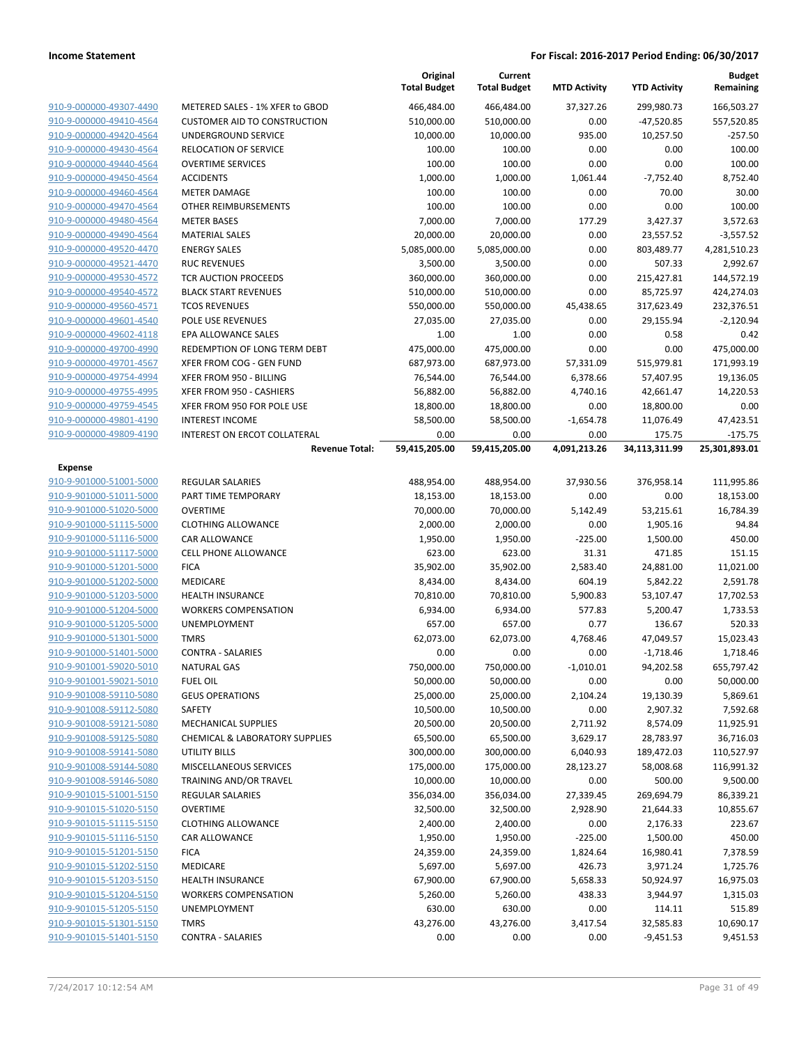## Income Statement

**For Fiscal: 2016-2017 Period Ending: 06/30/2017**

| | | Original Total Budget | Current Total Budget | MTD Activity | YTD Activity | Budget Remaining |
|---|---|---|---|---|---|---|
| 910-9-000000-49307-4490 | METERED SALES - 1% XFER to GBOD | 466,484.00 | 466,484.00 | 37,327.26 | 299,980.73 | 166,503.27 |
| 910-9-000000-49410-4564 | CUSTOMER AID TO CONSTRUCTION | 510,000.00 | 510,000.00 | 0.00 | -47,520.85 | 557,520.85 |
| 910-9-000000-49420-4564 | UNDERGROUND SERVICE | 10,000.00 | 10,000.00 | 935.00 | 10,257.50 | -257.50 |
| 910-9-000000-49430-4564 | RELOCATION OF SERVICE | 100.00 | 100.00 | 0.00 | 0.00 | 100.00 |
| 910-9-000000-49440-4564 | OVERTIME SERVICES | 100.00 | 100.00 | 0.00 | 0.00 | 100.00 |
| 910-9-000000-49450-4564 | ACCIDENTS | 1,000.00 | 1,000.00 | 1,061.44 | -7,752.40 | 8,752.40 |
| 910-9-000000-49460-4564 | METER DAMAGE | 100.00 | 100.00 | 0.00 | 70.00 | 30.00 |
| 910-9-000000-49470-4564 | OTHER REIMBURSEMENTS | 100.00 | 100.00 | 0.00 | 0.00 | 100.00 |
| 910-9-000000-49480-4564 | METER BASES | 7,000.00 | 7,000.00 | 177.29 | 3,427.37 | 3,572.63 |
| 910-9-000000-49490-4564 | MATERIAL SALES | 20,000.00 | 20,000.00 | 0.00 | 23,557.52 | -3,557.52 |
| 910-9-000000-49520-4470 | ENERGY SALES | 5,085,000.00 | 5,085,000.00 | 0.00 | 803,489.77 | 4,281,510.23 |
| 910-9-000000-49521-4470 | RUC REVENUES | 3,500.00 | 3,500.00 | 0.00 | 507.33 | 2,992.67 |
| 910-9-000000-49530-4572 | TCR AUCTION PROCEEDS | 360,000.00 | 360,000.00 | 0.00 | 215,427.81 | 144,572.19 |
| 910-9-000000-49540-4572 | BLACK START REVENUES | 510,000.00 | 510,000.00 | 0.00 | 85,725.97 | 424,274.03 |
| 910-9-000000-49560-4571 | TCOS REVENUES | 550,000.00 | 550,000.00 | 45,438.65 | 317,623.49 | 232,376.51 |
| 910-9-000000-49601-4540 | POLE USE REVENUES | 27,035.00 | 27,035.00 | 0.00 | 29,155.94 | -2,120.94 |
| 910-9-000000-49602-4118 | EPA ALLOWANCE SALES | 1.00 | 1.00 | 0.00 | 0.58 | 0.42 |
| 910-9-000000-49700-4990 | REDEMPTION OF LONG TERM DEBT | 475,000.00 | 475,000.00 | 0.00 | 0.00 | 475,000.00 |
| 910-9-000000-49701-4567 | XFER FROM COG - GEN FUND | 687,973.00 | 687,973.00 | 57,331.09 | 515,979.81 | 171,993.19 |
| 910-9-000000-49754-4994 | XFER FROM 950 - BILLING | 76,544.00 | 76,544.00 | 6,378.66 | 57,407.95 | 19,136.05 |
| 910-9-000000-49755-4995 | XFER FROM 950 - CASHIERS | 56,882.00 | 56,882.00 | 4,740.16 | 42,661.47 | 14,220.53 |
| 910-9-000000-49759-4545 | XFER FROM 950 FOR POLE USE | 18,800.00 | 18,800.00 | 0.00 | 18,800.00 | 0.00 |
| 910-9-000000-49801-4190 | INTEREST INCOME | 58,500.00 | 58,500.00 | -1,654.78 | 11,076.49 | 47,423.51 |
| 910-9-000000-49809-4190 | INTEREST ON ERCOT COLLATERAL | 0.00 | 0.00 | 0.00 | 175.75 | -175.75 |
| | **Revenue Total:** | **59,415,205.00** | **59,415,205.00** | **4,091,213.26** | **34,113,311.99** | **25,301,893.01** |
| **Expense** | | | | | | |
| 910-9-901000-51001-5000 | REGULAR SALARIES | 488,954.00 | 488,954.00 | 37,930.56 | 376,958.14 | 111,995.86 |
| 910-9-901000-51011-5000 | PART TIME TEMPORARY | 18,153.00 | 18,153.00 | 0.00 | 0.00 | 18,153.00 |
| 910-9-901000-51020-5000 | OVERTIME | 70,000.00 | 70,000.00 | 5,142.49 | 53,215.61 | 16,784.39 |
| 910-9-901000-51115-5000 | CLOTHING ALLOWANCE | 2,000.00 | 2,000.00 | 0.00 | 1,905.16 | 94.84 |
| 910-9-901000-51116-5000 | CAR ALLOWANCE | 1,950.00 | 1,950.00 | -225.00 | 1,500.00 | 450.00 |
| 910-9-901000-51117-5000 | CELL PHONE ALLOWANCE | 623.00 | 623.00 | 31.31 | 471.85 | 151.15 |
| 910-9-901000-51201-5000 | FICA | 35,902.00 | 35,902.00 | 2,583.40 | 24,881.00 | 11,021.00 |
| 910-9-901000-51202-5000 | MEDICARE | 8,434.00 | 8,434.00 | 604.19 | 5,842.22 | 2,591.78 |
| 910-9-901000-51203-5000 | HEALTH INSURANCE | 70,810.00 | 70,810.00 | 5,900.83 | 53,107.47 | 17,702.53 |
| 910-9-901000-51204-5000 | WORKERS COMPENSATION | 6,934.00 | 6,934.00 | 577.83 | 5,200.47 | 1,733.53 |
| 910-9-901000-51205-5000 | UNEMPLOYMENT | 657.00 | 657.00 | 0.77 | 136.67 | 520.33 |
| 910-9-901000-51301-5000 | TMRS | 62,073.00 | 62,073.00 | 4,768.46 | 47,049.57 | 15,023.43 |
| 910-9-901000-51401-5000 | CONTRA - SALARIES | 0.00 | 0.00 | 0.00 | -1,718.46 | 1,718.46 |
| 910-9-901001-59020-5010 | NATURAL GAS | 750,000.00 | 750,000.00 | -1,010.01 | 94,202.58 | 655,797.42 |
| 910-9-901001-59021-5010 | FUEL OIL | 50,000.00 | 50,000.00 | 0.00 | 0.00 | 50,000.00 |
| 910-9-901008-59110-5080 | GEUS OPERATIONS | 25,000.00 | 25,000.00 | 2,104.24 | 19,130.39 | 5,869.61 |
| 910-9-901008-59112-5080 | SAFETY | 10,500.00 | 10,500.00 | 0.00 | 2,907.32 | 7,592.68 |
| 910-9-901008-59121-5080 | MECHANICAL SUPPLIES | 20,500.00 | 20,500.00 | 2,711.92 | 8,574.09 | 11,925.91 |
| 910-9-901008-59125-5080 | CHEMICAL & LABORATORY SUPPLIES | 65,500.00 | 65,500.00 | 3,629.17 | 28,783.97 | 36,716.03 |
| 910-9-901008-59141-5080 | UTILITY BILLS | 300,000.00 | 300,000.00 | 6,040.93 | 189,472.03 | 110,527.97 |
| 910-9-901008-59144-5080 | MISCELLANEOUS SERVICES | 175,000.00 | 175,000.00 | 28,123.27 | 58,008.68 | 116,991.32 |
| 910-9-901008-59146-5080 | TRAINING AND/OR TRAVEL | 10,000.00 | 10,000.00 | 0.00 | 500.00 | 9,500.00 |
| 910-9-901015-51001-5150 | REGULAR SALARIES | 356,034.00 | 356,034.00 | 27,339.45 | 269,694.79 | 86,339.21 |
| 910-9-901015-51020-5150 | OVERTIME | 32,500.00 | 32,500.00 | 2,928.90 | 21,644.33 | 10,855.67 |
| 910-9-901015-51115-5150 | CLOTHING ALLOWANCE | 2,400.00 | 2,400.00 | 0.00 | 2,176.33 | 223.67 |
| 910-9-901015-51116-5150 | CAR ALLOWANCE | 1,950.00 | 1,950.00 | -225.00 | 1,500.00 | 450.00 |
| 910-9-901015-51201-5150 | FICA | 24,359.00 | 24,359.00 | 1,824.64 | 16,980.41 | 7,378.59 |
| 910-9-901015-51202-5150 | MEDICARE | 5,697.00 | 5,697.00 | 426.73 | 3,971.24 | 1,725.76 |
| 910-9-901015-51203-5150 | HEALTH INSURANCE | 67,900.00 | 67,900.00 | 5,658.33 | 50,924.97 | 16,975.03 |
| 910-9-901015-51204-5150 | WORKERS COMPENSATION | 5,260.00 | 5,260.00 | 438.33 | 3,944.97 | 1,315.03 |
| 910-9-901015-51205-5150 | UNEMPLOYMENT | 630.00 | 630.00 | 0.00 | 114.11 | 515.89 |
| 910-9-901015-51301-5150 | TMRS | 43,276.00 | 43,276.00 | 3,417.54 | 32,585.83 | 10,690.17 |
| 910-9-901015-51401-5150 | CONTRA - SALARIES | 0.00 | 0.00 | 0.00 | -9,451.53 | 9,451.53 |

7/24/2017 10:12:54 AM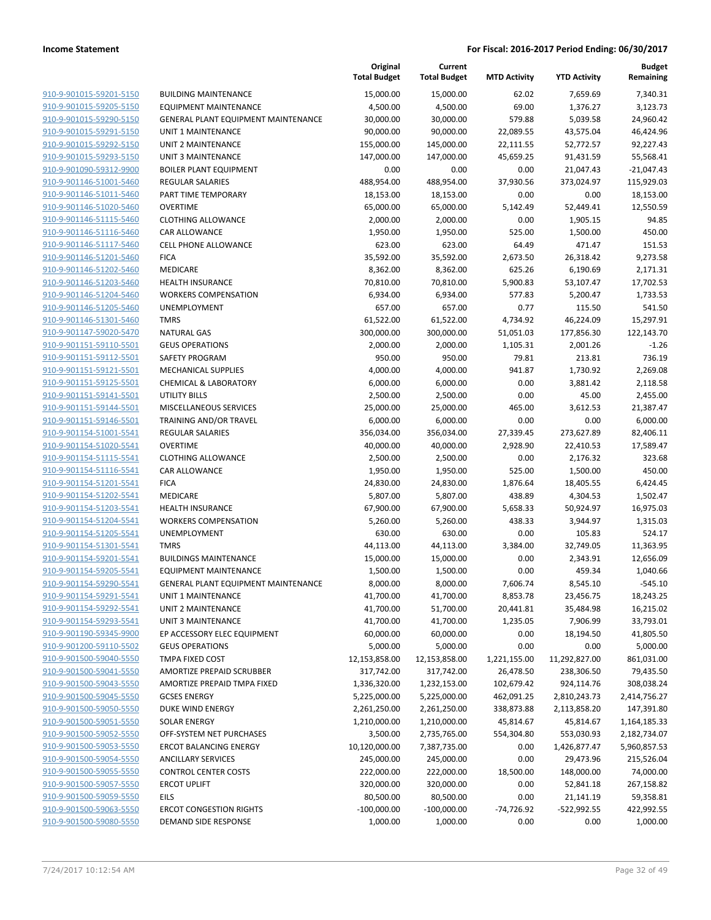| | | Original Total Budget | Current Total Budget | MTD Activity | YTD Activity | Budget Remaining |
|---|---|---|---|---|---|---|
| 910-9-901015-59201-5150 | BUILDING MAINTENANCE | 15,000.00 | 15,000.00 | 62.02 | 7,659.69 | 7,340.31 |
| 910-9-901015-59205-5150 | EQUIPMENT MAINTENANCE | 4,500.00 | 4,500.00 | 69.00 | 1,376.27 | 3,123.73 |
| 910-9-901015-59290-5150 | GENERAL PLANT EQUIPMENT MAINTENANCE | 30,000.00 | 30,000.00 | 579.88 | 5,039.58 | 24,960.42 |
| 910-9-901015-59291-5150 | UNIT 1 MAINTENANCE | 90,000.00 | 90,000.00 | 22,089.55 | 43,575.04 | 46,424.96 |
| 910-9-901015-59292-5150 | UNIT 2 MAINTENANCE | 155,000.00 | 145,000.00 | 22,111.55 | 52,772.57 | 92,227.43 |
| 910-9-901015-59293-5150 | UNIT 3 MAINTENANCE | 147,000.00 | 147,000.00 | 45,659.25 | 91,431.59 | 55,568.41 |
| 910-9-901090-59312-9900 | BOILER PLANT EQUIPMENT | 0.00 | 0.00 | 0.00 | 21,047.43 | -21,047.43 |
| 910-9-901146-51001-5460 | REGULAR SALARIES | 488,954.00 | 488,954.00 | 37,930.56 | 373,024.97 | 115,929.03 |
| 910-9-901146-51011-5460 | PART TIME TEMPORARY | 18,153.00 | 18,153.00 | 0.00 | 0.00 | 18,153.00 |
| 910-9-901146-51020-5460 | OVERTIME | 65,000.00 | 65,000.00 | 5,142.49 | 52,449.41 | 12,550.59 |
| 910-9-901146-51115-5460 | CLOTHING ALLOWANCE | 2,000.00 | 2,000.00 | 0.00 | 1,905.15 | 94.85 |
| 910-9-901146-51116-5460 | CAR ALLOWANCE | 1,950.00 | 1,950.00 | 525.00 | 1,500.00 | 450.00 |
| 910-9-901146-51117-5460 | CELL PHONE ALLOWANCE | 623.00 | 623.00 | 64.49 | 471.47 | 151.53 |
| 910-9-901146-51201-5460 | FICA | 35,592.00 | 35,592.00 | 2,673.50 | 26,318.42 | 9,273.58 |
| 910-9-901146-51202-5460 | MEDICARE | 8,362.00 | 8,362.00 | 625.26 | 6,190.69 | 2,171.31 |
| 910-9-901146-51203-5460 | HEALTH INSURANCE | 70,810.00 | 70,810.00 | 5,900.83 | 53,107.47 | 17,702.53 |
| 910-9-901146-51204-5460 | WORKERS COMPENSATION | 6,934.00 | 6,934.00 | 577.83 | 5,200.47 | 1,733.53 |
| 910-9-901146-51205-5460 | UNEMPLOYMENT | 657.00 | 657.00 | 0.77 | 115.50 | 541.50 |
| 910-9-901146-51301-5460 | TMRS | 61,522.00 | 61,522.00 | 4,734.92 | 46,224.09 | 15,297.91 |
| 910-9-901147-59020-5470 | NATURAL GAS | 300,000.00 | 300,000.00 | 51,051.03 | 177,856.30 | 122,143.70 |
| 910-9-901151-59110-5501 | GEUS OPERATIONS | 2,000.00 | 2,000.00 | 1,105.31 | 2,001.26 | -1.26 |
| 910-9-901151-59112-5501 | SAFETY PROGRAM | 950.00 | 950.00 | 79.81 | 213.81 | 736.19 |
| 910-9-901151-59121-5501 | MECHANICAL SUPPLIES | 4,000.00 | 4,000.00 | 941.87 | 1,730.92 | 2,269.08 |
| 910-9-901151-59125-5501 | CHEMICAL & LABORATORY | 6,000.00 | 6,000.00 | 0.00 | 3,881.42 | 2,118.58 |
| 910-9-901151-59141-5501 | UTILITY BILLS | 2,500.00 | 2,500.00 | 0.00 | 45.00 | 2,455.00 |
| 910-9-901151-59144-5501 | MISCELLANEOUS SERVICES | 25,000.00 | 25,000.00 | 465.00 | 3,612.53 | 21,387.47 |
| 910-9-901151-59146-5501 | TRAINING AND/OR TRAVEL | 6,000.00 | 6,000.00 | 0.00 | 0.00 | 6,000.00 |
| 910-9-901154-51001-5541 | REGULAR SALARIES | 356,034.00 | 356,034.00 | 27,339.45 | 273,627.89 | 82,406.11 |
| 910-9-901154-51020-5541 | OVERTIME | 40,000.00 | 40,000.00 | 2,928.90 | 22,410.53 | 17,589.47 |
| 910-9-901154-51115-5541 | CLOTHING ALLOWANCE | 2,500.00 | 2,500.00 | 0.00 | 2,176.32 | 323.68 |
| 910-9-901154-51116-5541 | CAR ALLOWANCE | 1,950.00 | 1,950.00 | 525.00 | 1,500.00 | 450.00 |
| 910-9-901154-51201-5541 | FICA | 24,830.00 | 24,830.00 | 1,876.64 | 18,405.55 | 6,424.45 |
| 910-9-901154-51202-5541 | MEDICARE | 5,807.00 | 5,807.00 | 438.89 | 4,304.53 | 1,502.47 |
| 910-9-901154-51203-5541 | HEALTH INSURANCE | 67,900.00 | 67,900.00 | 5,658.33 | 50,924.97 | 16,975.03 |
| 910-9-901154-51204-5541 | WORKERS COMPENSATION | 5,260.00 | 5,260.00 | 438.33 | 3,944.97 | 1,315.03 |
| 910-9-901154-51205-5541 | UNEMPLOYMENT | 630.00 | 630.00 | 0.00 | 105.83 | 524.17 |
| 910-9-901154-51301-5541 | TMRS | 44,113.00 | 44,113.00 | 3,384.00 | 32,749.05 | 11,363.95 |
| 910-9-901154-59201-5541 | BUILDINGS MAINTENANCE | 15,000.00 | 15,000.00 | 0.00 | 2,343.91 | 12,656.09 |
| 910-9-901154-59205-5541 | EQUIPMENT MAINTENANCE | 1,500.00 | 1,500.00 | 0.00 | 459.34 | 1,040.66 |
| 910-9-901154-59290-5541 | GENERAL PLANT EQUIPMENT MAINTENANCE | 8,000.00 | 8,000.00 | 7,606.74 | 8,545.10 | -545.10 |
| 910-9-901154-59291-5541 | UNIT 1 MAINTENANCE | 41,700.00 | 41,700.00 | 8,853.78 | 23,456.75 | 18,243.25 |
| 910-9-901154-59292-5541 | UNIT 2 MAINTENANCE | 41,700.00 | 51,700.00 | 20,441.81 | 35,484.98 | 16,215.02 |
| 910-9-901154-59293-5541 | UNIT 3 MAINTENANCE | 41,700.00 | 41,700.00 | 1,235.05 | 7,906.99 | 33,793.01 |
| 910-9-901190-59345-9900 | EP ACCESSORY ELEC EQUIPMENT | 60,000.00 | 60,000.00 | 0.00 | 18,194.50 | 41,805.50 |
| 910-9-901200-59110-5502 | GEUS OPERATIONS | 5,000.00 | 5,000.00 | 0.00 | 0.00 | 5,000.00 |
| 910-9-901500-59040-5550 | TMPA FIXED COST | 12,153,858.00 | 12,153,858.00 | 1,221,155.00 | 11,292,827.00 | 861,031.00 |
| 910-9-901500-59041-5550 | AMORTIZE PREPAID SCRUBBER | 317,742.00 | 317,742.00 | 26,478.50 | 238,306.50 | 79,435.50 |
| 910-9-901500-59043-5550 | AMORTIZE PREPAID TMPA FIXED | 1,336,320.00 | 1,232,153.00 | 102,679.42 | 924,114.76 | 308,038.24 |
| 910-9-901500-59045-5550 | GCSES ENERGY | 5,225,000.00 | 5,225,000.00 | 462,091.25 | 2,810,243.73 | 2,414,756.27 |
| 910-9-901500-59050-5550 | DUKE WIND ENERGY | 2,261,250.00 | 2,261,250.00 | 338,873.88 | 2,113,858.20 | 147,391.80 |
| 910-9-901500-59051-5550 | SOLAR ENERGY | 1,210,000.00 | 1,210,000.00 | 45,814.67 | 45,814.67 | 1,164,185.33 |
| 910-9-901500-59052-5550 | OFF-SYSTEM NET PURCHASES | 3,500.00 | 2,735,765.00 | 554,304.80 | 553,030.93 | 2,182,734.07 |
| 910-9-901500-59053-5550 | ERCOT BALANCING ENERGY | 10,120,000.00 | 7,387,735.00 | 0.00 | 1,426,877.47 | 5,960,857.53 |
| 910-9-901500-59054-5550 | ANCILLARY SERVICES | 245,000.00 | 245,000.00 | 0.00 | 29,473.96 | 215,526.04 |
| 910-9-901500-59055-5550 | CONTROL CENTER COSTS | 222,000.00 | 222,000.00 | 18,500.00 | 148,000.00 | 74,000.00 |
| 910-9-901500-59057-5550 | ERCOT UPLIFT | 320,000.00 | 320,000.00 | 0.00 | 52,841.18 | 267,158.82 |
| 910-9-901500-59059-5550 | EILS | 80,500.00 | 80,500.00 | 0.00 | 21,141.19 | 59,358.81 |
| 910-9-901500-59063-5550 | ERCOT CONGESTION RIGHTS | -100,000.00 | -100,000.00 | -74,726.92 | -522,992.55 | 422,992.55 |
| 910-9-901500-59080-5550 | DEMAND SIDE RESPONSE | 1,000.00 | 1,000.00 | 0.00 | 0.00 | 1,000.00 |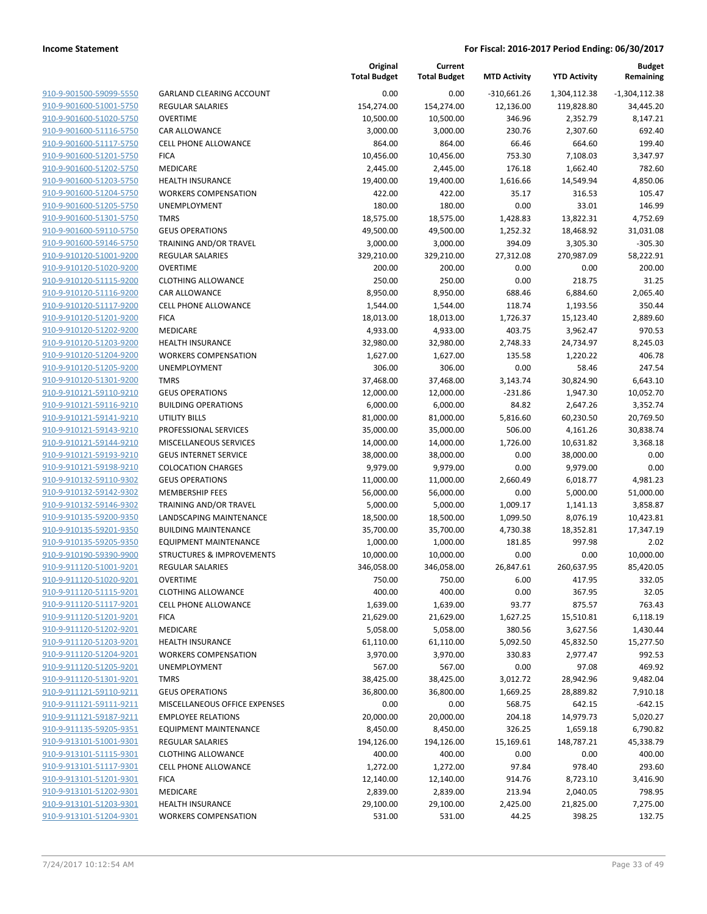**Income Statement** | **For Fiscal: 2016-2017 Period Ending: 06/30/2017**

| | | Original Total Budget | Current Total Budget | MTD Activity | YTD Activity | Budget Remaining |
|---|---|---|---|---|---|---|
| 910-9-901500-59099-5550 | GARLAND CLEARING ACCOUNT | 0.00 | 0.00 | -310,661.26 | 1,304,112.38 | -1,304,112.38 |
| 910-9-901600-51001-5750 | REGULAR SALARIES | 154,274.00 | 154,274.00 | 12,136.00 | 119,828.80 | 34,445.20 |
| 910-9-901600-51020-5750 | OVERTIME | 10,500.00 | 10,500.00 | 346.96 | 2,352.79 | 8,147.21 |
| 910-9-901600-51116-5750 | CAR ALLOWANCE | 3,000.00 | 3,000.00 | 230.76 | 2,307.60 | 692.40 |
| 910-9-901600-51117-5750 | CELL PHONE ALLOWANCE | 864.00 | 864.00 | 66.46 | 664.60 | 199.40 |
| 910-9-901600-51201-5750 | FICA | 10,456.00 | 10,456.00 | 753.30 | 7,108.03 | 3,347.97 |
| 910-9-901600-51202-5750 | MEDICARE | 2,445.00 | 2,445.00 | 176.18 | 1,662.40 | 782.60 |
| 910-9-901600-51203-5750 | HEALTH INSURANCE | 19,400.00 | 19,400.00 | 1,616.66 | 14,549.94 | 4,850.06 |
| 910-9-901600-51204-5750 | WORKERS COMPENSATION | 422.00 | 422.00 | 35.17 | 316.53 | 105.47 |
| 910-9-901600-51205-5750 | UNEMPLOYMENT | 180.00 | 180.00 | 0.00 | 33.01 | 146.99 |
| 910-9-901600-51301-5750 | TMRS | 18,575.00 | 18,575.00 | 1,428.83 | 13,822.31 | 4,752.69 |
| 910-9-901600-59110-5750 | GEUS OPERATIONS | 49,500.00 | 49,500.00 | 1,252.32 | 18,468.92 | 31,031.08 |
| 910-9-901600-59146-5750 | TRAINING AND/OR TRAVEL | 3,000.00 | 3,000.00 | 394.09 | 3,305.30 | -305.30 |
| 910-9-910120-51001-9200 | REGULAR SALARIES | 329,210.00 | 329,210.00 | 27,312.08 | 270,987.09 | 58,222.91 |
| 910-9-910120-51020-9200 | OVERTIME | 200.00 | 200.00 | 0.00 | 0.00 | 200.00 |
| 910-9-910120-51115-9200 | CLOTHING ALLOWANCE | 250.00 | 250.00 | 0.00 | 218.75 | 31.25 |
| 910-9-910120-51116-9200 | CAR ALLOWANCE | 8,950.00 | 8,950.00 | 688.46 | 6,884.60 | 2,065.40 |
| 910-9-910120-51117-9200 | CELL PHONE ALLOWANCE | 1,544.00 | 1,544.00 | 118.74 | 1,193.56 | 350.44 |
| 910-9-910120-51201-9200 | FICA | 18,013.00 | 18,013.00 | 1,726.37 | 15,123.40 | 2,889.60 |
| 910-9-910120-51202-9200 | MEDICARE | 4,933.00 | 4,933.00 | 403.75 | 3,962.47 | 970.53 |
| 910-9-910120-51203-9200 | HEALTH INSURANCE | 32,980.00 | 32,980.00 | 2,748.33 | 24,734.97 | 8,245.03 |
| 910-9-910120-51204-9200 | WORKERS COMPENSATION | 1,627.00 | 1,627.00 | 135.58 | 1,220.22 | 406.78 |
| 910-9-910120-51205-9200 | UNEMPLOYMENT | 306.00 | 306.00 | 0.00 | 58.46 | 247.54 |
| 910-9-910120-51301-9200 | TMRS | 37,468.00 | 37,468.00 | 3,143.74 | 30,824.90 | 6,643.10 |
| 910-9-910121-59110-9210 | GEUS OPERATIONS | 12,000.00 | 12,000.00 | -231.86 | 1,947.30 | 10,052.70 |
| 910-9-910121-59116-9210 | BUILDING OPERATIONS | 6,000.00 | 6,000.00 | 84.82 | 2,647.26 | 3,352.74 |
| 910-9-910121-59141-9210 | UTILITY BILLS | 81,000.00 | 81,000.00 | 5,816.60 | 60,230.50 | 20,769.50 |
| 910-9-910121-59143-9210 | PROFESSIONAL SERVICES | 35,000.00 | 35,000.00 | 506.00 | 4,161.26 | 30,838.74 |
| 910-9-910121-59144-9210 | MISCELLANEOUS SERVICES | 14,000.00 | 14,000.00 | 1,726.00 | 10,631.82 | 3,368.18 |
| 910-9-910121-59193-9210 | GEUS INTERNET SERVICE | 38,000.00 | 38,000.00 | 0.00 | 38,000.00 | 0.00 |
| 910-9-910121-59198-9210 | COLOCATION CHARGES | 9,979.00 | 9,979.00 | 0.00 | 9,979.00 | 0.00 |
| 910-9-910132-59110-9302 | GEUS OPERATIONS | 11,000.00 | 11,000.00 | 2,660.49 | 6,018.77 | 4,981.23 |
| 910-9-910132-59142-9302 | MEMBERSHIP FEES | 56,000.00 | 56,000.00 | 0.00 | 5,000.00 | 51,000.00 |
| 910-9-910132-59146-9302 | TRAINING AND/OR TRAVEL | 5,000.00 | 5,000.00 | 1,009.17 | 1,141.13 | 3,858.87 |
| 910-9-910135-59200-9350 | LANDSCAPING MAINTENANCE | 18,500.00 | 18,500.00 | 1,099.50 | 8,076.19 | 10,423.81 |
| 910-9-910135-59201-9350 | BUILDING MAINTENANCE | 35,700.00 | 35,700.00 | 4,730.38 | 18,352.81 | 17,347.19 |
| 910-9-910135-59205-9350 | EQUIPMENT MAINTENANCE | 1,000.00 | 1,000.00 | 181.85 | 997.98 | 2.02 |
| 910-9-910190-59390-9900 | STRUCTURES & IMPROVEMENTS | 10,000.00 | 10,000.00 | 0.00 | 0.00 | 10,000.00 |
| 910-9-911120-51001-9201 | REGULAR SALARIES | 346,058.00 | 346,058.00 | 26,847.61 | 260,637.95 | 85,420.05 |
| 910-9-911120-51020-9201 | OVERTIME | 750.00 | 750.00 | 6.00 | 417.95 | 332.05 |
| 910-9-911120-51115-9201 | CLOTHING ALLOWANCE | 400.00 | 400.00 | 0.00 | 367.95 | 32.05 |
| 910-9-911120-51117-9201 | CELL PHONE ALLOWANCE | 1,639.00 | 1,639.00 | 93.77 | 875.57 | 763.43 |
| 910-9-911120-51201-9201 | FICA | 21,629.00 | 21,629.00 | 1,627.25 | 15,510.81 | 6,118.19 |
| 910-9-911120-51202-9201 | MEDICARE | 5,058.00 | 5,058.00 | 380.56 | 3,627.56 | 1,430.44 |
| 910-9-911120-51203-9201 | HEALTH INSURANCE | 61,110.00 | 61,110.00 | 5,092.50 | 45,832.50 | 15,277.50 |
| 910-9-911120-51204-9201 | WORKERS COMPENSATION | 3,970.00 | 3,970.00 | 330.83 | 2,977.47 | 992.53 |
| 910-9-911120-51205-9201 | UNEMPLOYMENT | 567.00 | 567.00 | 0.00 | 97.08 | 469.92 |
| 910-9-911120-51301-9201 | TMRS | 38,425.00 | 38,425.00 | 3,012.72 | 28,942.96 | 9,482.04 |
| 910-9-911121-59110-9211 | GEUS OPERATIONS | 36,800.00 | 36,800.00 | 1,669.25 | 28,889.82 | 7,910.18 |
| 910-9-911121-59111-9211 | MISCELLANEOUS OFFICE EXPENSES | 0.00 | 0.00 | 568.75 | 642.15 | -642.15 |
| 910-9-911121-59187-9211 | EMPLOYEE RELATIONS | 20,000.00 | 20,000.00 | 204.18 | 14,979.73 | 5,020.27 |
| 910-9-911135-59205-9351 | EQUIPMENT MAINTENANCE | 8,450.00 | 8,450.00 | 326.25 | 1,659.18 | 6,790.82 |
| 910-9-913101-51001-9301 | REGULAR SALARIES | 194,126.00 | 194,126.00 | 15,169.61 | 148,787.21 | 45,338.79 |
| 910-9-913101-51115-9301 | CLOTHING ALLOWANCE | 400.00 | 400.00 | 0.00 | 0.00 | 400.00 |
| 910-9-913101-51117-9301 | CELL PHONE ALLOWANCE | 1,272.00 | 1,272.00 | 97.84 | 978.40 | 293.60 |
| 910-9-913101-51201-9301 | FICA | 12,140.00 | 12,140.00 | 914.76 | 8,723.10 | 3,416.90 |
| 910-9-913101-51202-9301 | MEDICARE | 2,839.00 | 2,839.00 | 213.94 | 2,040.05 | 798.95 |
| 910-9-913101-51203-9301 | HEALTH INSURANCE | 29,100.00 | 29,100.00 | 2,425.00 | 21,825.00 | 7,275.00 |
| 910-9-913101-51204-9301 | WORKERS COMPENSATION | 531.00 | 531.00 | 44.25 | 398.25 | 132.75 |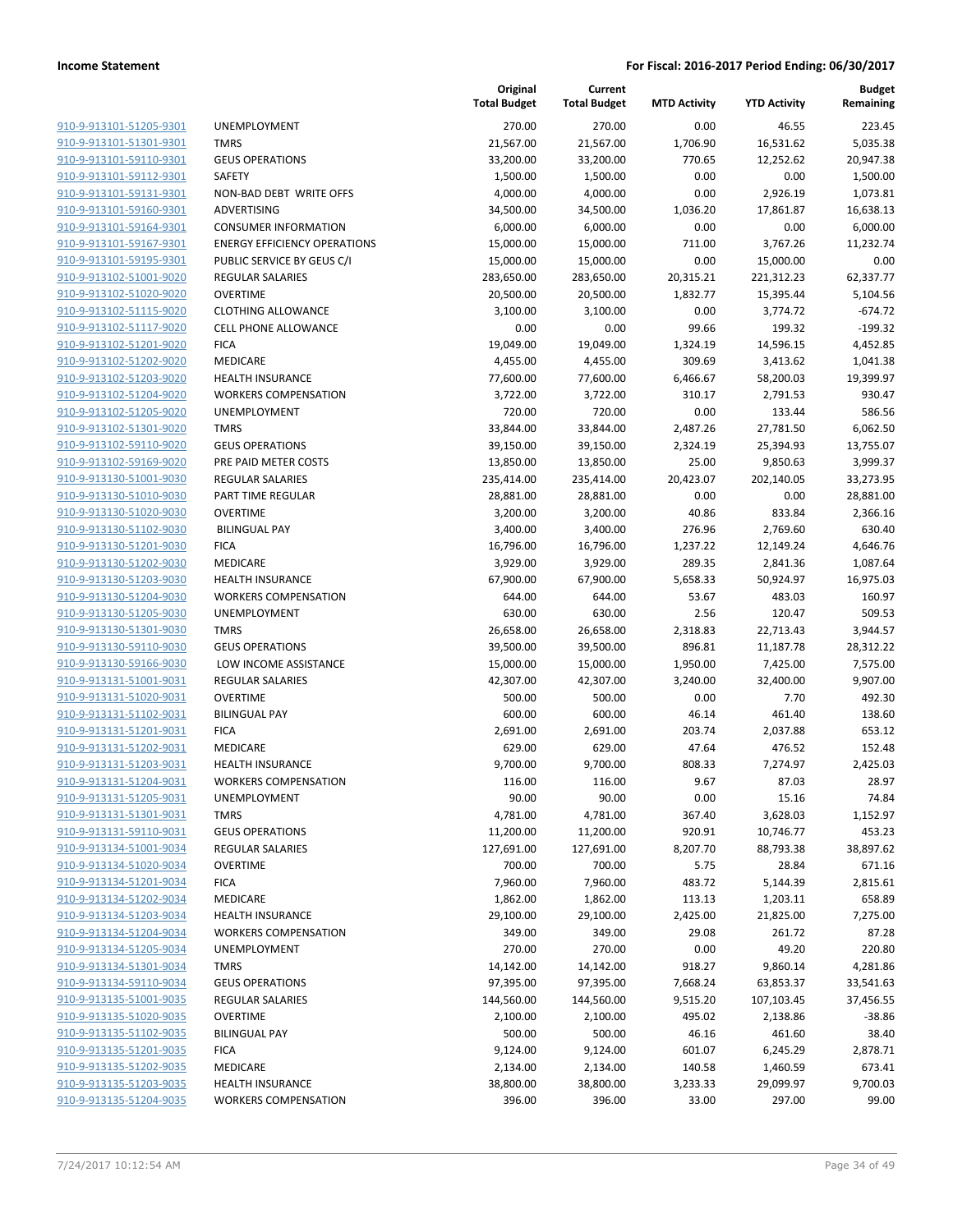**Income Statement** | **For Fiscal: 2016-2017 Period Ending: 06/30/2017**

| | | Original Total Budget | Current Total Budget | MTD Activity | YTD Activity | Budget Remaining |
|---|---|---|---|---|---|---|
| 910-9-913101-51205-9301 | UNEMPLOYMENT | 270.00 | 270.00 | 0.00 | 46.55 | 223.45 |
| 910-9-913101-51301-9301 | TMRS | 21,567.00 | 21,567.00 | 1,706.90 | 16,531.62 | 5,035.38 |
| 910-9-913101-59110-9301 | GEUS OPERATIONS | 33,200.00 | 33,200.00 | 770.65 | 12,252.62 | 20,947.38 |
| 910-9-913101-59112-9301 | SAFETY | 1,500.00 | 1,500.00 | 0.00 | 0.00 | 1,500.00 |
| 910-9-913101-59131-9301 | NON-BAD DEBT WRITE OFFS | 4,000.00 | 4,000.00 | 0.00 | 2,926.19 | 1,073.81 |
| 910-9-913101-59160-9301 | ADVERTISING | 34,500.00 | 34,500.00 | 1,036.20 | 17,861.87 | 16,638.13 |
| 910-9-913101-59164-9301 | CONSUMER INFORMATION | 6,000.00 | 6,000.00 | 0.00 | 0.00 | 6,000.00 |
| 910-9-913101-59167-9301 | ENERGY EFFICIENCY OPERATIONS | 15,000.00 | 15,000.00 | 711.00 | 3,767.26 | 11,232.74 |
| 910-9-913101-59195-9301 | PUBLIC SERVICE BY GEUS C/I | 15,000.00 | 15,000.00 | 0.00 | 15,000.00 | 0.00 |
| 910-9-913102-51001-9020 | REGULAR SALARIES | 283,650.00 | 283,650.00 | 20,315.21 | 221,312.23 | 62,337.77 |
| 910-9-913102-51020-9020 | OVERTIME | 20,500.00 | 20,500.00 | 1,832.77 | 15,395.44 | 5,104.56 |
| 910-9-913102-51115-9020 | CLOTHING ALLOWANCE | 3,100.00 | 3,100.00 | 0.00 | 3,774.72 | -674.72 |
| 910-9-913102-51117-9020 | CELL PHONE ALLOWANCE | 0.00 | 0.00 | 99.66 | 199.32 | -199.32 |
| 910-9-913102-51201-9020 | FICA | 19,049.00 | 19,049.00 | 1,324.19 | 14,596.15 | 4,452.85 |
| 910-9-913102-51202-9020 | MEDICARE | 4,455.00 | 4,455.00 | 309.69 | 3,413.62 | 1,041.38 |
| 910-9-913102-51203-9020 | HEALTH INSURANCE | 77,600.00 | 77,600.00 | 6,466.67 | 58,200.03 | 19,399.97 |
| 910-9-913102-51204-9020 | WORKERS COMPENSATION | 3,722.00 | 3,722.00 | 310.17 | 2,791.53 | 930.47 |
| 910-9-913102-51205-9020 | UNEMPLOYMENT | 720.00 | 720.00 | 0.00 | 133.44 | 586.56 |
| 910-9-913102-51301-9020 | TMRS | 33,844.00 | 33,844.00 | 2,487.26 | 27,781.50 | 6,062.50 |
| 910-9-913102-59110-9020 | GEUS OPERATIONS | 39,150.00 | 39,150.00 | 2,324.19 | 25,394.93 | 13,755.07 |
| 910-9-913102-59169-9020 | PRE PAID METER COSTS | 13,850.00 | 13,850.00 | 25.00 | 9,850.63 | 3,999.37 |
| 910-9-913130-51001-9030 | REGULAR SALARIES | 235,414.00 | 235,414.00 | 20,423.07 | 202,140.05 | 33,273.95 |
| 910-9-913130-51010-9030 | PART TIME REGULAR | 28,881.00 | 28,881.00 | 0.00 | 0.00 | 28,881.00 |
| 910-9-913130-51020-9030 | OVERTIME | 3,200.00 | 3,200.00 | 40.86 | 833.84 | 2,366.16 |
| 910-9-913130-51102-9030 | BILINGUAL PAY | 3,400.00 | 3,400.00 | 276.96 | 2,769.60 | 630.40 |
| 910-9-913130-51201-9030 | FICA | 16,796.00 | 16,796.00 | 1,237.22 | 12,149.24 | 4,646.76 |
| 910-9-913130-51202-9030 | MEDICARE | 3,929.00 | 3,929.00 | 289.35 | 2,841.36 | 1,087.64 |
| 910-9-913130-51203-9030 | HEALTH INSURANCE | 67,900.00 | 67,900.00 | 5,658.33 | 50,924.97 | 16,975.03 |
| 910-9-913130-51204-9030 | WORKERS COMPENSATION | 644.00 | 644.00 | 53.67 | 483.03 | 160.97 |
| 910-9-913130-51205-9030 | UNEMPLOYMENT | 630.00 | 630.00 | 2.56 | 120.47 | 509.53 |
| 910-9-913130-51301-9030 | TMRS | 26,658.00 | 26,658.00 | 2,318.83 | 22,713.43 | 3,944.57 |
| 910-9-913130-59110-9030 | GEUS OPERATIONS | 39,500.00 | 39,500.00 | 896.81 | 11,187.78 | 28,312.22 |
| 910-9-913130-59166-9030 | LOW INCOME ASSISTANCE | 15,000.00 | 15,000.00 | 1,950.00 | 7,425.00 | 7,575.00 |
| 910-9-913131-51001-9031 | REGULAR SALARIES | 42,307.00 | 42,307.00 | 3,240.00 | 32,400.00 | 9,907.00 |
| 910-9-913131-51020-9031 | OVERTIME | 500.00 | 500.00 | 0.00 | 7.70 | 492.30 |
| 910-9-913131-51102-9031 | BILINGUAL PAY | 600.00 | 600.00 | 46.14 | 461.40 | 138.60 |
| 910-9-913131-51201-9031 | FICA | 2,691.00 | 2,691.00 | 203.74 | 2,037.88 | 653.12 |
| 910-9-913131-51202-9031 | MEDICARE | 629.00 | 629.00 | 47.64 | 476.52 | 152.48 |
| 910-9-913131-51203-9031 | HEALTH INSURANCE | 9,700.00 | 9,700.00 | 808.33 | 7,274.97 | 2,425.03 |
| 910-9-913131-51204-9031 | WORKERS COMPENSATION | 116.00 | 116.00 | 9.67 | 87.03 | 28.97 |
| 910-9-913131-51205-9031 | UNEMPLOYMENT | 90.00 | 90.00 | 0.00 | 15.16 | 74.84 |
| 910-9-913131-51301-9031 | TMRS | 4,781.00 | 4,781.00 | 367.40 | 3,628.03 | 1,152.97 |
| 910-9-913131-59110-9031 | GEUS OPERATIONS | 11,200.00 | 11,200.00 | 920.91 | 10,746.77 | 453.23 |
| 910-9-913134-51001-9034 | REGULAR SALARIES | 127,691.00 | 127,691.00 | 8,207.70 | 88,793.38 | 38,897.62 |
| 910-9-913134-51020-9034 | OVERTIME | 700.00 | 700.00 | 5.75 | 28.84 | 671.16 |
| 910-9-913134-51201-9034 | FICA | 7,960.00 | 7,960.00 | 483.72 | 5,144.39 | 2,815.61 |
| 910-9-913134-51202-9034 | MEDICARE | 1,862.00 | 1,862.00 | 113.13 | 1,203.11 | 658.89 |
| 910-9-913134-51203-9034 | HEALTH INSURANCE | 29,100.00 | 29,100.00 | 2,425.00 | 21,825.00 | 7,275.00 |
| 910-9-913134-51204-9034 | WORKERS COMPENSATION | 349.00 | 349.00 | 29.08 | 261.72 | 87.28 |
| 910-9-913134-51205-9034 | UNEMPLOYMENT | 270.00 | 270.00 | 0.00 | 49.20 | 220.80 |
| 910-9-913134-51301-9034 | TMRS | 14,142.00 | 14,142.00 | 918.27 | 9,860.14 | 4,281.86 |
| 910-9-913134-59110-9034 | GEUS OPERATIONS | 97,395.00 | 97,395.00 | 7,668.24 | 63,853.37 | 33,541.63 |
| 910-9-913135-51001-9035 | REGULAR SALARIES | 144,560.00 | 144,560.00 | 9,515.20 | 107,103.45 | 37,456.55 |
| 910-9-913135-51020-9035 | OVERTIME | 2,100.00 | 2,100.00 | 495.02 | 2,138.86 | -38.86 |
| 910-9-913135-51102-9035 | BILINGUAL PAY | 500.00 | 500.00 | 46.16 | 461.60 | 38.40 |
| 910-9-913135-51201-9035 | FICA | 9,124.00 | 9,124.00 | 601.07 | 6,245.29 | 2,878.71 |
| 910-9-913135-51202-9035 | MEDICARE | 2,134.00 | 2,134.00 | 140.58 | 1,460.59 | 673.41 |
| 910-9-913135-51203-9035 | HEALTH INSURANCE | 38,800.00 | 38,800.00 | 3,233.33 | 29,099.97 | 9,700.03 |
| 910-9-913135-51204-9035 | WORKERS COMPENSATION | 396.00 | 396.00 | 33.00 | 297.00 | 99.00 |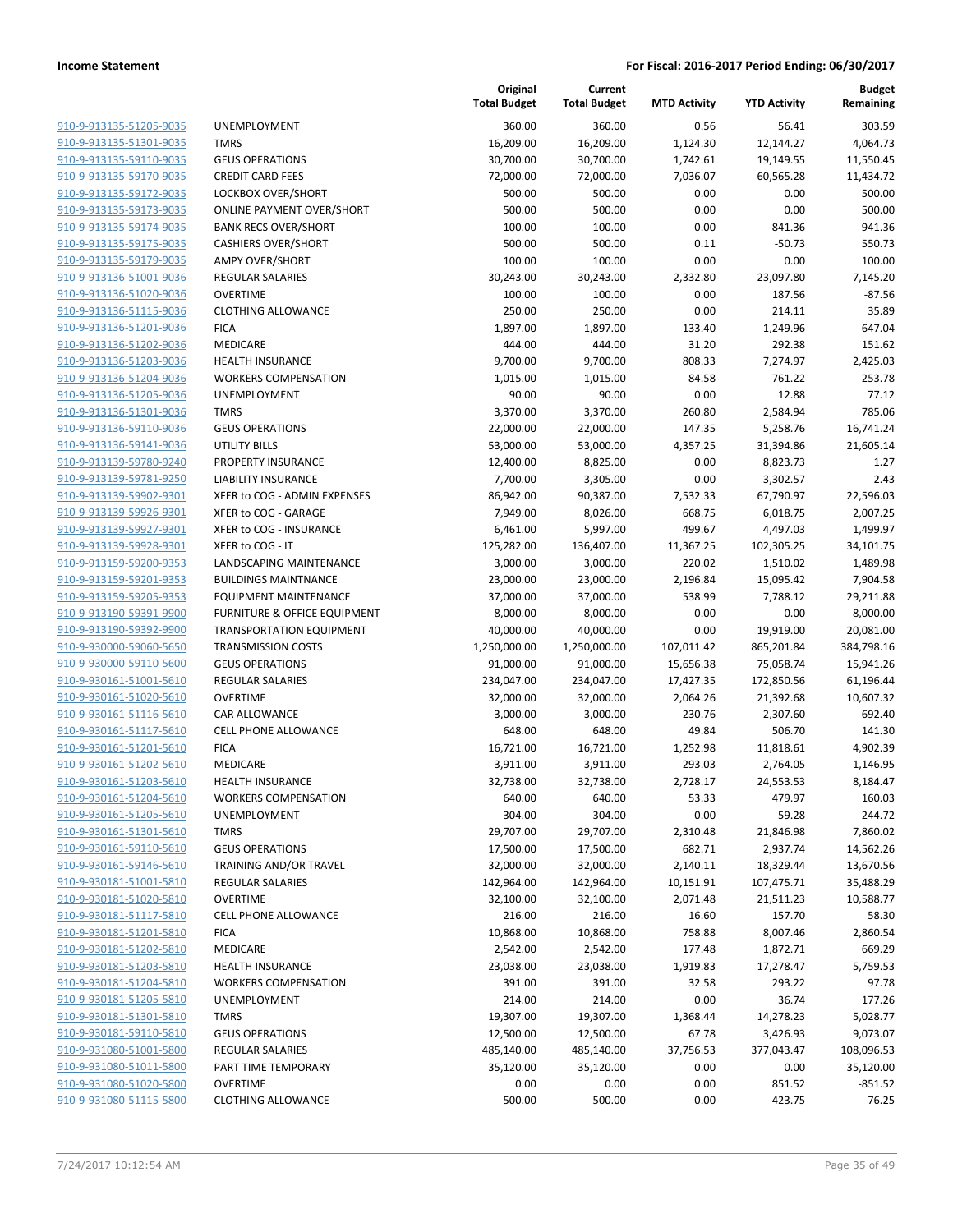**Income Statement** | **For Fiscal: 2016-2017 Period Ending: 06/30/2017**

| | | Original Total Budget | Current Total Budget | MTD Activity | YTD Activity | Budget Remaining |
|---|---|---|---|---|---|---|
| 910-9-913135-51205-9035 | UNEMPLOYMENT | 360.00 | 360.00 | 0.56 | 56.41 | 303.59 |
| 910-9-913135-51301-9035 | TMRS | 16,209.00 | 16,209.00 | 1,124.30 | 12,144.27 | 4,064.73 |
| 910-9-913135-59110-9035 | GEUS OPERATIONS | 30,700.00 | 30,700.00 | 1,742.61 | 19,149.55 | 11,550.45 |
| 910-9-913135-59170-9035 | CREDIT CARD FEES | 72,000.00 | 72,000.00 | 7,036.07 | 60,565.28 | 11,434.72 |
| 910-9-913135-59172-9035 | LOCKBOX OVER/SHORT | 500.00 | 500.00 | 0.00 | 0.00 | 500.00 |
| 910-9-913135-59173-9035 | ONLINE PAYMENT OVER/SHORT | 500.00 | 500.00 | 0.00 | 0.00 | 500.00 |
| 910-9-913135-59174-9035 | BANK RECS OVER/SHORT | 100.00 | 100.00 | 0.00 | -841.36 | 941.36 |
| 910-9-913135-59175-9035 | CASHIERS OVER/SHORT | 500.00 | 500.00 | 0.11 | -50.73 | 550.73 |
| 910-9-913135-59179-9035 | AMPY OVER/SHORT | 100.00 | 100.00 | 0.00 | 0.00 | 100.00 |
| 910-9-913136-51001-9036 | REGULAR SALARIES | 30,243.00 | 30,243.00 | 2,332.80 | 23,097.80 | 7,145.20 |
| 910-9-913136-51020-9036 | OVERTIME | 100.00 | 100.00 | 0.00 | 187.56 | -87.56 |
| 910-9-913136-51115-9036 | CLOTHING ALLOWANCE | 250.00 | 250.00 | 0.00 | 214.11 | 35.89 |
| 910-9-913136-51201-9036 | FICA | 1,897.00 | 1,897.00 | 133.40 | 1,249.96 | 647.04 |
| 910-9-913136-51202-9036 | MEDICARE | 444.00 | 444.00 | 31.20 | 292.38 | 151.62 |
| 910-9-913136-51203-9036 | HEALTH INSURANCE | 9,700.00 | 9,700.00 | 808.33 | 7,274.97 | 2,425.03 |
| 910-9-913136-51204-9036 | WORKERS COMPENSATION | 1,015.00 | 1,015.00 | 84.58 | 761.22 | 253.78 |
| 910-9-913136-51205-9036 | UNEMPLOYMENT | 90.00 | 90.00 | 0.00 | 12.88 | 77.12 |
| 910-9-913136-51301-9036 | TMRS | 3,370.00 | 3,370.00 | 260.80 | 2,584.94 | 785.06 |
| 910-9-913136-59110-9036 | GEUS OPERATIONS | 22,000.00 | 22,000.00 | 147.35 | 5,258.76 | 16,741.24 |
| 910-9-913136-59141-9036 | UTILITY BILLS | 53,000.00 | 53,000.00 | 4,357.25 | 31,394.86 | 21,605.14 |
| 910-9-913139-59780-9240 | PROPERTY INSURANCE | 12,400.00 | 8,825.00 | 0.00 | 8,823.73 | 1.27 |
| 910-9-913139-59781-9250 | LIABILITY INSURANCE | 7,700.00 | 3,305.00 | 0.00 | 3,302.57 | 2.43 |
| 910-9-913139-59902-9301 | XFER to COG - ADMIN EXPENSES | 86,942.00 | 90,387.00 | 7,532.33 | 67,790.97 | 22,596.03 |
| 910-9-913139-59926-9301 | XFER to COG - GARAGE | 7,949.00 | 8,026.00 | 668.75 | 6,018.75 | 2,007.25 |
| 910-9-913139-59927-9301 | XFER to COG - INSURANCE | 6,461.00 | 5,997.00 | 499.67 | 4,497.03 | 1,499.97 |
| 910-9-913139-59928-9301 | XFER to COG - IT | 125,282.00 | 136,407.00 | 11,367.25 | 102,305.25 | 34,101.75 |
| 910-9-913159-59200-9353 | LANDSCAPING MAINTENANCE | 3,000.00 | 3,000.00 | 220.02 | 1,510.02 | 1,489.98 |
| 910-9-913159-59201-9353 | BUILDINGS MAINTNANCE | 23,000.00 | 23,000.00 | 2,196.84 | 15,095.42 | 7,904.58 |
| 910-9-913159-59205-9353 | EQUIPMENT MAINTENANCE | 37,000.00 | 37,000.00 | 538.99 | 7,788.12 | 29,211.88 |
| 910-9-913190-59391-9900 | FURNITURE & OFFICE EQUIPMENT | 8,000.00 | 8,000.00 | 0.00 | 0.00 | 8,000.00 |
| 910-9-913190-59392-9900 | TRANSPORTATION EQUIPMENT | 40,000.00 | 40,000.00 | 0.00 | 19,919.00 | 20,081.00 |
| 910-9-930000-59060-5650 | TRANSMISSION COSTS | 1,250,000.00 | 1,250,000.00 | 107,011.42 | 865,201.84 | 384,798.16 |
| 910-9-930000-59110-5600 | GEUS OPERATIONS | 91,000.00 | 91,000.00 | 15,656.38 | 75,058.74 | 15,941.26 |
| 910-9-930161-51001-5610 | REGULAR SALARIES | 234,047.00 | 234,047.00 | 17,427.35 | 172,850.56 | 61,196.44 |
| 910-9-930161-51020-5610 | OVERTIME | 32,000.00 | 32,000.00 | 2,064.26 | 21,392.68 | 10,607.32 |
| 910-9-930161-51116-5610 | CAR ALLOWANCE | 3,000.00 | 3,000.00 | 230.76 | 2,307.60 | 692.40 |
| 910-9-930161-51117-5610 | CELL PHONE ALLOWANCE | 648.00 | 648.00 | 49.84 | 506.70 | 141.30 |
| 910-9-930161-51201-5610 | FICA | 16,721.00 | 16,721.00 | 1,252.98 | 11,818.61 | 4,902.39 |
| 910-9-930161-51202-5610 | MEDICARE | 3,911.00 | 3,911.00 | 293.03 | 2,764.05 | 1,146.95 |
| 910-9-930161-51203-5610 | HEALTH INSURANCE | 32,738.00 | 32,738.00 | 2,728.17 | 24,553.53 | 8,184.47 |
| 910-9-930161-51204-5610 | WORKERS COMPENSATION | 640.00 | 640.00 | 53.33 | 479.97 | 160.03 |
| 910-9-930161-51205-5610 | UNEMPLOYMENT | 304.00 | 304.00 | 0.00 | 59.28 | 244.72 |
| 910-9-930161-51301-5610 | TMRS | 29,707.00 | 29,707.00 | 2,310.48 | 21,846.98 | 7,860.02 |
| 910-9-930161-59110-5610 | GEUS OPERATIONS | 17,500.00 | 17,500.00 | 682.71 | 2,937.74 | 14,562.26 |
| 910-9-930161-59146-5610 | TRAINING AND/OR TRAVEL | 32,000.00 | 32,000.00 | 2,140.11 | 18,329.44 | 13,670.56 |
| 910-9-930181-51001-5810 | REGULAR SALARIES | 142,964.00 | 142,964.00 | 10,151.91 | 107,475.71 | 35,488.29 |
| 910-9-930181-51020-5810 | OVERTIME | 32,100.00 | 32,100.00 | 2,071.48 | 21,511.23 | 10,588.77 |
| 910-9-930181-51117-5810 | CELL PHONE ALLOWANCE | 216.00 | 216.00 | 16.60 | 157.70 | 58.30 |
| 910-9-930181-51201-5810 | FICA | 10,868.00 | 10,868.00 | 758.88 | 8,007.46 | 2,860.54 |
| 910-9-930181-51202-5810 | MEDICARE | 2,542.00 | 2,542.00 | 177.48 | 1,872.71 | 669.29 |
| 910-9-930181-51203-5810 | HEALTH INSURANCE | 23,038.00 | 23,038.00 | 1,919.83 | 17,278.47 | 5,759.53 |
| 910-9-930181-51204-5810 | WORKERS COMPENSATION | 391.00 | 391.00 | 32.58 | 293.22 | 97.78 |
| 910-9-930181-51205-5810 | UNEMPLOYMENT | 214.00 | 214.00 | 0.00 | 36.74 | 177.26 |
| 910-9-930181-51301-5810 | TMRS | 19,307.00 | 19,307.00 | 1,368.44 | 14,278.23 | 5,028.77 |
| 910-9-930181-59110-5810 | GEUS OPERATIONS | 12,500.00 | 12,500.00 | 67.78 | 3,426.93 | 9,073.07 |
| 910-9-931080-51001-5800 | REGULAR SALARIES | 485,140.00 | 485,140.00 | 37,756.53 | 377,043.47 | 108,096.53 |
| 910-9-931080-51011-5800 | PART TIME TEMPORARY | 35,120.00 | 35,120.00 | 0.00 | 0.00 | 35,120.00 |
| 910-9-931080-51020-5800 | OVERTIME | 0.00 | 0.00 | 0.00 | 851.52 | -851.52 |
| 910-9-931080-51115-5800 | CLOTHING ALLOWANCE | 500.00 | 500.00 | 0.00 | 423.75 | 76.25 |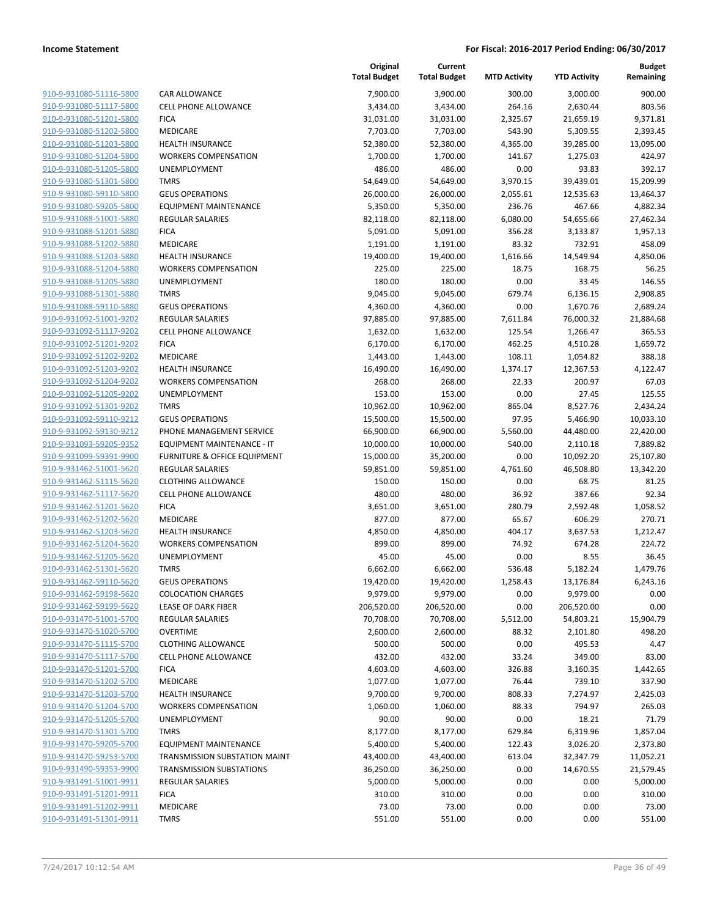**Income Statement** | **For Fiscal: 2016-2017 Period Ending: 06/30/2017**

| | | Original Total Budget | Current Total Budget | MTD Activity | YTD Activity | Budget Remaining |
|---|---|---|---|---|---|---|
| 910-9-931080-51116-5800 | CAR ALLOWANCE | 7,900.00 | 3,900.00 | 300.00 | 3,000.00 | 900.00 |
| 910-9-931080-51117-5800 | CELL PHONE ALLOWANCE | 3,434.00 | 3,434.00 | 264.16 | 2,630.44 | 803.56 |
| 910-9-931080-51201-5800 | FICA | 31,031.00 | 31,031.00 | 2,325.67 | 21,659.19 | 9,371.81 |
| 910-9-931080-51202-5800 | MEDICARE | 7,703.00 | 7,703.00 | 543.90 | 5,309.55 | 2,393.45 |
| 910-9-931080-51203-5800 | HEALTH INSURANCE | 52,380.00 | 52,380.00 | 4,365.00 | 39,285.00 | 13,095.00 |
| 910-9-931080-51204-5800 | WORKERS COMPENSATION | 1,700.00 | 1,700.00 | 141.67 | 1,275.03 | 424.97 |
| 910-9-931080-51205-5800 | UNEMPLOYMENT | 486.00 | 486.00 | 0.00 | 93.83 | 392.17 |
| 910-9-931080-51301-5800 | TMRS | 54,649.00 | 54,649.00 | 3,970.15 | 39,439.01 | 15,209.99 |
| 910-9-931080-59110-5800 | GEUS OPERATIONS | 26,000.00 | 26,000.00 | 2,055.61 | 12,535.63 | 13,464.37 |
| 910-9-931080-59205-5800 | EQUIPMENT MAINTENANCE | 5,350.00 | 5,350.00 | 236.76 | 467.66 | 4,882.34 |
| 910-9-931088-51001-5880 | REGULAR SALARIES | 82,118.00 | 82,118.00 | 6,080.00 | 54,655.66 | 27,462.34 |
| 910-9-931088-51201-5880 | FICA | 5,091.00 | 5,091.00 | 356.28 | 3,133.87 | 1,957.13 |
| 910-9-931088-51202-5880 | MEDICARE | 1,191.00 | 1,191.00 | 83.32 | 732.91 | 458.09 |
| 910-9-931088-51203-5880 | HEALTH INSURANCE | 19,400.00 | 19,400.00 | 1,616.66 | 14,549.94 | 4,850.06 |
| 910-9-931088-51204-5880 | WORKERS COMPENSATION | 225.00 | 225.00 | 18.75 | 168.75 | 56.25 |
| 910-9-931088-51205-5880 | UNEMPLOYMENT | 180.00 | 180.00 | 0.00 | 33.45 | 146.55 |
| 910-9-931088-51301-5880 | TMRS | 9,045.00 | 9,045.00 | 679.74 | 6,136.15 | 2,908.85 |
| 910-9-931088-59110-5880 | GEUS OPERATIONS | 4,360.00 | 4,360.00 | 0.00 | 1,670.76 | 2,689.24 |
| 910-9-931092-51001-9202 | REGULAR SALARIES | 97,885.00 | 97,885.00 | 7,611.84 | 76,000.32 | 21,884.68 |
| 910-9-931092-51117-9202 | CELL PHONE ALLOWANCE | 1,632.00 | 1,632.00 | 125.54 | 1,266.47 | 365.53 |
| 910-9-931092-51201-9202 | FICA | 6,170.00 | 6,170.00 | 462.25 | 4,510.28 | 1,659.72 |
| 910-9-931092-51202-9202 | MEDICARE | 1,443.00 | 1,443.00 | 108.11 | 1,054.82 | 388.18 |
| 910-9-931092-51203-9202 | HEALTH INSURANCE | 16,490.00 | 16,490.00 | 1,374.17 | 12,367.53 | 4,122.47 |
| 910-9-931092-51204-9202 | WORKERS COMPENSATION | 268.00 | 268.00 | 22.33 | 200.97 | 67.03 |
| 910-9-931092-51205-9202 | UNEMPLOYMENT | 153.00 | 153.00 | 0.00 | 27.45 | 125.55 |
| 910-9-931092-51301-9202 | TMRS | 10,962.00 | 10,962.00 | 865.04 | 8,527.76 | 2,434.24 |
| 910-9-931092-59110-9212 | GEUS OPERATIONS | 15,500.00 | 15,500.00 | 97.95 | 5,466.90 | 10,033.10 |
| 910-9-931092-59130-9212 | PHONE MANAGEMENT SERVICE | 66,900.00 | 66,900.00 | 5,560.00 | 44,480.00 | 22,420.00 |
| 910-9-931093-59205-9352 | EQUIPMENT MAINTENANCE - IT | 10,000.00 | 10,000.00 | 540.00 | 2,110.18 | 7,889.82 |
| 910-9-931099-59391-9900 | FURNITURE & OFFICE EQUIPMENT | 15,000.00 | 35,200.00 | 0.00 | 10,092.20 | 25,107.80 |
| 910-9-931462-51001-5620 | REGULAR SALARIES | 59,851.00 | 59,851.00 | 4,761.60 | 46,508.80 | 13,342.20 |
| 910-9-931462-51115-5620 | CLOTHING ALLOWANCE | 150.00 | 150.00 | 0.00 | 68.75 | 81.25 |
| 910-9-931462-51117-5620 | CELL PHONE ALLOWANCE | 480.00 | 480.00 | 36.92 | 387.66 | 92.34 |
| 910-9-931462-51201-5620 | FICA | 3,651.00 | 3,651.00 | 280.79 | 2,592.48 | 1,058.52 |
| 910-9-931462-51202-5620 | MEDICARE | 877.00 | 877.00 | 65.67 | 606.29 | 270.71 |
| 910-9-931462-51203-5620 | HEALTH INSURANCE | 4,850.00 | 4,850.00 | 404.17 | 3,637.53 | 1,212.47 |
| 910-9-931462-51204-5620 | WORKERS COMPENSATION | 899.00 | 899.00 | 74.92 | 674.28 | 224.72 |
| 910-9-931462-51205-5620 | UNEMPLOYMENT | 45.00 | 45.00 | 0.00 | 8.55 | 36.45 |
| 910-9-931462-51301-5620 | TMRS | 6,662.00 | 6,662.00 | 536.48 | 5,182.24 | 1,479.76 |
| 910-9-931462-59110-5620 | GEUS OPERATIONS | 19,420.00 | 19,420.00 | 1,258.43 | 13,176.84 | 6,243.16 |
| 910-9-931462-59198-5620 | COLOCATION CHARGES | 9,979.00 | 9,979.00 | 0.00 | 9,979.00 | 0.00 |
| 910-9-931462-59199-5620 | LEASE OF DARK FIBER | 206,520.00 | 206,520.00 | 0.00 | 206,520.00 | 0.00 |
| 910-9-931470-51001-5700 | REGULAR SALARIES | 70,708.00 | 70,708.00 | 5,512.00 | 54,803.21 | 15,904.79 |
| 910-9-931470-51020-5700 | OVERTIME | 2,600.00 | 2,600.00 | 88.32 | 2,101.80 | 498.20 |
| 910-9-931470-51115-5700 | CLOTHING ALLOWANCE | 500.00 | 500.00 | 0.00 | 495.53 | 4.47 |
| 910-9-931470-51117-5700 | CELL PHONE ALLOWANCE | 432.00 | 432.00 | 33.24 | 349.00 | 83.00 |
| 910-9-931470-51201-5700 | FICA | 4,603.00 | 4,603.00 | 326.88 | 3,160.35 | 1,442.65 |
| 910-9-931470-51202-5700 | MEDICARE | 1,077.00 | 1,077.00 | 76.44 | 739.10 | 337.90 |
| 910-9-931470-51203-5700 | HEALTH INSURANCE | 9,700.00 | 9,700.00 | 808.33 | 7,274.97 | 2,425.03 |
| 910-9-931470-51204-5700 | WORKERS COMPENSATION | 1,060.00 | 1,060.00 | 88.33 | 794.97 | 265.03 |
| 910-9-931470-51205-5700 | UNEMPLOYMENT | 90.00 | 90.00 | 0.00 | 18.21 | 71.79 |
| 910-9-931470-51301-5700 | TMRS | 8,177.00 | 8,177.00 | 629.84 | 6,319.96 | 1,857.04 |
| 910-9-931470-59205-5700 | EQUIPMENT MAINTENANCE | 5,400.00 | 5,400.00 | 122.43 | 3,026.20 | 2,373.80 |
| 910-9-931470-59253-5700 | TRANSMISSION SUBSTATION MAINT | 43,400.00 | 43,400.00 | 613.04 | 32,347.79 | 11,052.21 |
| 910-9-931490-59353-9900 | TRANSMISSION SUBSTATIONS | 36,250.00 | 36,250.00 | 0.00 | 14,670.55 | 21,579.45 |
| 910-9-931491-51001-9911 | REGULAR SALARIES | 5,000.00 | 5,000.00 | 0.00 | 0.00 | 5,000.00 |
| 910-9-931491-51201-9911 | FICA | 310.00 | 310.00 | 0.00 | 0.00 | 310.00 |
| 910-9-931491-51202-9911 | MEDICARE | 73.00 | 73.00 | 0.00 | 0.00 | 73.00 |
| 910-9-931491-51301-9911 | TMRS | 551.00 | 551.00 | 0.00 | 0.00 | 551.00 |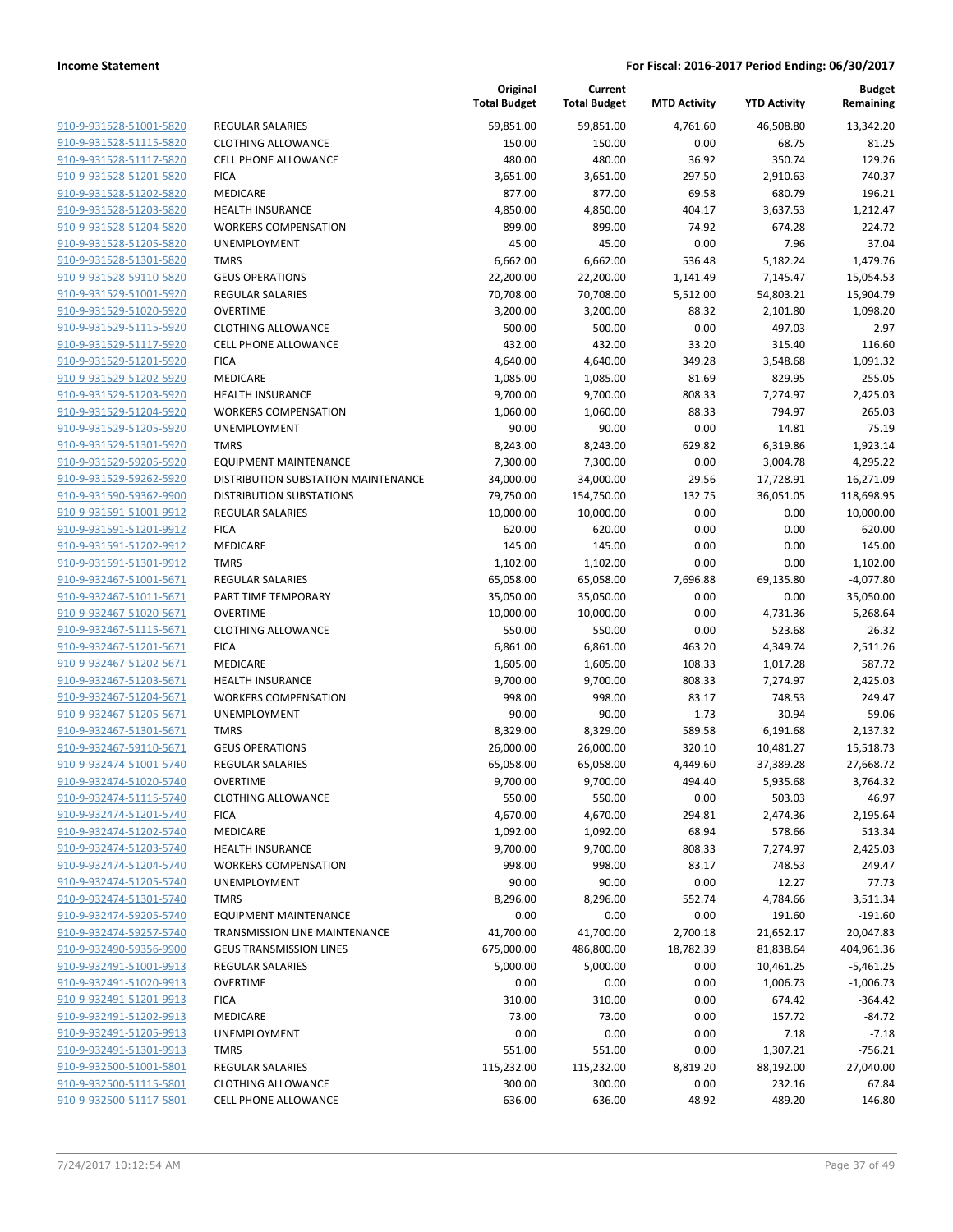**Income Statement** **For Fiscal: 2016-2017 Period Ending: 06/30/2017**

| | | Original Total Budget | Current Total Budget | MTD Activity | YTD Activity | Budget Remaining |
|---|---|---|---|---|---|---|
| 910-9-931528-51001-5820 | REGULAR SALARIES | 59,851.00 | 59,851.00 | 4,761.60 | 46,508.80 | 13,342.20 |
| 910-9-931528-51115-5820 | CLOTHING ALLOWANCE | 150.00 | 150.00 | 0.00 | 68.75 | 81.25 |
| 910-9-931528-51117-5820 | CELL PHONE ALLOWANCE | 480.00 | 480.00 | 36.92 | 350.74 | 129.26 |
| 910-9-931528-51201-5820 | FICA | 3,651.00 | 3,651.00 | 297.50 | 2,910.63 | 740.37 |
| 910-9-931528-51202-5820 | MEDICARE | 877.00 | 877.00 | 69.58 | 680.79 | 196.21 |
| 910-9-931528-51203-5820 | HEALTH INSURANCE | 4,850.00 | 4,850.00 | 404.17 | 3,637.53 | 1,212.47 |
| 910-9-931528-51204-5820 | WORKERS COMPENSATION | 899.00 | 899.00 | 74.92 | 674.28 | 224.72 |
| 910-9-931528-51205-5820 | UNEMPLOYMENT | 45.00 | 45.00 | 0.00 | 7.96 | 37.04 |
| 910-9-931528-51301-5820 | TMRS | 6,662.00 | 6,662.00 | 536.48 | 5,182.24 | 1,479.76 |
| 910-9-931528-59110-5820 | GEUS OPERATIONS | 22,200.00 | 22,200.00 | 1,141.49 | 7,145.47 | 15,054.53 |
| 910-9-931529-51001-5920 | REGULAR SALARIES | 70,708.00 | 70,708.00 | 5,512.00 | 54,803.21 | 15,904.79 |
| 910-9-931529-51020-5920 | OVERTIME | 3,200.00 | 3,200.00 | 88.32 | 2,101.80 | 1,098.20 |
| 910-9-931529-51115-5920 | CLOTHING ALLOWANCE | 500.00 | 500.00 | 0.00 | 497.03 | 2.97 |
| 910-9-931529-51117-5920 | CELL PHONE ALLOWANCE | 432.00 | 432.00 | 33.20 | 315.40 | 116.60 |
| 910-9-931529-51201-5920 | FICA | 4,640.00 | 4,640.00 | 349.28 | 3,548.68 | 1,091.32 |
| 910-9-931529-51202-5920 | MEDICARE | 1,085.00 | 1,085.00 | 81.69 | 829.95 | 255.05 |
| 910-9-931529-51203-5920 | HEALTH INSURANCE | 9,700.00 | 9,700.00 | 808.33 | 7,274.97 | 2,425.03 |
| 910-9-931529-51204-5920 | WORKERS COMPENSATION | 1,060.00 | 1,060.00 | 88.33 | 794.97 | 265.03 |
| 910-9-931529-51205-5920 | UNEMPLOYMENT | 90.00 | 90.00 | 0.00 | 14.81 | 75.19 |
| 910-9-931529-51301-5920 | TMRS | 8,243.00 | 8,243.00 | 629.82 | 6,319.86 | 1,923.14 |
| 910-9-931529-59205-5920 | EQUIPMENT MAINTENANCE | 7,300.00 | 7,300.00 | 0.00 | 3,004.78 | 4,295.22 |
| 910-9-931529-59262-5920 | DISTRIBUTION SUBSTATION MAINTENANCE | 34,000.00 | 34,000.00 | 29.56 | 17,728.91 | 16,271.09 |
| 910-9-931590-59362-9900 | DISTRIBUTION SUBSTATIONS | 79,750.00 | 154,750.00 | 132.75 | 36,051.05 | 118,698.95 |
| 910-9-931591-51001-9912 | REGULAR SALARIES | 10,000.00 | 10,000.00 | 0.00 | 0.00 | 10,000.00 |
| 910-9-931591-51201-9912 | FICA | 620.00 | 620.00 | 0.00 | 0.00 | 620.00 |
| 910-9-931591-51202-9912 | MEDICARE | 145.00 | 145.00 | 0.00 | 0.00 | 145.00 |
| 910-9-931591-51301-9912 | TMRS | 1,102.00 | 1,102.00 | 0.00 | 0.00 | 1,102.00 |
| 910-9-932467-51001-5671 | REGULAR SALARIES | 65,058.00 | 65,058.00 | 7,696.88 | 69,135.80 | -4,077.80 |
| 910-9-932467-51011-5671 | PART TIME TEMPORARY | 35,050.00 | 35,050.00 | 0.00 | 0.00 | 35,050.00 |
| 910-9-932467-51020-5671 | OVERTIME | 10,000.00 | 10,000.00 | 0.00 | 4,731.36 | 5,268.64 |
| 910-9-932467-51115-5671 | CLOTHING ALLOWANCE | 550.00 | 550.00 | 0.00 | 523.68 | 26.32 |
| 910-9-932467-51201-5671 | FICA | 6,861.00 | 6,861.00 | 463.20 | 4,349.74 | 2,511.26 |
| 910-9-932467-51202-5671 | MEDICARE | 1,605.00 | 1,605.00 | 108.33 | 1,017.28 | 587.72 |
| 910-9-932467-51203-5671 | HEALTH INSURANCE | 9,700.00 | 9,700.00 | 808.33 | 7,274.97 | 2,425.03 |
| 910-9-932467-51204-5671 | WORKERS COMPENSATION | 998.00 | 998.00 | 83.17 | 748.53 | 249.47 |
| 910-9-932467-51205-5671 | UNEMPLOYMENT | 90.00 | 90.00 | 1.73 | 30.94 | 59.06 |
| 910-9-932467-51301-5671 | TMRS | 8,329.00 | 8,329.00 | 589.58 | 6,191.68 | 2,137.32 |
| 910-9-932467-59110-5671 | GEUS OPERATIONS | 26,000.00 | 26,000.00 | 320.10 | 10,481.27 | 15,518.73 |
| 910-9-932474-51001-5740 | REGULAR SALARIES | 65,058.00 | 65,058.00 | 4,449.60 | 37,389.28 | 27,668.72 |
| 910-9-932474-51020-5740 | OVERTIME | 9,700.00 | 9,700.00 | 494.40 | 5,935.68 | 3,764.32 |
| 910-9-932474-51115-5740 | CLOTHING ALLOWANCE | 550.00 | 550.00 | 0.00 | 503.03 | 46.97 |
| 910-9-932474-51201-5740 | FICA | 4,670.00 | 4,670.00 | 294.81 | 2,474.36 | 2,195.64 |
| 910-9-932474-51202-5740 | MEDICARE | 1,092.00 | 1,092.00 | 68.94 | 578.66 | 513.34 |
| 910-9-932474-51203-5740 | HEALTH INSURANCE | 9,700.00 | 9,700.00 | 808.33 | 7,274.97 | 2,425.03 |
| 910-9-932474-51204-5740 | WORKERS COMPENSATION | 998.00 | 998.00 | 83.17 | 748.53 | 249.47 |
| 910-9-932474-51205-5740 | UNEMPLOYMENT | 90.00 | 90.00 | 0.00 | 12.27 | 77.73 |
| 910-9-932474-51301-5740 | TMRS | 8,296.00 | 8,296.00 | 552.74 | 4,784.66 | 3,511.34 |
| 910-9-932474-59205-5740 | EQUIPMENT MAINTENANCE | 0.00 | 0.00 | 0.00 | 191.60 | -191.60 |
| 910-9-932474-59257-5740 | TRANSMISSION LINE MAINTENANCE | 41,700.00 | 41,700.00 | 2,700.18 | 21,652.17 | 20,047.83 |
| 910-9-932490-59356-9900 | GEUS TRANSMISSION LINES | 675,000.00 | 486,800.00 | 18,782.39 | 81,838.64 | 404,961.36 |
| 910-9-932491-51001-9913 | REGULAR SALARIES | 5,000.00 | 5,000.00 | 0.00 | 10,461.25 | -5,461.25 |
| 910-9-932491-51020-9913 | OVERTIME | 0.00 | 0.00 | 0.00 | 1,006.73 | -1,006.73 |
| 910-9-932491-51201-9913 | FICA | 310.00 | 310.00 | 0.00 | 674.42 | -364.42 |
| 910-9-932491-51202-9913 | MEDICARE | 73.00 | 73.00 | 0.00 | 157.72 | -84.72 |
| 910-9-932491-51205-9913 | UNEMPLOYMENT | 0.00 | 0.00 | 0.00 | 7.18 | -7.18 |
| 910-9-932491-51301-9913 | TMRS | 551.00 | 551.00 | 0.00 | 1,307.21 | -756.21 |
| 910-9-932500-51001-5801 | REGULAR SALARIES | 115,232.00 | 115,232.00 | 8,819.20 | 88,192.00 | 27,040.00 |
| 910-9-932500-51115-5801 | CLOTHING ALLOWANCE | 300.00 | 300.00 | 0.00 | 232.16 | 67.84 |
| 910-9-932500-51117-5801 | CELL PHONE ALLOWANCE | 636.00 | 636.00 | 48.92 | 489.20 | 146.80 |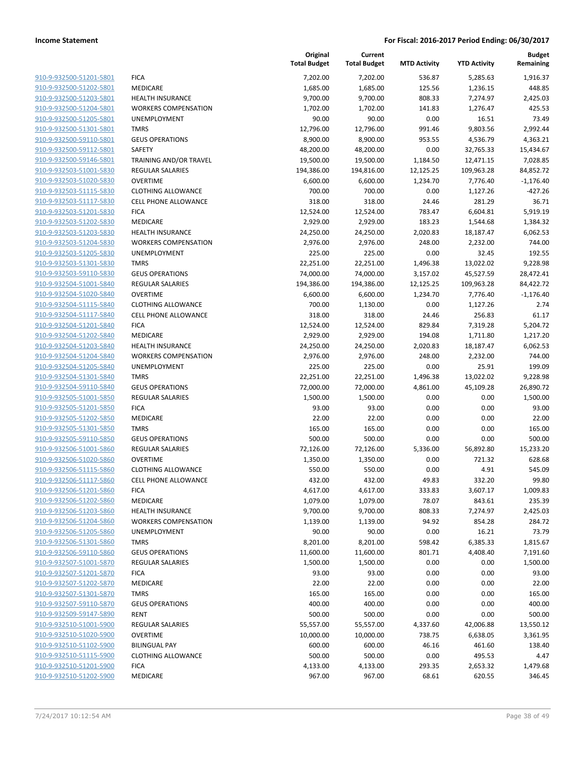**Income Statement** — **For Fiscal: 2016-2017 Period Ending: 06/30/2017**

| | | Original Total Budget | Current Total Budget | MTD Activity | YTD Activity | Budget Remaining |
|---|---|---|---|---|---|---|
| 910-9-932500-51201-5801 | FICA | 7,202.00 | 7,202.00 | 536.87 | 5,285.63 | 1,916.37 |
| 910-9-932500-51202-5801 | MEDICARE | 1,685.00 | 1,685.00 | 125.56 | 1,236.15 | 448.85 |
| 910-9-932500-51203-5801 | HEALTH INSURANCE | 9,700.00 | 9,700.00 | 808.33 | 7,274.97 | 2,425.03 |
| 910-9-932500-51204-5801 | WORKERS COMPENSATION | 1,702.00 | 1,702.00 | 141.83 | 1,276.47 | 425.53 |
| 910-9-932500-51205-5801 | UNEMPLOYMENT | 90.00 | 90.00 | 0.00 | 16.51 | 73.49 |
| 910-9-932500-51301-5801 | TMRS | 12,796.00 | 12,796.00 | 991.46 | 9,803.56 | 2,992.44 |
| 910-9-932500-59110-5801 | GEUS OPERATIONS | 8,900.00 | 8,900.00 | 953.55 | 4,536.79 | 4,363.21 |
| 910-9-932500-59112-5801 | SAFETY | 48,200.00 | 48,200.00 | 0.00 | 32,765.33 | 15,434.67 |
| 910-9-932500-59146-5801 | TRAINING AND/OR TRAVEL | 19,500.00 | 19,500.00 | 1,184.50 | 12,471.15 | 7,028.85 |
| 910-9-932503-51001-5830 | REGULAR SALARIES | 194,386.00 | 194,816.00 | 12,125.25 | 109,963.28 | 84,852.72 |
| 910-9-932503-51020-5830 | OVERTIME | 6,600.00 | 6,600.00 | 1,234.70 | 7,776.40 | -1,176.40 |
| 910-9-932503-51115-5830 | CLOTHING ALLOWANCE | 700.00 | 700.00 | 0.00 | 1,127.26 | -427.26 |
| 910-9-932503-51117-5830 | CELL PHONE ALLOWANCE | 318.00 | 318.00 | 24.46 | 281.29 | 36.71 |
| 910-9-932503-51201-5830 | FICA | 12,524.00 | 12,524.00 | 783.47 | 6,604.81 | 5,919.19 |
| 910-9-932503-51202-5830 | MEDICARE | 2,929.00 | 2,929.00 | 183.23 | 1,544.68 | 1,384.32 |
| 910-9-932503-51203-5830 | HEALTH INSURANCE | 24,250.00 | 24,250.00 | 2,020.83 | 18,187.47 | 6,062.53 |
| 910-9-932503-51204-5830 | WORKERS COMPENSATION | 2,976.00 | 2,976.00 | 248.00 | 2,232.00 | 744.00 |
| 910-9-932503-51205-5830 | UNEMPLOYMENT | 225.00 | 225.00 | 0.00 | 32.45 | 192.55 |
| 910-9-932503-51301-5830 | TMRS | 22,251.00 | 22,251.00 | 1,496.38 | 13,022.02 | 9,228.98 |
| 910-9-932503-59110-5830 | GEUS OPERATIONS | 74,000.00 | 74,000.00 | 3,157.02 | 45,527.59 | 28,472.41 |
| 910-9-932504-51001-5840 | REGULAR SALARIES | 194,386.00 | 194,386.00 | 12,125.25 | 109,963.28 | 84,422.72 |
| 910-9-932504-51020-5840 | OVERTIME | 6,600.00 | 6,600.00 | 1,234.70 | 7,776.40 | -1,176.40 |
| 910-9-932504-51115-5840 | CLOTHING ALLOWANCE | 700.00 | 1,130.00 | 0.00 | 1,127.26 | 2.74 |
| 910-9-932504-51117-5840 | CELL PHONE ALLOWANCE | 318.00 | 318.00 | 24.46 | 256.83 | 61.17 |
| 910-9-932504-51201-5840 | FICA | 12,524.00 | 12,524.00 | 829.84 | 7,319.28 | 5,204.72 |
| 910-9-932504-51202-5840 | MEDICARE | 2,929.00 | 2,929.00 | 194.08 | 1,711.80 | 1,217.20 |
| 910-9-932504-51203-5840 | HEALTH INSURANCE | 24,250.00 | 24,250.00 | 2,020.83 | 18,187.47 | 6,062.53 |
| 910-9-932504-51204-5840 | WORKERS COMPENSATION | 2,976.00 | 2,976.00 | 248.00 | 2,232.00 | 744.00 |
| 910-9-932504-51205-5840 | UNEMPLOYMENT | 225.00 | 225.00 | 0.00 | 25.91 | 199.09 |
| 910-9-932504-51301-5840 | TMRS | 22,251.00 | 22,251.00 | 1,496.38 | 13,022.02 | 9,228.98 |
| 910-9-932504-59110-5840 | GEUS OPERATIONS | 72,000.00 | 72,000.00 | 4,861.00 | 45,109.28 | 26,890.72 |
| 910-9-932505-51001-5850 | REGULAR SALARIES | 1,500.00 | 1,500.00 | 0.00 | 0.00 | 1,500.00 |
| 910-9-932505-51201-5850 | FICA | 93.00 | 93.00 | 0.00 | 0.00 | 93.00 |
| 910-9-932505-51202-5850 | MEDICARE | 22.00 | 22.00 | 0.00 | 0.00 | 22.00 |
| 910-9-932505-51301-5850 | TMRS | 165.00 | 165.00 | 0.00 | 0.00 | 165.00 |
| 910-9-932505-59110-5850 | GEUS OPERATIONS | 500.00 | 500.00 | 0.00 | 0.00 | 500.00 |
| 910-9-932506-51001-5860 | REGULAR SALARIES | 72,126.00 | 72,126.00 | 5,336.00 | 56,892.80 | 15,233.20 |
| 910-9-932506-51020-5860 | OVERTIME | 1,350.00 | 1,350.00 | 0.00 | 721.32 | 628.68 |
| 910-9-932506-51115-5860 | CLOTHING ALLOWANCE | 550.00 | 550.00 | 0.00 | 4.91 | 545.09 |
| 910-9-932506-51117-5860 | CELL PHONE ALLOWANCE | 432.00 | 432.00 | 49.83 | 332.20 | 99.80 |
| 910-9-932506-51201-5860 | FICA | 4,617.00 | 4,617.00 | 333.83 | 3,607.17 | 1,009.83 |
| 910-9-932506-51202-5860 | MEDICARE | 1,079.00 | 1,079.00 | 78.07 | 843.61 | 235.39 |
| 910-9-932506-51203-5860 | HEALTH INSURANCE | 9,700.00 | 9,700.00 | 808.33 | 7,274.97 | 2,425.03 |
| 910-9-932506-51204-5860 | WORKERS COMPENSATION | 1,139.00 | 1,139.00 | 94.92 | 854.28 | 284.72 |
| 910-9-932506-51205-5860 | UNEMPLOYMENT | 90.00 | 90.00 | 0.00 | 16.21 | 73.79 |
| 910-9-932506-51301-5860 | TMRS | 8,201.00 | 8,201.00 | 598.42 | 6,385.33 | 1,815.67 |
| 910-9-932506-59110-5860 | GEUS OPERATIONS | 11,600.00 | 11,600.00 | 801.71 | 4,408.40 | 7,191.60 |
| 910-9-932507-51001-5870 | REGULAR SALARIES | 1,500.00 | 1,500.00 | 0.00 | 0.00 | 1,500.00 |
| 910-9-932507-51201-5870 | FICA | 93.00 | 93.00 | 0.00 | 0.00 | 93.00 |
| 910-9-932507-51202-5870 | MEDICARE | 22.00 | 22.00 | 0.00 | 0.00 | 22.00 |
| 910-9-932507-51301-5870 | TMRS | 165.00 | 165.00 | 0.00 | 0.00 | 165.00 |
| 910-9-932507-59110-5870 | GEUS OPERATIONS | 400.00 | 400.00 | 0.00 | 0.00 | 400.00 |
| 910-9-932509-59147-5890 | RENT | 500.00 | 500.00 | 0.00 | 0.00 | 500.00 |
| 910-9-932510-51001-5900 | REGULAR SALARIES | 55,557.00 | 55,557.00 | 4,337.60 | 42,006.88 | 13,550.12 |
| 910-9-932510-51020-5900 | OVERTIME | 10,000.00 | 10,000.00 | 738.75 | 6,638.05 | 3,361.95 |
| 910-9-932510-51102-5900 | BILINGUAL PAY | 600.00 | 600.00 | 46.16 | 461.60 | 138.40 |
| 910-9-932510-51115-5900 | CLOTHING ALLOWANCE | 500.00 | 500.00 | 0.00 | 495.53 | 4.47 |
| 910-9-932510-51201-5900 | FICA | 4,133.00 | 4,133.00 | 293.35 | 2,653.32 | 1,479.68 |
| 910-9-932510-51202-5900 | MEDICARE | 967.00 | 967.00 | 68.61 | 620.55 | 346.45 |

7/24/2017 10:12:54 AM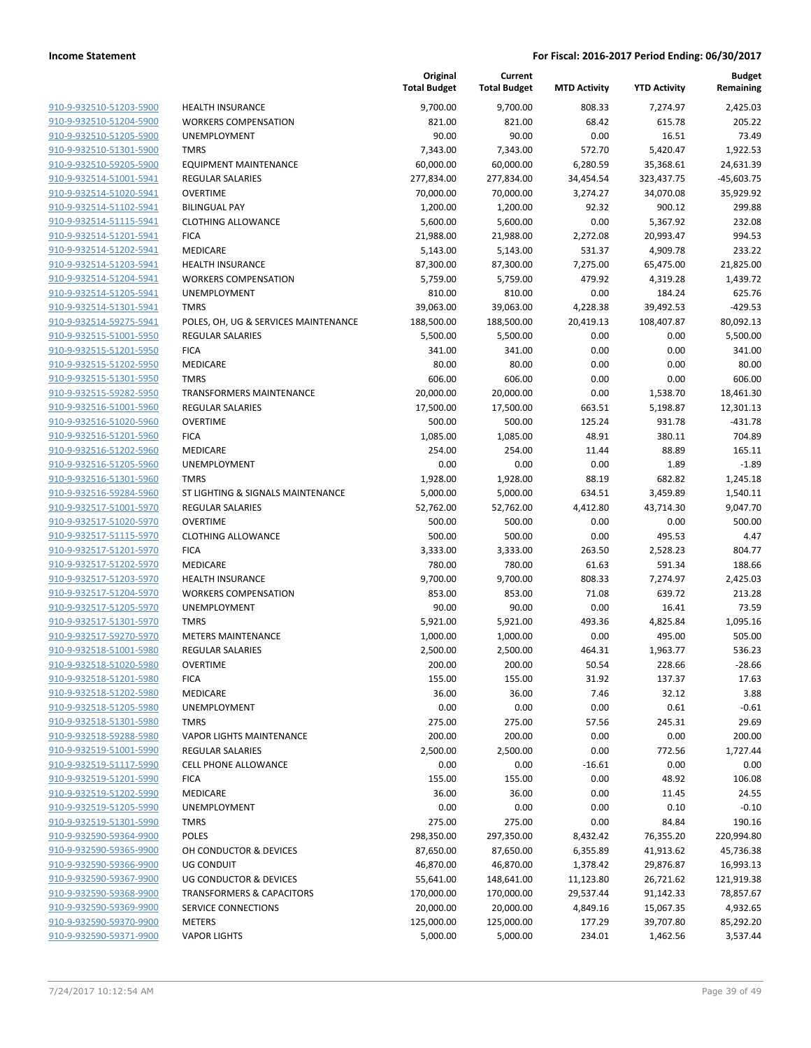**Income Statement** — For Fiscal: 2016-2017 Period Ending: 06/30/2017

| | | Original Total Budget | Current Total Budget | MTD Activity | YTD Activity | Budget Remaining |
|---|---|---|---|---|---|---|
| 910-9-932510-51203-5900 | HEALTH INSURANCE | 9,700.00 | 9,700.00 | 808.33 | 7,274.97 | 2,425.03 |
| 910-9-932510-51204-5900 | WORKERS COMPENSATION | 821.00 | 821.00 | 68.42 | 615.78 | 205.22 |
| 910-9-932510-51205-5900 | UNEMPLOYMENT | 90.00 | 90.00 | 0.00 | 16.51 | 73.49 |
| 910-9-932510-51301-5900 | TMRS | 7,343.00 | 7,343.00 | 572.70 | 5,420.47 | 1,922.53 |
| 910-9-932510-59205-5900 | EQUIPMENT MAINTENANCE | 60,000.00 | 60,000.00 | 6,280.59 | 35,368.61 | 24,631.39 |
| 910-9-932514-51001-5941 | REGULAR SALARIES | 277,834.00 | 277,834.00 | 34,454.54 | 323,437.75 | -45,603.75 |
| 910-9-932514-51020-5941 | OVERTIME | 70,000.00 | 70,000.00 | 3,274.27 | 34,070.08 | 35,929.92 |
| 910-9-932514-51102-5941 | BILINGUAL PAY | 1,200.00 | 1,200.00 | 92.32 | 900.12 | 299.88 |
| 910-9-932514-51115-5941 | CLOTHING ALLOWANCE | 5,600.00 | 5,600.00 | 0.00 | 5,367.92 | 232.08 |
| 910-9-932514-51201-5941 | FICA | 21,988.00 | 21,988.00 | 2,272.08 | 20,993.47 | 994.53 |
| 910-9-932514-51202-5941 | MEDICARE | 5,143.00 | 5,143.00 | 531.37 | 4,909.78 | 233.22 |
| 910-9-932514-51203-5941 | HEALTH INSURANCE | 87,300.00 | 87,300.00 | 7,275.00 | 65,475.00 | 21,825.00 |
| 910-9-932514-51204-5941 | WORKERS COMPENSATION | 5,759.00 | 5,759.00 | 479.92 | 4,319.28 | 1,439.72 |
| 910-9-932514-51205-5941 | UNEMPLOYMENT | 810.00 | 810.00 | 0.00 | 184.24 | 625.76 |
| 910-9-932514-51301-5941 | TMRS | 39,063.00 | 39,063.00 | 4,228.38 | 39,492.53 | -429.53 |
| 910-9-932514-59275-5941 | POLES, OH, UG & SERVICES MAINTENANCE | 188,500.00 | 188,500.00 | 20,419.13 | 108,407.87 | 80,092.13 |
| 910-9-932515-51001-5950 | REGULAR SALARIES | 5,500.00 | 5,500.00 | 0.00 | 0.00 | 5,500.00 |
| 910-9-932515-51201-5950 | FICA | 341.00 | 341.00 | 0.00 | 0.00 | 341.00 |
| 910-9-932515-51202-5950 | MEDICARE | 80.00 | 80.00 | 0.00 | 0.00 | 80.00 |
| 910-9-932515-51301-5950 | TMRS | 606.00 | 606.00 | 0.00 | 0.00 | 606.00 |
| 910-9-932515-59282-5950 | TRANSFORMERS MAINTENANCE | 20,000.00 | 20,000.00 | 0.00 | 1,538.70 | 18,461.30 |
| 910-9-932516-51001-5960 | REGULAR SALARIES | 17,500.00 | 17,500.00 | 663.51 | 5,198.87 | 12,301.13 |
| 910-9-932516-51020-5960 | OVERTIME | 500.00 | 500.00 | 125.24 | 931.78 | -431.78 |
| 910-9-932516-51201-5960 | FICA | 1,085.00 | 1,085.00 | 48.91 | 380.11 | 704.89 |
| 910-9-932516-51202-5960 | MEDICARE | 254.00 | 254.00 | 11.44 | 88.89 | 165.11 |
| 910-9-932516-51205-5960 | UNEMPLOYMENT | 0.00 | 0.00 | 0.00 | 1.89 | -1.89 |
| 910-9-932516-51301-5960 | TMRS | 1,928.00 | 1,928.00 | 88.19 | 682.82 | 1,245.18 |
| 910-9-932516-59284-5960 | ST LIGHTING & SIGNALS MAINTENANCE | 5,000.00 | 5,000.00 | 634.51 | 3,459.89 | 1,540.11 |
| 910-9-932517-51001-5970 | REGULAR SALARIES | 52,762.00 | 52,762.00 | 4,412.80 | 43,714.30 | 9,047.70 |
| 910-9-932517-51020-5970 | OVERTIME | 500.00 | 500.00 | 0.00 | 0.00 | 500.00 |
| 910-9-932517-51115-5970 | CLOTHING ALLOWANCE | 500.00 | 500.00 | 0.00 | 495.53 | 4.47 |
| 910-9-932517-51201-5970 | FICA | 3,333.00 | 3,333.00 | 263.50 | 2,528.23 | 804.77 |
| 910-9-932517-51202-5970 | MEDICARE | 780.00 | 780.00 | 61.63 | 591.34 | 188.66 |
| 910-9-932517-51203-5970 | HEALTH INSURANCE | 9,700.00 | 9,700.00 | 808.33 | 7,274.97 | 2,425.03 |
| 910-9-932517-51204-5970 | WORKERS COMPENSATION | 853.00 | 853.00 | 71.08 | 639.72 | 213.28 |
| 910-9-932517-51205-5970 | UNEMPLOYMENT | 90.00 | 90.00 | 0.00 | 16.41 | 73.59 |
| 910-9-932517-51301-5970 | TMRS | 5,921.00 | 5,921.00 | 493.36 | 4,825.84 | 1,095.16 |
| 910-9-932517-59270-5970 | METERS MAINTENANCE | 1,000.00 | 1,000.00 | 0.00 | 495.00 | 505.00 |
| 910-9-932518-51001-5980 | REGULAR SALARIES | 2,500.00 | 2,500.00 | 464.31 | 1,963.77 | 536.23 |
| 910-9-932518-51020-5980 | OVERTIME | 200.00 | 200.00 | 50.54 | 228.66 | -28.66 |
| 910-9-932518-51201-5980 | FICA | 155.00 | 155.00 | 31.92 | 137.37 | 17.63 |
| 910-9-932518-51202-5980 | MEDICARE | 36.00 | 36.00 | 7.46 | 32.12 | 3.88 |
| 910-9-932518-51205-5980 | UNEMPLOYMENT | 0.00 | 0.00 | 0.00 | 0.61 | -0.61 |
| 910-9-932518-51301-5980 | TMRS | 275.00 | 275.00 | 57.56 | 245.31 | 29.69 |
| 910-9-932518-59288-5980 | VAPOR LIGHTS MAINTENANCE | 200.00 | 200.00 | 0.00 | 0.00 | 200.00 |
| 910-9-932519-51001-5990 | REGULAR SALARIES | 2,500.00 | 2,500.00 | 0.00 | 772.56 | 1,727.44 |
| 910-9-932519-51117-5990 | CELL PHONE ALLOWANCE | 0.00 | 0.00 | -16.61 | 0.00 | 0.00 |
| 910-9-932519-51201-5990 | FICA | 155.00 | 155.00 | 0.00 | 48.92 | 106.08 |
| 910-9-932519-51202-5990 | MEDICARE | 36.00 | 36.00 | 0.00 | 11.45 | 24.55 |
| 910-9-932519-51205-5990 | UNEMPLOYMENT | 0.00 | 0.00 | 0.00 | 0.10 | -0.10 |
| 910-9-932519-51301-5990 | TMRS | 275.00 | 275.00 | 0.00 | 84.84 | 190.16 |
| 910-9-932590-59364-9900 | POLES | 298,350.00 | 297,350.00 | 8,432.42 | 76,355.20 | 220,994.80 |
| 910-9-932590-59365-9900 | OH CONDUCTOR & DEVICES | 87,650.00 | 87,650.00 | 6,355.89 | 41,913.62 | 45,736.38 |
| 910-9-932590-59366-9900 | UG CONDUIT | 46,870.00 | 46,870.00 | 1,378.42 | 29,876.87 | 16,993.13 |
| 910-9-932590-59367-9900 | UG CONDUCTOR & DEVICES | 55,641.00 | 148,641.00 | 11,123.80 | 26,721.62 | 121,919.38 |
| 910-9-932590-59368-9900 | TRANSFORMERS & CAPACITORS | 170,000.00 | 170,000.00 | 29,537.44 | 91,142.33 | 78,857.67 |
| 910-9-932590-59369-9900 | SERVICE CONNECTIONS | 20,000.00 | 20,000.00 | 4,849.16 | 15,067.35 | 4,932.65 |
| 910-9-932590-59370-9900 | METERS | 125,000.00 | 125,000.00 | 177.29 | 39,707.80 | 85,292.20 |
| 910-9-932590-59371-9900 | VAPOR LIGHTS | 5,000.00 | 5,000.00 | 234.01 | 1,462.56 | 3,537.44 |

7/24/2017 10:12:54 AM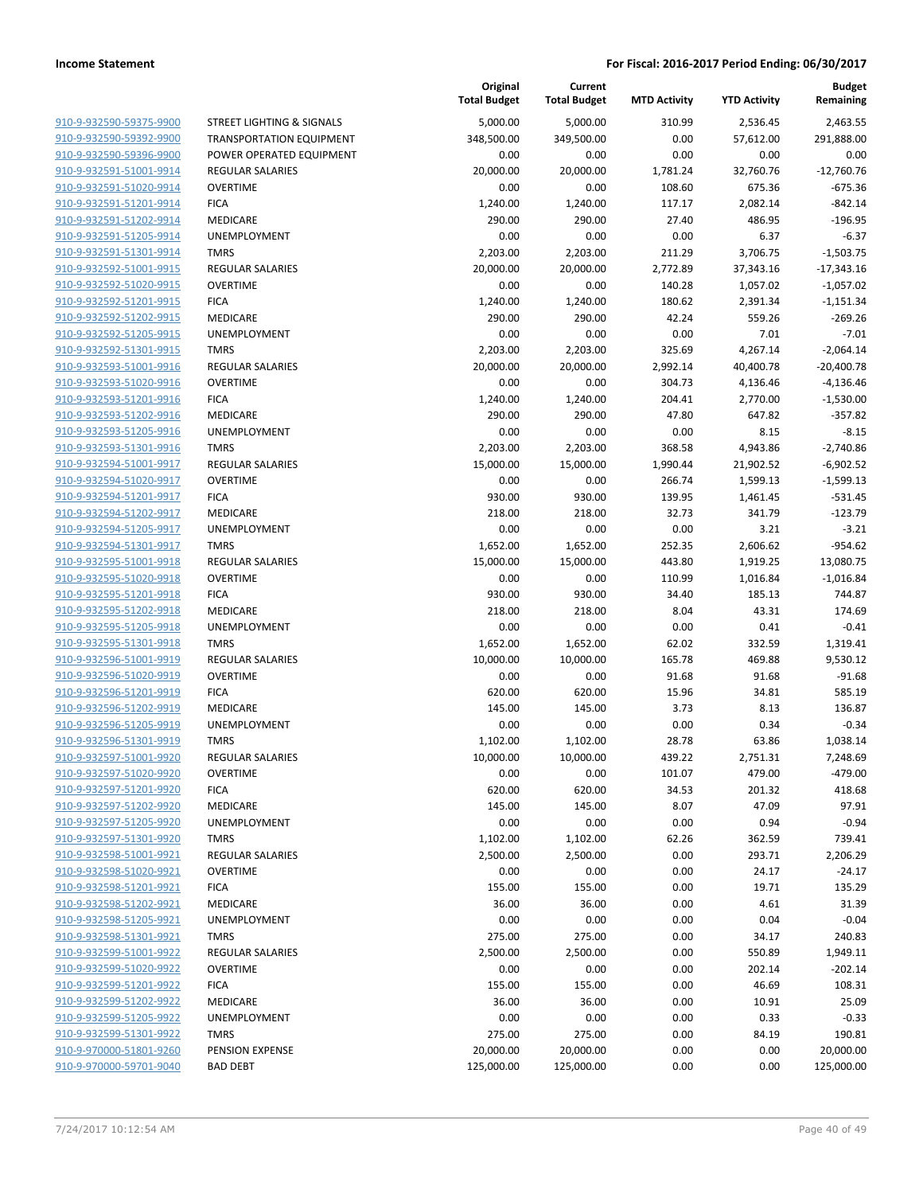**Income Statement** — For Fiscal: 2016-2017 Period Ending: 06/30/2017

| | | Original Total Budget | Current Total Budget | MTD Activity | YTD Activity | Budget Remaining |
|---|---|---|---|---|---|---|
| 910-9-932590-59375-9900 | STREET LIGHTING & SIGNALS | 5,000.00 | 5,000.00 | 310.99 | 2,536.45 | 2,463.55 |
| 910-9-932590-59392-9900 | TRANSPORTATION EQUIPMENT | 348,500.00 | 349,500.00 | 0.00 | 57,612.00 | 291,888.00 |
| 910-9-932590-59396-9900 | POWER OPERATED EQUIPMENT | 0.00 | 0.00 | 0.00 | 0.00 | 0.00 |
| 910-9-932591-51001-9914 | REGULAR SALARIES | 20,000.00 | 20,000.00 | 1,781.24 | 32,760.76 | -12,760.76 |
| 910-9-932591-51020-9914 | OVERTIME | 0.00 | 0.00 | 108.60 | 675.36 | -675.36 |
| 910-9-932591-51201-9914 | FICA | 1,240.00 | 1,240.00 | 117.17 | 2,082.14 | -842.14 |
| 910-9-932591-51202-9914 | MEDICARE | 290.00 | 290.00 | 27.40 | 486.95 | -196.95 |
| 910-9-932591-51205-9914 | UNEMPLOYMENT | 0.00 | 0.00 | 0.00 | 6.37 | -6.37 |
| 910-9-932591-51301-9914 | TMRS | 2,203.00 | 2,203.00 | 211.29 | 3,706.75 | -1,503.75 |
| 910-9-932592-51001-9915 | REGULAR SALARIES | 20,000.00 | 20,000.00 | 2,772.89 | 37,343.16 | -17,343.16 |
| 910-9-932592-51020-9915 | OVERTIME | 0.00 | 0.00 | 140.28 | 1,057.02 | -1,057.02 |
| 910-9-932592-51201-9915 | FICA | 1,240.00 | 1,240.00 | 180.62 | 2,391.34 | -1,151.34 |
| 910-9-932592-51202-9915 | MEDICARE | 290.00 | 290.00 | 42.24 | 559.26 | -269.26 |
| 910-9-932592-51205-9915 | UNEMPLOYMENT | 0.00 | 0.00 | 0.00 | 7.01 | -7.01 |
| 910-9-932592-51301-9915 | TMRS | 2,203.00 | 2,203.00 | 325.69 | 4,267.14 | -2,064.14 |
| 910-9-932593-51001-9916 | REGULAR SALARIES | 20,000.00 | 20,000.00 | 2,992.14 | 40,400.78 | -20,400.78 |
| 910-9-932593-51020-9916 | OVERTIME | 0.00 | 0.00 | 304.73 | 4,136.46 | -4,136.46 |
| 910-9-932593-51201-9916 | FICA | 1,240.00 | 1,240.00 | 204.41 | 2,770.00 | -1,530.00 |
| 910-9-932593-51202-9916 | MEDICARE | 290.00 | 290.00 | 47.80 | 647.82 | -357.82 |
| 910-9-932593-51205-9916 | UNEMPLOYMENT | 0.00 | 0.00 | 0.00 | 8.15 | -8.15 |
| 910-9-932593-51301-9916 | TMRS | 2,203.00 | 2,203.00 | 368.58 | 4,943.86 | -2,740.86 |
| 910-9-932594-51001-9917 | REGULAR SALARIES | 15,000.00 | 15,000.00 | 1,990.44 | 21,902.52 | -6,902.52 |
| 910-9-932594-51020-9917 | OVERTIME | 0.00 | 0.00 | 266.74 | 1,599.13 | -1,599.13 |
| 910-9-932594-51201-9917 | FICA | 930.00 | 930.00 | 139.95 | 1,461.45 | -531.45 |
| 910-9-932594-51202-9917 | MEDICARE | 218.00 | 218.00 | 32.73 | 341.79 | -123.79 |
| 910-9-932594-51205-9917 | UNEMPLOYMENT | 0.00 | 0.00 | 0.00 | 3.21 | -3.21 |
| 910-9-932594-51301-9917 | TMRS | 1,652.00 | 1,652.00 | 252.35 | 2,606.62 | -954.62 |
| 910-9-932595-51001-9918 | REGULAR SALARIES | 15,000.00 | 15,000.00 | 443.80 | 1,919.25 | 13,080.75 |
| 910-9-932595-51020-9918 | OVERTIME | 0.00 | 0.00 | 110.99 | 1,016.84 | -1,016.84 |
| 910-9-932595-51201-9918 | FICA | 930.00 | 930.00 | 34.40 | 185.13 | 744.87 |
| 910-9-932595-51202-9918 | MEDICARE | 218.00 | 218.00 | 8.04 | 43.31 | 174.69 |
| 910-9-932595-51205-9918 | UNEMPLOYMENT | 0.00 | 0.00 | 0.00 | 0.41 | -0.41 |
| 910-9-932595-51301-9918 | TMRS | 1,652.00 | 1,652.00 | 62.02 | 332.59 | 1,319.41 |
| 910-9-932596-51001-9919 | REGULAR SALARIES | 10,000.00 | 10,000.00 | 165.78 | 469.88 | 9,530.12 |
| 910-9-932596-51020-9919 | OVERTIME | 0.00 | 0.00 | 91.68 | 91.68 | -91.68 |
| 910-9-932596-51201-9919 | FICA | 620.00 | 620.00 | 15.96 | 34.81 | 585.19 |
| 910-9-932596-51202-9919 | MEDICARE | 145.00 | 145.00 | 3.73 | 8.13 | 136.87 |
| 910-9-932596-51205-9919 | UNEMPLOYMENT | 0.00 | 0.00 | 0.00 | 0.34 | -0.34 |
| 910-9-932596-51301-9919 | TMRS | 1,102.00 | 1,102.00 | 28.78 | 63.86 | 1,038.14 |
| 910-9-932597-51001-9920 | REGULAR SALARIES | 10,000.00 | 10,000.00 | 439.22 | 2,751.31 | 7,248.69 |
| 910-9-932597-51020-9920 | OVERTIME | 0.00 | 0.00 | 101.07 | 479.00 | -479.00 |
| 910-9-932597-51201-9920 | FICA | 620.00 | 620.00 | 34.53 | 201.32 | 418.68 |
| 910-9-932597-51202-9920 | MEDICARE | 145.00 | 145.00 | 8.07 | 47.09 | 97.91 |
| 910-9-932597-51205-9920 | UNEMPLOYMENT | 0.00 | 0.00 | 0.00 | 0.94 | -0.94 |
| 910-9-932597-51301-9920 | TMRS | 1,102.00 | 1,102.00 | 62.26 | 362.59 | 739.41 |
| 910-9-932598-51001-9921 | REGULAR SALARIES | 2,500.00 | 2,500.00 | 0.00 | 293.71 | 2,206.29 |
| 910-9-932598-51020-9921 | OVERTIME | 0.00 | 0.00 | 0.00 | 24.17 | -24.17 |
| 910-9-932598-51201-9921 | FICA | 155.00 | 155.00 | 0.00 | 19.71 | 135.29 |
| 910-9-932598-51202-9921 | MEDICARE | 36.00 | 36.00 | 0.00 | 4.61 | 31.39 |
| 910-9-932598-51205-9921 | UNEMPLOYMENT | 0.00 | 0.00 | 0.00 | 0.04 | -0.04 |
| 910-9-932598-51301-9921 | TMRS | 275.00 | 275.00 | 0.00 | 34.17 | 240.83 |
| 910-9-932599-51001-9922 | REGULAR SALARIES | 2,500.00 | 2,500.00 | 0.00 | 550.89 | 1,949.11 |
| 910-9-932599-51020-9922 | OVERTIME | 0.00 | 0.00 | 0.00 | 202.14 | -202.14 |
| 910-9-932599-51201-9922 | FICA | 155.00 | 155.00 | 0.00 | 46.69 | 108.31 |
| 910-9-932599-51202-9922 | MEDICARE | 36.00 | 36.00 | 0.00 | 10.91 | 25.09 |
| 910-9-932599-51205-9922 | UNEMPLOYMENT | 0.00 | 0.00 | 0.00 | 0.33 | -0.33 |
| 910-9-932599-51301-9922 | TMRS | 275.00 | 275.00 | 0.00 | 84.19 | 190.81 |
| 910-9-970000-51801-9260 | PENSION EXPENSE | 20,000.00 | 20,000.00 | 0.00 | 0.00 | 20,000.00 |
| 910-9-970000-59701-9040 | BAD DEBT | 125,000.00 | 125,000.00 | 0.00 | 0.00 | 125,000.00 |

7/24/2017 10:12:54 AM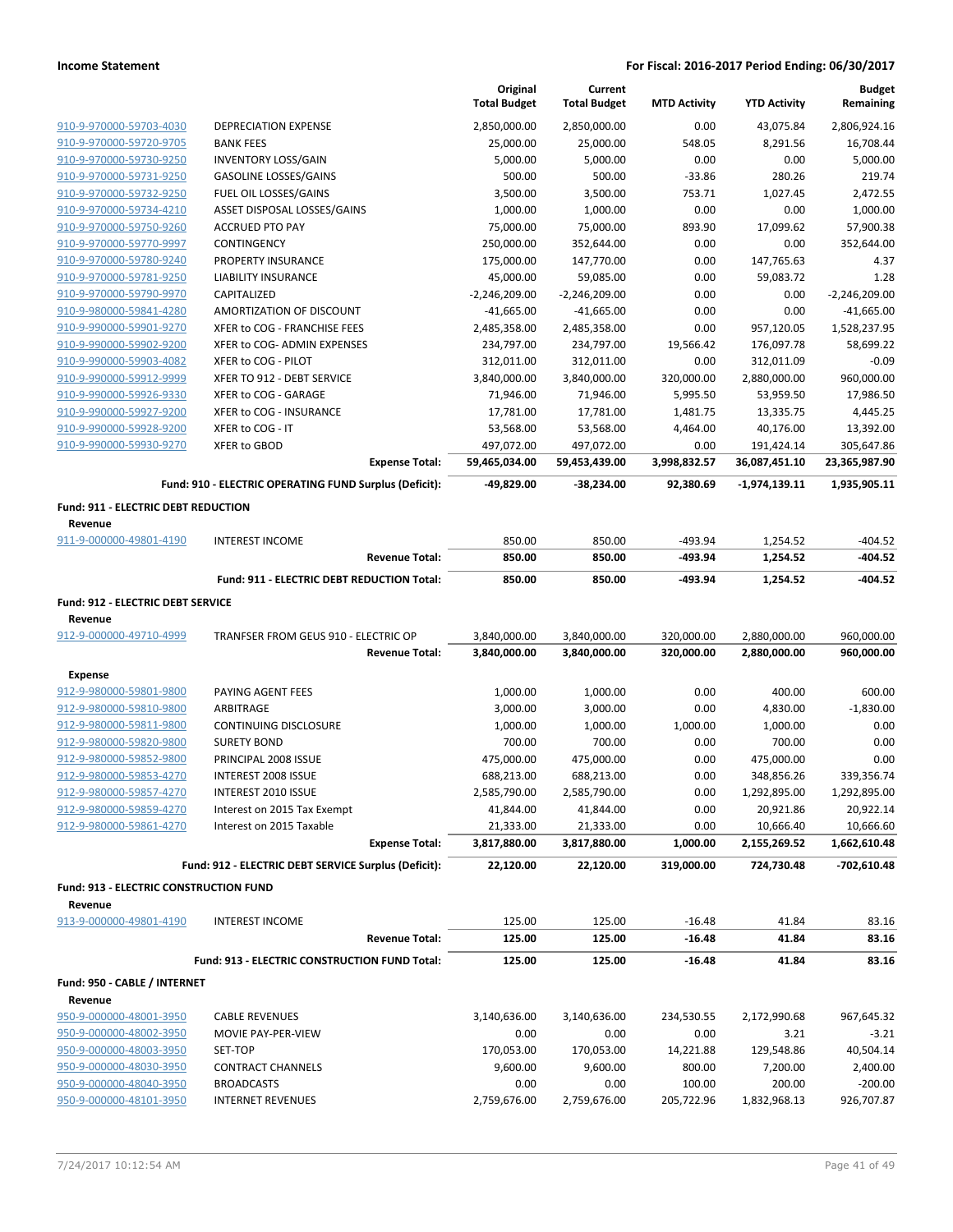**Income Statement** — **For Fiscal: 2016-2017 Period Ending: 06/30/2017**

| | | Original Total Budget | Current Total Budget | MTD Activity | YTD Activity | Budget Remaining |
|---|---|---|---|---|---|---|
| 910-9-970000-59703-4030 | DEPRECIATION EXPENSE | 2,850,000.00 | 2,850,000.00 | 0.00 | 43,075.84 | 2,806,924.16 |
| 910-9-970000-59720-9705 | BANK FEES | 25,000.00 | 25,000.00 | 548.05 | 8,291.56 | 16,708.44 |
| 910-9-970000-59730-9250 | INVENTORY LOSS/GAIN | 5,000.00 | 5,000.00 | 0.00 | 0.00 | 5,000.00 |
| 910-9-970000-59731-9250 | GASOLINE LOSSES/GAINS | 500.00 | 500.00 | -33.86 | 280.26 | 219.74 |
| 910-9-970000-59732-9250 | FUEL OIL LOSSES/GAINS | 3,500.00 | 3,500.00 | 753.71 | 1,027.45 | 2,472.55 |
| 910-9-970000-59734-4210 | ASSET DISPOSAL LOSSES/GAINS | 1,000.00 | 1,000.00 | 0.00 | 0.00 | 1,000.00 |
| 910-9-970000-59750-9260 | ACCRUED PTO PAY | 75,000.00 | 75,000.00 | 893.90 | 17,099.62 | 57,900.38 |
| 910-9-970000-59770-9997 | CONTINGENCY | 250,000.00 | 352,644.00 | 0.00 | 0.00 | 352,644.00 |
| 910-9-970000-59780-9240 | PROPERTY INSURANCE | 175,000.00 | 147,770.00 | 0.00 | 147,765.63 | 4.37 |
| 910-9-970000-59781-9250 | LIABILITY INSURANCE | 45,000.00 | 59,085.00 | 0.00 | 59,083.72 | 1.28 |
| 910-9-970000-59790-9970 | CAPITALIZED | -2,246,209.00 | -2,246,209.00 | 0.00 | 0.00 | -2,246,209.00 |
| 910-9-980000-59841-4280 | AMORTIZATION OF DISCOUNT | -41,665.00 | -41,665.00 | 0.00 | 0.00 | -41,665.00 |
| 910-9-990000-59901-9270 | XFER to COG - FRANCHISE FEES | 2,485,358.00 | 2,485,358.00 | 0.00 | 957,120.05 | 1,528,237.95 |
| 910-9-990000-59902-9200 | XFER to COG- ADMIN EXPENSES | 234,797.00 | 234,797.00 | 19,566.42 | 176,097.78 | 58,699.22 |
| 910-9-990000-59903-4082 | XFER to COG - PILOT | 312,011.00 | 312,011.00 | 0.00 | 312,011.09 | -0.09 |
| 910-9-990000-59912-9999 | XFER TO 912 - DEBT SERVICE | 3,840,000.00 | 3,840,000.00 | 320,000.00 | 2,880,000.00 | 960,000.00 |
| 910-9-990000-59926-9330 | XFER to COG - GARAGE | 71,946.00 | 71,946.00 | 5,995.50 | 53,959.50 | 17,986.50 |
| 910-9-990000-59927-9200 | XFER to COG - INSURANCE | 17,781.00 | 17,781.00 | 1,481.75 | 13,335.75 | 4,445.25 |
| 910-9-990000-59928-9200 | XFER to COG - IT | 53,568.00 | 53,568.00 | 4,464.00 | 40,176.00 | 13,392.00 |
| 910-9-990000-59930-9270 | XFER to GBOD | 497,072.00 | 497,072.00 | 0.00 | 191,424.14 | 305,647.86 |
| | **Expense Total:** | **59,465,034.00** | **59,453,439.00** | **3,998,832.57** | **36,087,451.10** | **23,365,987.90** |
| | **Fund: 910 - ELECTRIC OPERATING FUND Surplus (Deficit):** | **-49,829.00** | **-38,234.00** | **92,380.69** | **-1,974,139.11** | **1,935,905.11** |
| **Fund: 911 - ELECTRIC DEBT REDUCTION** | | | | | | |
| **Revenue** | | | | | | |
| 911-9-000000-49801-4190 | INTEREST INCOME | 850.00 | 850.00 | -493.94 | 1,254.52 | -404.52 |
| | **Revenue Total:** | **850.00** | **850.00** | **-493.94** | **1,254.52** | **-404.52** |
| | **Fund: 911 - ELECTRIC DEBT REDUCTION Total:** | **850.00** | **850.00** | **-493.94** | **1,254.52** | **-404.52** |
| **Fund: 912 - ELECTRIC DEBT SERVICE** | | | | | | |
| **Revenue** | | | | | | |
| 912-9-000000-49710-4999 | TRANFSER FROM GEUS 910 - ELECTRIC OP | 3,840,000.00 | 3,840,000.00 | 320,000.00 | 2,880,000.00 | 960,000.00 |
| | **Revenue Total:** | **3,840,000.00** | **3,840,000.00** | **320,000.00** | **2,880,000.00** | **960,000.00** |
| **Expense** | | | | | | |
| 912-9-980000-59801-9800 | PAYING AGENT FEES | 1,000.00 | 1,000.00 | 0.00 | 400.00 | 600.00 |
| 912-9-980000-59810-9800 | ARBITRAGE | 3,000.00 | 3,000.00 | 0.00 | 4,830.00 | -1,830.00 |
| 912-9-980000-59811-9800 | CONTINUING DISCLOSURE | 1,000.00 | 1,000.00 | 1,000.00 | 1,000.00 | 0.00 |
| 912-9-980000-59820-9800 | SURETY BOND | 700.00 | 700.00 | 0.00 | 700.00 | 0.00 |
| 912-9-980000-59852-9800 | PRINCIPAL 2008 ISSUE | 475,000.00 | 475,000.00 | 0.00 | 475,000.00 | 0.00 |
| 912-9-980000-59853-4270 | INTEREST 2008 ISSUE | 688,213.00 | 688,213.00 | 0.00 | 348,856.26 | 339,356.74 |
| 912-9-980000-59857-4270 | INTEREST 2010 ISSUE | 2,585,790.00 | 2,585,790.00 | 0.00 | 1,292,895.00 | 1,292,895.00 |
| 912-9-980000-59859-4270 | Interest on 2015 Tax Exempt | 41,844.00 | 41,844.00 | 0.00 | 20,921.86 | 20,922.14 |
| 912-9-980000-59861-4270 | Interest on 2015 Taxable | 21,333.00 | 21,333.00 | 0.00 | 10,666.40 | 10,666.60 |
| | **Expense Total:** | **3,817,880.00** | **3,817,880.00** | **1,000.00** | **2,155,269.52** | **1,662,610.48** |
| | **Fund: 912 - ELECTRIC DEBT SERVICE Surplus (Deficit):** | **22,120.00** | **22,120.00** | **319,000.00** | **724,730.48** | **-702,610.48** |
| **Fund: 913 - ELECTRIC CONSTRUCTION FUND** | | | | | | |
| **Revenue** | | | | | | |
| 913-9-000000-49801-4190 | INTEREST INCOME | 125.00 | 125.00 | -16.48 | 41.84 | 83.16 |
| | **Revenue Total:** | **125.00** | **125.00** | **-16.48** | **41.84** | **83.16** |
| | **Fund: 913 - ELECTRIC CONSTRUCTION FUND Total:** | **125.00** | **125.00** | **-16.48** | **41.84** | **83.16** |
| **Fund: 950 - CABLE / INTERNET** | | | | | | |
| **Revenue** | | | | | | |
| 950-9-000000-48001-3950 | CABLE REVENUES | 3,140,636.00 | 3,140,636.00 | 234,530.55 | 2,172,990.68 | 967,645.32 |
| 950-9-000000-48002-3950 | MOVIE PAY-PER-VIEW | 0.00 | 0.00 | 0.00 | 3.21 | -3.21 |
| 950-9-000000-48003-3950 | SET-TOP | 170,053.00 | 170,053.00 | 14,221.88 | 129,548.86 | 40,504.14 |
| 950-9-000000-48030-3950 | CONTRACT CHANNELS | 9,600.00 | 9,600.00 | 800.00 | 7,200.00 | 2,400.00 |
| 950-9-000000-48040-3950 | BROADCASTS | 0.00 | 0.00 | 100.00 | 200.00 | -200.00 |
| 950-9-000000-48101-3950 | INTERNET REVENUES | 2,759,676.00 | 2,759,676.00 | 205,722.96 | 1,832,968.13 | 926,707.87 |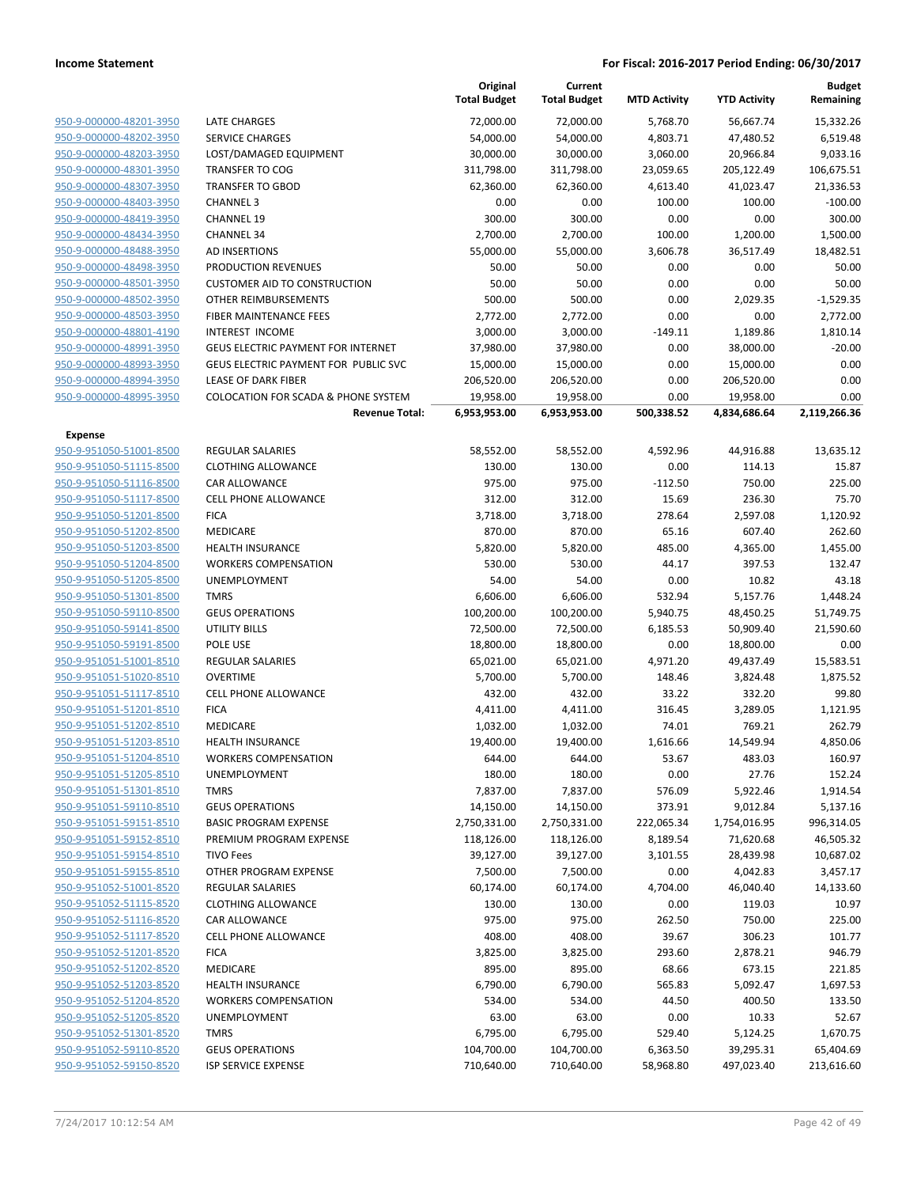**Income Statement** — **For Fiscal: 2016-2017 Period Ending: 06/30/2017**

| | | Original Total Budget | Current Total Budget | MTD Activity | YTD Activity | Budget Remaining |
|---|---|---|---|---|---|---|
| 950-9-000000-48201-3950 | LATE CHARGES | 72,000.00 | 72,000.00 | 5,768.70 | 56,667.74 | 15,332.26 |
| 950-9-000000-48202-3950 | SERVICE CHARGES | 54,000.00 | 54,000.00 | 4,803.71 | 47,480.52 | 6,519.48 |
| 950-9-000000-48203-3950 | LOST/DAMAGED EQUIPMENT | 30,000.00 | 30,000.00 | 3,060.00 | 20,966.84 | 9,033.16 |
| 950-9-000000-48301-3950 | TRANSFER TO COG | 311,798.00 | 311,798.00 | 23,059.65 | 205,122.49 | 106,675.51 |
| 950-9-000000-48307-3950 | TRANSFER TO GBOD | 62,360.00 | 62,360.00 | 4,613.40 | 41,023.47 | 21,336.53 |
| 950-9-000000-48403-3950 | CHANNEL 3 | 0.00 | 0.00 | 100.00 | 100.00 | -100.00 |
| 950-9-000000-48419-3950 | CHANNEL 19 | 300.00 | 300.00 | 0.00 | 0.00 | 300.00 |
| 950-9-000000-48434-3950 | CHANNEL 34 | 2,700.00 | 2,700.00 | 100.00 | 1,200.00 | 1,500.00 |
| 950-9-000000-48488-3950 | AD INSERTIONS | 55,000.00 | 55,000.00 | 3,606.78 | 36,517.49 | 18,482.51 |
| 950-9-000000-48498-3950 | PRODUCTION REVENUES | 50.00 | 50.00 | 0.00 | 0.00 | 50.00 |
| 950-9-000000-48501-3950 | CUSTOMER AID TO CONSTRUCTION | 50.00 | 50.00 | 0.00 | 0.00 | 50.00 |
| 950-9-000000-48502-3950 | OTHER REIMBURSEMENTS | 500.00 | 500.00 | 0.00 | 2,029.35 | -1,529.35 |
| 950-9-000000-48503-3950 | FIBER MAINTENANCE FEES | 2,772.00 | 2,772.00 | 0.00 | 0.00 | 2,772.00 |
| 950-9-000000-48801-4190 | INTEREST INCOME | 3,000.00 | 3,000.00 | -149.11 | 1,189.86 | 1,810.14 |
| 950-9-000000-48991-3950 | GEUS ELECTRIC PAYMENT FOR INTERNET | 37,980.00 | 37,980.00 | 0.00 | 38,000.00 | -20.00 |
| 950-9-000000-48993-3950 | GEUS ELECTRIC PAYMENT FOR PUBLIC SVC | 15,000.00 | 15,000.00 | 0.00 | 15,000.00 | 0.00 |
| 950-9-000000-48994-3950 | LEASE OF DARK FIBER | 206,520.00 | 206,520.00 | 0.00 | 206,520.00 | 0.00 |
| 950-9-000000-48995-3950 | COLOCATION FOR SCADA & PHONE SYSTEM | 19,958.00 | 19,958.00 | 0.00 | 19,958.00 | 0.00 |
| | **Revenue Total:** | **6,953,953.00** | **6,953,953.00** | **500,338.52** | **4,834,686.64** | **2,119,266.36** |
| **Expense** | | | | | | |
| 950-9-951050-51001-8500 | REGULAR SALARIES | 58,552.00 | 58,552.00 | 4,592.96 | 44,916.88 | 13,635.12 |
| 950-9-951050-51115-8500 | CLOTHING ALLOWANCE | 130.00 | 130.00 | 0.00 | 114.13 | 15.87 |
| 950-9-951050-51116-8500 | CAR ALLOWANCE | 975.00 | 975.00 | -112.50 | 750.00 | 225.00 |
| 950-9-951050-51117-8500 | CELL PHONE ALLOWANCE | 312.00 | 312.00 | 15.69 | 236.30 | 75.70 |
| 950-9-951050-51201-8500 | FICA | 3,718.00 | 3,718.00 | 278.64 | 2,597.08 | 1,120.92 |
| 950-9-951050-51202-8500 | MEDICARE | 870.00 | 870.00 | 65.16 | 607.40 | 262.60 |
| 950-9-951050-51203-8500 | HEALTH INSURANCE | 5,820.00 | 5,820.00 | 485.00 | 4,365.00 | 1,455.00 |
| 950-9-951050-51204-8500 | WORKERS COMPENSATION | 530.00 | 530.00 | 44.17 | 397.53 | 132.47 |
| 950-9-951050-51205-8500 | UNEMPLOYMENT | 54.00 | 54.00 | 0.00 | 10.82 | 43.18 |
| 950-9-951050-51301-8500 | TMRS | 6,606.00 | 6,606.00 | 532.94 | 5,157.76 | 1,448.24 |
| 950-9-951050-59110-8500 | GEUS OPERATIONS | 100,200.00 | 100,200.00 | 5,940.75 | 48,450.25 | 51,749.75 |
| 950-9-951050-59141-8500 | UTILITY BILLS | 72,500.00 | 72,500.00 | 6,185.53 | 50,909.40 | 21,590.60 |
| 950-9-951050-59191-8500 | POLE USE | 18,800.00 | 18,800.00 | 0.00 | 18,800.00 | 0.00 |
| 950-9-951051-51001-8510 | REGULAR SALARIES | 65,021.00 | 65,021.00 | 4,971.20 | 49,437.49 | 15,583.51 |
| 950-9-951051-51020-8510 | OVERTIME | 5,700.00 | 5,700.00 | 148.46 | 3,824.48 | 1,875.52 |
| 950-9-951051-51117-8510 | CELL PHONE ALLOWANCE | 432.00 | 432.00 | 33.22 | 332.20 | 99.80 |
| 950-9-951051-51201-8510 | FICA | 4,411.00 | 4,411.00 | 316.45 | 3,289.05 | 1,121.95 |
| 950-9-951051-51202-8510 | MEDICARE | 1,032.00 | 1,032.00 | 74.01 | 769.21 | 262.79 |
| 950-9-951051-51203-8510 | HEALTH INSURANCE | 19,400.00 | 19,400.00 | 1,616.66 | 14,549.94 | 4,850.06 |
| 950-9-951051-51204-8510 | WORKERS COMPENSATION | 644.00 | 644.00 | 53.67 | 483.03 | 160.97 |
| 950-9-951051-51205-8510 | UNEMPLOYMENT | 180.00 | 180.00 | 0.00 | 27.76 | 152.24 |
| 950-9-951051-51301-8510 | TMRS | 7,837.00 | 7,837.00 | 576.09 | 5,922.46 | 1,914.54 |
| 950-9-951051-59110-8510 | GEUS OPERATIONS | 14,150.00 | 14,150.00 | 373.91 | 9,012.84 | 5,137.16 |
| 950-9-951051-59151-8510 | BASIC PROGRAM EXPENSE | 2,750,331.00 | 2,750,331.00 | 222,065.34 | 1,754,016.95 | 996,314.05 |
| 950-9-951051-59152-8510 | PREMIUM PROGRAM EXPENSE | 118,126.00 | 118,126.00 | 8,189.54 | 71,620.68 | 46,505.32 |
| 950-9-951051-59154-8510 | TIVO Fees | 39,127.00 | 39,127.00 | 3,101.55 | 28,439.98 | 10,687.02 |
| 950-9-951051-59155-8510 | OTHER PROGRAM EXPENSE | 7,500.00 | 7,500.00 | 0.00 | 4,042.83 | 3,457.17 |
| 950-9-951052-51001-8520 | REGULAR SALARIES | 60,174.00 | 60,174.00 | 4,704.00 | 46,040.40 | 14,133.60 |
| 950-9-951052-51115-8520 | CLOTHING ALLOWANCE | 130.00 | 130.00 | 0.00 | 119.03 | 10.97 |
| 950-9-951052-51116-8520 | CAR ALLOWANCE | 975.00 | 975.00 | 262.50 | 750.00 | 225.00 |
| 950-9-951052-51117-8520 | CELL PHONE ALLOWANCE | 408.00 | 408.00 | 39.67 | 306.23 | 101.77 |
| 950-9-951052-51201-8520 | FICA | 3,825.00 | 3,825.00 | 293.60 | 2,878.21 | 946.79 |
| 950-9-951052-51202-8520 | MEDICARE | 895.00 | 895.00 | 68.66 | 673.15 | 221.85 |
| 950-9-951052-51203-8520 | HEALTH INSURANCE | 6,790.00 | 6,790.00 | 565.83 | 5,092.47 | 1,697.53 |
| 950-9-951052-51204-8520 | WORKERS COMPENSATION | 534.00 | 534.00 | 44.50 | 400.50 | 133.50 |
| 950-9-951052-51205-8520 | UNEMPLOYMENT | 63.00 | 63.00 | 0.00 | 10.33 | 52.67 |
| 950-9-951052-51301-8520 | TMRS | 6,795.00 | 6,795.00 | 529.40 | 5,124.25 | 1,670.75 |
| 950-9-951052-59110-8520 | GEUS OPERATIONS | 104,700.00 | 104,700.00 | 6,363.50 | 39,295.31 | 65,404.69 |
| 950-9-951052-59150-8520 | ISP SERVICE EXPENSE | 710,640.00 | 710,640.00 | 58,968.80 | 497,023.40 | 213,616.60 |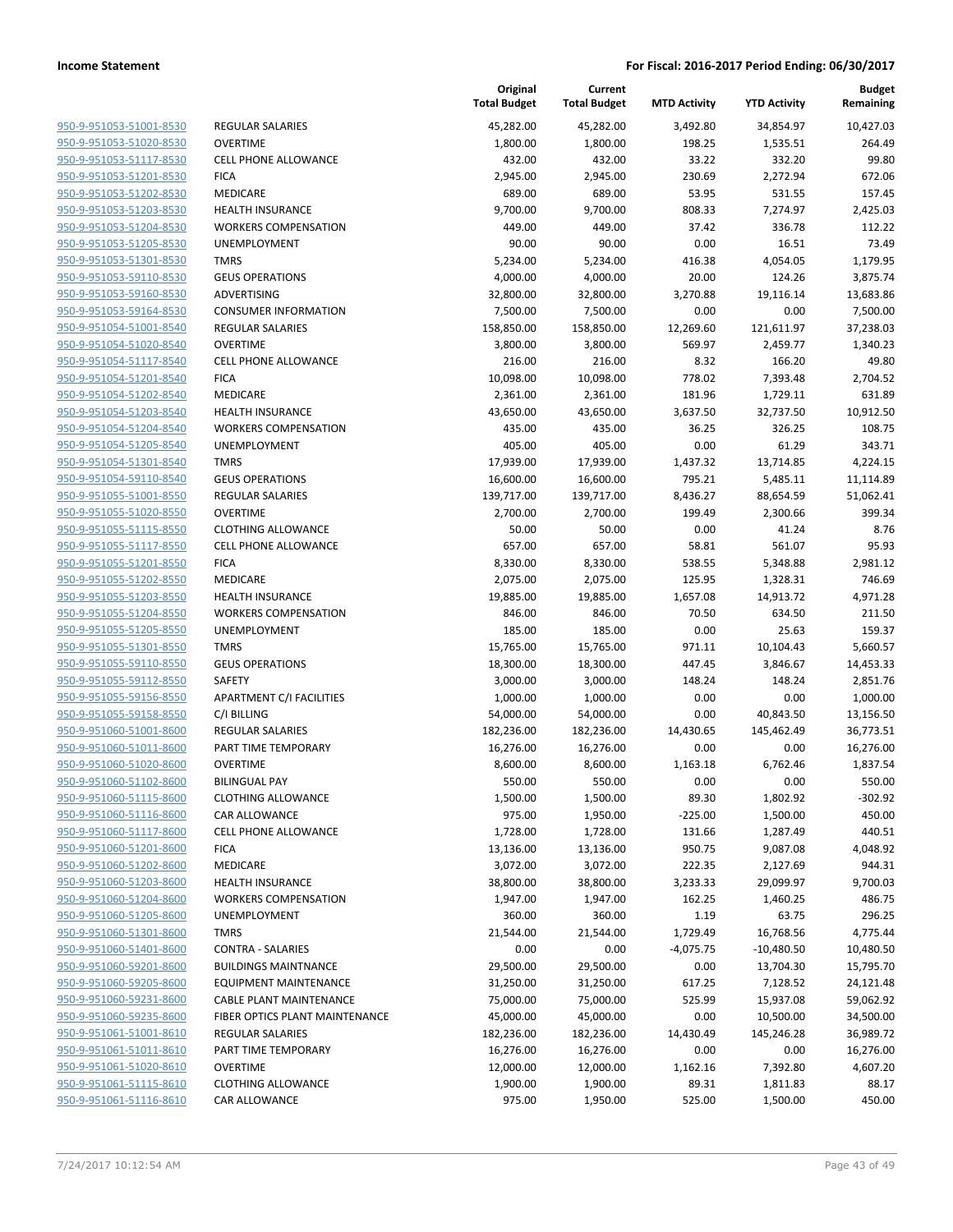**Income Statement** — **For Fiscal: 2016-2017 Period Ending: 06/30/2017**

| | | Original Total Budget | Current Total Budget | MTD Activity | YTD Activity | Budget Remaining |
|---|---|---|---|---|---|---|
| 950-9-951053-51001-8530 | REGULAR SALARIES | 45,282.00 | 45,282.00 | 3,492.80 | 34,854.97 | 10,427.03 |
| 950-9-951053-51020-8530 | OVERTIME | 1,800.00 | 1,800.00 | 198.25 | 1,535.51 | 264.49 |
| 950-9-951053-51117-8530 | CELL PHONE ALLOWANCE | 432.00 | 432.00 | 33.22 | 332.20 | 99.80 |
| 950-9-951053-51201-8530 | FICA | 2,945.00 | 2,945.00 | 230.69 | 2,272.94 | 672.06 |
| 950-9-951053-51202-8530 | MEDICARE | 689.00 | 689.00 | 53.95 | 531.55 | 157.45 |
| 950-9-951053-51203-8530 | HEALTH INSURANCE | 9,700.00 | 9,700.00 | 808.33 | 7,274.97 | 2,425.03 |
| 950-9-951053-51204-8530 | WORKERS COMPENSATION | 449.00 | 449.00 | 37.42 | 336.78 | 112.22 |
| 950-9-951053-51205-8530 | UNEMPLOYMENT | 90.00 | 90.00 | 0.00 | 16.51 | 73.49 |
| 950-9-951053-51301-8530 | TMRS | 5,234.00 | 5,234.00 | 416.38 | 4,054.05 | 1,179.95 |
| 950-9-951053-59110-8530 | GEUS OPERATIONS | 4,000.00 | 4,000.00 | 20.00 | 124.26 | 3,875.74 |
| 950-9-951053-59160-8530 | ADVERTISING | 32,800.00 | 32,800.00 | 3,270.88 | 19,116.14 | 13,683.86 |
| 950-9-951053-59164-8530 | CONSUMER INFORMATION | 7,500.00 | 7,500.00 | 0.00 | 0.00 | 7,500.00 |
| 950-9-951054-51001-8540 | REGULAR SALARIES | 158,850.00 | 158,850.00 | 12,269.60 | 121,611.97 | 37,238.03 |
| 950-9-951054-51020-8540 | OVERTIME | 3,800.00 | 3,800.00 | 569.97 | 2,459.77 | 1,340.23 |
| 950-9-951054-51117-8540 | CELL PHONE ALLOWANCE | 216.00 | 216.00 | 8.32 | 166.20 | 49.80 |
| 950-9-951054-51201-8540 | FICA | 10,098.00 | 10,098.00 | 778.02 | 7,393.48 | 2,704.52 |
| 950-9-951054-51202-8540 | MEDICARE | 2,361.00 | 2,361.00 | 181.96 | 1,729.11 | 631.89 |
| 950-9-951054-51203-8540 | HEALTH INSURANCE | 43,650.00 | 43,650.00 | 3,637.50 | 32,737.50 | 10,912.50 |
| 950-9-951054-51204-8540 | WORKERS COMPENSATION | 435.00 | 435.00 | 36.25 | 326.25 | 108.75 |
| 950-9-951054-51205-8540 | UNEMPLOYMENT | 405.00 | 405.00 | 0.00 | 61.29 | 343.71 |
| 950-9-951054-51301-8540 | TMRS | 17,939.00 | 17,939.00 | 1,437.32 | 13,714.85 | 4,224.15 |
| 950-9-951054-59110-8540 | GEUS OPERATIONS | 16,600.00 | 16,600.00 | 795.21 | 5,485.11 | 11,114.89 |
| 950-9-951055-51001-8550 | REGULAR SALARIES | 139,717.00 | 139,717.00 | 8,436.27 | 88,654.59 | 51,062.41 |
| 950-9-951055-51020-8550 | OVERTIME | 2,700.00 | 2,700.00 | 199.49 | 2,300.66 | 399.34 |
| 950-9-951055-51115-8550 | CLOTHING ALLOWANCE | 50.00 | 50.00 | 0.00 | 41.24 | 8.76 |
| 950-9-951055-51117-8550 | CELL PHONE ALLOWANCE | 657.00 | 657.00 | 58.81 | 561.07 | 95.93 |
| 950-9-951055-51201-8550 | FICA | 8,330.00 | 8,330.00 | 538.55 | 5,348.88 | 2,981.12 |
| 950-9-951055-51202-8550 | MEDICARE | 2,075.00 | 2,075.00 | 125.95 | 1,328.31 | 746.69 |
| 950-9-951055-51203-8550 | HEALTH INSURANCE | 19,885.00 | 19,885.00 | 1,657.08 | 14,913.72 | 4,971.28 |
| 950-9-951055-51204-8550 | WORKERS COMPENSATION | 846.00 | 846.00 | 70.50 | 634.50 | 211.50 |
| 950-9-951055-51205-8550 | UNEMPLOYMENT | 185.00 | 185.00 | 0.00 | 25.63 | 159.37 |
| 950-9-951055-51301-8550 | TMRS | 15,765.00 | 15,765.00 | 971.11 | 10,104.43 | 5,660.57 |
| 950-9-951055-59110-8550 | GEUS OPERATIONS | 18,300.00 | 18,300.00 | 447.45 | 3,846.67 | 14,453.33 |
| 950-9-951055-59112-8550 | SAFETY | 3,000.00 | 3,000.00 | 148.24 | 148.24 | 2,851.76 |
| 950-9-951055-59156-8550 | APARTMENT C/I FACILITIES | 1,000.00 | 1,000.00 | 0.00 | 0.00 | 1,000.00 |
| 950-9-951055-59158-8550 | C/I BILLING | 54,000.00 | 54,000.00 | 0.00 | 40,843.50 | 13,156.50 |
| 950-9-951060-51001-8600 | REGULAR SALARIES | 182,236.00 | 182,236.00 | 14,430.65 | 145,462.49 | 36,773.51 |
| 950-9-951060-51011-8600 | PART TIME TEMPORARY | 16,276.00 | 16,276.00 | 0.00 | 0.00 | 16,276.00 |
| 950-9-951060-51020-8600 | OVERTIME | 8,600.00 | 8,600.00 | 1,163.18 | 6,762.46 | 1,837.54 |
| 950-9-951060-51102-8600 | BILINGUAL PAY | 550.00 | 550.00 | 0.00 | 0.00 | 550.00 |
| 950-9-951060-51115-8600 | CLOTHING ALLOWANCE | 1,500.00 | 1,500.00 | 89.30 | 1,802.92 | -302.92 |
| 950-9-951060-51116-8600 | CAR ALLOWANCE | 975.00 | 1,950.00 | -225.00 | 1,500.00 | 450.00 |
| 950-9-951060-51117-8600 | CELL PHONE ALLOWANCE | 1,728.00 | 1,728.00 | 131.66 | 1,287.49 | 440.51 |
| 950-9-951060-51201-8600 | FICA | 13,136.00 | 13,136.00 | 950.75 | 9,087.08 | 4,048.92 |
| 950-9-951060-51202-8600 | MEDICARE | 3,072.00 | 3,072.00 | 222.35 | 2,127.69 | 944.31 |
| 950-9-951060-51203-8600 | HEALTH INSURANCE | 38,800.00 | 38,800.00 | 3,233.33 | 29,099.97 | 9,700.03 |
| 950-9-951060-51204-8600 | WORKERS COMPENSATION | 1,947.00 | 1,947.00 | 162.25 | 1,460.25 | 486.75 |
| 950-9-951060-51205-8600 | UNEMPLOYMENT | 360.00 | 360.00 | 1.19 | 63.75 | 296.25 |
| 950-9-951060-51301-8600 | TMRS | 21,544.00 | 21,544.00 | 1,729.49 | 16,768.56 | 4,775.44 |
| 950-9-951060-51401-8600 | CONTRA - SALARIES | 0.00 | 0.00 | -4,075.75 | -10,480.50 | 10,480.50 |
| 950-9-951060-59201-8600 | BUILDINGS MAINTNANCE | 29,500.00 | 29,500.00 | 0.00 | 13,704.30 | 15,795.70 |
| 950-9-951060-59205-8600 | EQUIPMENT MAINTENANCE | 31,250.00 | 31,250.00 | 617.25 | 7,128.52 | 24,121.48 |
| 950-9-951060-59231-8600 | CABLE PLANT MAINTENANCE | 75,000.00 | 75,000.00 | 525.99 | 15,937.08 | 59,062.92 |
| 950-9-951060-59235-8600 | FIBER OPTICS PLANT MAINTENANCE | 45,000.00 | 45,000.00 | 0.00 | 10,500.00 | 34,500.00 |
| 950-9-951061-51001-8610 | REGULAR SALARIES | 182,236.00 | 182,236.00 | 14,430.49 | 145,246.28 | 36,989.72 |
| 950-9-951061-51011-8610 | PART TIME TEMPORARY | 16,276.00 | 16,276.00 | 0.00 | 0.00 | 16,276.00 |
| 950-9-951061-51020-8610 | OVERTIME | 12,000.00 | 12,000.00 | 1,162.16 | 7,392.80 | 4,607.20 |
| 950-9-951061-51115-8610 | CLOTHING ALLOWANCE | 1,900.00 | 1,900.00 | 89.31 | 1,811.83 | 88.17 |
| 950-9-951061-51116-8610 | CAR ALLOWANCE | 975.00 | 1,950.00 | 525.00 | 1,500.00 | 450.00 |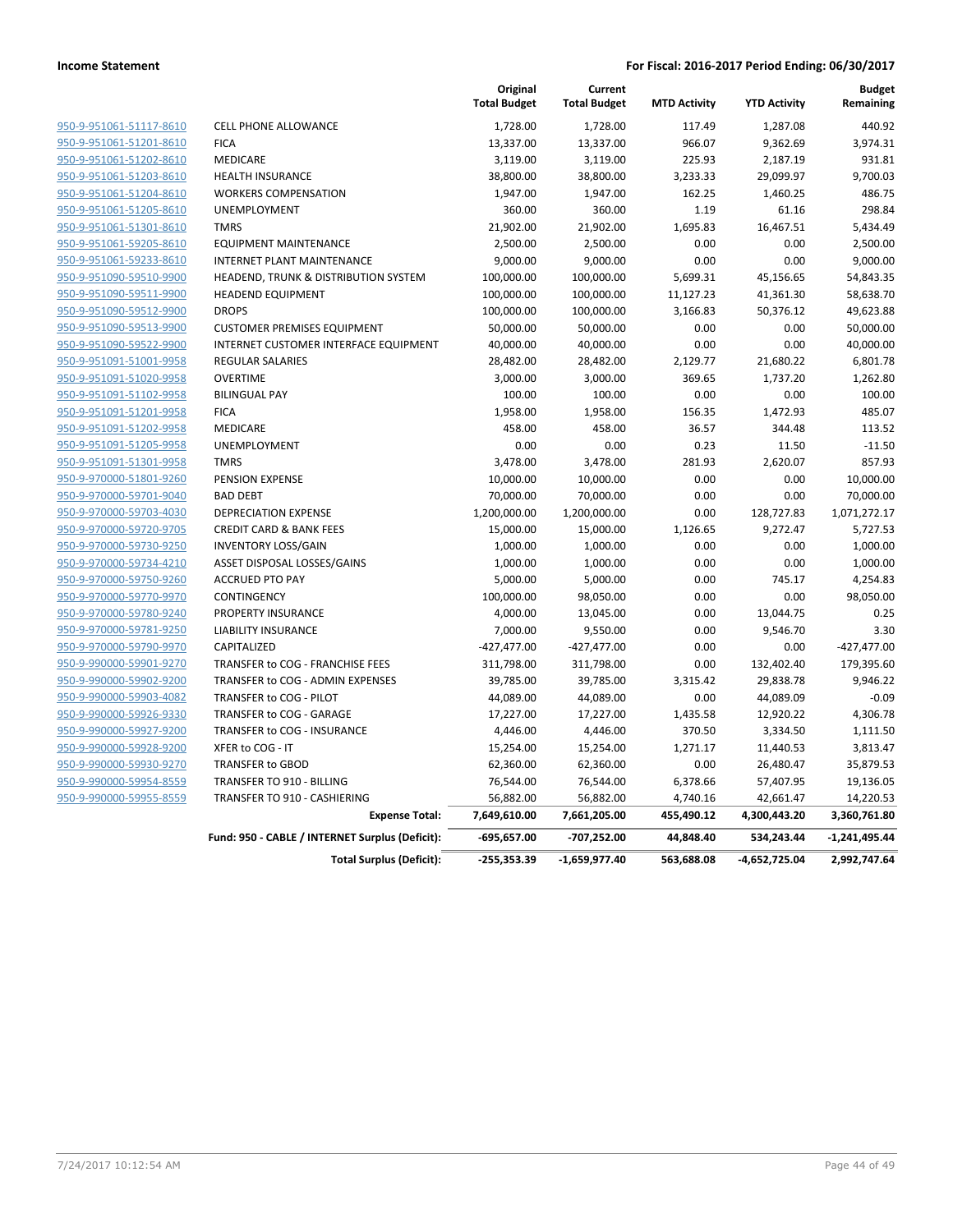**Income Statement** — **For Fiscal: 2016-2017 Period Ending: 06/30/2017**

| | | Original Total Budget | Current Total Budget | MTD Activity | YTD Activity | Budget Remaining |
|---|---|---|---|---|---|---|
| 950-9-951061-51117-8610 | CELL PHONE ALLOWANCE | 1,728.00 | 1,728.00 | 117.49 | 1,287.08 | 440.92 |
| 950-9-951061-51201-8610 | FICA | 13,337.00 | 13,337.00 | 966.07 | 9,362.69 | 3,974.31 |
| 950-9-951061-51202-8610 | MEDICARE | 3,119.00 | 3,119.00 | 225.93 | 2,187.19 | 931.81 |
| 950-9-951061-51203-8610 | HEALTH INSURANCE | 38,800.00 | 38,800.00 | 3,233.33 | 29,099.97 | 9,700.03 |
| 950-9-951061-51204-8610 | WORKERS COMPENSATION | 1,947.00 | 1,947.00 | 162.25 | 1,460.25 | 486.75 |
| 950-9-951061-51205-8610 | UNEMPLOYMENT | 360.00 | 360.00 | 1.19 | 61.16 | 298.84 |
| 950-9-951061-51301-8610 | TMRS | 21,902.00 | 21,902.00 | 1,695.83 | 16,467.51 | 5,434.49 |
| 950-9-951061-59205-8610 | EQUIPMENT MAINTENANCE | 2,500.00 | 2,500.00 | 0.00 | 0.00 | 2,500.00 |
| 950-9-951061-59233-8610 | INTERNET PLANT MAINTENANCE | 9,000.00 | 9,000.00 | 0.00 | 0.00 | 9,000.00 |
| 950-9-951090-59510-9900 | HEADEND, TRUNK & DISTRIBUTION SYSTEM | 100,000.00 | 100,000.00 | 5,699.31 | 45,156.65 | 54,843.35 |
| 950-9-951090-59511-9900 | HEADEND EQUIPMENT | 100,000.00 | 100,000.00 | 11,127.23 | 41,361.30 | 58,638.70 |
| 950-9-951090-59512-9900 | DROPS | 100,000.00 | 100,000.00 | 3,166.83 | 50,376.12 | 49,623.88 |
| 950-9-951090-59513-9900 | CUSTOMER PREMISES EQUIPMENT | 50,000.00 | 50,000.00 | 0.00 | 0.00 | 50,000.00 |
| 950-9-951090-59522-9900 | INTERNET CUSTOMER INTERFACE EQUIPMENT | 40,000.00 | 40,000.00 | 0.00 | 0.00 | 40,000.00 |
| 950-9-951091-51001-9958 | REGULAR SALARIES | 28,482.00 | 28,482.00 | 2,129.77 | 21,680.22 | 6,801.78 |
| 950-9-951091-51020-9958 | OVERTIME | 3,000.00 | 3,000.00 | 369.65 | 1,737.20 | 1,262.80 |
| 950-9-951091-51102-9958 | BILINGUAL PAY | 100.00 | 100.00 | 0.00 | 0.00 | 100.00 |
| 950-9-951091-51201-9958 | FICA | 1,958.00 | 1,958.00 | 156.35 | 1,472.93 | 485.07 |
| 950-9-951091-51202-9958 | MEDICARE | 458.00 | 458.00 | 36.57 | 344.48 | 113.52 |
| 950-9-951091-51205-9958 | UNEMPLOYMENT | 0.00 | 0.00 | 0.23 | 11.50 | -11.50 |
| 950-9-951091-51301-9958 | TMRS | 3,478.00 | 3,478.00 | 281.93 | 2,620.07 | 857.93 |
| 950-9-970000-51801-9260 | PENSION EXPENSE | 10,000.00 | 10,000.00 | 0.00 | 0.00 | 10,000.00 |
| 950-9-970000-59701-9040 | BAD DEBT | 70,000.00 | 70,000.00 | 0.00 | 0.00 | 70,000.00 |
| 950-9-970000-59703-4030 | DEPRECIATION EXPENSE | 1,200,000.00 | 1,200,000.00 | 0.00 | 128,727.83 | 1,071,272.17 |
| 950-9-970000-59720-9705 | CREDIT CARD & BANK FEES | 15,000.00 | 15,000.00 | 1,126.65 | 9,272.47 | 5,727.53 |
| 950-9-970000-59730-9250 | INVENTORY LOSS/GAIN | 1,000.00 | 1,000.00 | 0.00 | 0.00 | 1,000.00 |
| 950-9-970000-59734-4210 | ASSET DISPOSAL LOSSES/GAINS | 1,000.00 | 1,000.00 | 0.00 | 0.00 | 1,000.00 |
| 950-9-970000-59750-9260 | ACCRUED PTO PAY | 5,000.00 | 5,000.00 | 0.00 | 745.17 | 4,254.83 |
| 950-9-970000-59770-9970 | CONTINGENCY | 100,000.00 | 98,050.00 | 0.00 | 0.00 | 98,050.00 |
| 950-9-970000-59780-9240 | PROPERTY INSURANCE | 4,000.00 | 13,045.00 | 0.00 | 13,044.75 | 0.25 |
| 950-9-970000-59781-9250 | LIABILITY INSURANCE | 7,000.00 | 9,550.00 | 0.00 | 9,546.70 | 3.30 |
| 950-9-970000-59790-9970 | CAPITALIZED | -427,477.00 | -427,477.00 | 0.00 | 0.00 | -427,477.00 |
| 950-9-990000-59901-9270 | TRANSFER to COG - FRANCHISE FEES | 311,798.00 | 311,798.00 | 0.00 | 132,402.40 | 179,395.60 |
| 950-9-990000-59902-9200 | TRANSFER to COG - ADMIN EXPENSES | 39,785.00 | 39,785.00 | 3,315.42 | 29,838.78 | 9,946.22 |
| 950-9-990000-59903-4082 | TRANSFER to COG - PILOT | 44,089.00 | 44,089.00 | 0.00 | 44,089.09 | -0.09 |
| 950-9-990000-59926-9330 | TRANSFER to COG - GARAGE | 17,227.00 | 17,227.00 | 1,435.58 | 12,920.22 | 4,306.78 |
| 950-9-990000-59927-9200 | TRANSFER to COG - INSURANCE | 4,446.00 | 4,446.00 | 370.50 | 3,334.50 | 1,111.50 |
| 950-9-990000-59928-9200 | XFER to COG - IT | 15,254.00 | 15,254.00 | 1,271.17 | 11,440.53 | 3,813.47 |
| 950-9-990000-59930-9270 | TRANSFER to GBOD | 62,360.00 | 62,360.00 | 0.00 | 26,480.47 | 35,879.53 |
| 950-9-990000-59954-8559 | TRANSFER TO 910 - BILLING | 76,544.00 | 76,544.00 | 6,378.66 | 57,407.95 | 19,136.05 |
| 950-9-990000-59955-8559 | TRANSFER TO 910 - CASHIERING | 56,882.00 | 56,882.00 | 4,740.16 | 42,661.47 | 14,220.53 |
| | **Expense Total:** | **7,649,610.00** | **7,661,205.00** | **455,490.12** | **4,300,443.20** | **3,360,761.80** |
| | **Fund: 950 - CABLE / INTERNET Surplus (Deficit):** | **-695,657.00** | **-707,252.00** | **44,848.40** | **534,243.44** | **-1,241,495.44** |
| | **Total Surplus (Deficit):** | **-255,353.39** | **-1,659,977.40** | **563,688.08** | **-4,652,725.04** | **2,992,747.64** |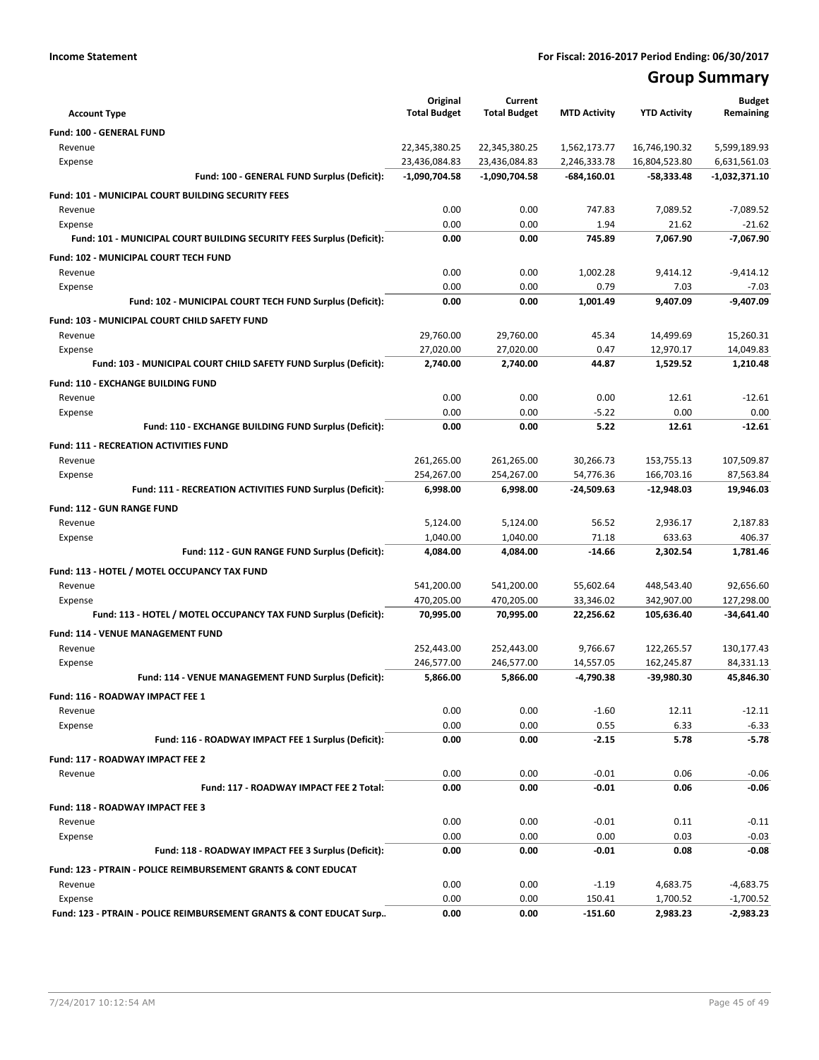**Income Statement** **For Fiscal: 2016-2017 Period Ending: 06/30/2017**

# Group Summary

| Account Type | Original Total Budget | Current Total Budget | MTD Activity | YTD Activity | Budget Remaining |
|---|---|---|---|---|---|
| **Fund: 100 - GENERAL FUND** | | | | | |
| Revenue | 22,345,380.25 | 22,345,380.25 | 1,562,173.77 | 16,746,190.32 | 5,599,189.93 |
| Expense | 23,436,084.83 | 23,436,084.83 | 2,246,333.78 | 16,804,523.80 | 6,631,561.03 |
| **Fund: 100 - GENERAL FUND Surplus (Deficit):** | **-1,090,704.58** | **-1,090,704.58** | **-684,160.01** | **-58,333.48** | **-1,032,371.10** |
| **Fund: 101 - MUNICIPAL COURT BUILDING SECURITY FEES** | | | | | |
| Revenue | 0.00 | 0.00 | 747.83 | 7,089.52 | -7,089.52 |
| Expense | 0.00 | 0.00 | 1.94 | 21.62 | -21.62 |
| **Fund: 101 - MUNICIPAL COURT BUILDING SECURITY FEES Surplus (Deficit):** | **0.00** | **0.00** | **745.89** | **7,067.90** | **-7,067.90** |
| **Fund: 102 - MUNICIPAL COURT TECH FUND** | | | | | |
| Revenue | 0.00 | 0.00 | 1,002.28 | 9,414.12 | -9,414.12 |
| Expense | 0.00 | 0.00 | 0.79 | 7.03 | -7.03 |
| **Fund: 102 - MUNICIPAL COURT TECH FUND Surplus (Deficit):** | **0.00** | **0.00** | **1,001.49** | **9,407.09** | **-9,407.09** |
| **Fund: 103 - MUNICIPAL COURT CHILD SAFETY FUND** | | | | | |
| Revenue | 29,760.00 | 29,760.00 | 45.34 | 14,499.69 | 15,260.31 |
| Expense | 27,020.00 | 27,020.00 | 0.47 | 12,970.17 | 14,049.83 |
| **Fund: 103 - MUNICIPAL COURT CHILD SAFETY FUND Surplus (Deficit):** | **2,740.00** | **2,740.00** | **44.87** | **1,529.52** | **1,210.48** |
| **Fund: 110 - EXCHANGE BUILDING FUND** | | | | | |
| Revenue | 0.00 | 0.00 | 0.00 | 12.61 | -12.61 |
| Expense | 0.00 | 0.00 | -5.22 | 0.00 | 0.00 |
| **Fund: 110 - EXCHANGE BUILDING FUND Surplus (Deficit):** | **0.00** | **0.00** | **5.22** | **12.61** | **-12.61** |
| **Fund: 111 - RECREATION ACTIVITIES FUND** | | | | | |
| Revenue | 261,265.00 | 261,265.00 | 30,266.73 | 153,755.13 | 107,509.87 |
| Expense | 254,267.00 | 254,267.00 | 54,776.36 | 166,703.16 | 87,563.84 |
| **Fund: 111 - RECREATION ACTIVITIES FUND Surplus (Deficit):** | **6,998.00** | **6,998.00** | **-24,509.63** | **-12,948.03** | **19,946.03** |
| **Fund: 112 - GUN RANGE FUND** | | | | | |
| Revenue | 5,124.00 | 5,124.00 | 56.52 | 2,936.17 | 2,187.83 |
| Expense | 1,040.00 | 1,040.00 | 71.18 | 633.63 | 406.37 |
| **Fund: 112 - GUN RANGE FUND Surplus (Deficit):** | **4,084.00** | **4,084.00** | **-14.66** | **2,302.54** | **1,781.46** |
| **Fund: 113 - HOTEL / MOTEL OCCUPANCY TAX FUND** | | | | | |
| Revenue | 541,200.00 | 541,200.00 | 55,602.64 | 448,543.40 | 92,656.60 |
| Expense | 470,205.00 | 470,205.00 | 33,346.02 | 342,907.00 | 127,298.00 |
| **Fund: 113 - HOTEL / MOTEL OCCUPANCY TAX FUND Surplus (Deficit):** | **70,995.00** | **70,995.00** | **22,256.62** | **105,636.40** | **-34,641.40** |
| **Fund: 114 - VENUE MANAGEMENT FUND** | | | | | |
| Revenue | 252,443.00 | 252,443.00 | 9,766.67 | 122,265.57 | 130,177.43 |
| Expense | 246,577.00 | 246,577.00 | 14,557.05 | 162,245.87 | 84,331.13 |
| **Fund: 114 - VENUE MANAGEMENT FUND Surplus (Deficit):** | **5,866.00** | **5,866.00** | **-4,790.38** | **-39,980.30** | **45,846.30** |
| **Fund: 116 - ROADWAY IMPACT FEE 1** | | | | | |
| Revenue | 0.00 | 0.00 | -1.60 | 12.11 | -12.11 |
| Expense | 0.00 | 0.00 | 0.55 | 6.33 | -6.33 |
| **Fund: 116 - ROADWAY IMPACT FEE 1 Surplus (Deficit):** | **0.00** | **0.00** | **-2.15** | **5.78** | **-5.78** |
| **Fund: 117 - ROADWAY IMPACT FEE 2** | | | | | |
| Revenue | 0.00 | 0.00 | -0.01 | 0.06 | -0.06 |
| **Fund: 117 - ROADWAY IMPACT FEE 2 Total:** | **0.00** | **0.00** | **-0.01** | **0.06** | **-0.06** |
| **Fund: 118 - ROADWAY IMPACT FEE 3** | | | | | |
| Revenue | 0.00 | 0.00 | -0.01 | 0.11 | -0.11 |
| Expense | 0.00 | 0.00 | 0.00 | 0.03 | -0.03 |
| **Fund: 118 - ROADWAY IMPACT FEE 3 Surplus (Deficit):** | **0.00** | **0.00** | **-0.01** | **0.08** | **-0.08** |
| **Fund: 123 - PTRAIN - POLICE REIMBURSEMENT GRANTS & CONT EDUCAT** | | | | | |
| Revenue | 0.00 | 0.00 | -1.19 | 4,683.75 | -4,683.75 |
| Expense | 0.00 | 0.00 | 150.41 | 1,700.52 | -1,700.52 |
| **Fund: 123 - PTRAIN - POLICE REIMBURSEMENT GRANTS & CONT EDUCAT Surp..** | **0.00** | **0.00** | **-151.60** | **2,983.23** | **-2,983.23** |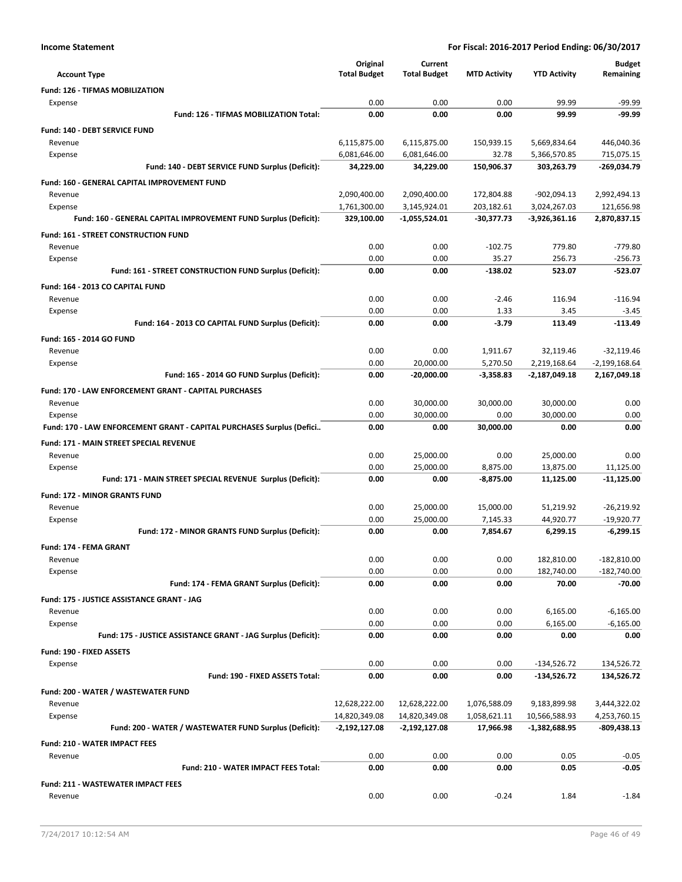**Income Statement** — For Fiscal: 2016-2017 Period Ending: 06/30/2017

| Account Type | Original Total Budget | Current Total Budget | MTD Activity | YTD Activity | Budget Remaining |
|---|---|---|---|---|---|
| **Fund: 126 - TIFMAS MOBILIZATION** | | | | | |
| Expense | 0.00 | 0.00 | 0.00 | 99.99 | -99.99 |
| **Fund: 126 - TIFMAS MOBILIZATION Total:** | **0.00** | **0.00** | **0.00** | **99.99** | **-99.99** |
| **Fund: 140 - DEBT SERVICE FUND** | | | | | |
| Revenue | 6,115,875.00 | 6,115,875.00 | 150,939.15 | 5,669,834.64 | 446,040.36 |
| Expense | 6,081,646.00 | 6,081,646.00 | 32.78 | 5,366,570.85 | 715,075.15 |
| **Fund: 140 - DEBT SERVICE FUND Surplus (Deficit):** | **34,229.00** | **34,229.00** | **150,906.37** | **303,263.79** | **-269,034.79** |
| **Fund: 160 - GENERAL CAPITAL IMPROVEMENT FUND** | | | | | |
| Revenue | 2,090,400.00 | 2,090,400.00 | 172,804.88 | -902,094.13 | 2,992,494.13 |
| Expense | 1,761,300.00 | 3,145,924.01 | 203,182.61 | 3,024,267.03 | 121,656.98 |
| **Fund: 160 - GENERAL CAPITAL IMPROVEMENT FUND Surplus (Deficit):** | **329,100.00** | **-1,055,524.01** | **-30,377.73** | **-3,926,361.16** | **2,870,837.15** |
| **Fund: 161 - STREET CONSTRUCTION FUND** | | | | | |
| Revenue | 0.00 | 0.00 | -102.75 | 779.80 | -779.80 |
| Expense | 0.00 | 0.00 | 35.27 | 256.73 | -256.73 |
| **Fund: 161 - STREET CONSTRUCTION FUND Surplus (Deficit):** | **0.00** | **0.00** | **-138.02** | **523.07** | **-523.07** |
| **Fund: 164 - 2013 CO CAPITAL FUND** | | | | | |
| Revenue | 0.00 | 0.00 | -2.46 | 116.94 | -116.94 |
| Expense | 0.00 | 0.00 | 1.33 | 3.45 | -3.45 |
| **Fund: 164 - 2013 CO CAPITAL FUND Surplus (Deficit):** | **0.00** | **0.00** | **-3.79** | **113.49** | **-113.49** |
| **Fund: 165 - 2014 GO FUND** | | | | | |
| Revenue | 0.00 | 0.00 | 1,911.67 | 32,119.46 | -32,119.46 |
| Expense | 0.00 | 20,000.00 | 5,270.50 | 2,219,168.64 | -2,199,168.64 |
| **Fund: 165 - 2014 GO FUND Surplus (Deficit):** | **0.00** | **-20,000.00** | **-3,358.83** | **-2,187,049.18** | **2,167,049.18** |
| **Fund: 170 - LAW ENFORCEMENT GRANT - CAPITAL PURCHASES** | | | | | |
| Revenue | 0.00 | 30,000.00 | 30,000.00 | 30,000.00 | 0.00 |
| Expense | 0.00 | 30,000.00 | 0.00 | 30,000.00 | 0.00 |
| **Fund: 170 - LAW ENFORCEMENT GRANT - CAPITAL PURCHASES Surplus (Defici..** | **0.00** | **0.00** | **30,000.00** | **0.00** | **0.00** |
| **Fund: 171 - MAIN STREET SPECIAL REVENUE** | | | | | |
| Revenue | 0.00 | 25,000.00 | 0.00 | 25,000.00 | 0.00 |
| Expense | 0.00 | 25,000.00 | 8,875.00 | 13,875.00 | 11,125.00 |
| **Fund: 171 - MAIN STREET SPECIAL REVENUE Surplus (Deficit):** | **0.00** | **0.00** | **-8,875.00** | **11,125.00** | **-11,125.00** |
| **Fund: 172 - MINOR GRANTS FUND** | | | | | |
| Revenue | 0.00 | 25,000.00 | 15,000.00 | 51,219.92 | -26,219.92 |
| Expense | 0.00 | 25,000.00 | 7,145.33 | 44,920.77 | -19,920.77 |
| **Fund: 172 - MINOR GRANTS FUND Surplus (Deficit):** | **0.00** | **0.00** | **7,854.67** | **6,299.15** | **-6,299.15** |
| **Fund: 174 - FEMA GRANT** | | | | | |
| Revenue | 0.00 | 0.00 | 0.00 | 182,810.00 | -182,810.00 |
| Expense | 0.00 | 0.00 | 0.00 | 182,740.00 | -182,740.00 |
| **Fund: 174 - FEMA GRANT Surplus (Deficit):** | **0.00** | **0.00** | **0.00** | **70.00** | **-70.00** |
| **Fund: 175 - JUSTICE ASSISTANCE GRANT - JAG** | | | | | |
| Revenue | 0.00 | 0.00 | 0.00 | 6,165.00 | -6,165.00 |
| Expense | 0.00 | 0.00 | 0.00 | 6,165.00 | -6,165.00 |
| **Fund: 175 - JUSTICE ASSISTANCE GRANT - JAG Surplus (Deficit):** | **0.00** | **0.00** | **0.00** | **0.00** | **0.00** |
| **Fund: 190 - FIXED ASSETS** | | | | | |
| Expense | 0.00 | 0.00 | 0.00 | -134,526.72 | 134,526.72 |
| **Fund: 190 - FIXED ASSETS Total:** | **0.00** | **0.00** | **0.00** | **-134,526.72** | **134,526.72** |
| **Fund: 200 - WATER / WASTEWATER FUND** | | | | | |
| Revenue | 12,628,222.00 | 12,628,222.00 | 1,076,588.09 | 9,183,899.98 | 3,444,322.02 |
| Expense | 14,820,349.08 | 14,820,349.08 | 1,058,621.11 | 10,566,588.93 | 4,253,760.15 |
| **Fund: 200 - WATER / WASTEWATER FUND Surplus (Deficit):** | **-2,192,127.08** | **-2,192,127.08** | **17,966.98** | **-1,382,688.95** | **-809,438.13** |
| **Fund: 210 - WATER IMPACT FEES** | | | | | |
| Revenue | 0.00 | 0.00 | 0.00 | 0.05 | -0.05 |
| **Fund: 210 - WATER IMPACT FEES Total:** | **0.00** | **0.00** | **0.00** | **0.05** | **-0.05** |
| **Fund: 211 - WASTEWATER IMPACT FEES** | | | | | |
| Revenue | 0.00 | 0.00 | -0.24 | 1.84 | -1.84 |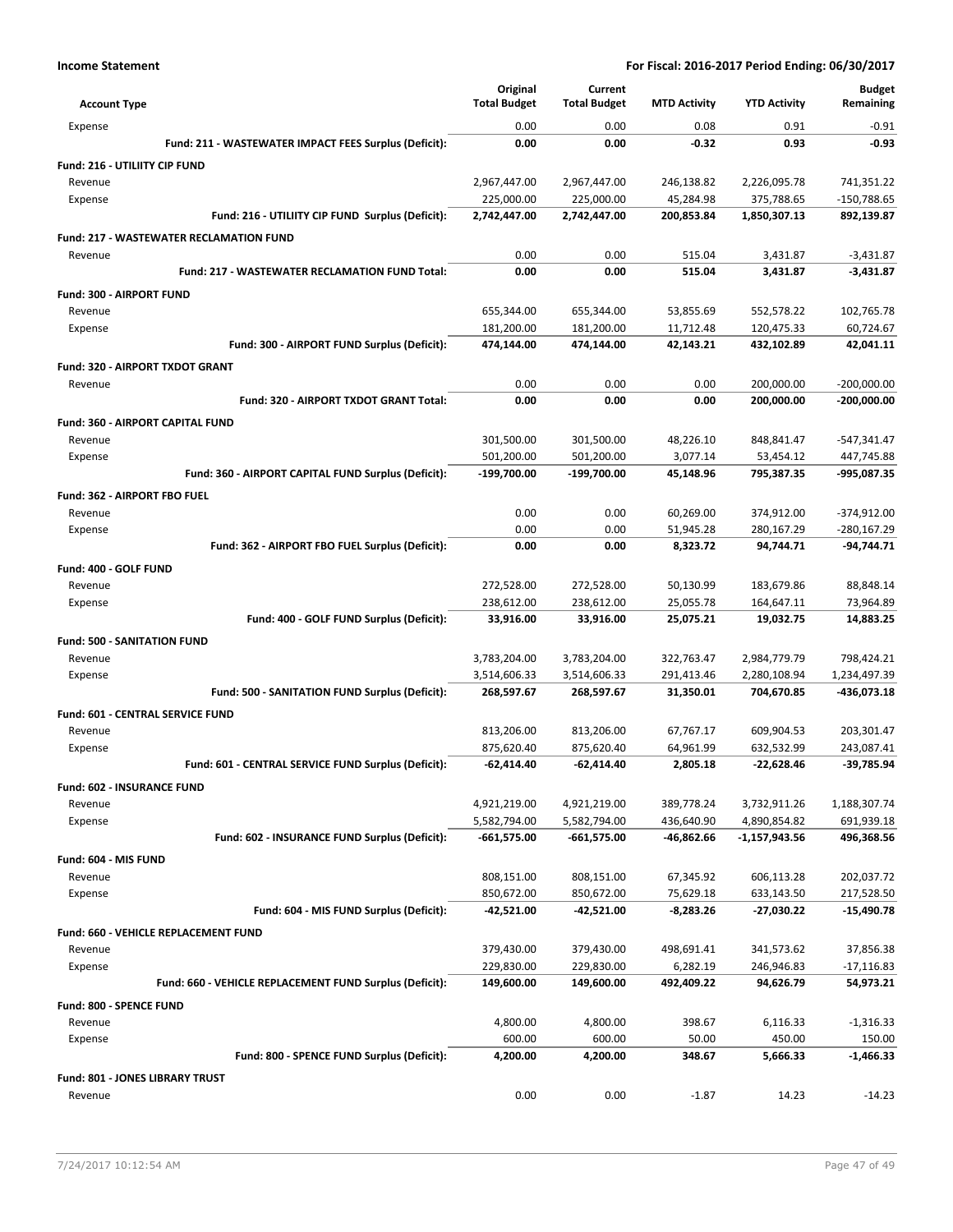**Income Statement** — For Fiscal: 2016-2017 Period Ending: 06/30/2017

| Account Type | Original Total Budget | Current Total Budget | MTD Activity | YTD Activity | Budget Remaining |
|---|---|---|---|---|---|
| Expense | 0.00 | 0.00 | 0.08 | 0.91 | -0.91 |
| **Fund: 211 - WASTEWATER IMPACT FEES Surplus (Deficit):** | **0.00** | **0.00** | **-0.32** | **0.93** | **-0.93** |
| **Fund: 216 - UTILIITY CIP FUND** | | | | | |
| Revenue | 2,967,447.00 | 2,967,447.00 | 246,138.82 | 2,226,095.78 | 741,351.22 |
| Expense | 225,000.00 | 225,000.00 | 45,284.98 | 375,788.65 | -150,788.65 |
| **Fund: 216 - UTILIITY CIP FUND Surplus (Deficit):** | **2,742,447.00** | **2,742,447.00** | **200,853.84** | **1,850,307.13** | **892,139.87** |
| **Fund: 217 - WASTEWATER RECLAMATION FUND** | | | | | |
| Revenue | 0.00 | 0.00 | 515.04 | 3,431.87 | -3,431.87 |
| **Fund: 217 - WASTEWATER RECLAMATION FUND Total:** | **0.00** | **0.00** | **515.04** | **3,431.87** | **-3,431.87** |
| **Fund: 300 - AIRPORT FUND** | | | | | |
| Revenue | 655,344.00 | 655,344.00 | 53,855.69 | 552,578.22 | 102,765.78 |
| Expense | 181,200.00 | 181,200.00 | 11,712.48 | 120,475.33 | 60,724.67 |
| **Fund: 300 - AIRPORT FUND Surplus (Deficit):** | **474,144.00** | **474,144.00** | **42,143.21** | **432,102.89** | **42,041.11** |
| **Fund: 320 - AIRPORT TXDOT GRANT** | | | | | |
| Revenue | 0.00 | 0.00 | 0.00 | 200,000.00 | -200,000.00 |
| **Fund: 320 - AIRPORT TXDOT GRANT Total:** | **0.00** | **0.00** | **0.00** | **200,000.00** | **-200,000.00** |
| **Fund: 360 - AIRPORT CAPITAL FUND** | | | | | |
| Revenue | 301,500.00 | 301,500.00 | 48,226.10 | 848,841.47 | -547,341.47 |
| Expense | 501,200.00 | 501,200.00 | 3,077.14 | 53,454.12 | 447,745.88 |
| **Fund: 360 - AIRPORT CAPITAL FUND Surplus (Deficit):** | **-199,700.00** | **-199,700.00** | **45,148.96** | **795,387.35** | **-995,087.35** |
| **Fund: 362 - AIRPORT FBO FUEL** | | | | | |
| Revenue | 0.00 | 0.00 | 60,269.00 | 374,912.00 | -374,912.00 |
| Expense | 0.00 | 0.00 | 51,945.28 | 280,167.29 | -280,167.29 |
| **Fund: 362 - AIRPORT FBO FUEL Surplus (Deficit):** | **0.00** | **0.00** | **8,323.72** | **94,744.71** | **-94,744.71** |
| **Fund: 400 - GOLF FUND** | | | | | |
| Revenue | 272,528.00 | 272,528.00 | 50,130.99 | 183,679.86 | 88,848.14 |
| Expense | 238,612.00 | 238,612.00 | 25,055.78 | 164,647.11 | 73,964.89 |
| **Fund: 400 - GOLF FUND Surplus (Deficit):** | **33,916.00** | **33,916.00** | **25,075.21** | **19,032.75** | **14,883.25** |
| **Fund: 500 - SANITATION FUND** | | | | | |
| Revenue | 3,783,204.00 | 3,783,204.00 | 322,763.47 | 2,984,779.79 | 798,424.21 |
| Expense | 3,514,606.33 | 3,514,606.33 | 291,413.46 | 2,280,108.94 | 1,234,497.39 |
| **Fund: 500 - SANITATION FUND Surplus (Deficit):** | **268,597.67** | **268,597.67** | **31,350.01** | **704,670.85** | **-436,073.18** |
| **Fund: 601 - CENTRAL SERVICE FUND** | | | | | |
| Revenue | 813,206.00 | 813,206.00 | 67,767.17 | 609,904.53 | 203,301.47 |
| Expense | 875,620.40 | 875,620.40 | 64,961.99 | 632,532.99 | 243,087.41 |
| **Fund: 601 - CENTRAL SERVICE FUND Surplus (Deficit):** | **-62,414.40** | **-62,414.40** | **2,805.18** | **-22,628.46** | **-39,785.94** |
| **Fund: 602 - INSURANCE FUND** | | | | | |
| Revenue | 4,921,219.00 | 4,921,219.00 | 389,778.24 | 3,732,911.26 | 1,188,307.74 |
| Expense | 5,582,794.00 | 5,582,794.00 | 436,640.90 | 4,890,854.82 | 691,939.18 |
| **Fund: 602 - INSURANCE FUND Surplus (Deficit):** | **-661,575.00** | **-661,575.00** | **-46,862.66** | **-1,157,943.56** | **496,368.56** |
| **Fund: 604 - MIS FUND** | | | | | |
| Revenue | 808,151.00 | 808,151.00 | 67,345.92 | 606,113.28 | 202,037.72 |
| Expense | 850,672.00 | 850,672.00 | 75,629.18 | 633,143.50 | 217,528.50 |
| **Fund: 604 - MIS FUND Surplus (Deficit):** | **-42,521.00** | **-42,521.00** | **-8,283.26** | **-27,030.22** | **-15,490.78** |
| **Fund: 660 - VEHICLE REPLACEMENT FUND** | | | | | |
| Revenue | 379,430.00 | 379,430.00 | 498,691.41 | 341,573.62 | 37,856.38 |
| Expense | 229,830.00 | 229,830.00 | 6,282.19 | 246,946.83 | -17,116.83 |
| **Fund: 660 - VEHICLE REPLACEMENT FUND Surplus (Deficit):** | **149,600.00** | **149,600.00** | **492,409.22** | **94,626.79** | **54,973.21** |
| **Fund: 800 - SPENCE FUND** | | | | | |
| Revenue | 4,800.00 | 4,800.00 | 398.67 | 6,116.33 | -1,316.33 |
| Expense | 600.00 | 600.00 | 50.00 | 450.00 | 150.00 |
| **Fund: 800 - SPENCE FUND Surplus (Deficit):** | **4,200.00** | **4,200.00** | **348.67** | **5,666.33** | **-1,466.33** |
| **Fund: 801 - JONES LIBRARY TRUST** | | | | | |
| Revenue | 0.00 | 0.00 | -1.87 | 14.23 | -14.23 |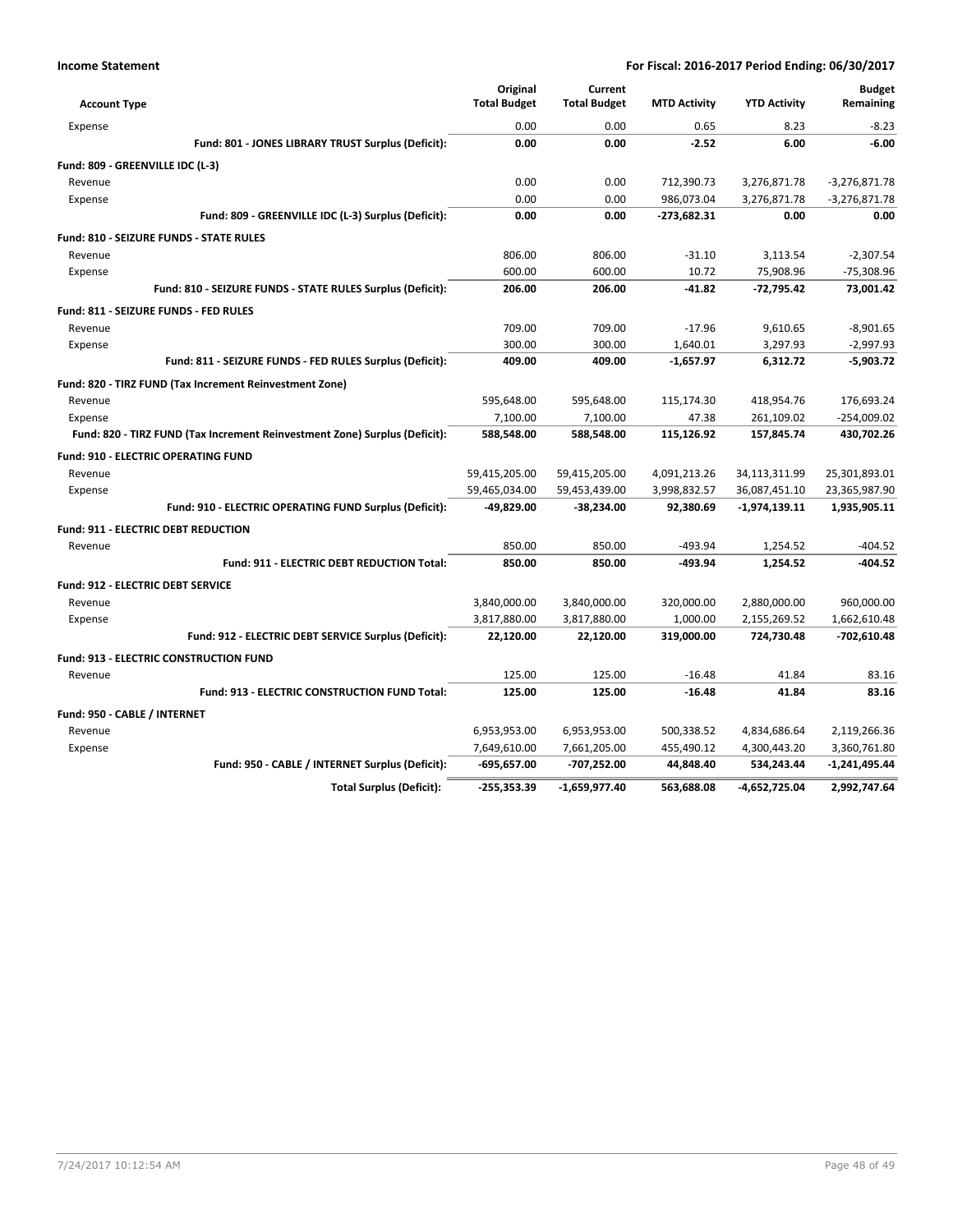**Income Statement** — **For Fiscal: 2016-2017 Period Ending: 06/30/2017**

| Account Type | Original Total Budget | Current Total Budget | MTD Activity | YTD Activity | Budget Remaining |
|---|---|---|---|---|---|
| Expense | 0.00 | 0.00 | 0.65 | 8.23 | -8.23 |
| **Fund: 801 - JONES LIBRARY TRUST Surplus (Deficit):** | **0.00** | **0.00** | **-2.52** | **6.00** | **-6.00** |
| **Fund: 809 - GREENVILLE IDC (L-3)** | | | | | |
| Revenue | 0.00 | 0.00 | 712,390.73 | 3,276,871.78 | -3,276,871.78 |
| Expense | 0.00 | 0.00 | 986,073.04 | 3,276,871.78 | -3,276,871.78 |
| **Fund: 809 - GREENVILLE IDC (L-3) Surplus (Deficit):** | **0.00** | **0.00** | **-273,682.31** | **0.00** | **0.00** |
| **Fund: 810 - SEIZURE FUNDS - STATE RULES** | | | | | |
| Revenue | 806.00 | 806.00 | -31.10 | 3,113.54 | -2,307.54 |
| Expense | 600.00 | 600.00 | 10.72 | 75,908.96 | -75,308.96 |
| **Fund: 810 - SEIZURE FUNDS - STATE RULES Surplus (Deficit):** | **206.00** | **206.00** | **-41.82** | **-72,795.42** | **73,001.42** |
| **Fund: 811 - SEIZURE FUNDS - FED RULES** | | | | | |
| Revenue | 709.00 | 709.00 | -17.96 | 9,610.65 | -8,901.65 |
| Expense | 300.00 | 300.00 | 1,640.01 | 3,297.93 | -2,997.93 |
| **Fund: 811 - SEIZURE FUNDS - FED RULES Surplus (Deficit):** | **409.00** | **409.00** | **-1,657.97** | **6,312.72** | **-5,903.72** |
| **Fund: 820 - TIRZ FUND (Tax Increment Reinvestment Zone)** | | | | | |
| Revenue | 595,648.00 | 595,648.00 | 115,174.30 | 418,954.76 | 176,693.24 |
| Expense | 7,100.00 | 7,100.00 | 47.38 | 261,109.02 | -254,009.02 |
| **Fund: 820 - TIRZ FUND (Tax Increment Reinvestment Zone) Surplus (Deficit):** | **588,548.00** | **588,548.00** | **115,126.92** | **157,845.74** | **430,702.26** |
| **Fund: 910 - ELECTRIC OPERATING FUND** | | | | | |
| Revenue | 59,415,205.00 | 59,415,205.00 | 4,091,213.26 | 34,113,311.99 | 25,301,893.01 |
| Expense | 59,465,034.00 | 59,453,439.00 | 3,998,832.57 | 36,087,451.10 | 23,365,987.90 |
| **Fund: 910 - ELECTRIC OPERATING FUND Surplus (Deficit):** | **-49,829.00** | **-38,234.00** | **92,380.69** | **-1,974,139.11** | **1,935,905.11** |
| **Fund: 911 - ELECTRIC DEBT REDUCTION** | | | | | |
| Revenue | 850.00 | 850.00 | -493.94 | 1,254.52 | -404.52 |
| **Fund: 911 - ELECTRIC DEBT REDUCTION Total:** | **850.00** | **850.00** | **-493.94** | **1,254.52** | **-404.52** |
| **Fund: 912 - ELECTRIC DEBT SERVICE** | | | | | |
| Revenue | 3,840,000.00 | 3,840,000.00 | 320,000.00 | 2,880,000.00 | 960,000.00 |
| Expense | 3,817,880.00 | 3,817,880.00 | 1,000.00 | 2,155,269.52 | 1,662,610.48 |
| **Fund: 912 - ELECTRIC DEBT SERVICE Surplus (Deficit):** | **22,120.00** | **22,120.00** | **319,000.00** | **724,730.48** | **-702,610.48** |
| **Fund: 913 - ELECTRIC CONSTRUCTION FUND** | | | | | |
| Revenue | 125.00 | 125.00 | -16.48 | 41.84 | 83.16 |
| **Fund: 913 - ELECTRIC CONSTRUCTION FUND Total:** | **125.00** | **125.00** | **-16.48** | **41.84** | **83.16** |
| **Fund: 950 - CABLE / INTERNET** | | | | | |
| Revenue | 6,953,953.00 | 6,953,953.00 | 500,338.52 | 4,834,686.64 | 2,119,266.36 |
| Expense | 7,649,610.00 | 7,661,205.00 | 455,490.12 | 4,300,443.20 | 3,360,761.80 |
| **Fund: 950 - CABLE / INTERNET Surplus (Deficit):** | **-695,657.00** | **-707,252.00** | **44,848.40** | **534,243.44** | **-1,241,495.44** |
| **Total Surplus (Deficit):** | **-255,353.39** | **-1,659,977.40** | **563,688.08** | **-4,652,725.04** | **2,992,747.64** |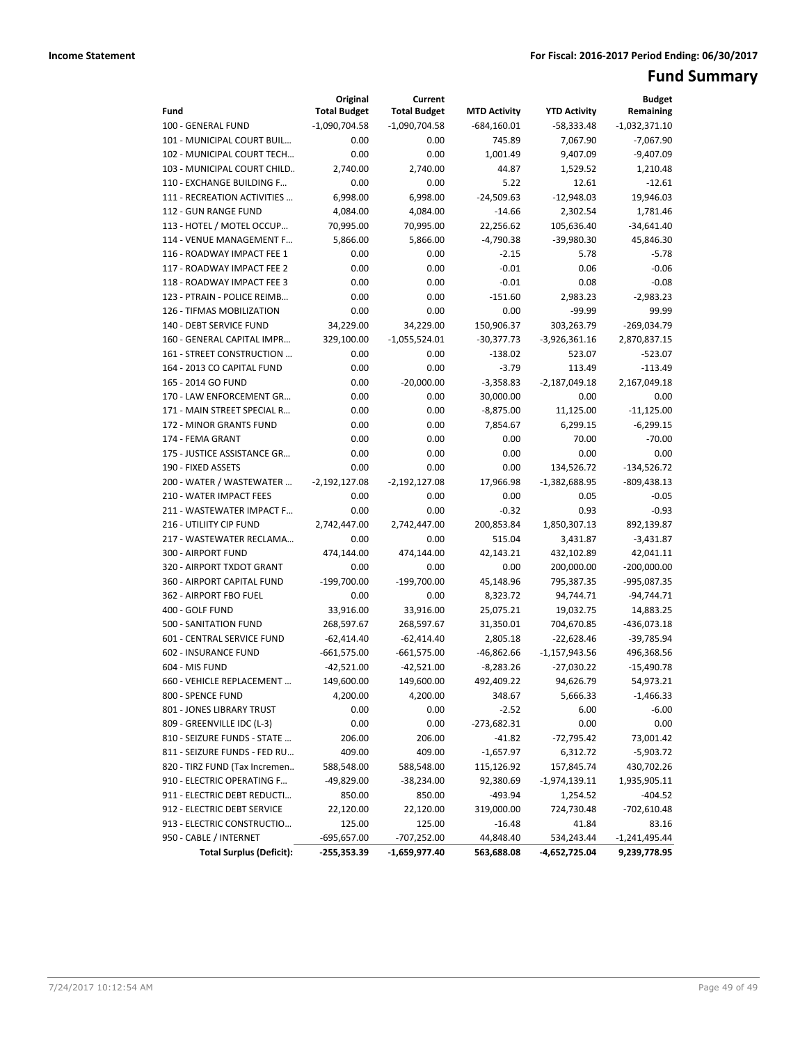**Income Statement** **For Fiscal: 2016-2017 Period Ending: 06/30/2017**

# Fund Summary

| Fund | Original Total Budget | Current Total Budget | MTD Activity | YTD Activity | Budget Remaining |
|---|---|---|---|---|---|
| 100 - GENERAL FUND | -1,090,704.58 | -1,090,704.58 | -684,160.01 | -58,333.48 | -1,032,371.10 |
| 101 - MUNICIPAL COURT BUIL… | 0.00 | 0.00 | 745.89 | 7,067.90 | -7,067.90 |
| 102 - MUNICIPAL COURT TECH… | 0.00 | 0.00 | 1,001.49 | 9,407.09 | -9,407.09 |
| 103 - MUNICIPAL COURT CHILD.. | 2,740.00 | 2,740.00 | 44.87 | 1,529.52 | 1,210.48 |
| 110 - EXCHANGE BUILDING F… | 0.00 | 0.00 | 5.22 | 12.61 | -12.61 |
| 111 - RECREATION ACTIVITIES … | 6,998.00 | 6,998.00 | -24,509.63 | -12,948.03 | 19,946.03 |
| 112 - GUN RANGE FUND | 4,084.00 | 4,084.00 | -14.66 | 2,302.54 | 1,781.46 |
| 113 - HOTEL / MOTEL OCCUP… | 70,995.00 | 70,995.00 | 22,256.62 | 105,636.40 | -34,641.40 |
| 114 - VENUE MANAGEMENT F… | 5,866.00 | 5,866.00 | -4,790.38 | -39,980.30 | 45,846.30 |
| 116 - ROADWAY IMPACT FEE 1 | 0.00 | 0.00 | -2.15 | 5.78 | -5.78 |
| 117 - ROADWAY IMPACT FEE 2 | 0.00 | 0.00 | -0.01 | 0.06 | -0.06 |
| 118 - ROADWAY IMPACT FEE 3 | 0.00 | 0.00 | -0.01 | 0.08 | -0.08 |
| 123 - PTRAIN - POLICE REIMB… | 0.00 | 0.00 | -151.60 | 2,983.23 | -2,983.23 |
| 126 - TIFMAS MOBILIZATION | 0.00 | 0.00 | 0.00 | -99.99 | 99.99 |
| 140 - DEBT SERVICE FUND | 34,229.00 | 34,229.00 | 150,906.37 | 303,263.79 | -269,034.79 |
| 160 - GENERAL CAPITAL IMPR… | 329,100.00 | -1,055,524.01 | -30,377.73 | -3,926,361.16 | 2,870,837.15 |
| 161 - STREET CONSTRUCTION … | 0.00 | 0.00 | -138.02 | 523.07 | -523.07 |
| 164 - 2013 CO CAPITAL FUND | 0.00 | 0.00 | -3.79 | 113.49 | -113.49 |
| 165 - 2014 GO FUND | 0.00 | -20,000.00 | -3,358.83 | -2,187,049.18 | 2,167,049.18 |
| 170 - LAW ENFORCEMENT GR… | 0.00 | 0.00 | 30,000.00 | 0.00 | 0.00 |
| 171 - MAIN STREET SPECIAL R… | 0.00 | 0.00 | -8,875.00 | 11,125.00 | -11,125.00 |
| 172 - MINOR GRANTS FUND | 0.00 | 0.00 | 7,854.67 | 6,299.15 | -6,299.15 |
| 174 - FEMA GRANT | 0.00 | 0.00 | 0.00 | 70.00 | -70.00 |
| 175 - JUSTICE ASSISTANCE GR… | 0.00 | 0.00 | 0.00 | 0.00 | 0.00 |
| 190 - FIXED ASSETS | 0.00 | 0.00 | 0.00 | 134,526.72 | -134,526.72 |
| 200 - WATER / WASTEWATER … | -2,192,127.08 | -2,192,127.08 | 17,966.98 | -1,382,688.95 | -809,438.13 |
| 210 - WATER IMPACT FEES | 0.00 | 0.00 | 0.00 | 0.05 | -0.05 |
| 211 - WASTEWATER IMPACT F… | 0.00 | 0.00 | -0.32 | 0.93 | -0.93 |
| 216 - UTILIITY CIP FUND | 2,742,447.00 | 2,742,447.00 | 200,853.84 | 1,850,307.13 | 892,139.87 |
| 217 - WASTEWATER RECLAMA… | 0.00 | 0.00 | 515.04 | 3,431.87 | -3,431.87 |
| 300 - AIRPORT FUND | 474,144.00 | 474,144.00 | 42,143.21 | 432,102.89 | 42,041.11 |
| 320 - AIRPORT TXDOT GRANT | 0.00 | 0.00 | 0.00 | 200,000.00 | -200,000.00 |
| 360 - AIRPORT CAPITAL FUND | -199,700.00 | -199,700.00 | 45,148.96 | 795,387.35 | -995,087.35 |
| 362 - AIRPORT FBO FUEL | 0.00 | 0.00 | 8,323.72 | 94,744.71 | -94,744.71 |
| 400 - GOLF FUND | 33,916.00 | 33,916.00 | 25,075.21 | 19,032.75 | 14,883.25 |
| 500 - SANITATION FUND | 268,597.67 | 268,597.67 | 31,350.01 | 704,670.85 | -436,073.18 |
| 601 - CENTRAL SERVICE FUND | -62,414.40 | -62,414.40 | 2,805.18 | -22,628.46 | -39,785.94 |
| 602 - INSURANCE FUND | -661,575.00 | -661,575.00 | -46,862.66 | -1,157,943.56 | 496,368.56 |
| 604 - MIS FUND | -42,521.00 | -42,521.00 | -8,283.26 | -27,030.22 | -15,490.78 |
| 660 - VEHICLE REPLACEMENT … | 149,600.00 | 149,600.00 | 492,409.22 | 94,626.79 | 54,973.21 |
| 800 - SPENCE FUND | 4,200.00 | 4,200.00 | 348.67 | 5,666.33 | -1,466.33 |
| 801 - JONES LIBRARY TRUST | 0.00 | 0.00 | -2.52 | 6.00 | -6.00 |
| 809 - GREENVILLE IDC (L-3) | 0.00 | 0.00 | -273,682.31 | 0.00 | 0.00 |
| 810 - SEIZURE FUNDS - STATE … | 206.00 | 206.00 | -41.82 | -72,795.42 | 73,001.42 |
| 811 - SEIZURE FUNDS - FED RU… | 409.00 | 409.00 | -1,657.97 | 6,312.72 | -5,903.72 |
| 820 - TIRZ FUND (Tax Incremen.. | 588,548.00 | 588,548.00 | 115,126.92 | 157,845.74 | 430,702.26 |
| 910 - ELECTRIC OPERATING F… | -49,829.00 | -38,234.00 | 92,380.69 | -1,974,139.11 | 1,935,905.11 |
| 911 - ELECTRIC DEBT REDUCTI… | 850.00 | 850.00 | -493.94 | 1,254.52 | -404.52 |
| 912 - ELECTRIC DEBT SERVICE | 22,120.00 | 22,120.00 | 319,000.00 | 724,730.48 | -702,610.48 |
| 913 - ELECTRIC CONSTRUCTIO… | 125.00 | 125.00 | -16.48 | 41.84 | 83.16 |
| 950 - CABLE / INTERNET | -695,657.00 | -707,252.00 | 44,848.40 | 534,243.44 | -1,241,495.44 |
| **Total Surplus (Deficit):** | **-255,353.39** | **-1,659,977.40** | **563,688.08** | **-4,652,725.04** | **9,239,778.95** |